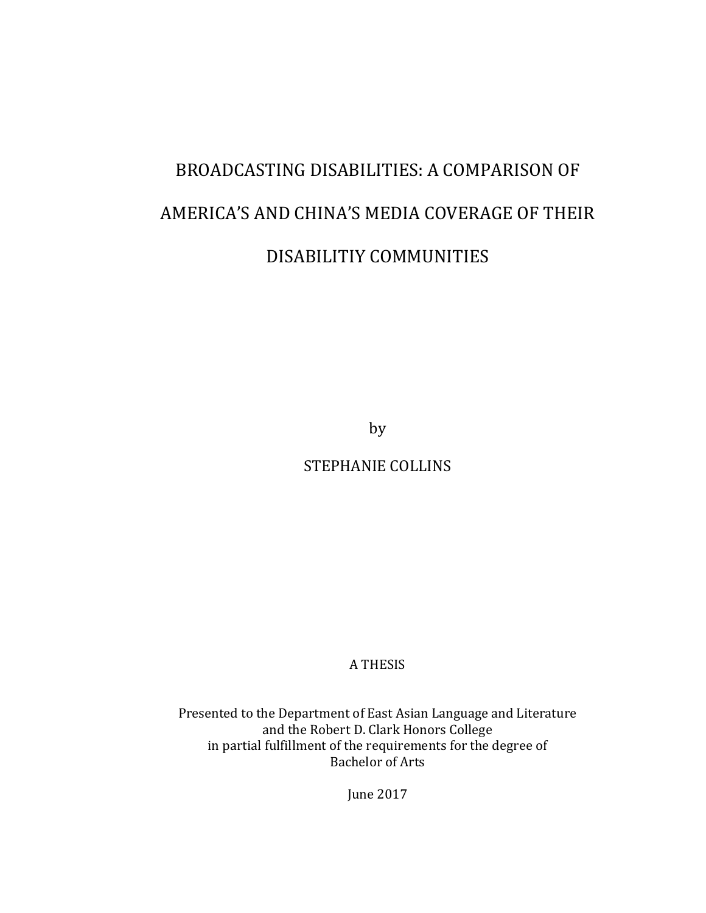# BROADCASTING DISABILITIES: A COMPARISON OF AMERICA'S AND CHINA'S MEDIA COVERAGE OF THEIR DISABILITIY COMMUNITIES

by

STEPHANIE COLLINS

A THESIS

Presented to the Department of East Asian Language and Literature
and the Robert D. Clark Honors College
in partial fulfillment of the requirements for the degree of
Bachelor of Arts

June 2017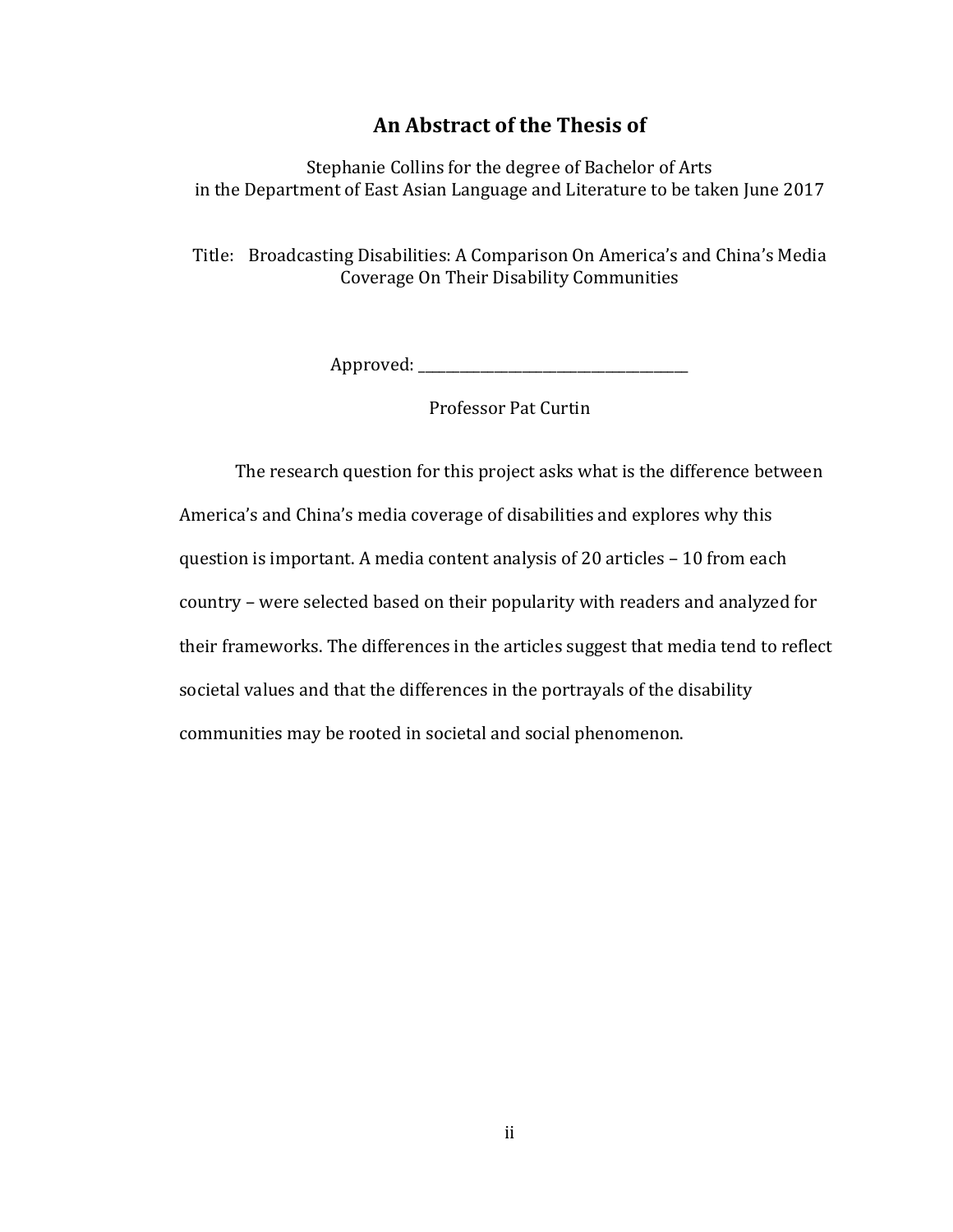## An Abstract of the Thesis of

Stephanie Collins for the degree of Bachelor of Arts
in the Department of East Asian Language and Literature to be taken June 2017

Title: Broadcasting Disabilities: A Comparison On America's and China's Media Coverage On Their Disability Communities

Approved: _______________________________________

Professor Pat Curtin

The research question for this project asks what is the difference between America's and China's media coverage of disabilities and explores why this question is important. A media content analysis of 20 articles – 10 from each country – were selected based on their popularity with readers and analyzed for their frameworks. The differences in the articles suggest that media tend to reflect societal values and that the differences in the portrayals of the disability communities may be rooted in societal and social phenomenon.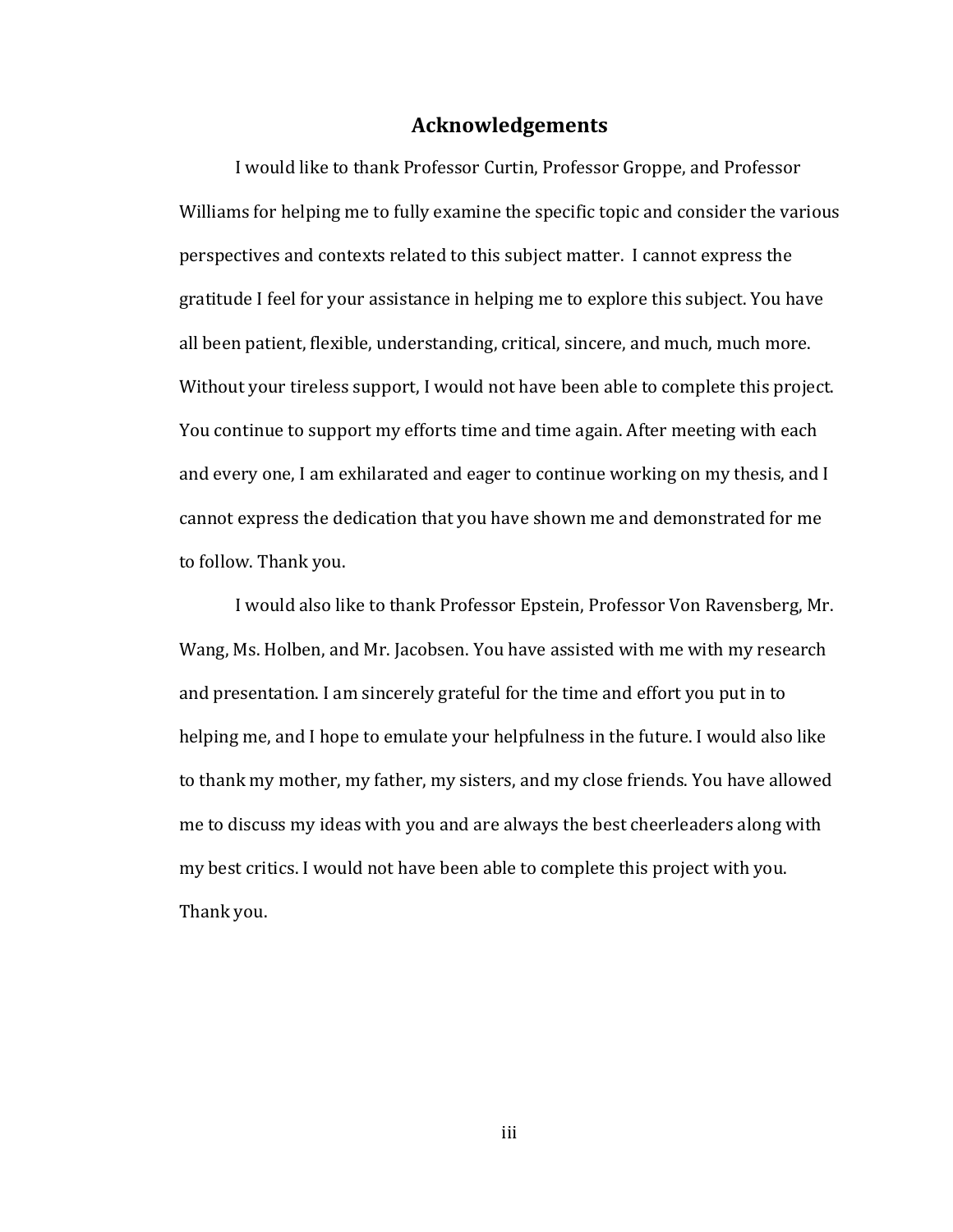# Acknowledgements

I would like to thank Professor Curtin, Professor Groppe, and Professor Williams for helping me to fully examine the specific topic and consider the various perspectives and contexts related to this subject matter. I cannot express the gratitude I feel for your assistance in helping me to explore this subject. You have all been patient, flexible, understanding, critical, sincere, and much, much more. Without your tireless support, I would not have been able to complete this project. You continue to support my efforts time and time again. After meeting with each and every one, I am exhilarated and eager to continue working on my thesis, and I cannot express the dedication that you have shown me and demonstrated for me to follow. Thank you.

I would also like to thank Professor Epstein, Professor Von Ravensberg, Mr. Wang, Ms. Holben, and Mr. Jacobsen. You have assisted with me with my research and presentation. I am sincerely grateful for the time and effort you put in to helping me, and I hope to emulate your helpfulness in the future. I would also like to thank my mother, my father, my sisters, and my close friends. You have allowed me to discuss my ideas with you and are always the best cheerleaders along with my best critics. I would not have been able to complete this project with you. Thank you.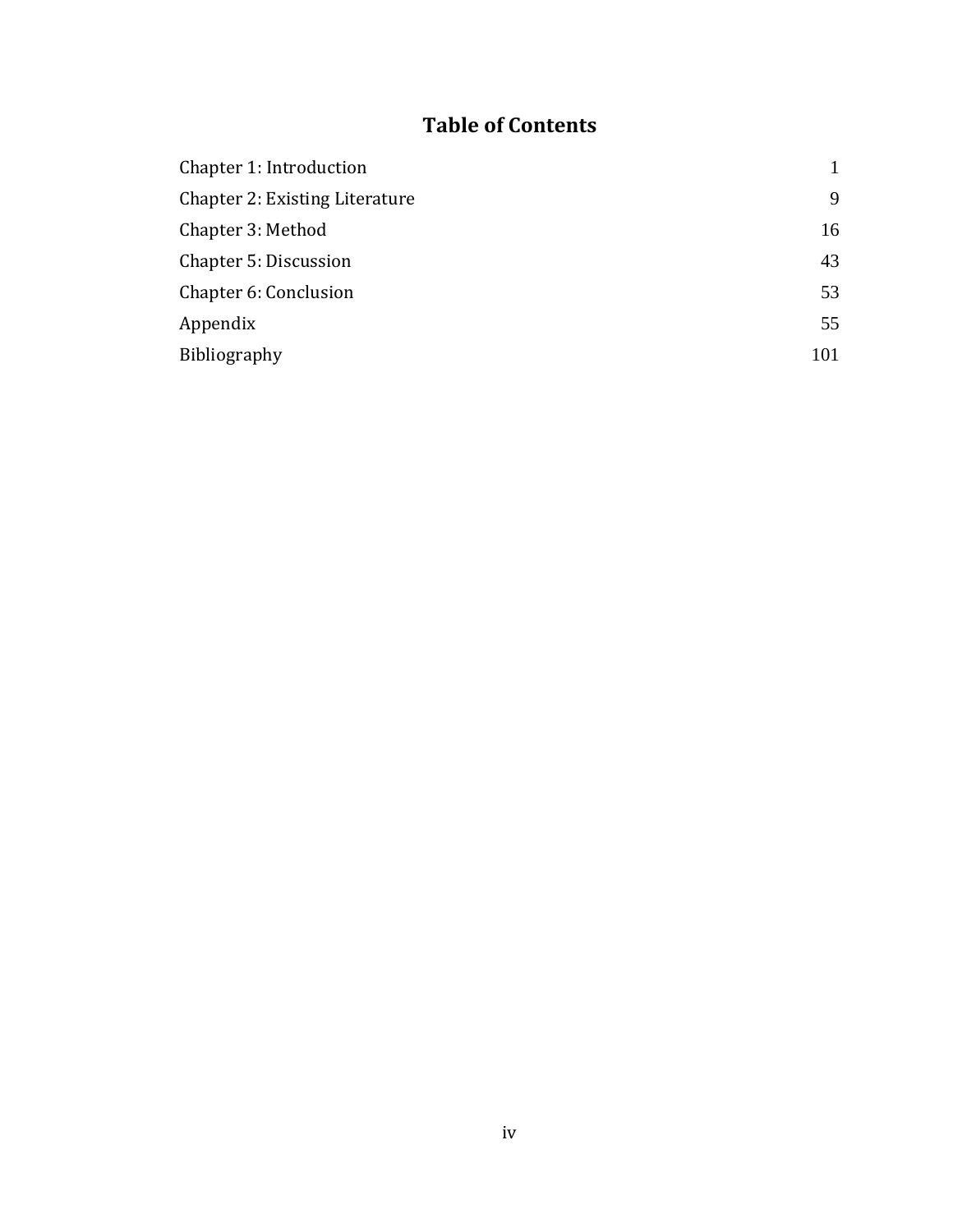# Table of Contents

| | |
|---|---|
| Chapter 1: Introduction | 1 |
| Chapter 2: Existing Literature | 9 |
| Chapter 3: Method | 16 |
| Chapter 5: Discussion | 43 |
| Chapter 6: Conclusion | 53 |
| Appendix | 55 |
| Bibliography | 101 |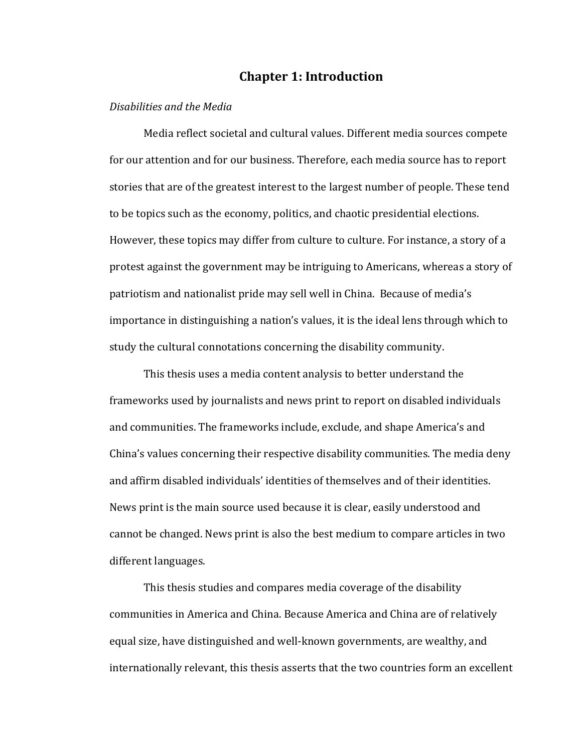# Chapter 1: Introduction

*Disabilities and the Media*

Media reflect societal and cultural values. Different media sources compete for our attention and for our business. Therefore, each media source has to report stories that are of the greatest interest to the largest number of people. These tend to be topics such as the economy, politics, and chaotic presidential elections. However, these topics may differ from culture to culture. For instance, a story of a protest against the government may be intriguing to Americans, whereas a story of patriotism and nationalist pride may sell well in China. Because of media's importance in distinguishing a nation's values, it is the ideal lens through which to study the cultural connotations concerning the disability community.

This thesis uses a media content analysis to better understand the frameworks used by journalists and news print to report on disabled individuals and communities. The frameworks include, exclude, and shape America's and China's values concerning their respective disability communities. The media deny and affirm disabled individuals' identities of themselves and of their identities. News print is the main source used because it is clear, easily understood and cannot be changed. News print is also the best medium to compare articles in two different languages.

This thesis studies and compares media coverage of the disability communities in America and China. Because America and China are of relatively equal size, have distinguished and well-known governments, are wealthy, and internationally relevant, this thesis asserts that the two countries form an excellent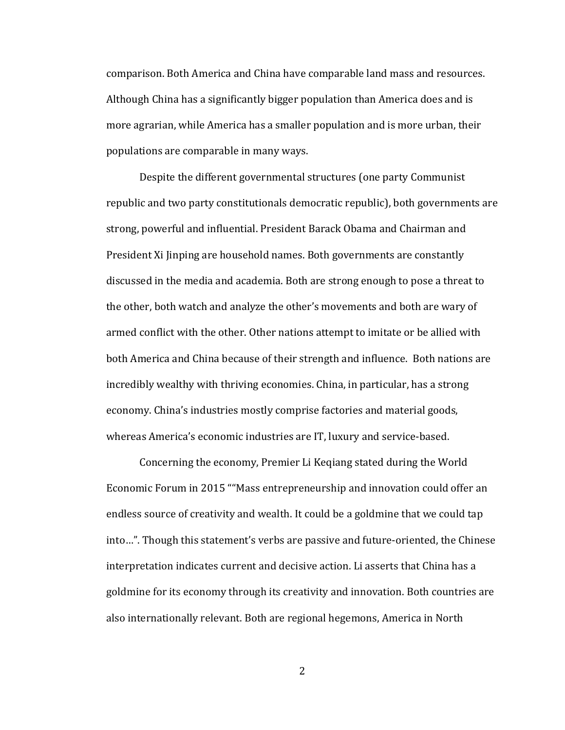comparison. Both America and China have comparable land mass and resources. Although China has a significantly bigger population than America does and is more agrarian, while America has a smaller population and is more urban, their populations are comparable in many ways.

Despite the different governmental structures (one party Communist republic and two party constitutionals democratic republic), both governments are strong, powerful and influential. President Barack Obama and Chairman and President Xi Jinping are household names. Both governments are constantly discussed in the media and academia. Both are strong enough to pose a threat to the other, both watch and analyze the other's movements and both are wary of armed conflict with the other. Other nations attempt to imitate or be allied with both America and China because of their strength and influence.  Both nations are incredibly wealthy with thriving economies. China, in particular, has a strong economy. China's industries mostly comprise factories and material goods, whereas America's economic industries are IT, luxury and service-based.

Concerning the economy, Premier Li Keqiang stated during the World Economic Forum in 2015 ""Mass entrepreneurship and innovation could offer an endless source of creativity and wealth. It could be a goldmine that we could tap into…". Though this statement's verbs are passive and future-oriented, the Chinese interpretation indicates current and decisive action. Li asserts that China has a goldmine for its economy through its creativity and innovation. Both countries are also internationally relevant. Both are regional hegemons, America in North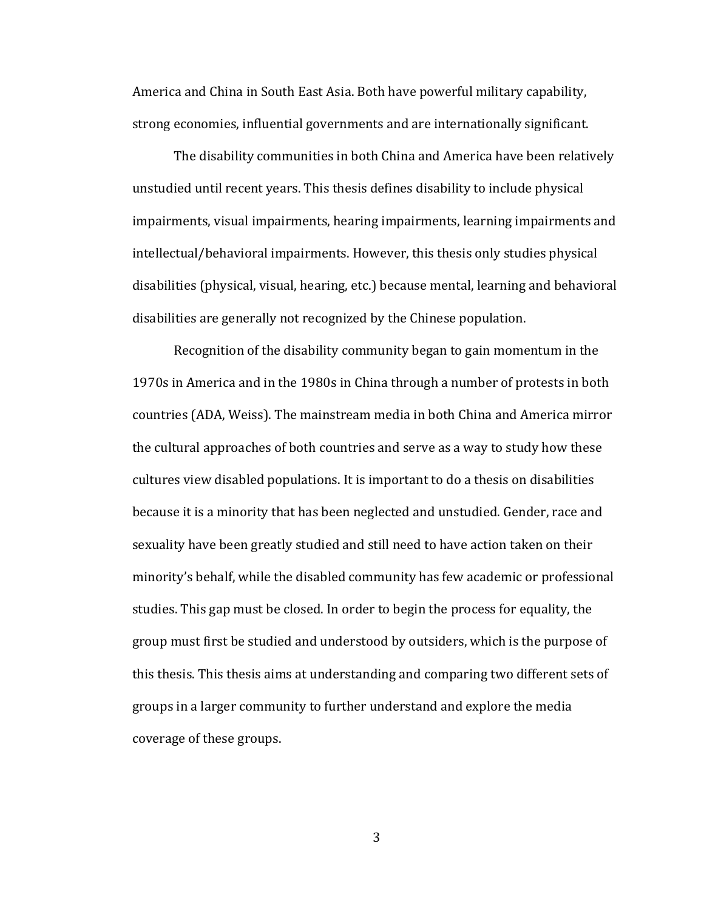America and China in South East Asia. Both have powerful military capability, strong economies, influential governments and are internationally significant.

The disability communities in both China and America have been relatively unstudied until recent years. This thesis defines disability to include physical impairments, visual impairments, hearing impairments, learning impairments and intellectual/behavioral impairments. However, this thesis only studies physical disabilities (physical, visual, hearing, etc.) because mental, learning and behavioral disabilities are generally not recognized by the Chinese population.

Recognition of the disability community began to gain momentum in the 1970s in America and in the 1980s in China through a number of protests in both countries (ADA, Weiss). The mainstream media in both China and America mirror the cultural approaches of both countries and serve as a way to study how these cultures view disabled populations. It is important to do a thesis on disabilities because it is a minority that has been neglected and unstudied. Gender, race and sexuality have been greatly studied and still need to have action taken on their minority's behalf, while the disabled community has few academic or professional studies. This gap must be closed. In order to begin the process for equality, the group must first be studied and understood by outsiders, which is the purpose of this thesis. This thesis aims at understanding and comparing two different sets of groups in a larger community to further understand and explore the media coverage of these groups.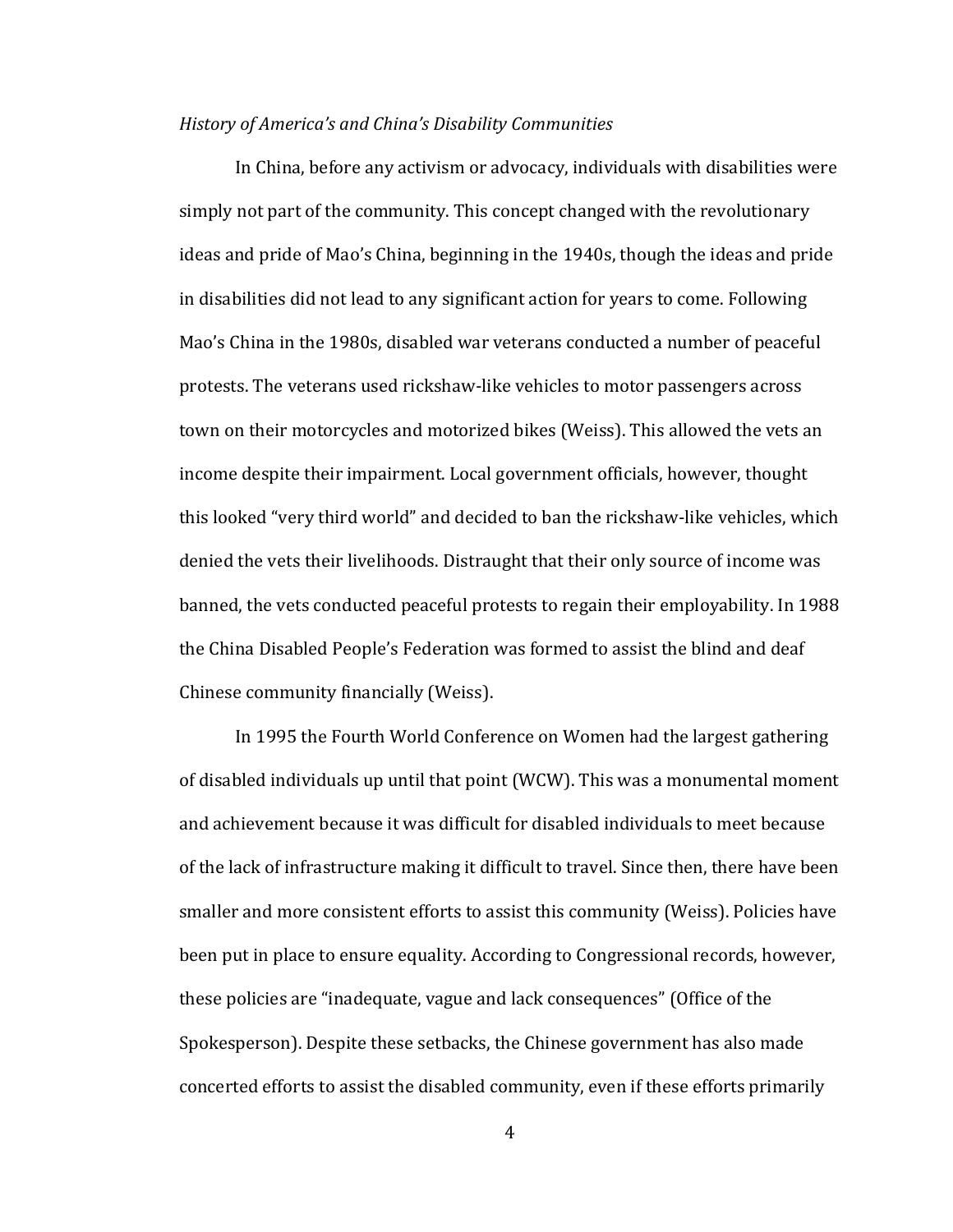*History of America's and China's Disability Communities*

In China, before any activism or advocacy, individuals with disabilities were simply not part of the community. This concept changed with the revolutionary ideas and pride of Mao's China, beginning in the 1940s, though the ideas and pride in disabilities did not lead to any significant action for years to come. Following Mao's China in the 1980s, disabled war veterans conducted a number of peaceful protests. The veterans used rickshaw-like vehicles to motor passengers across town on their motorcycles and motorized bikes (Weiss). This allowed the vets an income despite their impairment. Local government officials, however, thought this looked "very third world" and decided to ban the rickshaw-like vehicles, which denied the vets their livelihoods. Distraught that their only source of income was banned, the vets conducted peaceful protests to regain their employability. In 1988 the China Disabled People's Federation was formed to assist the blind and deaf Chinese community financially (Weiss).

In 1995 the Fourth World Conference on Women had the largest gathering of disabled individuals up until that point (WCW). This was a monumental moment and achievement because it was difficult for disabled individuals to meet because of the lack of infrastructure making it difficult to travel. Since then, there have been smaller and more consistent efforts to assist this community (Weiss). Policies have been put in place to ensure equality. According to Congressional records, however, these policies are "inadequate, vague and lack consequences" (Office of the Spokesperson). Despite these setbacks, the Chinese government has also made concerted efforts to assist the disabled community, even if these efforts primarily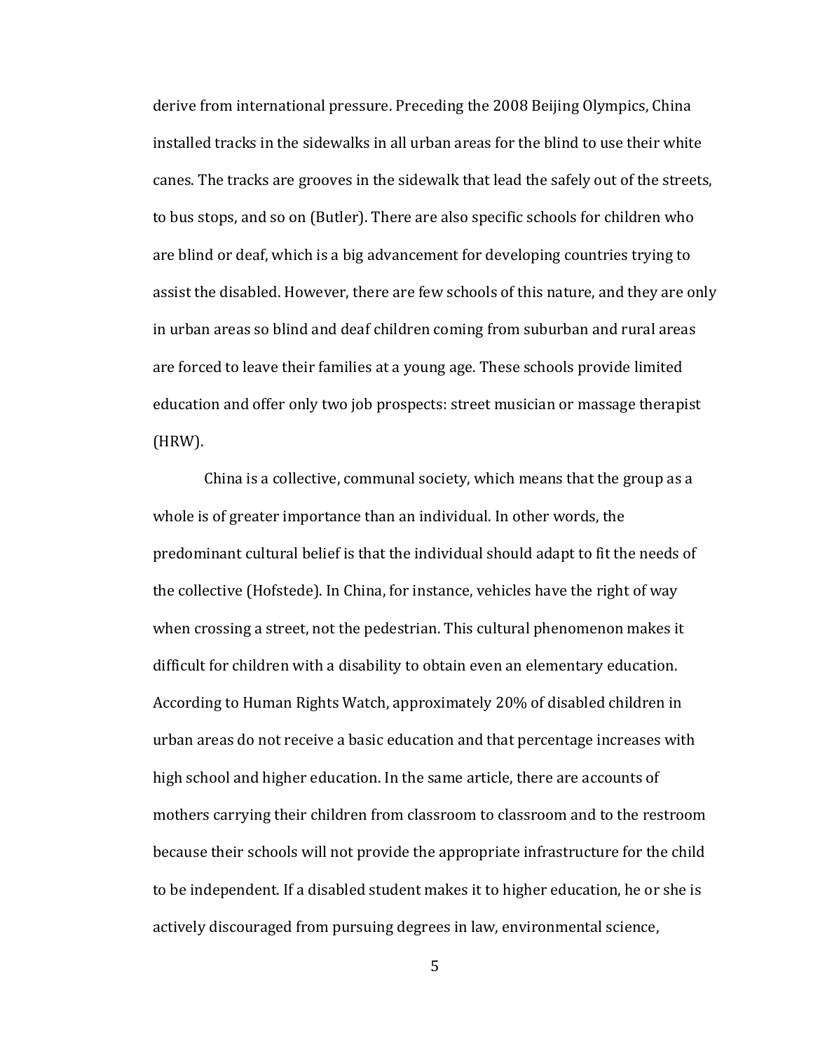derive from international pressure. Preceding the 2008 Beijing Olympics, China installed tracks in the sidewalks in all urban areas for the blind to use their white canes. The tracks are grooves in the sidewalk that lead the safely out of the streets, to bus stops, and so on (Butler). There are also specific schools for children who are blind or deaf, which is a big advancement for developing countries trying to assist the disabled. However, there are few schools of this nature, and they are only in urban areas so blind and deaf children coming from suburban and rural areas are forced to leave their families at a young age. These schools provide limited education and offer only two job prospects: street musician or massage therapist (HRW).

China is a collective, communal society, which means that the group as a whole is of greater importance than an individual. In other words, the predominant cultural belief is that the individual should adapt to fit the needs of the collective (Hofstede). In China, for instance, vehicles have the right of way when crossing a street, not the pedestrian. This cultural phenomenon makes it difficult for children with a disability to obtain even an elementary education. According to Human Rights Watch, approximately 20% of disabled children in urban areas do not receive a basic education and that percentage increases with high school and higher education. In the same article, there are accounts of mothers carrying their children from classroom to classroom and to the restroom because their schools will not provide the appropriate infrastructure for the child to be independent. If a disabled student makes it to higher education, he or she is actively discouraged from pursuing degrees in law, environmental science,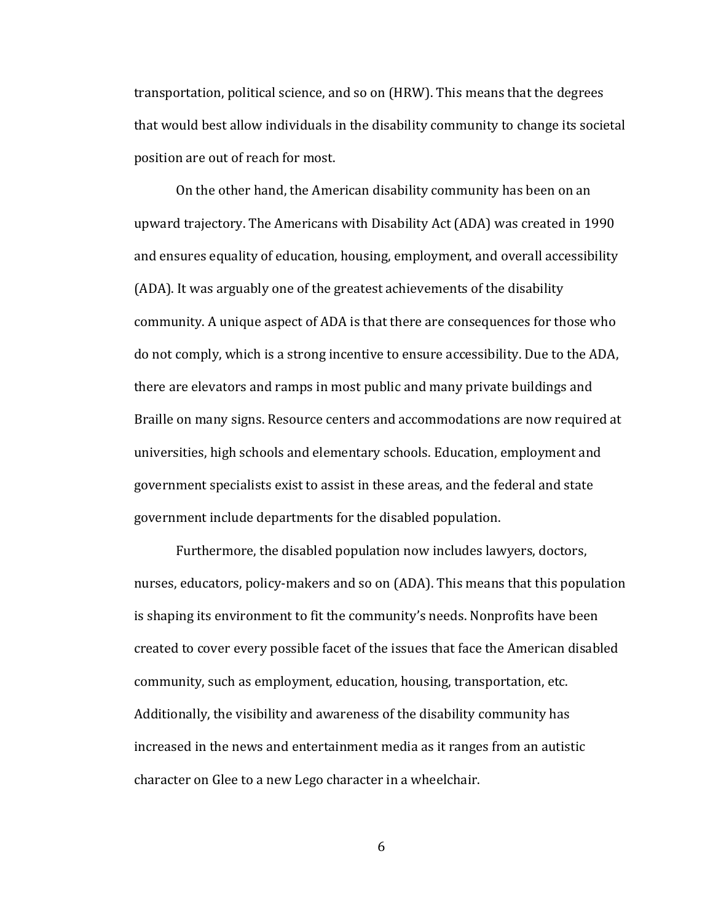transportation, political science, and so on (HRW). This means that the degrees that would best allow individuals in the disability community to change its societal position are out of reach for most.

On the other hand, the American disability community has been on an upward trajectory. The Americans with Disability Act (ADA) was created in 1990 and ensures equality of education, housing, employment, and overall accessibility (ADA). It was arguably one of the greatest achievements of the disability community. A unique aspect of ADA is that there are consequences for those who do not comply, which is a strong incentive to ensure accessibility. Due to the ADA, there are elevators and ramps in most public and many private buildings and Braille on many signs. Resource centers and accommodations are now required at universities, high schools and elementary schools. Education, employment and government specialists exist to assist in these areas, and the federal and state government include departments for the disabled population.

Furthermore, the disabled population now includes lawyers, doctors, nurses, educators, policy-makers and so on (ADA). This means that this population is shaping its environment to fit the community's needs. Nonprofits have been created to cover every possible facet of the issues that face the American disabled community, such as employment, education, housing, transportation, etc. Additionally, the visibility and awareness of the disability community has increased in the news and entertainment media as it ranges from an autistic character on Glee to a new Lego character in a wheelchair.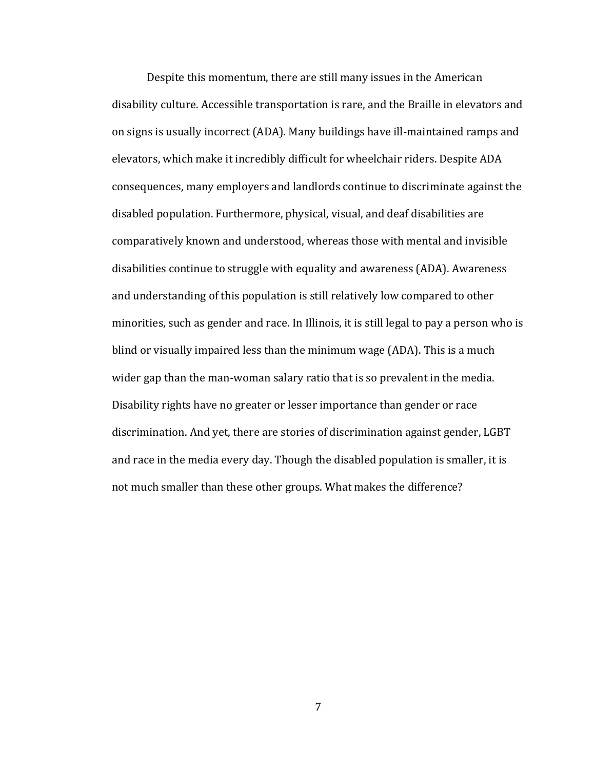Despite this momentum, there are still many issues in the American disability culture. Accessible transportation is rare, and the Braille in elevators and on signs is usually incorrect (ADA). Many buildings have ill-maintained ramps and elevators, which make it incredibly difficult for wheelchair riders. Despite ADA consequences, many employers and landlords continue to discriminate against the disabled population. Furthermore, physical, visual, and deaf disabilities are comparatively known and understood, whereas those with mental and invisible disabilities continue to struggle with equality and awareness (ADA). Awareness and understanding of this population is still relatively low compared to other minorities, such as gender and race. In Illinois, it is still legal to pay a person who is blind or visually impaired less than the minimum wage (ADA). This is a much wider gap than the man-woman salary ratio that is so prevalent in the media. Disability rights have no greater or lesser importance than gender or race discrimination. And yet, there are stories of discrimination against gender, LGBT and race in the media every day. Though the disabled population is smaller, it is not much smaller than these other groups. What makes the difference?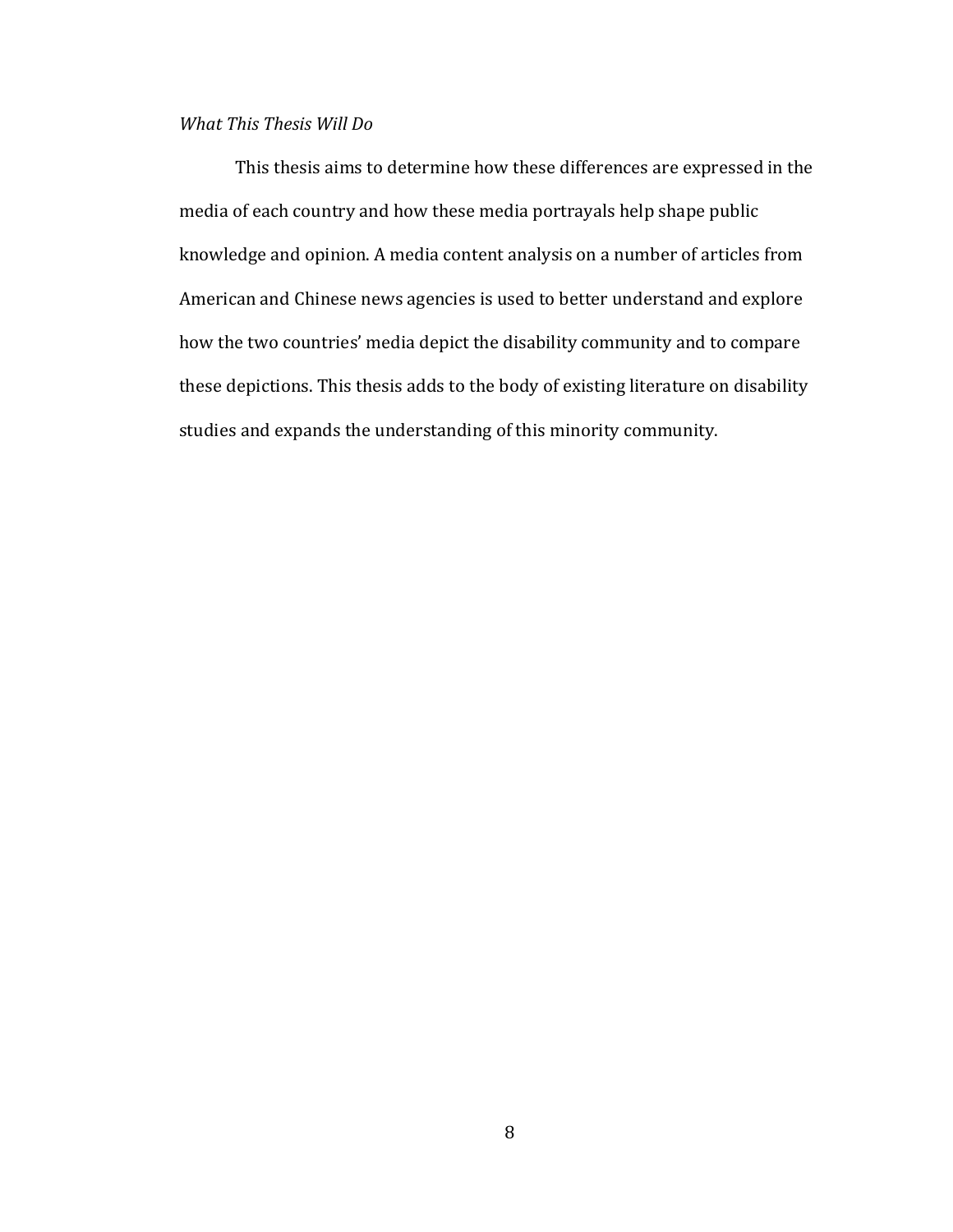*What This Thesis Will Do*

This thesis aims to determine how these differences are expressed in the media of each country and how these media portrayals help shape public knowledge and opinion. A media content analysis on a number of articles from American and Chinese news agencies is used to better understand and explore how the two countries' media depict the disability community and to compare these depictions. This thesis adds to the body of existing literature on disability studies and expands the understanding of this minority community.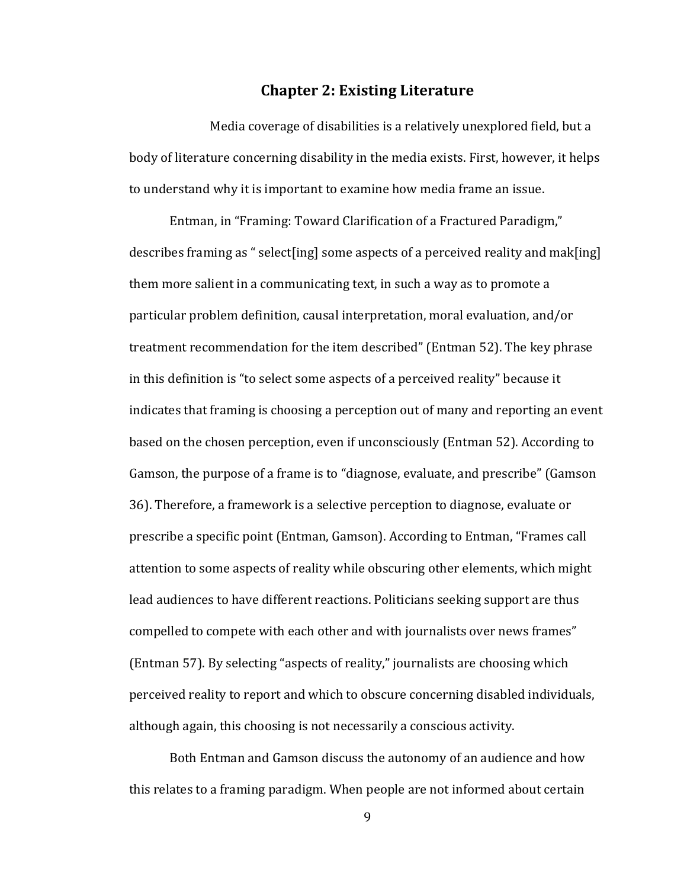## Chapter 2: Existing Literature

Media coverage of disabilities is a relatively unexplored field, but a body of literature concerning disability in the media exists. First, however, it helps to understand why it is important to examine how media frame an issue.

Entman, in "Framing: Toward Clarification of a Fractured Paradigm," describes framing as " select[ing] some aspects of a perceived reality and mak[ing] them more salient in a communicating text, in such a way as to promote a particular problem definition, causal interpretation, moral evaluation, and/or treatment recommendation for the item described" (Entman 52). The key phrase in this definition is "to select some aspects of a perceived reality" because it indicates that framing is choosing a perception out of many and reporting an event based on the chosen perception, even if unconsciously (Entman 52). According to Gamson, the purpose of a frame is to "diagnose, evaluate, and prescribe" (Gamson 36). Therefore, a framework is a selective perception to diagnose, evaluate or prescribe a specific point (Entman, Gamson). According to Entman, "Frames call attention to some aspects of reality while obscuring other elements, which might lead audiences to have different reactions. Politicians seeking support are thus compelled to compete with each other and with journalists over news frames" (Entman 57). By selecting "aspects of reality," journalists are choosing which perceived reality to report and which to obscure concerning disabled individuals, although again, this choosing is not necessarily a conscious activity.

Both Entman and Gamson discuss the autonomy of an audience and how this relates to a framing paradigm. When people are not informed about certain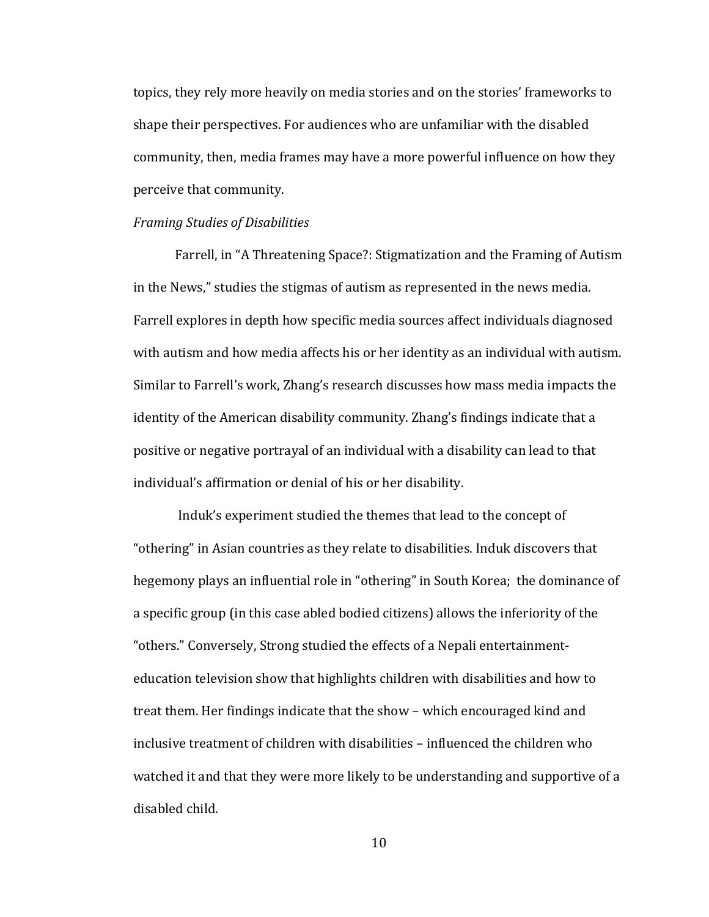topics, they rely more heavily on media stories and on the stories' frameworks to shape their perspectives. For audiences who are unfamiliar with the disabled community, then, media frames may have a more powerful influence on how they perceive that community.

*Framing Studies of Disabilities*

Farrell, in "A Threatening Space?: Stigmatization and the Framing of Autism in the News," studies the stigmas of autism as represented in the news media. Farrell explores in depth how specific media sources affect individuals diagnosed with autism and how media affects his or her identity as an individual with autism. Similar to Farrell's work, Zhang's research discusses how mass media impacts the identity of the American disability community. Zhang's findings indicate that a positive or negative portrayal of an individual with a disability can lead to that individual's affirmation or denial of his or her disability.

Induk's experiment studied the themes that lead to the concept of "othering" in Asian countries as they relate to disabilities. Induk discovers that hegemony plays an influential role in "othering" in South Korea; the dominance of a specific group (in this case abled bodied citizens) allows the inferiority of the "others." Conversely, Strong studied the effects of a Nepali entertainment-education television show that highlights children with disabilities and how to treat them. Her findings indicate that the show – which encouraged kind and inclusive treatment of children with disabilities – influenced the children who watched it and that they were more likely to be understanding and supportive of a disabled child.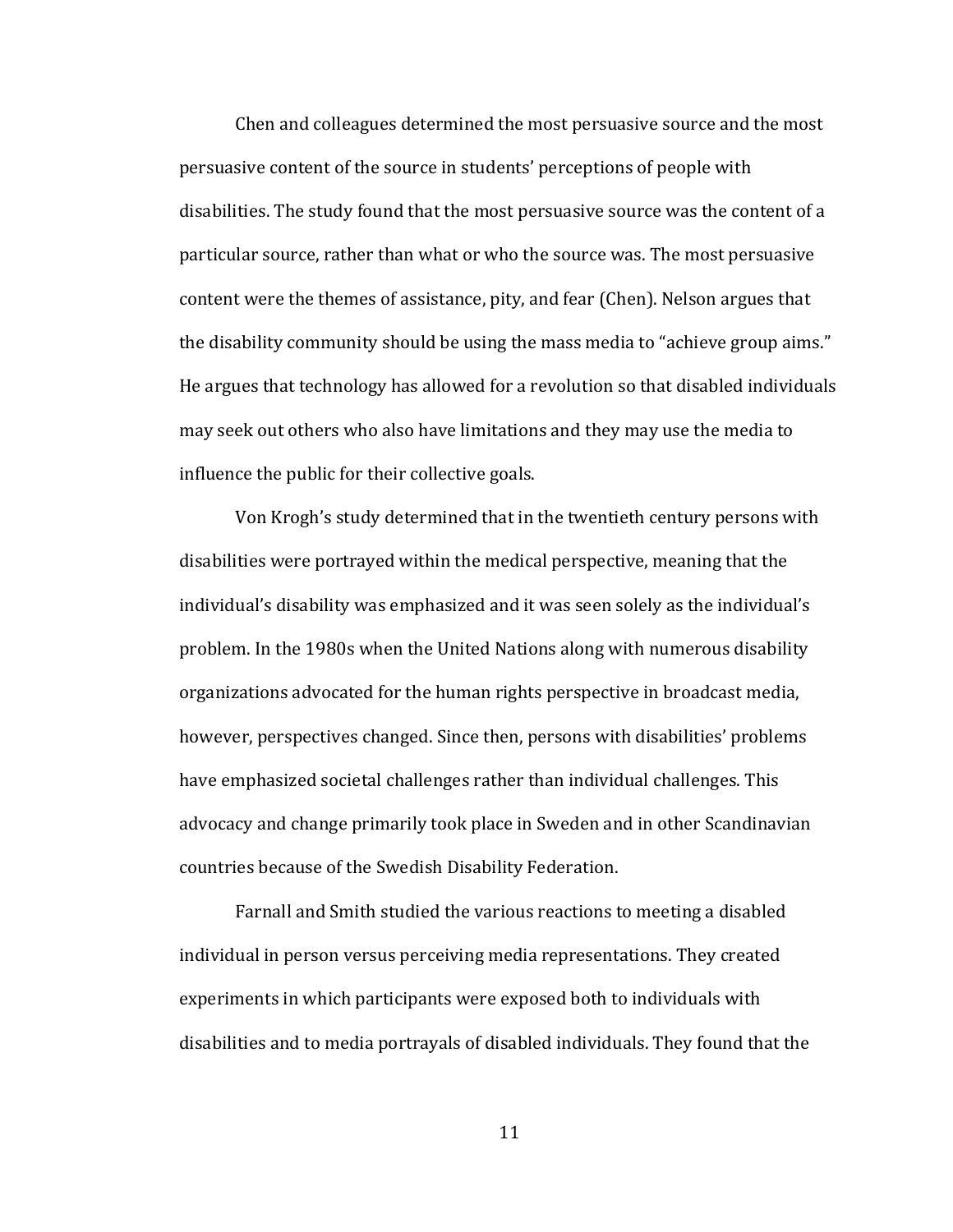Chen and colleagues determined the most persuasive source and the most persuasive content of the source in students' perceptions of people with disabilities. The study found that the most persuasive source was the content of a particular source, rather than what or who the source was. The most persuasive content were the themes of assistance, pity, and fear (Chen). Nelson argues that the disability community should be using the mass media to "achieve group aims." He argues that technology has allowed for a revolution so that disabled individuals may seek out others who also have limitations and they may use the media to influence the public for their collective goals.

Von Krogh's study determined that in the twentieth century persons with disabilities were portrayed within the medical perspective, meaning that the individual's disability was emphasized and it was seen solely as the individual's problem. In the 1980s when the United Nations along with numerous disability organizations advocated for the human rights perspective in broadcast media, however, perspectives changed. Since then, persons with disabilities' problems have emphasized societal challenges rather than individual challenges. This advocacy and change primarily took place in Sweden and in other Scandinavian countries because of the Swedish Disability Federation.

Farnall and Smith studied the various reactions to meeting a disabled individual in person versus perceiving media representations. They created experiments in which participants were exposed both to individuals with disabilities and to media portrayals of disabled individuals. They found that the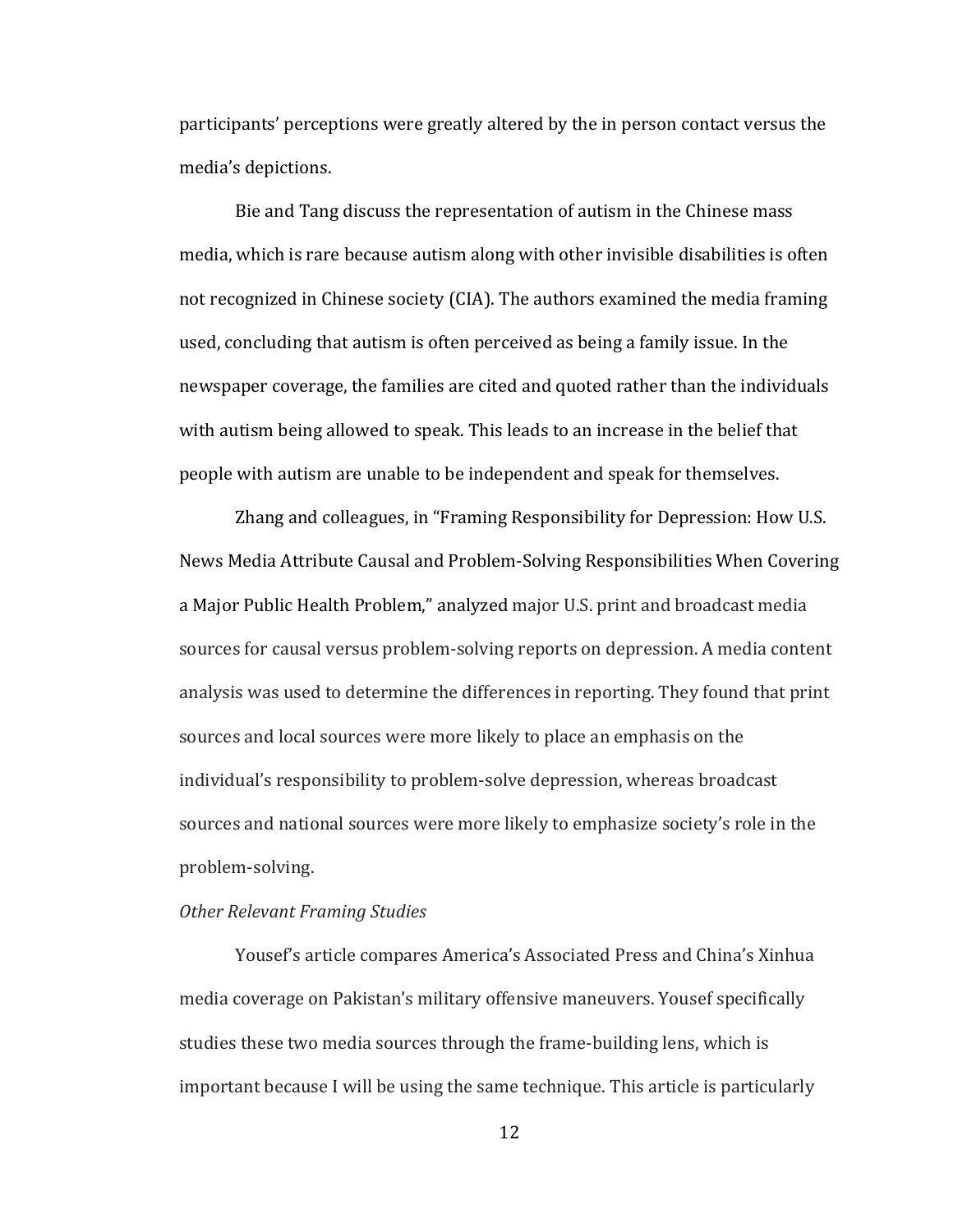participants' perceptions were greatly altered by the in person contact versus the media's depictions.

Bie and Tang discuss the representation of autism in the Chinese mass media, which is rare because autism along with other invisible disabilities is often not recognized in Chinese society (CIA). The authors examined the media framing used, concluding that autism is often perceived as being a family issue. In the newspaper coverage, the families are cited and quoted rather than the individuals with autism being allowed to speak. This leads to an increase in the belief that people with autism are unable to be independent and speak for themselves.

Zhang and colleagues, in "Framing Responsibility for Depression: How U.S. News Media Attribute Causal and Problem-Solving Responsibilities When Covering a Major Public Health Problem," analyzed major U.S. print and broadcast media sources for causal versus problem-solving reports on depression. A media content analysis was used to determine the differences in reporting. They found that print sources and local sources were more likely to place an emphasis on the individual's responsibility to problem-solve depression, whereas broadcast sources and national sources were more likely to emphasize society's role in the problem-solving.

*Other Relevant Framing Studies*

Yousef's article compares America's Associated Press and China's Xinhua media coverage on Pakistan's military offensive maneuvers. Yousef specifically studies these two media sources through the frame-building lens, which is important because I will be using the same technique. This article is particularly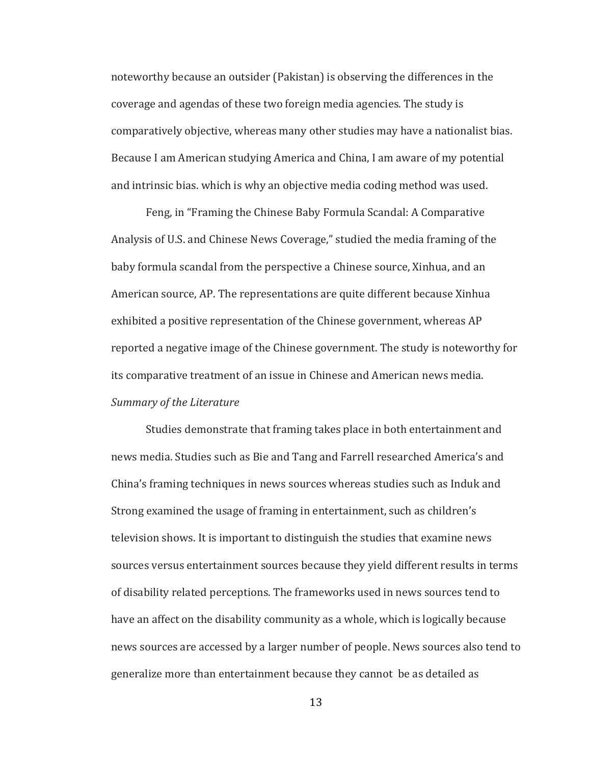noteworthy because an outsider (Pakistan) is observing the differences in the coverage and agendas of these two foreign media agencies. The study is comparatively objective, whereas many other studies may have a nationalist bias. Because I am American studying America and China, I am aware of my potential and intrinsic bias. which is why an objective media coding method was used.

Feng, in "Framing the Chinese Baby Formula Scandal: A Comparative Analysis of U.S. and Chinese News Coverage," studied the media framing of the baby formula scandal from the perspective a Chinese source, Xinhua, and an American source, AP. The representations are quite different because Xinhua exhibited a positive representation of the Chinese government, whereas AP reported a negative image of the Chinese government. The study is noteworthy for its comparative treatment of an issue in Chinese and American news media.

*Summary of the Literature*

Studies demonstrate that framing takes place in both entertainment and news media. Studies such as Bie and Tang and Farrell researched America's and China's framing techniques in news sources whereas studies such as Induk and Strong examined the usage of framing in entertainment, such as children's television shows. It is important to distinguish the studies that examine news sources versus entertainment sources because they yield different results in terms of disability related perceptions. The frameworks used in news sources tend to have an affect on the disability community as a whole, which is logically because news sources are accessed by a larger number of people. News sources also tend to generalize more than entertainment because they cannot be as detailed as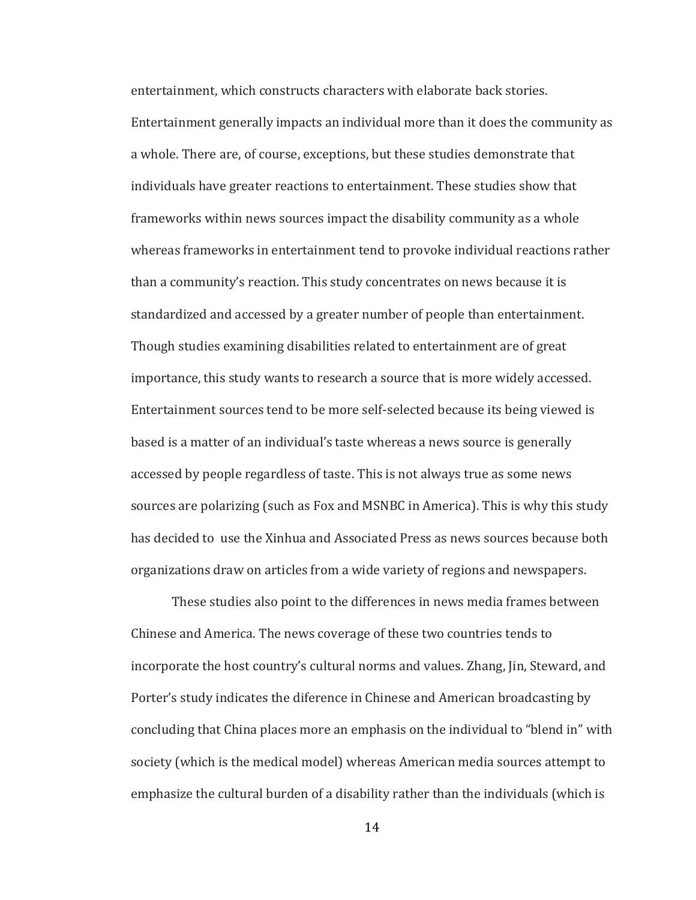entertainment, which constructs characters with elaborate back stories. Entertainment generally impacts an individual more than it does the community as a whole. There are, of course, exceptions, but these studies demonstrate that individuals have greater reactions to entertainment. These studies show that frameworks within news sources impact the disability community as a whole whereas frameworks in entertainment tend to provoke individual reactions rather than a community's reaction. This study concentrates on news because it is standardized and accessed by a greater number of people than entertainment. Though studies examining disabilities related to entertainment are of great importance, this study wants to research a source that is more widely accessed. Entertainment sources tend to be more self-selected because its being viewed is based is a matter of an individual's taste whereas a news source is generally accessed by people regardless of taste. This is not always true as some news sources are polarizing (such as Fox and MSNBC in America). This is why this study has decided to  use the Xinhua and Associated Press as news sources because both organizations draw on articles from a wide variety of regions and newspapers.

These studies also point to the differences in news media frames between Chinese and America. The news coverage of these two countries tends to incorporate the host country's cultural norms and values. Zhang, Jin, Steward, and Porter's study indicates the diference in Chinese and American broadcasting by concluding that China places more an emphasis on the individual to "blend in" with society (which is the medical model) whereas American media sources attempt to emphasize the cultural burden of a disability rather than the individuals (which is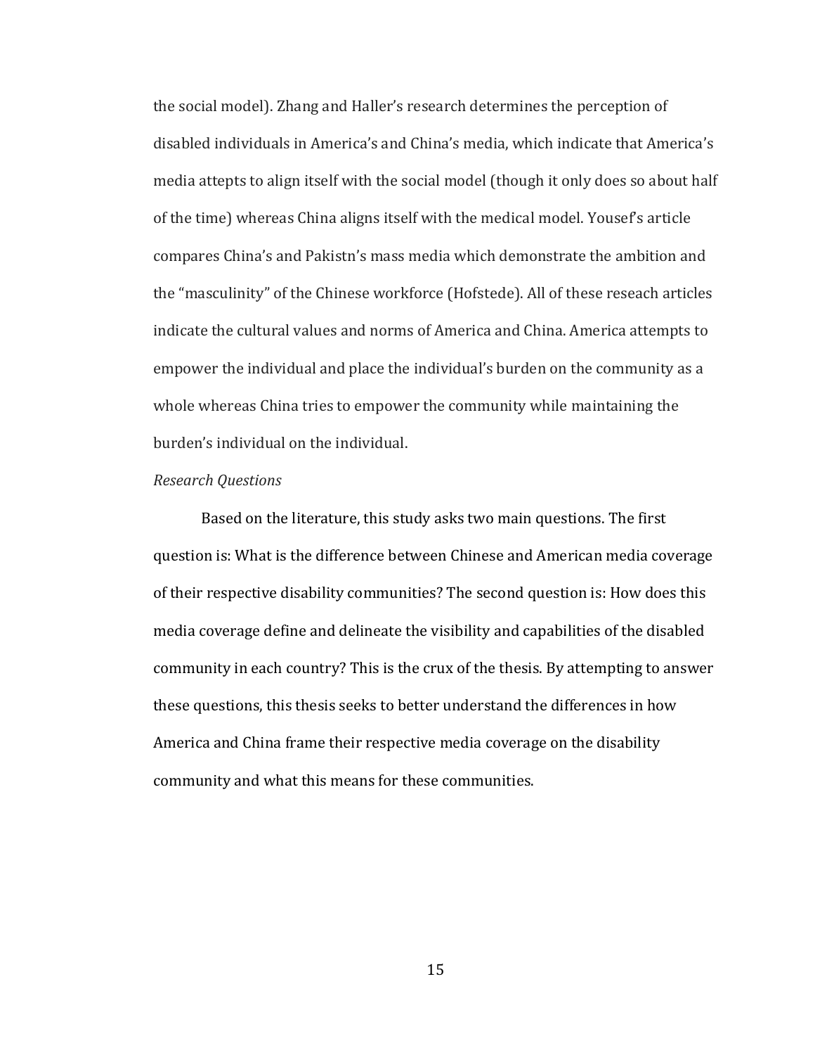the social model). Zhang and Haller's research determines the perception of disabled individuals in America's and China's media, which indicate that America's media attepts to align itself with the social model (though it only does so about half of the time) whereas China aligns itself with the medical model. Yousef's article compares China's and Pakistn's mass media which demonstrate the ambition and the "masculinity" of the Chinese workforce (Hofstede). All of these reseach articles indicate the cultural values and norms of America and China. America attempts to empower the individual and place the individual's burden on the community as a whole whereas China tries to empower the community while maintaining the burden's individual on the individual.

*Research Questions*

Based on the literature, this study asks two main questions. The first question is: What is the difference between Chinese and American media coverage of their respective disability communities? The second question is: How does this media coverage define and delineate the visibility and capabilities of the disabled community in each country? This is the crux of the thesis. By attempting to answer these questions, this thesis seeks to better understand the differences in how America and China frame their respective media coverage on the disability community and what this means for these communities.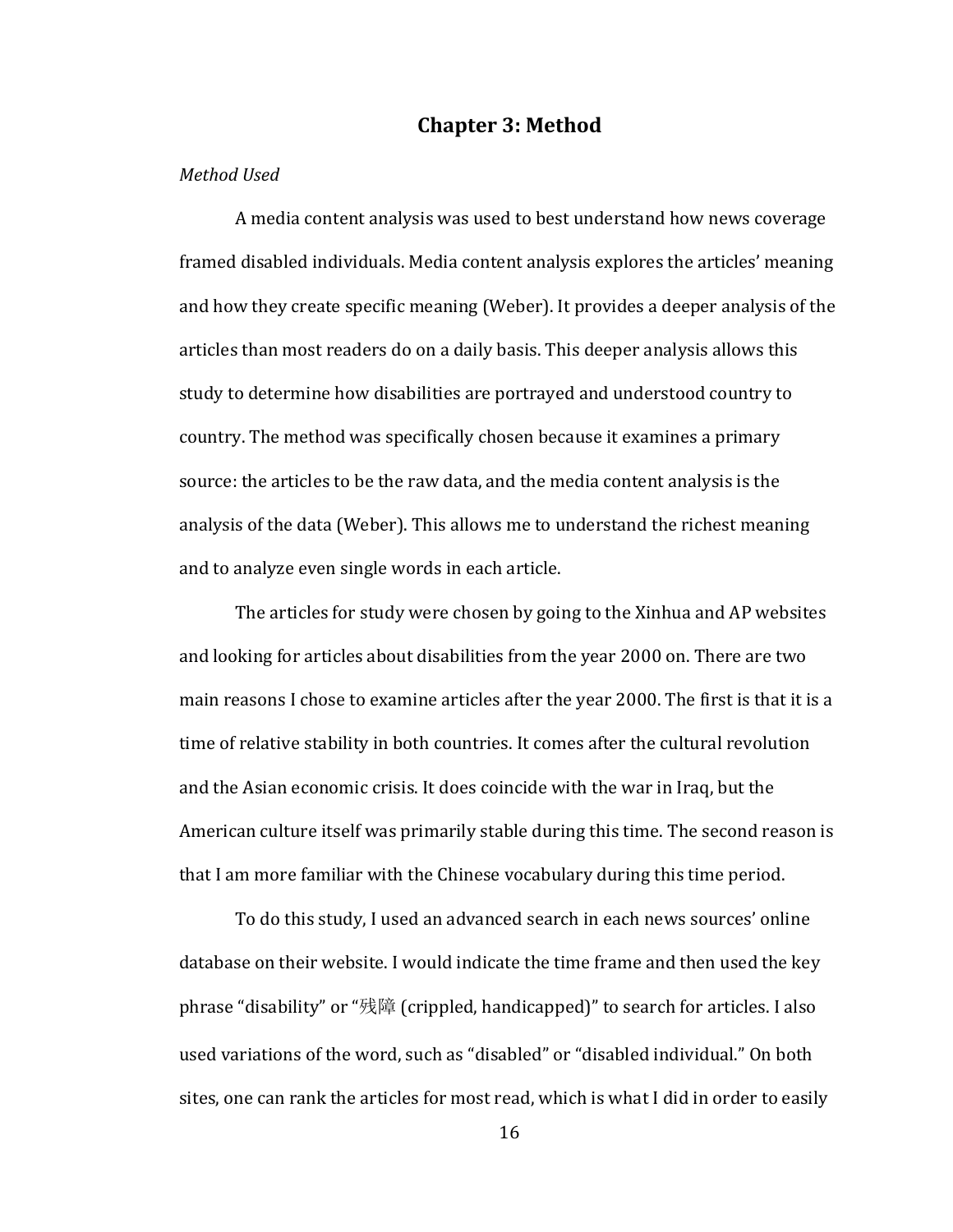## Chapter 3: Method

*Method Used*

A media content analysis was used to best understand how news coverage framed disabled individuals. Media content analysis explores the articles' meaning and how they create specific meaning (Weber). It provides a deeper analysis of the articles than most readers do on a daily basis. This deeper analysis allows this study to determine how disabilities are portrayed and understood country to country. The method was specifically chosen because it examines a primary source: the articles to be the raw data, and the media content analysis is the analysis of the data (Weber). This allows me to understand the richest meaning and to analyze even single words in each article.

The articles for study were chosen by going to the Xinhua and AP websites and looking for articles about disabilities from the year 2000 on. There are two main reasons I chose to examine articles after the year 2000. The first is that it is a time of relative stability in both countries. It comes after the cultural revolution and the Asian economic crisis. It does coincide with the war in Iraq, but the American culture itself was primarily stable during this time. The second reason is that I am more familiar with the Chinese vocabulary during this time period.

To do this study, I used an advanced search in each news sources' online database on their website. I would indicate the time frame and then used the key phrase "disability" or "残障 (crippled, handicapped)" to search for articles. I also used variations of the word, such as "disabled" or "disabled individual." On both sites, one can rank the articles for most read, which is what I did in order to easily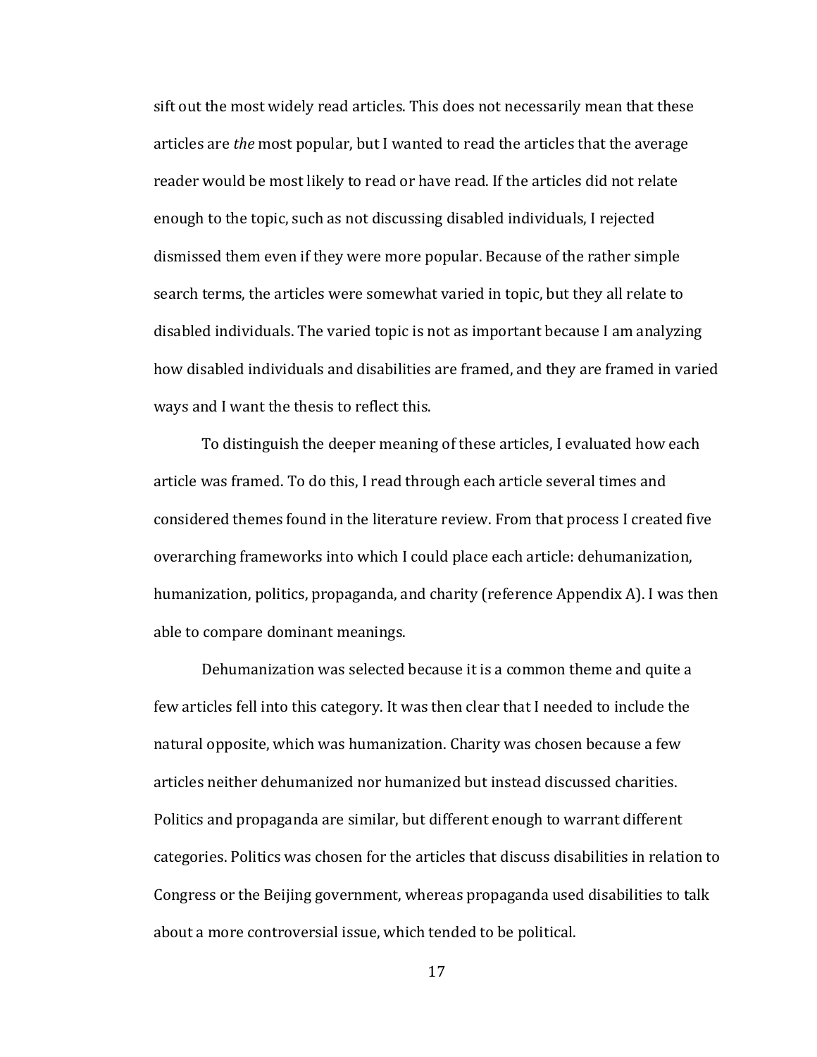sift out the most widely read articles. This does not necessarily mean that these articles are *the* most popular, but I wanted to read the articles that the average reader would be most likely to read or have read. If the articles did not relate enough to the topic, such as not discussing disabled individuals, I rejected dismissed them even if they were more popular. Because of the rather simple search terms, the articles were somewhat varied in topic, but they all relate to disabled individuals. The varied topic is not as important because I am analyzing how disabled individuals and disabilities are framed, and they are framed in varied ways and I want the thesis to reflect this.

To distinguish the deeper meaning of these articles, I evaluated how each article was framed. To do this, I read through each article several times and considered themes found in the literature review. From that process I created five overarching frameworks into which I could place each article: dehumanization, humanization, politics, propaganda, and charity (reference Appendix A). I was then able to compare dominant meanings.

Dehumanization was selected because it is a common theme and quite a few articles fell into this category. It was then clear that I needed to include the natural opposite, which was humanization. Charity was chosen because a few articles neither dehumanized nor humanized but instead discussed charities. Politics and propaganda are similar, but different enough to warrant different categories. Politics was chosen for the articles that discuss disabilities in relation to Congress or the Beijing government, whereas propaganda used disabilities to talk about a more controversial issue, which tended to be political.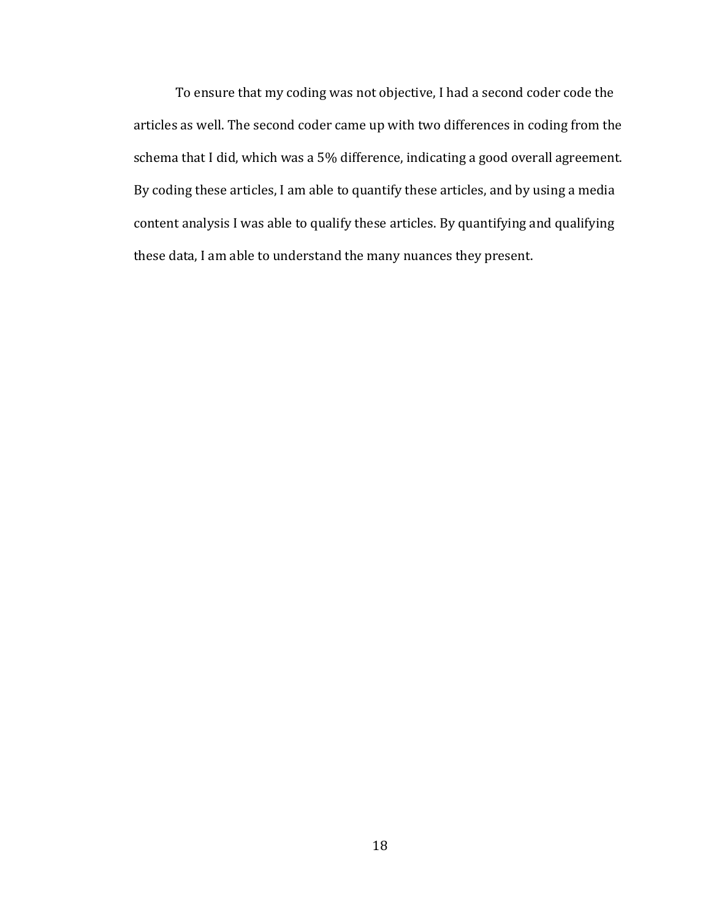To ensure that my coding was not objective, I had a second coder code the articles as well. The second coder came up with two differences in coding from the schema that I did, which was a 5% difference, indicating a good overall agreement. By coding these articles, I am able to quantify these articles, and by using a media content analysis I was able to qualify these articles. By quantifying and qualifying these data, I am able to understand the many nuances they present.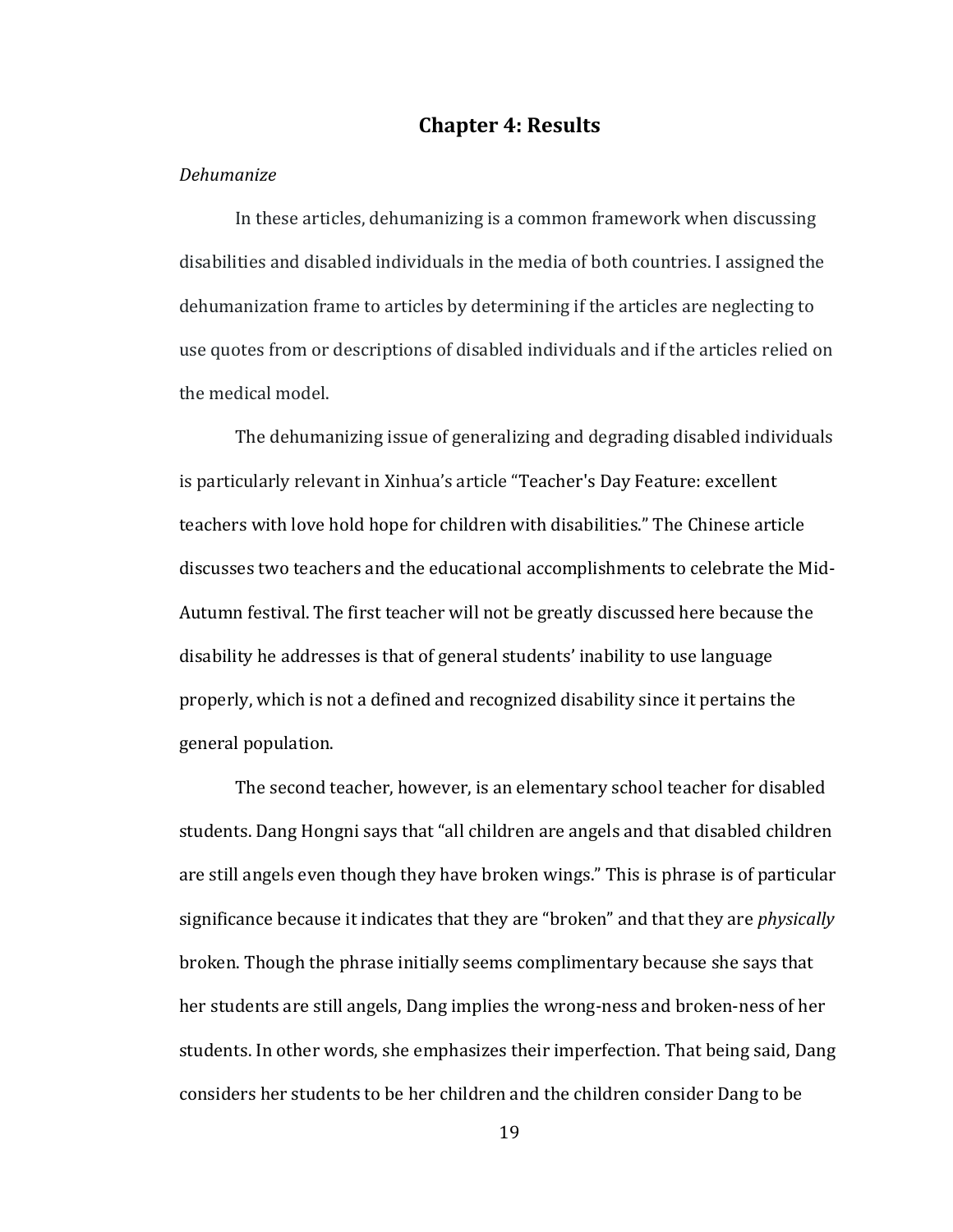# Chapter 4: Results

*Dehumanize*

In these articles, dehumanizing is a common framework when discussing disabilities and disabled individuals in the media of both countries. I assigned the dehumanization frame to articles by determining if the articles are neglecting to use quotes from or descriptions of disabled individuals and if the articles relied on the medical model.

The dehumanizing issue of generalizing and degrading disabled individuals is particularly relevant in Xinhua's article "Teacher's Day Feature: excellent teachers with love hold hope for children with disabilities." The Chinese article discusses two teachers and the educational accomplishments to celebrate the Mid-Autumn festival. The first teacher will not be greatly discussed here because the disability he addresses is that of general students' inability to use language properly, which is not a defined and recognized disability since it pertains the general population.

The second teacher, however, is an elementary school teacher for disabled students. Dang Hongni says that "all children are angels and that disabled children are still angels even though they have broken wings." This is phrase is of particular significance because it indicates that they are "broken" and that they are *physically* broken. Though the phrase initially seems complimentary because she says that her students are still angels, Dang implies the wrong-ness and broken-ness of her students. In other words, she emphasizes their imperfection. That being said, Dang considers her students to be her children and the children consider Dang to be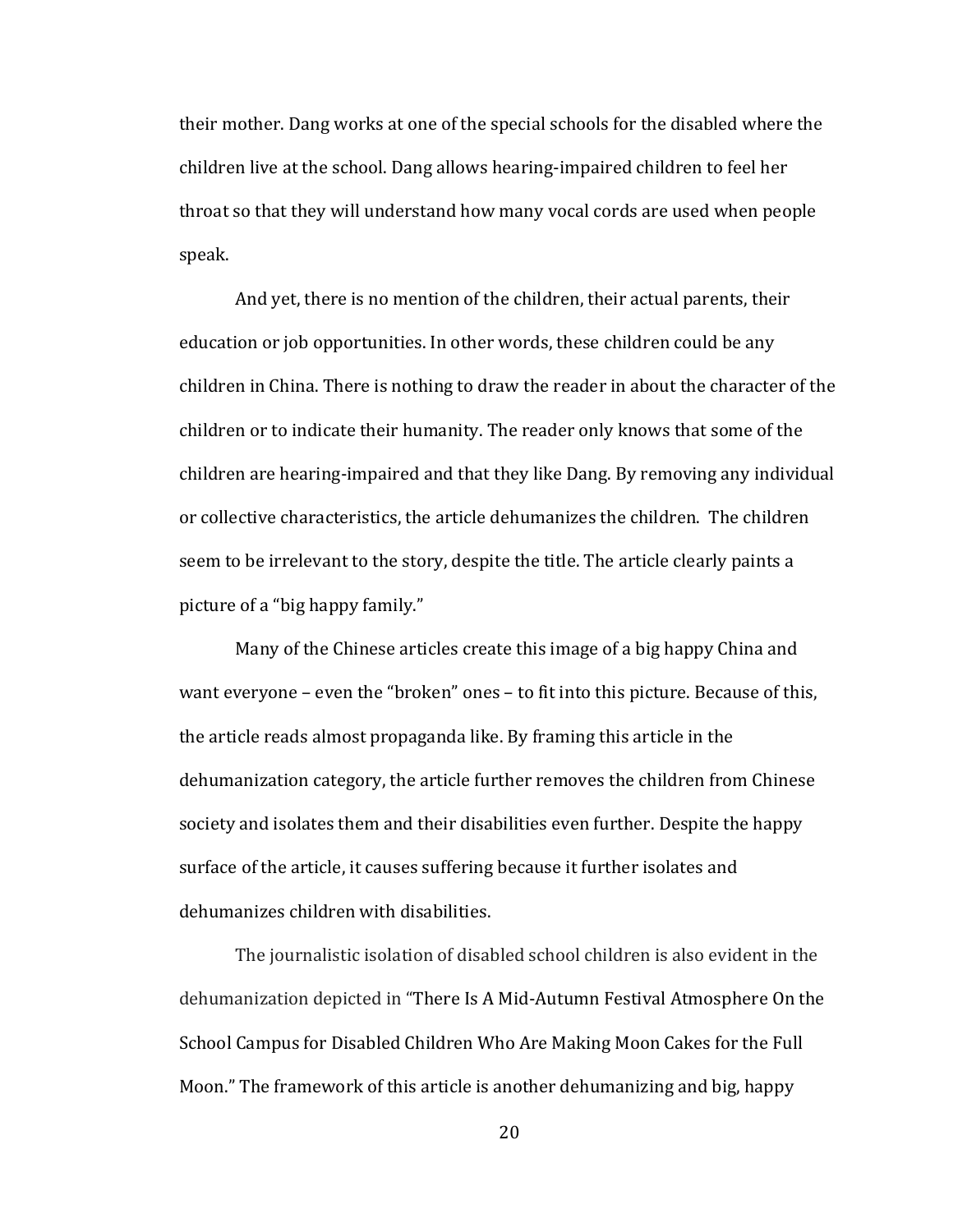their mother. Dang works at one of the special schools for the disabled where the children live at the school. Dang allows hearing-impaired children to feel her throat so that they will understand how many vocal cords are used when people speak.

And yet, there is no mention of the children, their actual parents, their education or job opportunities. In other words, these children could be any children in China. There is nothing to draw the reader in about the character of the children or to indicate their humanity. The reader only knows that some of the children are hearing-impaired and that they like Dang. By removing any individual or collective characteristics, the article dehumanizes the children.  The children seem to be irrelevant to the story, despite the title. The article clearly paints a picture of a "big happy family."

Many of the Chinese articles create this image of a big happy China and want everyone – even the "broken" ones – to fit into this picture. Because of this, the article reads almost propaganda like. By framing this article in the dehumanization category, the article further removes the children from Chinese society and isolates them and their disabilities even further. Despite the happy surface of the article, it causes suffering because it further isolates and dehumanizes children with disabilities.

The journalistic isolation of disabled school children is also evident in the dehumanization depicted in "There Is A Mid-Autumn Festival Atmosphere On the School Campus for Disabled Children Who Are Making Moon Cakes for the Full Moon." The framework of this article is another dehumanizing and big, happy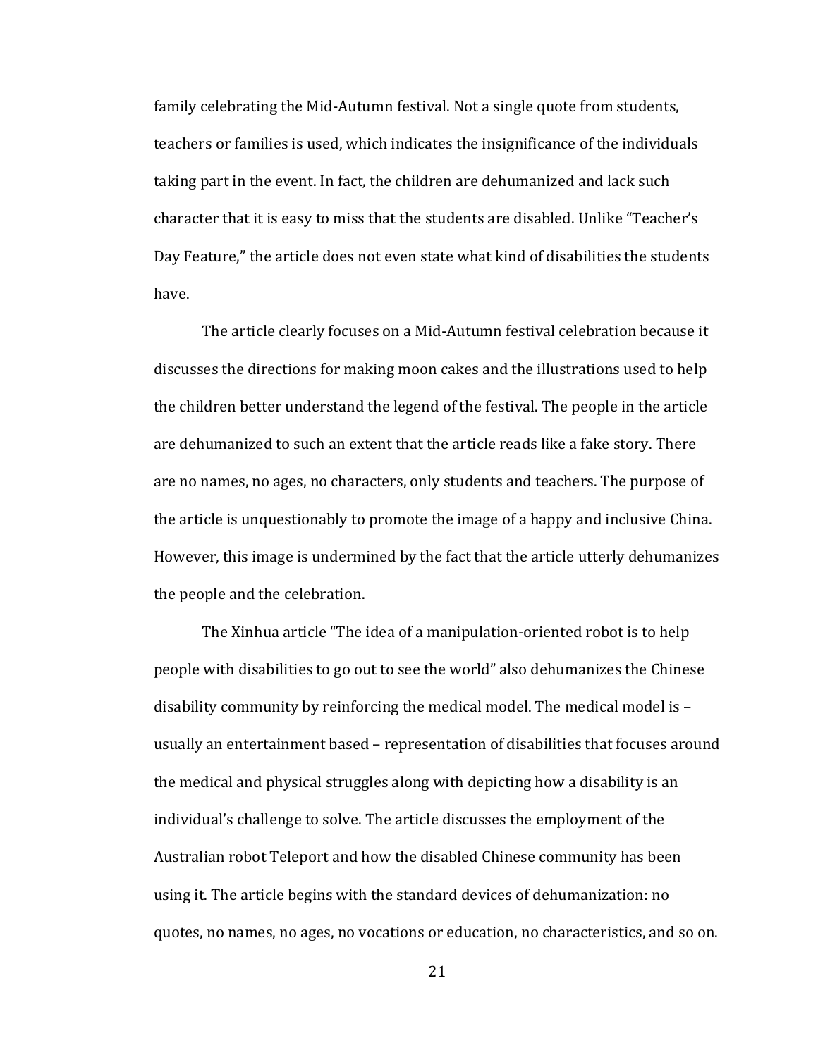family celebrating the Mid-Autumn festival. Not a single quote from students, teachers or families is used, which indicates the insignificance of the individuals taking part in the event. In fact, the children are dehumanized and lack such character that it is easy to miss that the students are disabled. Unlike "Teacher's Day Feature," the article does not even state what kind of disabilities the students have.

The article clearly focuses on a Mid-Autumn festival celebration because it discusses the directions for making moon cakes and the illustrations used to help the children better understand the legend of the festival. The people in the article are dehumanized to such an extent that the article reads like a fake story. There are no names, no ages, no characters, only students and teachers. The purpose of the article is unquestionably to promote the image of a happy and inclusive China. However, this image is undermined by the fact that the article utterly dehumanizes the people and the celebration.

The Xinhua article "The idea of a manipulation-oriented robot is to help people with disabilities to go out to see the world" also dehumanizes the Chinese disability community by reinforcing the medical model. The medical model is – usually an entertainment based – representation of disabilities that focuses around the medical and physical struggles along with depicting how a disability is an individual's challenge to solve. The article discusses the employment of the Australian robot Teleport and how the disabled Chinese community has been using it. The article begins with the standard devices of dehumanization: no quotes, no names, no ages, no vocations or education, no characteristics, and so on.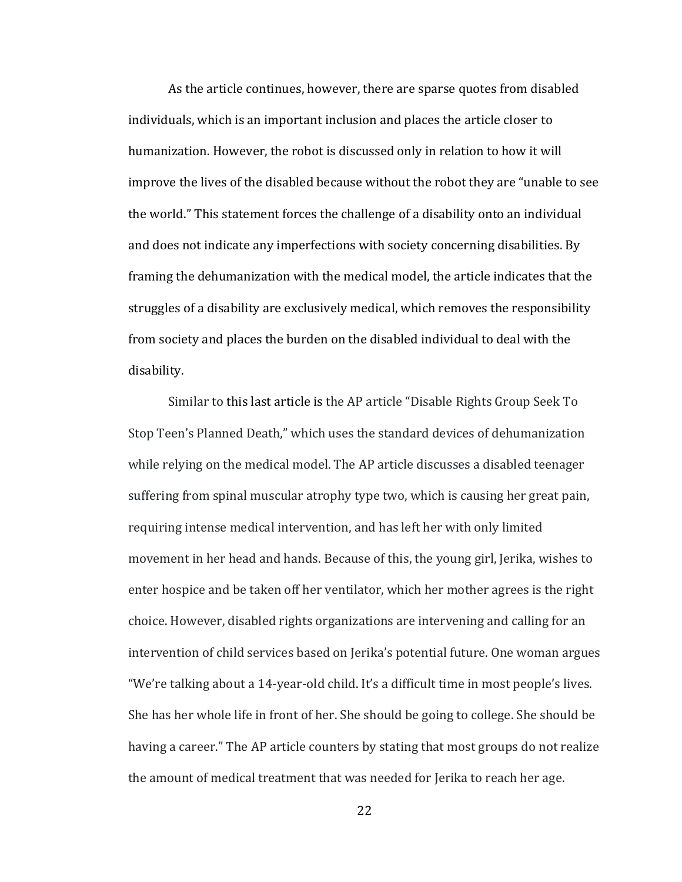As the article continues, however, there are sparse quotes from disabled individuals, which is an important inclusion and places the article closer to humanization. However, the robot is discussed only in relation to how it will improve the lives of the disabled because without the robot they are "unable to see the world." This statement forces the challenge of a disability onto an individual and does not indicate any imperfections with society concerning disabilities. By framing the dehumanization with the medical model, the article indicates that the struggles of a disability are exclusively medical, which removes the responsibility from society and places the burden on the disabled individual to deal with the disability.

Similar to this last article is the AP article "Disable Rights Group Seek To Stop Teen's Planned Death," which uses the standard devices of dehumanization while relying on the medical model. The AP article discusses a disabled teenager suffering from spinal muscular atrophy type two, which is causing her great pain, requiring intense medical intervention, and has left her with only limited movement in her head and hands. Because of this, the young girl, Jerika, wishes to enter hospice and be taken off her ventilator, which her mother agrees is the right choice. However, disabled rights organizations are intervening and calling for an intervention of child services based on Jerika's potential future. One woman argues "We're talking about a 14-year-old child. It's a difficult time in most people's lives. She has her whole life in front of her. She should be going to college. She should be having a career." The AP article counters by stating that most groups do not realize the amount of medical treatment that was needed for Jerika to reach her age.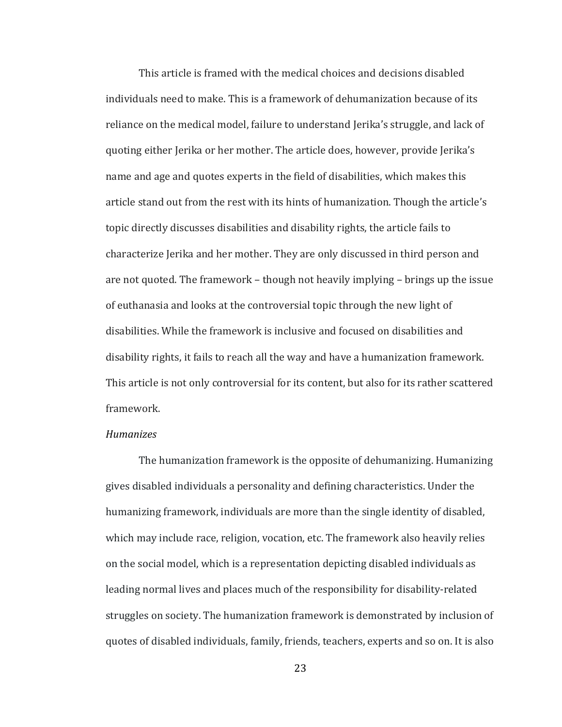This article is framed with the medical choices and decisions disabled individuals need to make. This is a framework of dehumanization because of its reliance on the medical model, failure to understand Jerika's struggle, and lack of quoting either Jerika or her mother. The article does, however, provide Jerika's name and age and quotes experts in the field of disabilities, which makes this article stand out from the rest with its hints of humanization. Though the article's topic directly discusses disabilities and disability rights, the article fails to characterize Jerika and her mother. They are only discussed in third person and are not quoted. The framework – though not heavily implying – brings up the issue of euthanasia and looks at the controversial topic through the new light of disabilities. While the framework is inclusive and focused on disabilities and disability rights, it fails to reach all the way and have a humanization framework. This article is not only controversial for its content, but also for its rather scattered framework.

*Humanizes*

The humanization framework is the opposite of dehumanizing. Humanizing gives disabled individuals a personality and defining characteristics. Under the humanizing framework, individuals are more than the single identity of disabled, which may include race, religion, vocation, etc. The framework also heavily relies on the social model, which is a representation depicting disabled individuals as leading normal lives and places much of the responsibility for disability-related struggles on society. The humanization framework is demonstrated by inclusion of quotes of disabled individuals, family, friends, teachers, experts and so on. It is also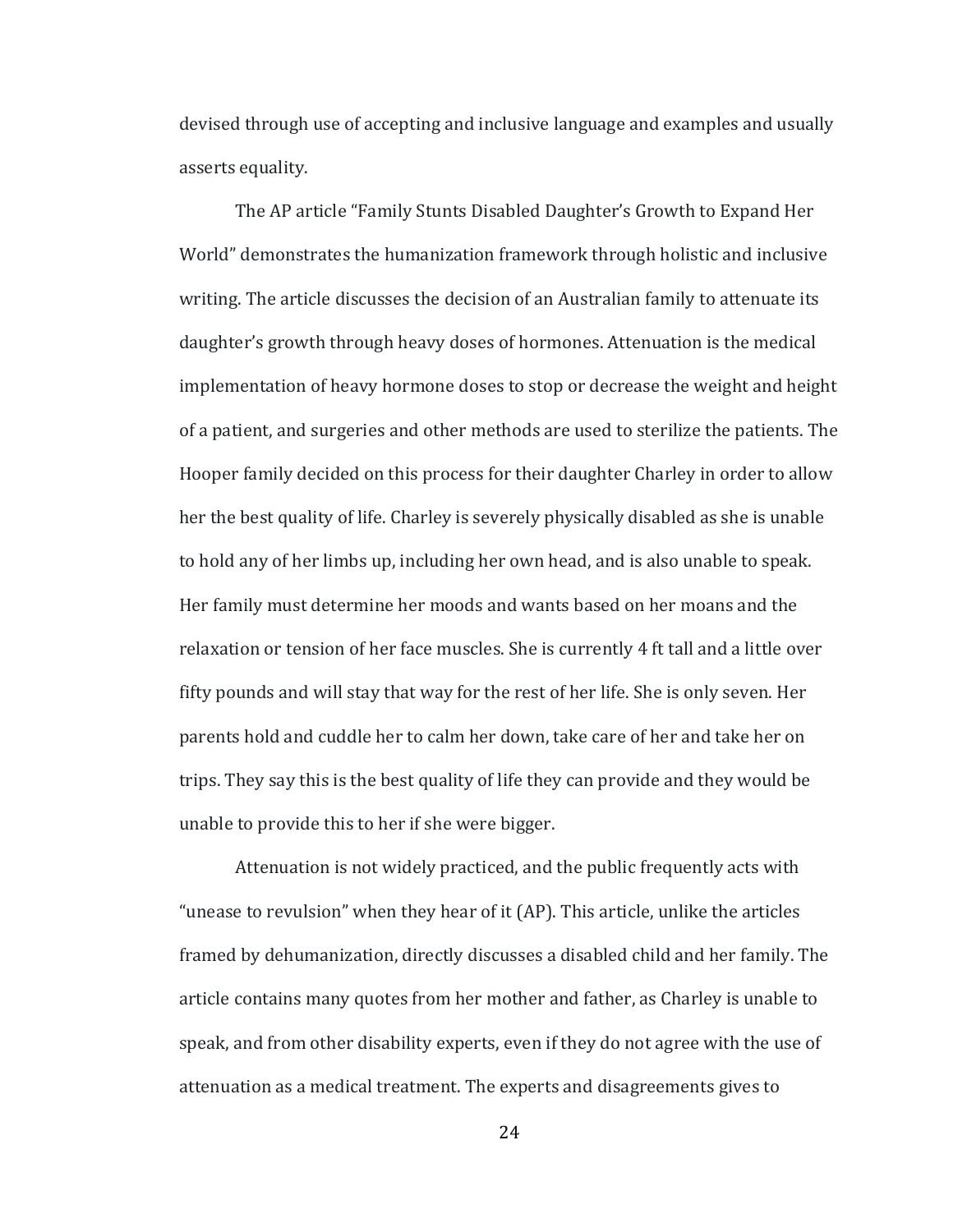devised through use of accepting and inclusive language and examples and usually asserts equality.

The AP article "Family Stunts Disabled Daughter's Growth to Expand Her World" demonstrates the humanization framework through holistic and inclusive writing. The article discusses the decision of an Australian family to attenuate its daughter's growth through heavy doses of hormones. Attenuation is the medical implementation of heavy hormone doses to stop or decrease the weight and height of a patient, and surgeries and other methods are used to sterilize the patients. The Hooper family decided on this process for their daughter Charley in order to allow her the best quality of life. Charley is severely physically disabled as she is unable to hold any of her limbs up, including her own head, and is also unable to speak. Her family must determine her moods and wants based on her moans and the relaxation or tension of her face muscles. She is currently 4 ft tall and a little over fifty pounds and will stay that way for the rest of her life. She is only seven. Her parents hold and cuddle her to calm her down, take care of her and take her on trips. They say this is the best quality of life they can provide and they would be unable to provide this to her if she were bigger.

Attenuation is not widely practiced, and the public frequently acts with "unease to revulsion" when they hear of it (AP). This article, unlike the articles framed by dehumanization, directly discusses a disabled child and her family. The article contains many quotes from her mother and father, as Charley is unable to speak, and from other disability experts, even if they do not agree with the use of attenuation as a medical treatment. The experts and disagreements gives to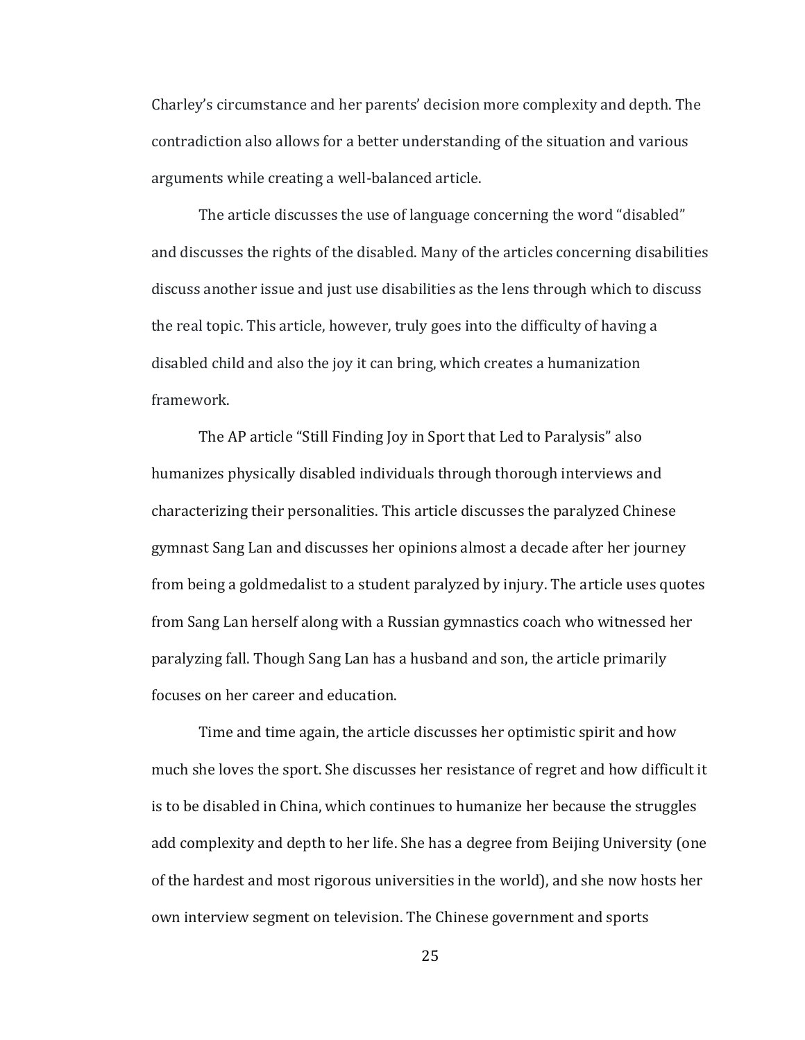Charley's circumstance and her parents' decision more complexity and depth. The contradiction also allows for a better understanding of the situation and various arguments while creating a well-balanced article.

The article discusses the use of language concerning the word "disabled" and discusses the rights of the disabled. Many of the articles concerning disabilities discuss another issue and just use disabilities as the lens through which to discuss the real topic. This article, however, truly goes into the difficulty of having a disabled child and also the joy it can bring, which creates a humanization framework.

The AP article "Still Finding Joy in Sport that Led to Paralysis" also humanizes physically disabled individuals through thorough interviews and characterizing their personalities. This article discusses the paralyzed Chinese gymnast Sang Lan and discusses her opinions almost a decade after her journey from being a goldmedalist to a student paralyzed by injury. The article uses quotes from Sang Lan herself along with a Russian gymnastics coach who witnessed her paralyzing fall. Though Sang Lan has a husband and son, the article primarily focuses on her career and education.

Time and time again, the article discusses her optimistic spirit and how much she loves the sport. She discusses her resistance of regret and how difficult it is to be disabled in China, which continues to humanize her because the struggles add complexity and depth to her life. She has a degree from Beijing University (one of the hardest and most rigorous universities in the world), and she now hosts her own interview segment on television. The Chinese government and sports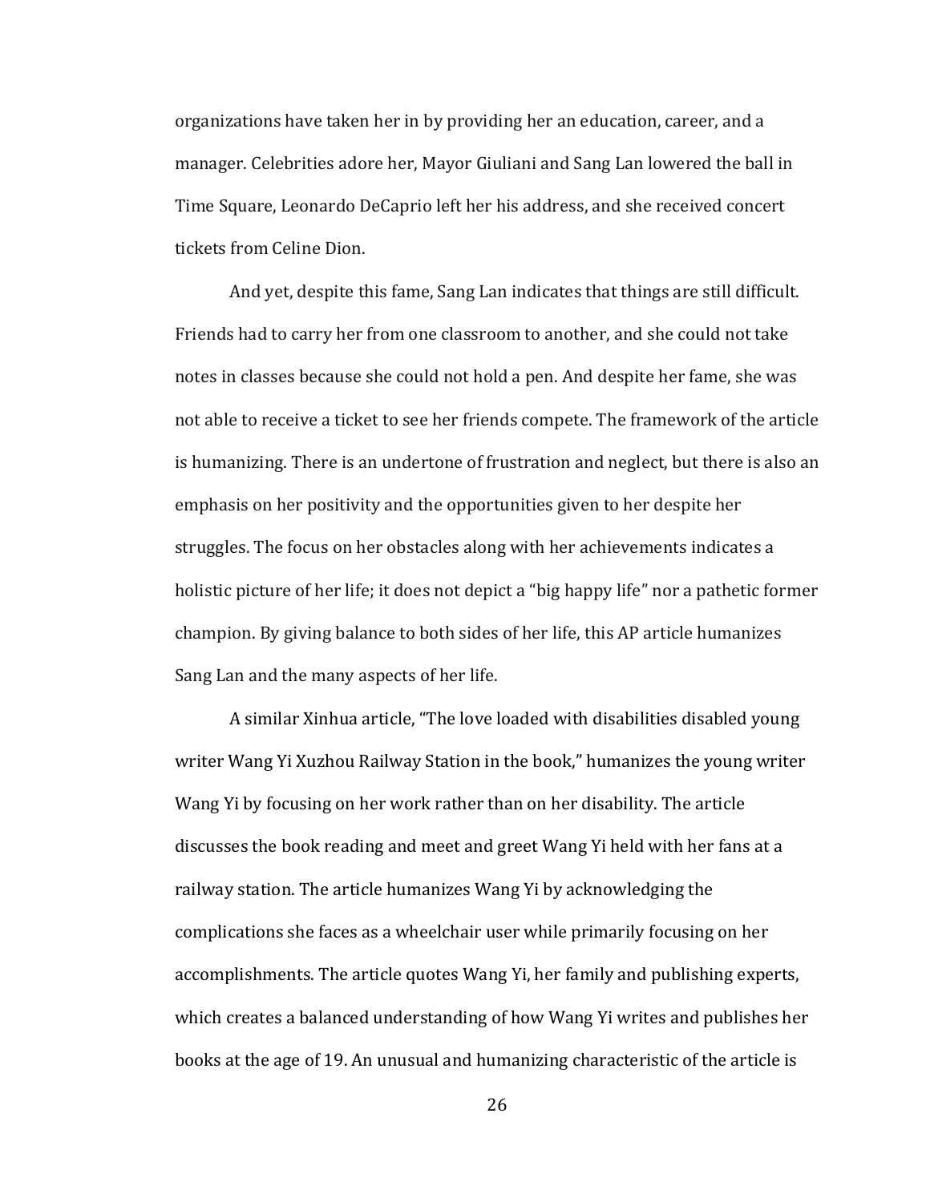organizations have taken her in by providing her an education, career, and a manager. Celebrities adore her, Mayor Giuliani and Sang Lan lowered the ball in Time Square, Leonardo DeCaprio left her his address, and she received concert tickets from Celine Dion.

And yet, despite this fame, Sang Lan indicates that things are still difficult. Friends had to carry her from one classroom to another, and she could not take notes in classes because she could not hold a pen. And despite her fame, she was not able to receive a ticket to see her friends compete. The framework of the article is humanizing. There is an undertone of frustration and neglect, but there is also an emphasis on her positivity and the opportunities given to her despite her struggles. The focus on her obstacles along with her achievements indicates a holistic picture of her life; it does not depict a "big happy life" nor a pathetic former champion. By giving balance to both sides of her life, this AP article humanizes Sang Lan and the many aspects of her life.

A similar Xinhua article, "The love loaded with disabilities disabled young writer Wang Yi Xuzhou Railway Station in the book," humanizes the young writer Wang Yi by focusing on her work rather than on her disability. The article discusses the book reading and meet and greet Wang Yi held with her fans at a railway station. The article humanizes Wang Yi by acknowledging the complications she faces as a wheelchair user while primarily focusing on her accomplishments. The article quotes Wang Yi, her family and publishing experts, which creates a balanced understanding of how Wang Yi writes and publishes her books at the age of 19. An unusual and humanizing characteristic of the article is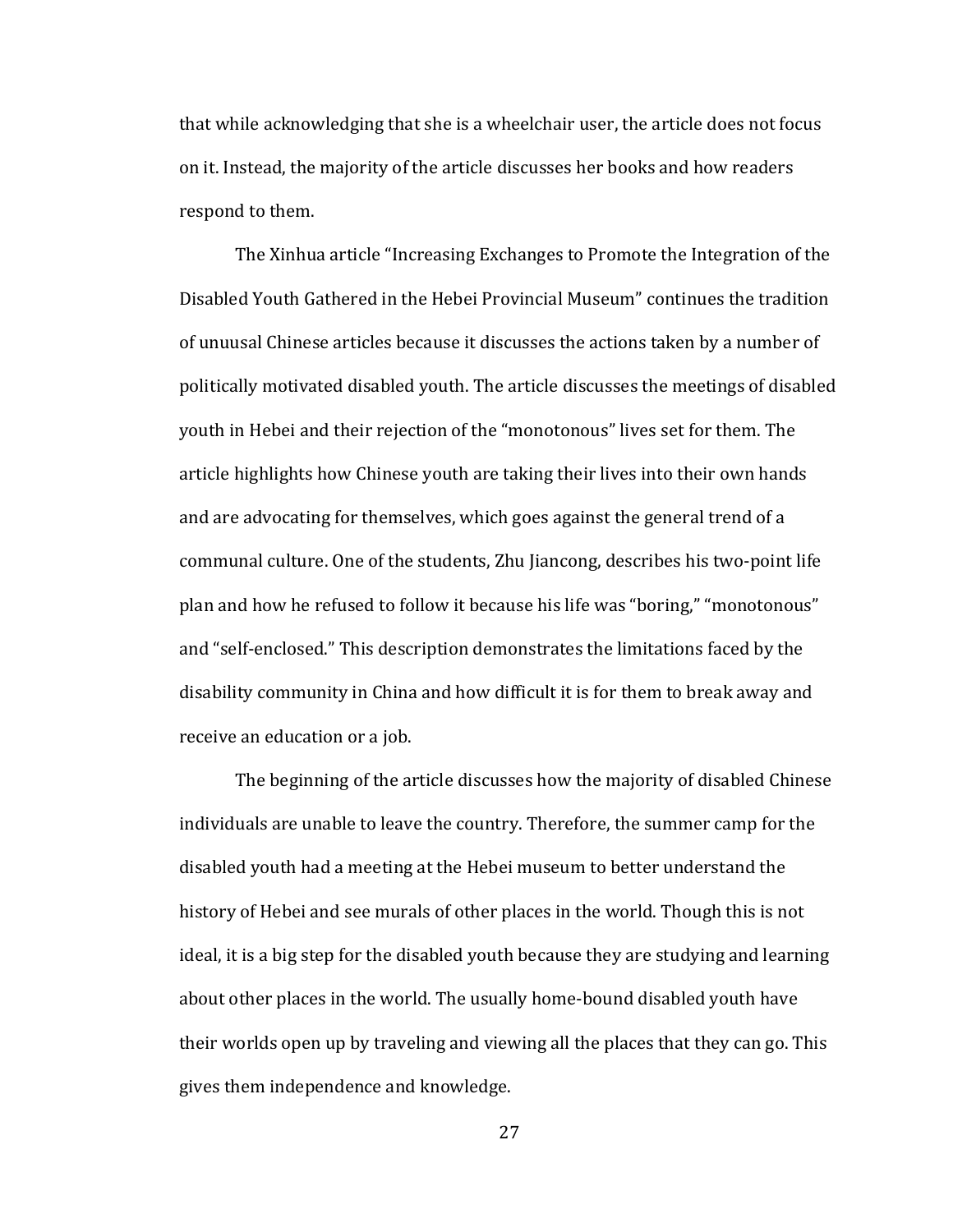that while acknowledging that she is a wheelchair user, the article does not focus on it. Instead, the majority of the article discusses her books and how readers respond to them.

The Xinhua article “Increasing Exchanges to Promote the Integration of the Disabled Youth Gathered in the Hebei Provincial Museum” continues the tradition of unuusal Chinese articles because it discusses the actions taken by a number of politically motivated disabled youth. The article discusses the meetings of disabled youth in Hebei and their rejection of the “monotonous” lives set for them. The article highlights how Chinese youth are taking their lives into their own hands and are advocating for themselves, which goes against the general trend of a communal culture. One of the students, Zhu Jiancong, describes his two-point life plan and how he refused to follow it because his life was “boring,” “monotonous” and “self-enclosed.” This description demonstrates the limitations faced by the disability community in China and how difficult it is for them to break away and receive an education or a job.

The beginning of the article discusses how the majority of disabled Chinese individuals are unable to leave the country. Therefore, the summer camp for the disabled youth had a meeting at the Hebei museum to better understand the history of Hebei and see murals of other places in the world. Though this is not ideal, it is a big step for the disabled youth because they are studying and learning about other places in the world. The usually home-bound disabled youth have their worlds open up by traveling and viewing all the places that they can go. This gives them independence and knowledge.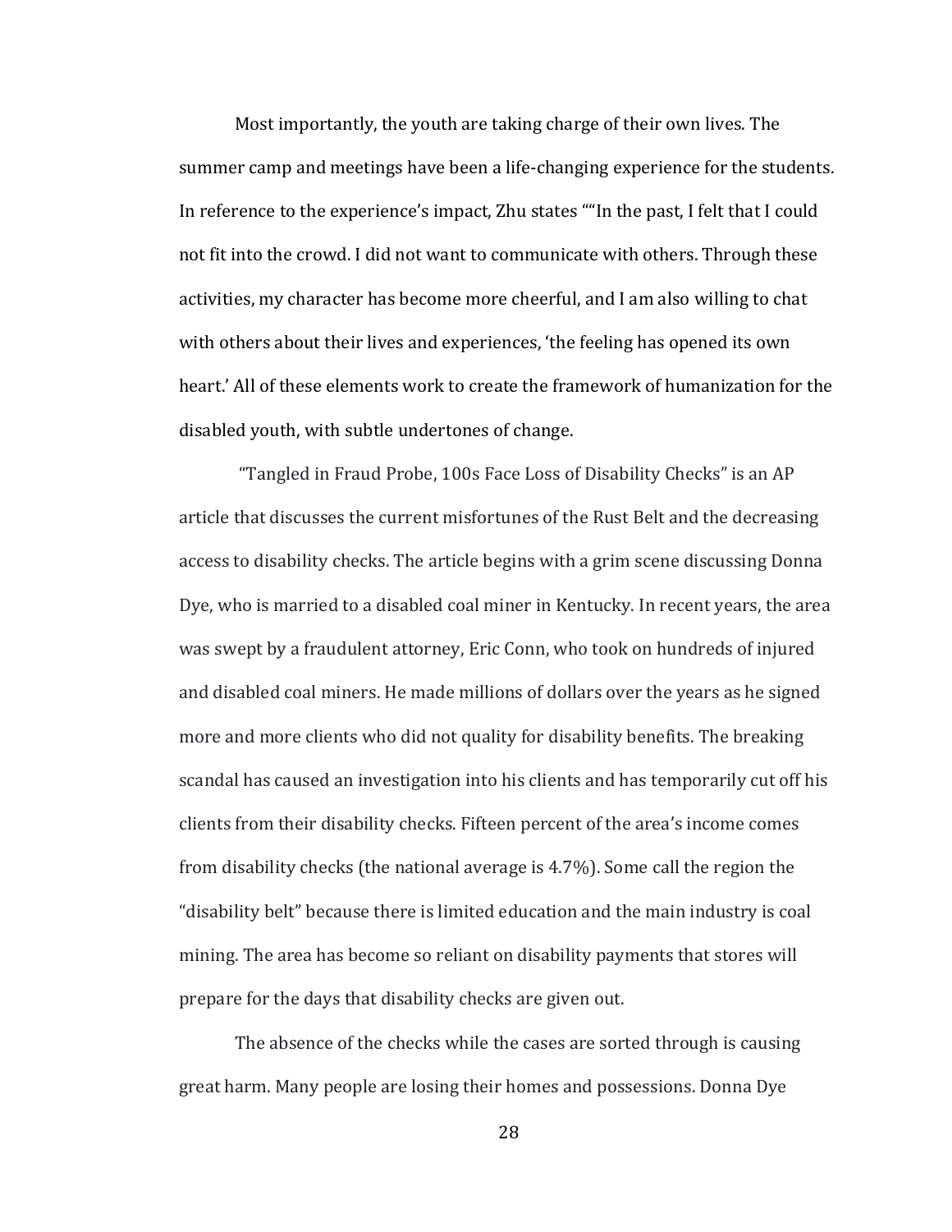Most importantly, the youth are taking charge of their own lives. The summer camp and meetings have been a life-changing experience for the students. In reference to the experience's impact, Zhu states ""In the past, I felt that I could not fit into the crowd. I did not want to communicate with others. Through these activities, my character has become more cheerful, and I am also willing to chat with others about their lives and experiences, 'the feeling has opened its own heart.' All of these elements work to create the framework of humanization for the disabled youth, with subtle undertones of change.

"Tangled in Fraud Probe, 100s Face Loss of Disability Checks" is an AP article that discusses the current misfortunes of the Rust Belt and the decreasing access to disability checks. The article begins with a grim scene discussing Donna Dye, who is married to a disabled coal miner in Kentucky. In recent years, the area was swept by a fraudulent attorney, Eric Conn, who took on hundreds of injured and disabled coal miners. He made millions of dollars over the years as he signed more and more clients who did not quality for disability benefits. The breaking scandal has caused an investigation into his clients and has temporarily cut off his clients from their disability checks. Fifteen percent of the area's income comes from disability checks (the national average is 4.7%). Some call the region the "disability belt" because there is limited education and the main industry is coal mining. The area has become so reliant on disability payments that stores will prepare for the days that disability checks are given out.

The absence of the checks while the cases are sorted through is causing great harm. Many people are losing their homes and possessions. Donna Dye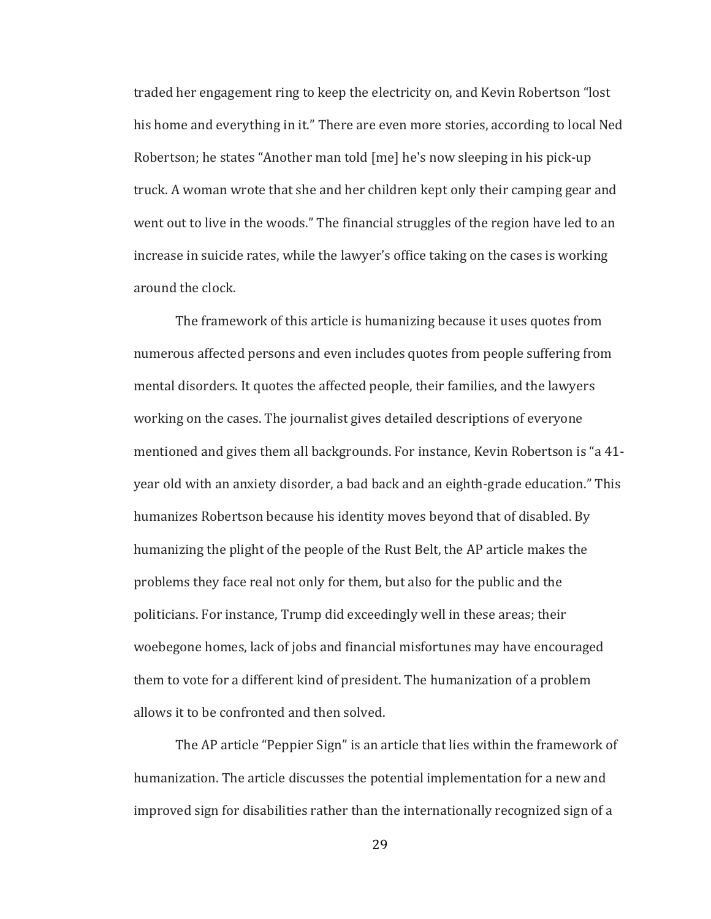traded her engagement ring to keep the electricity on, and Kevin Robertson "lost his home and everything in it." There are even more stories, according to local Ned Robertson; he states "Another man told [me] he's now sleeping in his pick-up truck. A woman wrote that she and her children kept only their camping gear and went out to live in the woods." The financial struggles of the region have led to an increase in suicide rates, while the lawyer's office taking on the cases is working around the clock.

The framework of this article is humanizing because it uses quotes from numerous affected persons and even includes quotes from people suffering from mental disorders. It quotes the affected people, their families, and the lawyers working on the cases. The journalist gives detailed descriptions of everyone mentioned and gives them all backgrounds. For instance, Kevin Robertson is "a 41-year old with an anxiety disorder, a bad back and an eighth-grade education." This humanizes Robertson because his identity moves beyond that of disabled. By humanizing the plight of the people of the Rust Belt, the AP article makes the problems they face real not only for them, but also for the public and the politicians. For instance, Trump did exceedingly well in these areas; their woebegone homes, lack of jobs and financial misfortunes may have encouraged them to vote for a different kind of president. The humanization of a problem allows it to be confronted and then solved.

The AP article "Peppier Sign" is an article that lies within the framework of humanization. The article discusses the potential implementation for a new and improved sign for disabilities rather than the internationally recognized sign of a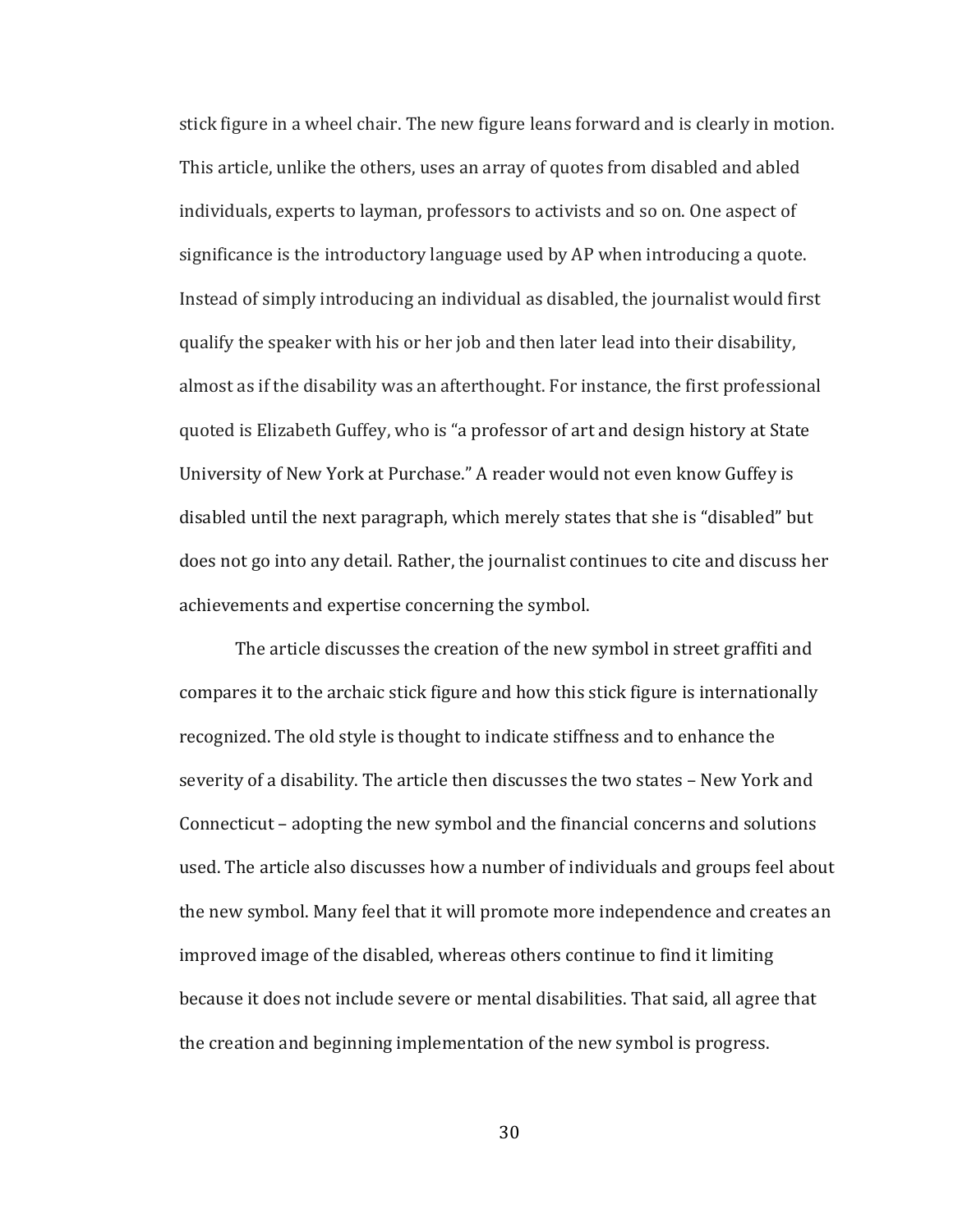stick figure in a wheel chair. The new figure leans forward and is clearly in motion. This article, unlike the others, uses an array of quotes from disabled and abled individuals, experts to layman, professors to activists and so on. One aspect of significance is the introductory language used by AP when introducing a quote. Instead of simply introducing an individual as disabled, the journalist would first qualify the speaker with his or her job and then later lead into their disability, almost as if the disability was an afterthought. For instance, the first professional quoted is Elizabeth Guffey, who is "a professor of art and design history at State University of New York at Purchase." A reader would not even know Guffey is disabled until the next paragraph, which merely states that she is "disabled" but does not go into any detail. Rather, the journalist continues to cite and discuss her achievements and expertise concerning the symbol.

The article discusses the creation of the new symbol in street graffiti and compares it to the archaic stick figure and how this stick figure is internationally recognized. The old style is thought to indicate stiffness and to enhance the severity of a disability. The article then discusses the two states – New York and Connecticut – adopting the new symbol and the financial concerns and solutions used. The article also discusses how a number of individuals and groups feel about the new symbol. Many feel that it will promote more independence and creates an improved image of the disabled, whereas others continue to find it limiting because it does not include severe or mental disabilities. That said, all agree that the creation and beginning implementation of the new symbol is progress.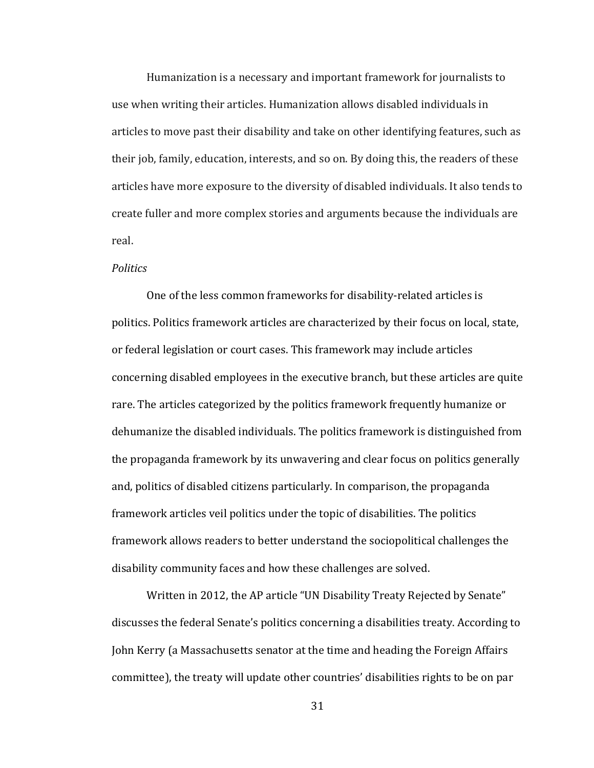Humanization is a necessary and important framework for journalists to use when writing their articles. Humanization allows disabled individuals in articles to move past their disability and take on other identifying features, such as their job, family, education, interests, and so on. By doing this, the readers of these articles have more exposure to the diversity of disabled individuals. It also tends to create fuller and more complex stories and arguments because the individuals are real.

*Politics*

One of the less common frameworks for disability-related articles is politics. Politics framework articles are characterized by their focus on local, state, or federal legislation or court cases. This framework may include articles concerning disabled employees in the executive branch, but these articles are quite rare. The articles categorized by the politics framework frequently humanize or dehumanize the disabled individuals. The politics framework is distinguished from the propaganda framework by its unwavering and clear focus on politics generally and, politics of disabled citizens particularly. In comparison, the propaganda framework articles veil politics under the topic of disabilities. The politics framework allows readers to better understand the sociopolitical challenges the disability community faces and how these challenges are solved.

Written in 2012, the AP article "UN Disability Treaty Rejected by Senate" discusses the federal Senate's politics concerning a disabilities treaty. According to John Kerry (a Massachusetts senator at the time and heading the Foreign Affairs committee), the treaty will update other countries' disabilities rights to be on par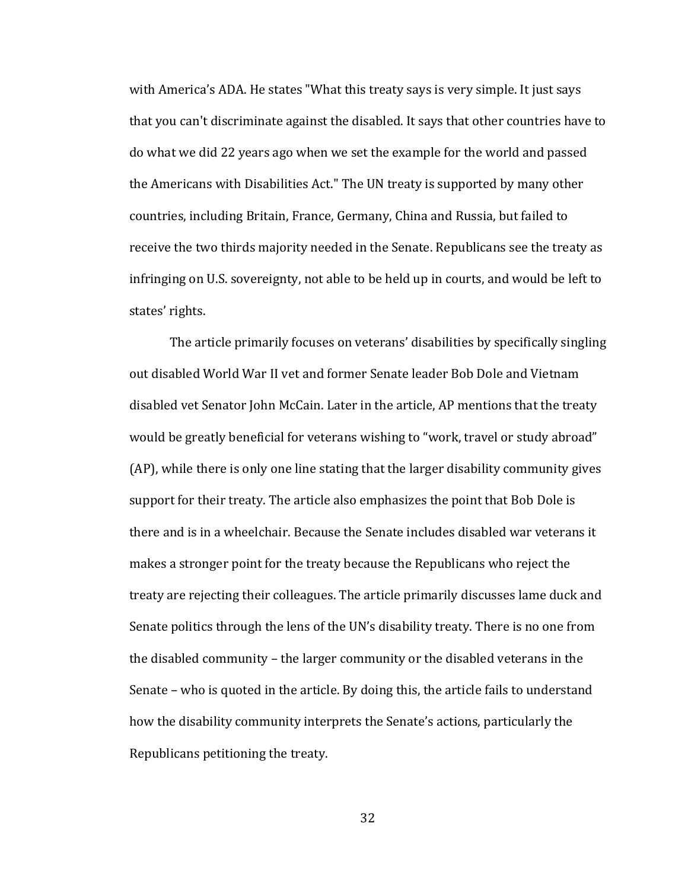with America's ADA. He states "What this treaty says is very simple. It just says that you can't discriminate against the disabled. It says that other countries have to do what we did 22 years ago when we set the example for the world and passed the Americans with Disabilities Act." The UN treaty is supported by many other countries, including Britain, France, Germany, China and Russia, but failed to receive the two thirds majority needed in the Senate. Republicans see the treaty as infringing on U.S. sovereignty, not able to be held up in courts, and would be left to states' rights.

The article primarily focuses on veterans' disabilities by specifically singling out disabled World War II vet and former Senate leader Bob Dole and Vietnam disabled vet Senator John McCain. Later in the article, AP mentions that the treaty would be greatly beneficial for veterans wishing to "work, travel or study abroad" (AP), while there is only one line stating that the larger disability community gives support for their treaty. The article also emphasizes the point that Bob Dole is there and is in a wheelchair. Because the Senate includes disabled war veterans it makes a stronger point for the treaty because the Republicans who reject the treaty are rejecting their colleagues. The article primarily discusses lame duck and Senate politics through the lens of the UN's disability treaty. There is no one from the disabled community – the larger community or the disabled veterans in the Senate – who is quoted in the article. By doing this, the article fails to understand how the disability community interprets the Senate's actions, particularly the Republicans petitioning the treaty.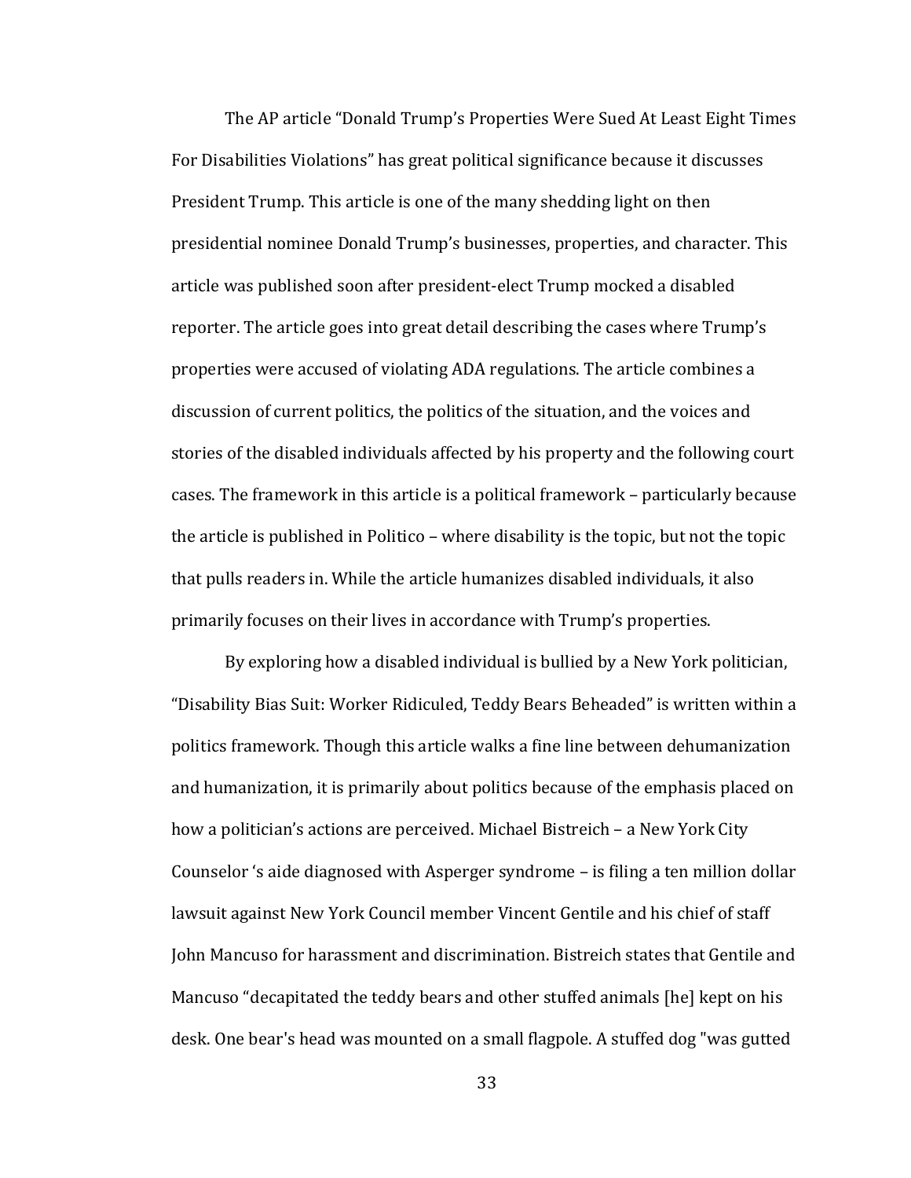The AP article "Donald Trump's Properties Were Sued At Least Eight Times For Disabilities Violations" has great political significance because it discusses President Trump. This article is one of the many shedding light on then presidential nominee Donald Trump's businesses, properties, and character. This article was published soon after president-elect Trump mocked a disabled reporter. The article goes into great detail describing the cases where Trump's properties were accused of violating ADA regulations. The article combines a discussion of current politics, the politics of the situation, and the voices and stories of the disabled individuals affected by his property and the following court cases. The framework in this article is a political framework – particularly because the article is published in Politico – where disability is the topic, but not the topic that pulls readers in. While the article humanizes disabled individuals, it also primarily focuses on their lives in accordance with Trump's properties.

By exploring how a disabled individual is bullied by a New York politician, "Disability Bias Suit: Worker Ridiculed, Teddy Bears Beheaded" is written within a politics framework. Though this article walks a fine line between dehumanization and humanization, it is primarily about politics because of the emphasis placed on how a politician's actions are perceived. Michael Bistreich – a New York City Counselor 's aide diagnosed with Asperger syndrome – is filing a ten million dollar lawsuit against New York Council member Vincent Gentile and his chief of staff John Mancuso for harassment and discrimination. Bistreich states that Gentile and Mancuso "decapitated the teddy bears and other stuffed animals [he] kept on his desk. One bear's head was mounted on a small flagpole. A stuffed dog "was gutted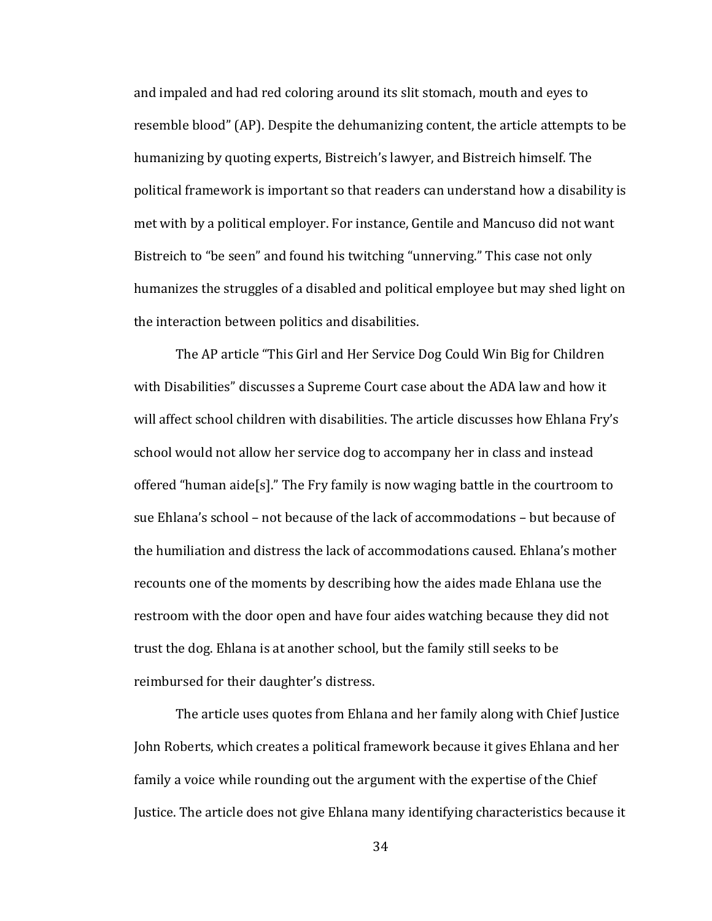and impaled and had red coloring around its slit stomach, mouth and eyes to resemble blood" (AP). Despite the dehumanizing content, the article attempts to be humanizing by quoting experts, Bistreich's lawyer, and Bistreich himself. The political framework is important so that readers can understand how a disability is met with by a political employer. For instance, Gentile and Mancuso did not want Bistreich to "be seen" and found his twitching "unnerving." This case not only humanizes the struggles of a disabled and political employee but may shed light on the interaction between politics and disabilities.

The AP article "This Girl and Her Service Dog Could Win Big for Children with Disabilities" discusses a Supreme Court case about the ADA law and how it will affect school children with disabilities. The article discusses how Ehlana Fry's school would not allow her service dog to accompany her in class and instead offered "human aide[s]." The Fry family is now waging battle in the courtroom to sue Ehlana's school – not because of the lack of accommodations – but because of the humiliation and distress the lack of accommodations caused. Ehlana's mother recounts one of the moments by describing how the aides made Ehlana use the restroom with the door open and have four aides watching because they did not trust the dog. Ehlana is at another school, but the family still seeks to be reimbursed for their daughter's distress.

The article uses quotes from Ehlana and her family along with Chief Justice John Roberts, which creates a political framework because it gives Ehlana and her family a voice while rounding out the argument with the expertise of the Chief Justice. The article does not give Ehlana many identifying characteristics because it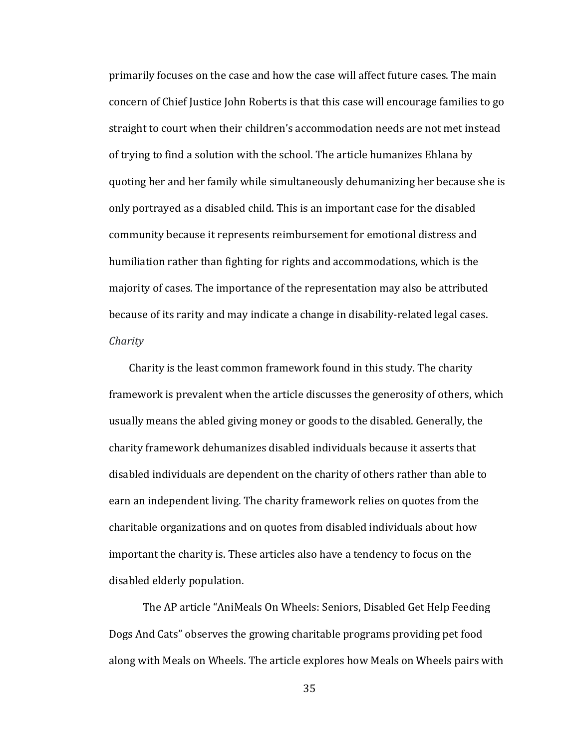primarily focuses on the case and how the case will affect future cases. The main concern of Chief Justice John Roberts is that this case will encourage families to go straight to court when their children's accommodation needs are not met instead of trying to find a solution with the school. The article humanizes Ehlana by quoting her and her family while simultaneously dehumanizing her because she is only portrayed as a disabled child. This is an important case for the disabled community because it represents reimbursement for emotional distress and humiliation rather than fighting for rights and accommodations, which is the majority of cases. The importance of the representation may also be attributed because of its rarity and may indicate a change in disability-related legal cases.

*Charity*

Charity is the least common framework found in this study. The charity framework is prevalent when the article discusses the generosity of others, which usually means the abled giving money or goods to the disabled. Generally, the charity framework dehumanizes disabled individuals because it asserts that disabled individuals are dependent on the charity of others rather than able to earn an independent living. The charity framework relies on quotes from the charitable organizations and on quotes from disabled individuals about how important the charity is. These articles also have a tendency to focus on the disabled elderly population.

The AP article "AniMeals On Wheels: Seniors, Disabled Get Help Feeding Dogs And Cats" observes the growing charitable programs providing pet food along with Meals on Wheels. The article explores how Meals on Wheels pairs with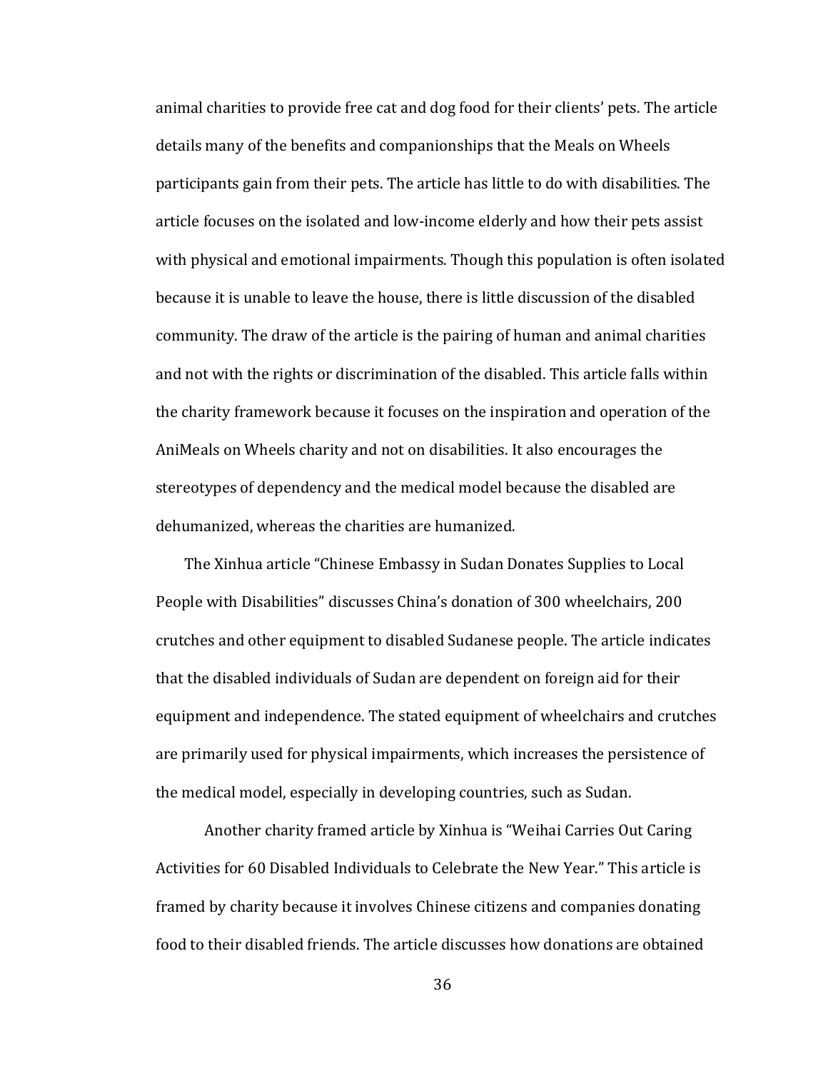animal charities to provide free cat and dog food for their clients' pets. The article details many of the benefits and companionships that the Meals on Wheels participants gain from their pets. The article has little to do with disabilities. The article focuses on the isolated and low-income elderly and how their pets assist with physical and emotional impairments. Though this population is often isolated because it is unable to leave the house, there is little discussion of the disabled community. The draw of the article is the pairing of human and animal charities and not with the rights or discrimination of the disabled. This article falls within the charity framework because it focuses on the inspiration and operation of the AniMeals on Wheels charity and not on disabilities. It also encourages the stereotypes of dependency and the medical model because the disabled are dehumanized, whereas the charities are humanized.

The Xinhua article "Chinese Embassy in Sudan Donates Supplies to Local People with Disabilities" discusses China's donation of 300 wheelchairs, 200 crutches and other equipment to disabled Sudanese people. The article indicates that the disabled individuals of Sudan are dependent on foreign aid for their equipment and independence. The stated equipment of wheelchairs and crutches are primarily used for physical impairments, which increases the persistence of the medical model, especially in developing countries, such as Sudan.

Another charity framed article by Xinhua is "Weihai Carries Out Caring Activities for 60 Disabled Individuals to Celebrate the New Year." This article is framed by charity because it involves Chinese citizens and companies donating food to their disabled friends. The article discusses how donations are obtained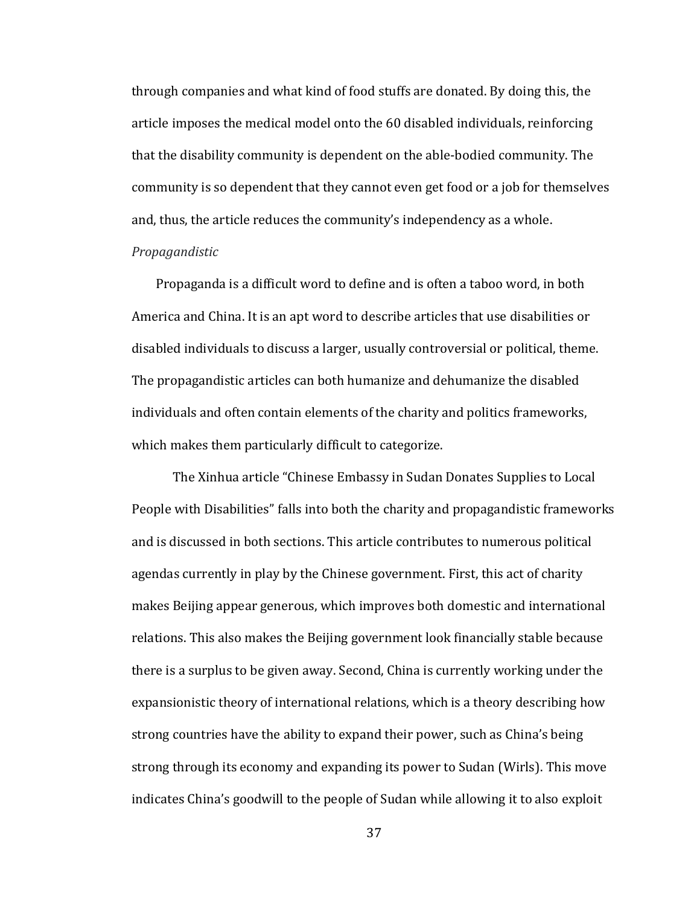through companies and what kind of food stuffs are donated. By doing this, the article imposes the medical model onto the 60 disabled individuals, reinforcing that the disability community is dependent on the able-bodied community. The community is so dependent that they cannot even get food or a job for themselves and, thus, the article reduces the community's independency as a whole.

*Propagandistic*

Propaganda is a difficult word to define and is often a taboo word, in both America and China. It is an apt word to describe articles that use disabilities or disabled individuals to discuss a larger, usually controversial or political, theme. The propagandistic articles can both humanize and dehumanize the disabled individuals and often contain elements of the charity and politics frameworks, which makes them particularly difficult to categorize.

The Xinhua article "Chinese Embassy in Sudan Donates Supplies to Local People with Disabilities" falls into both the charity and propagandistic frameworks and is discussed in both sections. This article contributes to numerous political agendas currently in play by the Chinese government. First, this act of charity makes Beijing appear generous, which improves both domestic and international relations. This also makes the Beijing government look financially stable because there is a surplus to be given away. Second, China is currently working under the expansionistic theory of international relations, which is a theory describing how strong countries have the ability to expand their power, such as China's being strong through its economy and expanding its power to Sudan (Wirls). This move indicates China's goodwill to the people of Sudan while allowing it to also exploit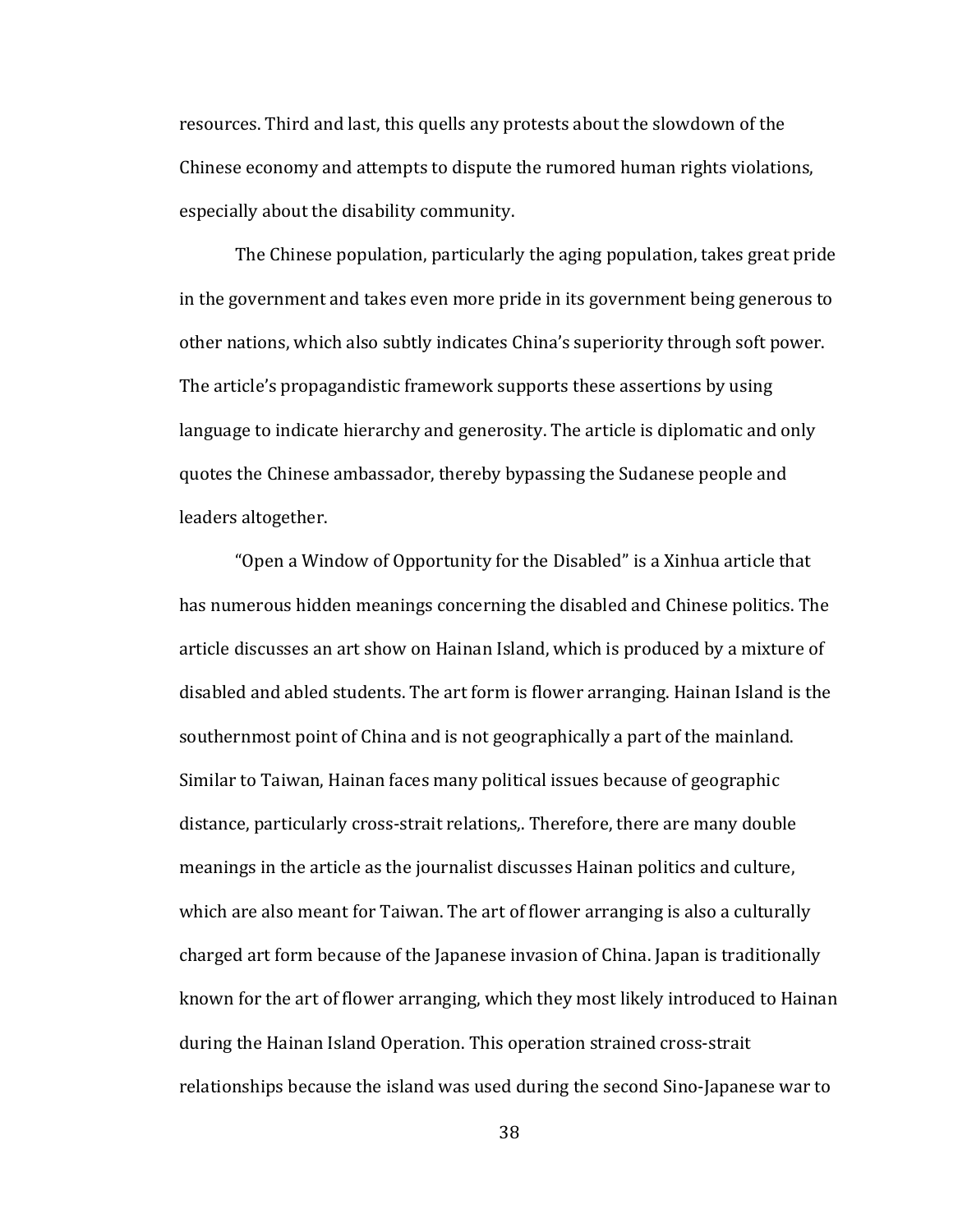resources. Third and last, this quells any protests about the slowdown of the Chinese economy and attempts to dispute the rumored human rights violations, especially about the disability community.

The Chinese population, particularly the aging population, takes great pride in the government and takes even more pride in its government being generous to other nations, which also subtly indicates China's superiority through soft power. The article's propagandistic framework supports these assertions by using language to indicate hierarchy and generosity. The article is diplomatic and only quotes the Chinese ambassador, thereby bypassing the Sudanese people and leaders altogether.

"Open a Window of Opportunity for the Disabled" is a Xinhua article that has numerous hidden meanings concerning the disabled and Chinese politics. The article discusses an art show on Hainan Island, which is produced by a mixture of disabled and abled students. The art form is flower arranging. Hainan Island is the southernmost point of China and is not geographically a part of the mainland. Similar to Taiwan, Hainan faces many political issues because of geographic distance, particularly cross-strait relations,. Therefore, there are many double meanings in the article as the journalist discusses Hainan politics and culture, which are also meant for Taiwan. The art of flower arranging is also a culturally charged art form because of the Japanese invasion of China. Japan is traditionally known for the art of flower arranging, which they most likely introduced to Hainan during the Hainan Island Operation. This operation strained cross-strait relationships because the island was used during the second Sino-Japanese war to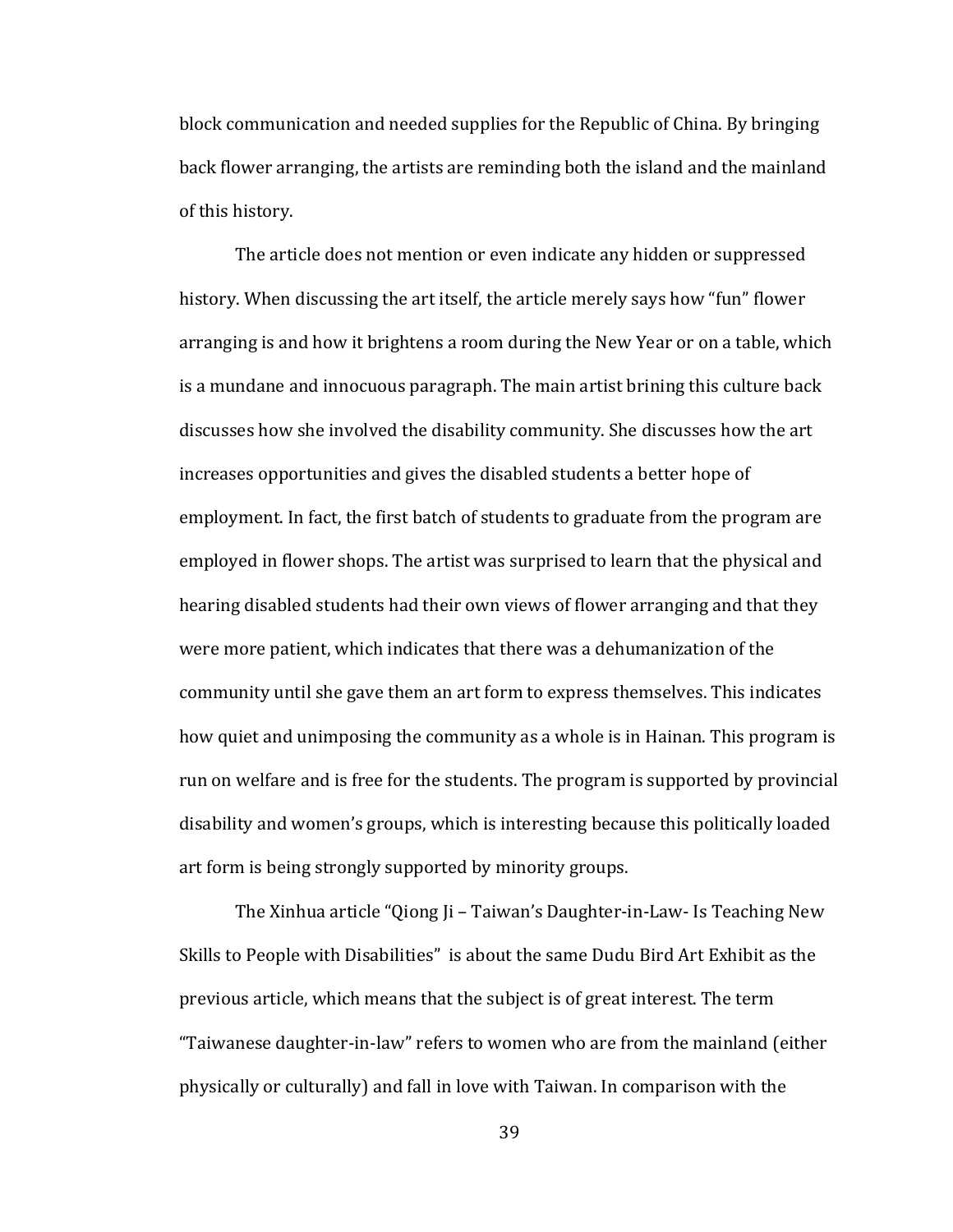block communication and needed supplies for the Republic of China. By bringing back flower arranging, the artists are reminding both the island and the mainland of this history.

The article does not mention or even indicate any hidden or suppressed history. When discussing the art itself, the article merely says how "fun" flower arranging is and how it brightens a room during the New Year or on a table, which is a mundane and innocuous paragraph. The main artist brining this culture back discusses how she involved the disability community. She discusses how the art increases opportunities and gives the disabled students a better hope of employment. In fact, the first batch of students to graduate from the program are employed in flower shops. The artist was surprised to learn that the physical and hearing disabled students had their own views of flower arranging and that they were more patient, which indicates that there was a dehumanization of the community until she gave them an art form to express themselves. This indicates how quiet and unimposing the community as a whole is in Hainan. This program is run on welfare and is free for the students. The program is supported by provincial disability and women's groups, which is interesting because this politically loaded art form is being strongly supported by minority groups.

The Xinhua article "Qiong Ji – Taiwan's Daughter-in-Law- Is Teaching New Skills to People with Disabilities" is about the same Dudu Bird Art Exhibit as the previous article, which means that the subject is of great interest. The term "Taiwanese daughter-in-law" refers to women who are from the mainland (either physically or culturally) and fall in love with Taiwan. In comparison with the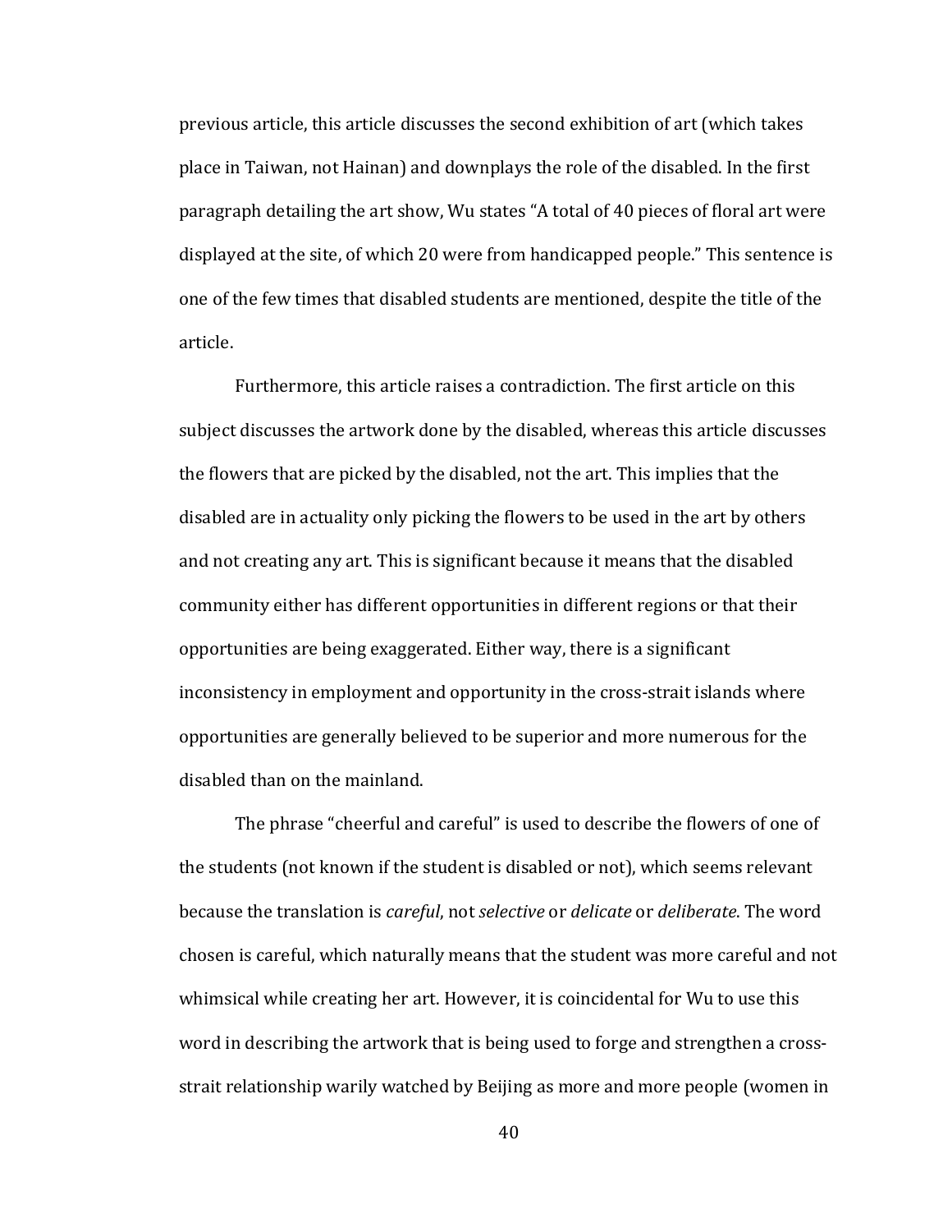previous article, this article discusses the second exhibition of art (which takes place in Taiwan, not Hainan) and downplays the role of the disabled. In the first paragraph detailing the art show, Wu states "A total of 40 pieces of floral art were displayed at the site, of which 20 were from handicapped people." This sentence is one of the few times that disabled students are mentioned, despite the title of the article.

Furthermore, this article raises a contradiction. The first article on this subject discusses the artwork done by the disabled, whereas this article discusses the flowers that are picked by the disabled, not the art. This implies that the disabled are in actuality only picking the flowers to be used in the art by others and not creating any art. This is significant because it means that the disabled community either has different opportunities in different regions or that their opportunities are being exaggerated. Either way, there is a significant inconsistency in employment and opportunity in the cross-strait islands where opportunities are generally believed to be superior and more numerous for the disabled than on the mainland.

The phrase "cheerful and careful" is used to describe the flowers of one of the students (not known if the student is disabled or not), which seems relevant because the translation is *careful*, not *selective* or *delicate* or *deliberate*. The word chosen is careful, which naturally means that the student was more careful and not whimsical while creating her art. However, it is coincidental for Wu to use this word in describing the artwork that is being used to forge and strengthen a cross-strait relationship warily watched by Beijing as more and more people (women in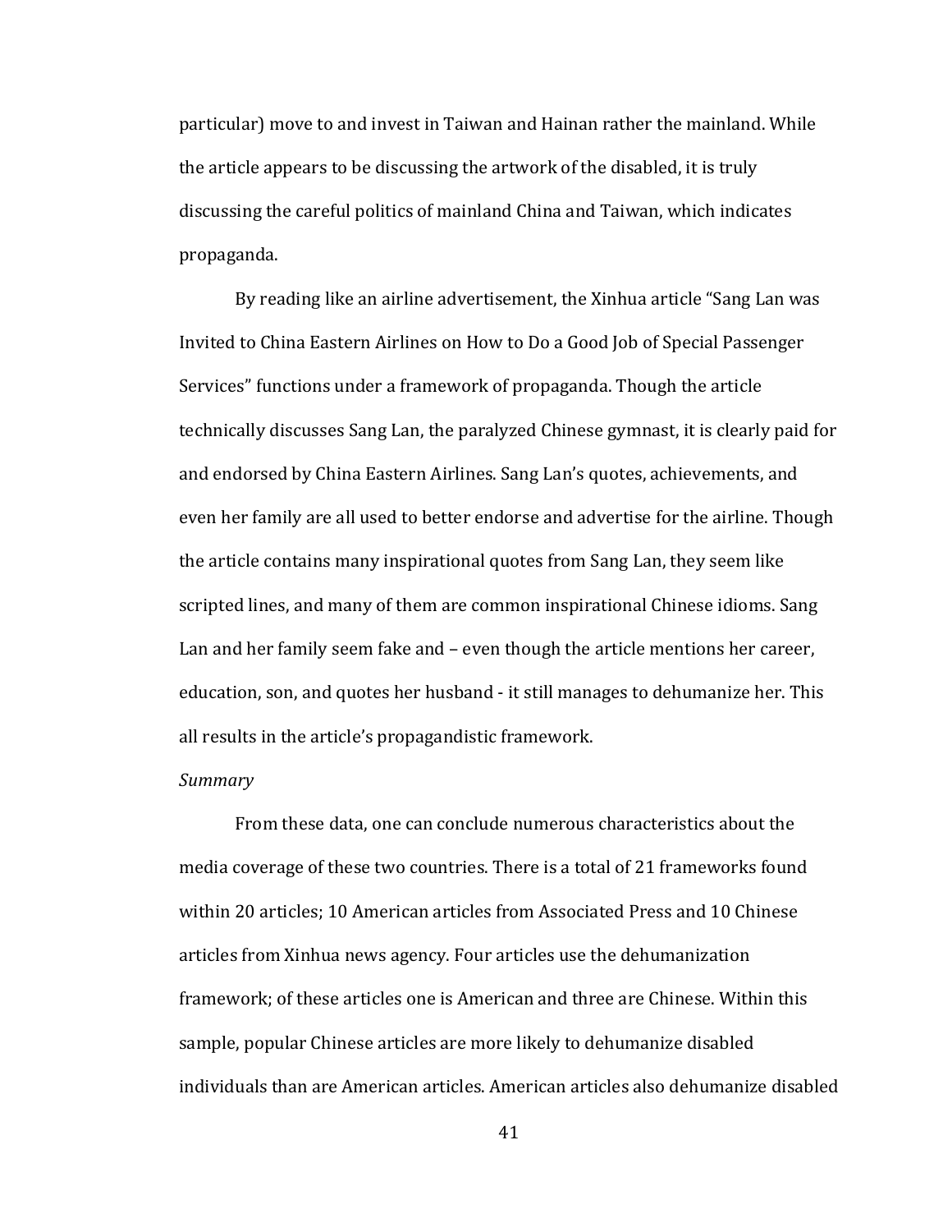particular) move to and invest in Taiwan and Hainan rather the mainland. While the article appears to be discussing the artwork of the disabled, it is truly discussing the careful politics of mainland China and Taiwan, which indicates propaganda.

By reading like an airline advertisement, the Xinhua article "Sang Lan was Invited to China Eastern Airlines on How to Do a Good Job of Special Passenger Services" functions under a framework of propaganda. Though the article technically discusses Sang Lan, the paralyzed Chinese gymnast, it is clearly paid for and endorsed by China Eastern Airlines. Sang Lan's quotes, achievements, and even her family are all used to better endorse and advertise for the airline. Though the article contains many inspirational quotes from Sang Lan, they seem like scripted lines, and many of them are common inspirational Chinese idioms. Sang Lan and her family seem fake and – even though the article mentions her career, education, son, and quotes her husband - it still manages to dehumanize her. This all results in the article's propagandistic framework.

*Summary*

From these data, one can conclude numerous characteristics about the media coverage of these two countries. There is a total of 21 frameworks found within 20 articles; 10 American articles from Associated Press and 10 Chinese articles from Xinhua news agency. Four articles use the dehumanization framework; of these articles one is American and three are Chinese. Within this sample, popular Chinese articles are more likely to dehumanize disabled individuals than are American articles. American articles also dehumanize disabled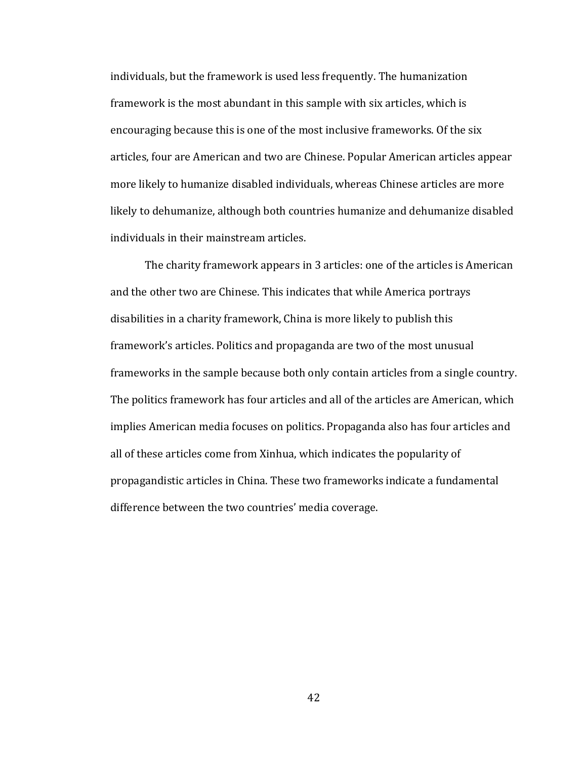individuals, but the framework is used less frequently. The humanization framework is the most abundant in this sample with six articles, which is encouraging because this is one of the most inclusive frameworks. Of the six articles, four are American and two are Chinese. Popular American articles appear more likely to humanize disabled individuals, whereas Chinese articles are more likely to dehumanize, although both countries humanize and dehumanize disabled individuals in their mainstream articles.

The charity framework appears in 3 articles: one of the articles is American and the other two are Chinese. This indicates that while America portrays disabilities in a charity framework, China is more likely to publish this framework's articles. Politics and propaganda are two of the most unusual frameworks in the sample because both only contain articles from a single country. The politics framework has four articles and all of the articles are American, which implies American media focuses on politics. Propaganda also has four articles and all of these articles come from Xinhua, which indicates the popularity of propagandistic articles in China. These two frameworks indicate a fundamental difference between the two countries' media coverage.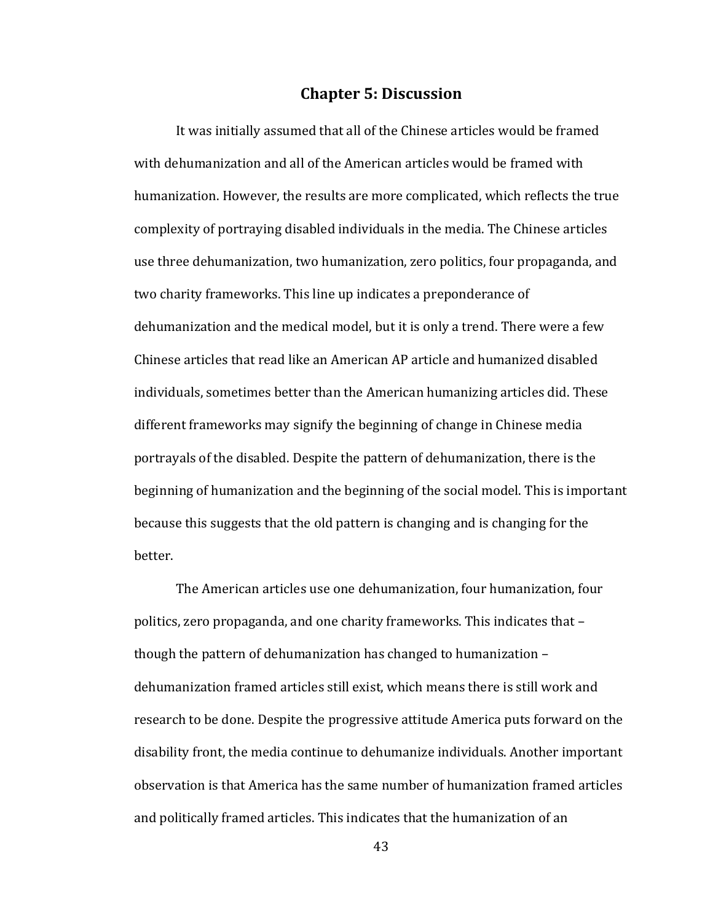## Chapter 5: Discussion

It was initially assumed that all of the Chinese articles would be framed with dehumanization and all of the American articles would be framed with humanization. However, the results are more complicated, which reflects the true complexity of portraying disabled individuals in the media. The Chinese articles use three dehumanization, two humanization, zero politics, four propaganda, and two charity frameworks. This line up indicates a preponderance of dehumanization and the medical model, but it is only a trend. There were a few Chinese articles that read like an American AP article and humanized disabled individuals, sometimes better than the American humanizing articles did. These different frameworks may signify the beginning of change in Chinese media portrayals of the disabled. Despite the pattern of dehumanization, there is the beginning of humanization and the beginning of the social model. This is important because this suggests that the old pattern is changing and is changing for the better.

The American articles use one dehumanization, four humanization, four politics, zero propaganda, and one charity frameworks. This indicates that – though the pattern of dehumanization has changed to humanization – dehumanization framed articles still exist, which means there is still work and research to be done. Despite the progressive attitude America puts forward on the disability front, the media continue to dehumanize individuals. Another important observation is that America has the same number of humanization framed articles and politically framed articles. This indicates that the humanization of an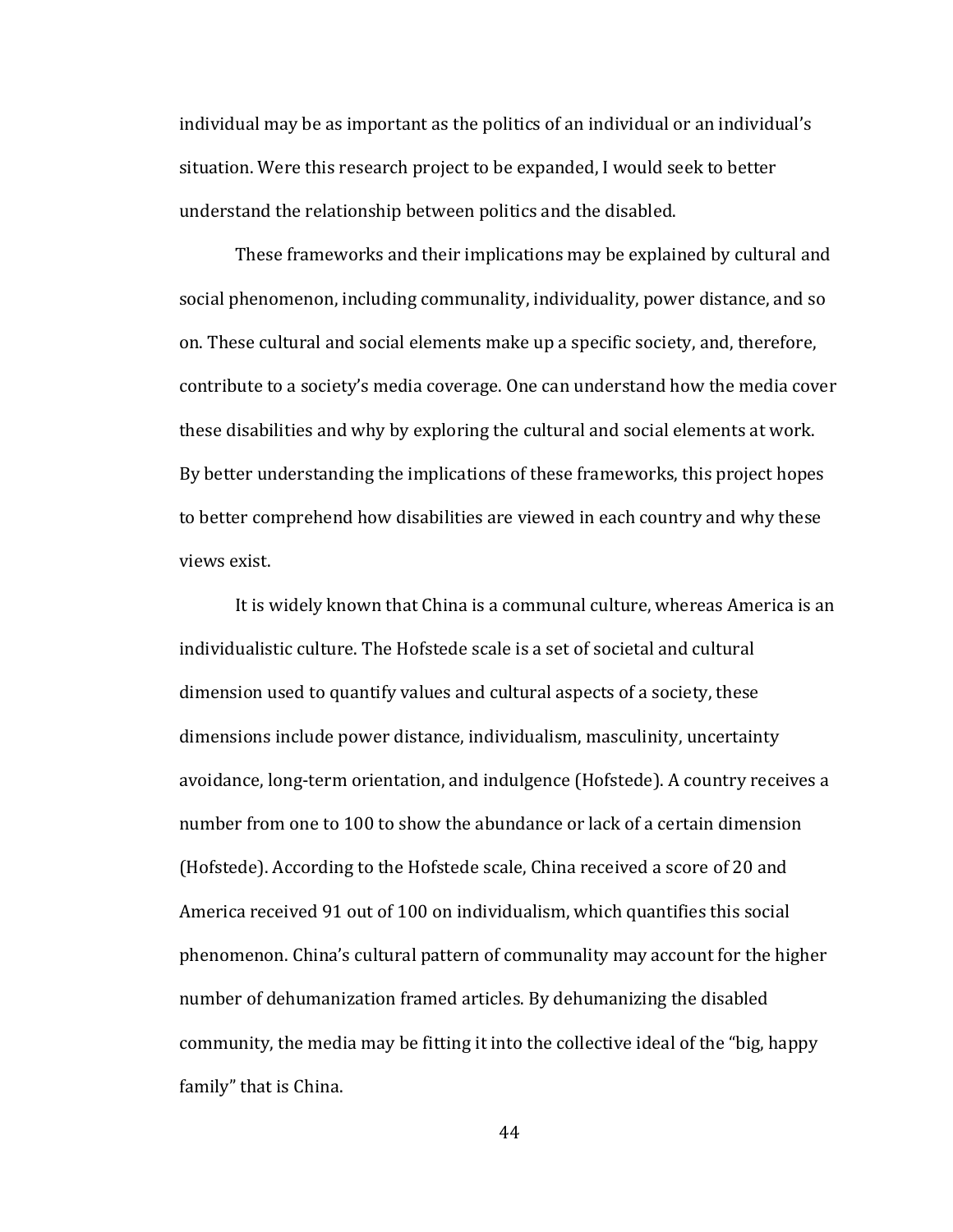individual may be as important as the politics of an individual or an individual's situation. Were this research project to be expanded, I would seek to better understand the relationship between politics and the disabled.

These frameworks and their implications may be explained by cultural and social phenomenon, including communality, individuality, power distance, and so on. These cultural and social elements make up a specific society, and, therefore, contribute to a society's media coverage. One can understand how the media cover these disabilities and why by exploring the cultural and social elements at work. By better understanding the implications of these frameworks, this project hopes to better comprehend how disabilities are viewed in each country and why these views exist.

It is widely known that China is a communal culture, whereas America is an individualistic culture. The Hofstede scale is a set of societal and cultural dimension used to quantify values and cultural aspects of a society, these dimensions include power distance, individualism, masculinity, uncertainty avoidance, long-term orientation, and indulgence (Hofstede). A country receives a number from one to 100 to show the abundance or lack of a certain dimension (Hofstede). According to the Hofstede scale, China received a score of 20 and America received 91 out of 100 on individualism, which quantifies this social phenomenon. China's cultural pattern of communality may account for the higher number of dehumanization framed articles. By dehumanizing the disabled community, the media may be fitting it into the collective ideal of the "big, happy family" that is China.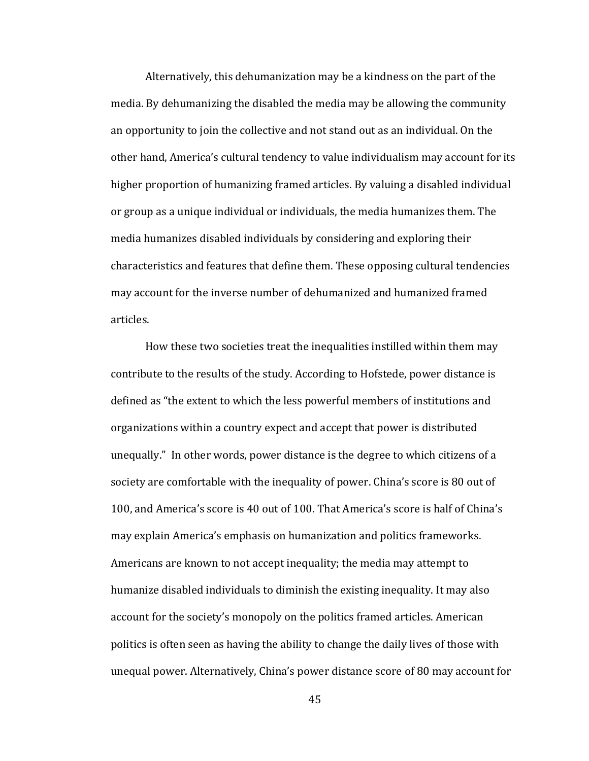Alternatively, this dehumanization may be a kindness on the part of the media. By dehumanizing the disabled the media may be allowing the community an opportunity to join the collective and not stand out as an individual. On the other hand, America's cultural tendency to value individualism may account for its higher proportion of humanizing framed articles. By valuing a disabled individual or group as a unique individual or individuals, the media humanizes them. The media humanizes disabled individuals by considering and exploring their characteristics and features that define them. These opposing cultural tendencies may account for the inverse number of dehumanized and humanized framed articles.

How these two societies treat the inequalities instilled within them may contribute to the results of the study. According to Hofstede, power distance is defined as "the extent to which the less powerful members of institutions and organizations within a country expect and accept that power is distributed unequally." In other words, power distance is the degree to which citizens of a society are comfortable with the inequality of power. China's score is 80 out of 100, and America's score is 40 out of 100. That America's score is half of China's may explain America's emphasis on humanization and politics frameworks. Americans are known to not accept inequality; the media may attempt to humanize disabled individuals to diminish the existing inequality. It may also account for the society's monopoly on the politics framed articles. American politics is often seen as having the ability to change the daily lives of those with unequal power. Alternatively, China's power distance score of 80 may account for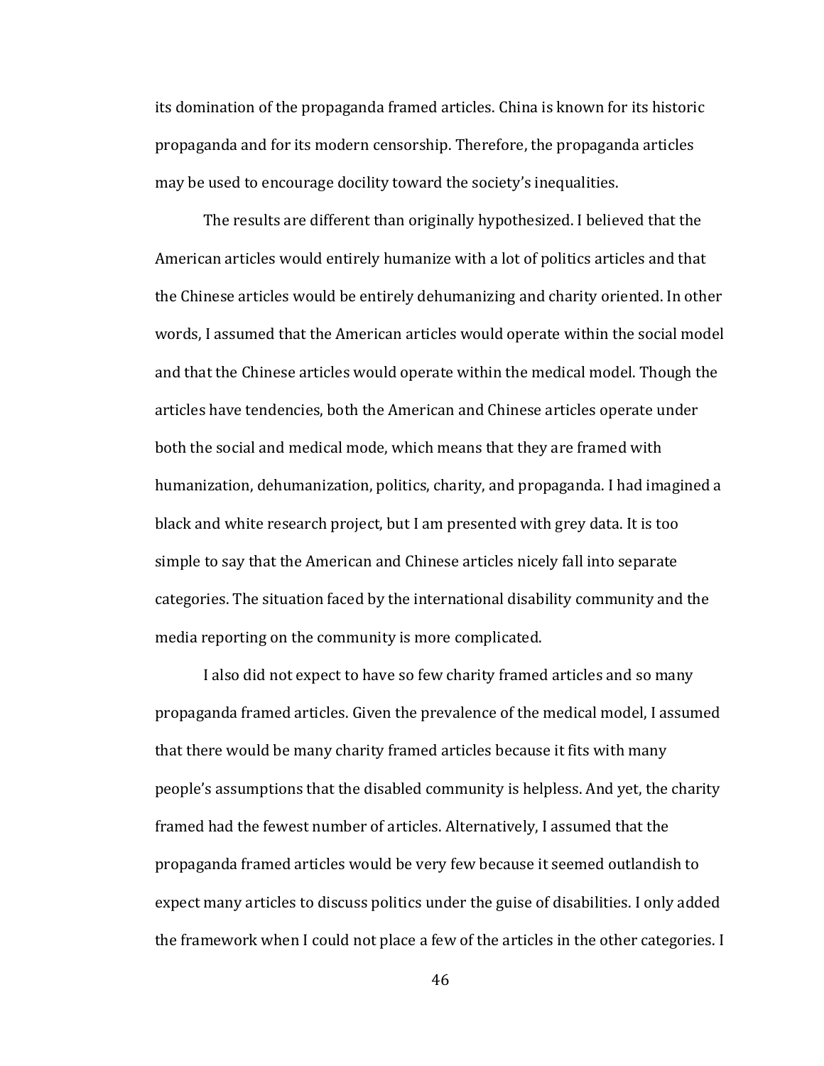its domination of the propaganda framed articles. China is known for its historic propaganda and for its modern censorship. Therefore, the propaganda articles may be used to encourage docility toward the society's inequalities.

The results are different than originally hypothesized. I believed that the American articles would entirely humanize with a lot of politics articles and that the Chinese articles would be entirely dehumanizing and charity oriented. In other words, I assumed that the American articles would operate within the social model and that the Chinese articles would operate within the medical model. Though the articles have tendencies, both the American and Chinese articles operate under both the social and medical mode, which means that they are framed with humanization, dehumanization, politics, charity, and propaganda. I had imagined a black and white research project, but I am presented with grey data. It is too simple to say that the American and Chinese articles nicely fall into separate categories. The situation faced by the international disability community and the media reporting on the community is more complicated.

I also did not expect to have so few charity framed articles and so many propaganda framed articles. Given the prevalence of the medical model, I assumed that there would be many charity framed articles because it fits with many people's assumptions that the disabled community is helpless. And yet, the charity framed had the fewest number of articles. Alternatively, I assumed that the propaganda framed articles would be very few because it seemed outlandish to expect many articles to discuss politics under the guise of disabilities. I only added the framework when I could not place a few of the articles in the other categories. I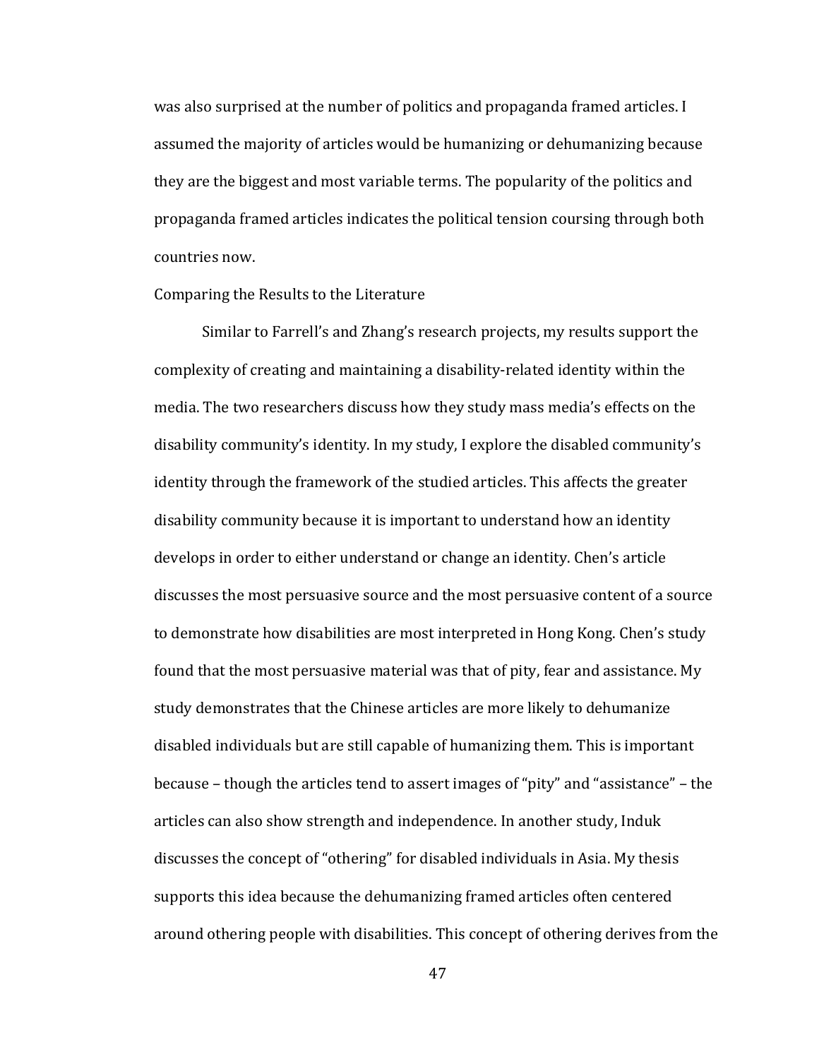was also surprised at the number of politics and propaganda framed articles. I assumed the majority of articles would be humanizing or dehumanizing because they are the biggest and most variable terms. The popularity of the politics and propaganda framed articles indicates the political tension coursing through both countries now.

## Comparing the Results to the Literature

Similar to Farrell's and Zhang's research projects, my results support the complexity of creating and maintaining a disability-related identity within the media. The two researchers discuss how they study mass media's effects on the disability community's identity. In my study, I explore the disabled community's identity through the framework of the studied articles. This affects the greater disability community because it is important to understand how an identity develops in order to either understand or change an identity. Chen's article discusses the most persuasive source and the most persuasive content of a source to demonstrate how disabilities are most interpreted in Hong Kong. Chen's study found that the most persuasive material was that of pity, fear and assistance. My study demonstrates that the Chinese articles are more likely to dehumanize disabled individuals but are still capable of humanizing them. This is important because – though the articles tend to assert images of "pity" and "assistance" – the articles can also show strength and independence. In another study, Induk discusses the concept of "othering" for disabled individuals in Asia. My thesis supports this idea because the dehumanizing framed articles often centered around othering people with disabilities. This concept of othering derives from the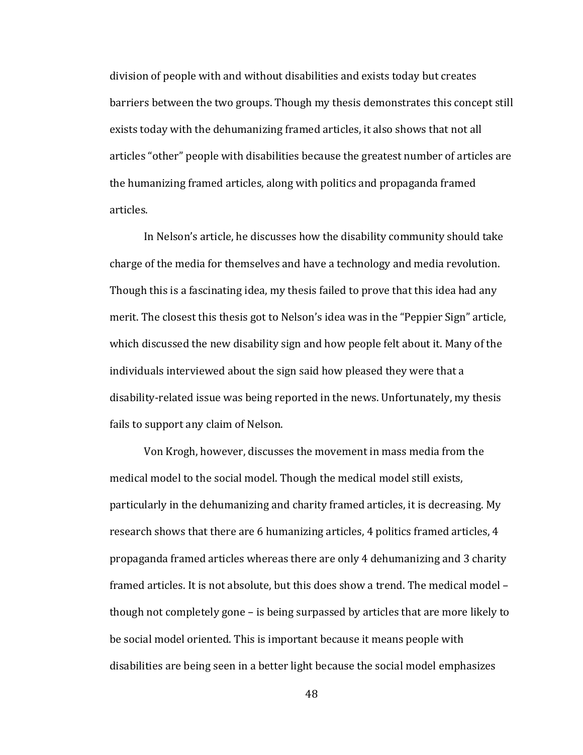division of people with and without disabilities and exists today but creates barriers between the two groups. Though my thesis demonstrates this concept still exists today with the dehumanizing framed articles, it also shows that not all articles “other” people with disabilities because the greatest number of articles are the humanizing framed articles, along with politics and propaganda framed articles.

In Nelson’s article, he discusses how the disability community should take charge of the media for themselves and have a technology and media revolution. Though this is a fascinating idea, my thesis failed to prove that this idea had any merit. The closest this thesis got to Nelson’s idea was in the “Peppier Sign” article, which discussed the new disability sign and how people felt about it. Many of the individuals interviewed about the sign said how pleased they were that a disability-related issue was being reported in the news. Unfortunately, my thesis fails to support any claim of Nelson.

Von Krogh, however, discusses the movement in mass media from the medical model to the social model. Though the medical model still exists, particularly in the dehumanizing and charity framed articles, it is decreasing. My research shows that there are 6 humanizing articles, 4 politics framed articles, 4 propaganda framed articles whereas there are only 4 dehumanizing and 3 charity framed articles. It is not absolute, but this does show a trend. The medical model – though not completely gone – is being surpassed by articles that are more likely to be social model oriented. This is important because it means people with disabilities are being seen in a better light because the social model emphasizes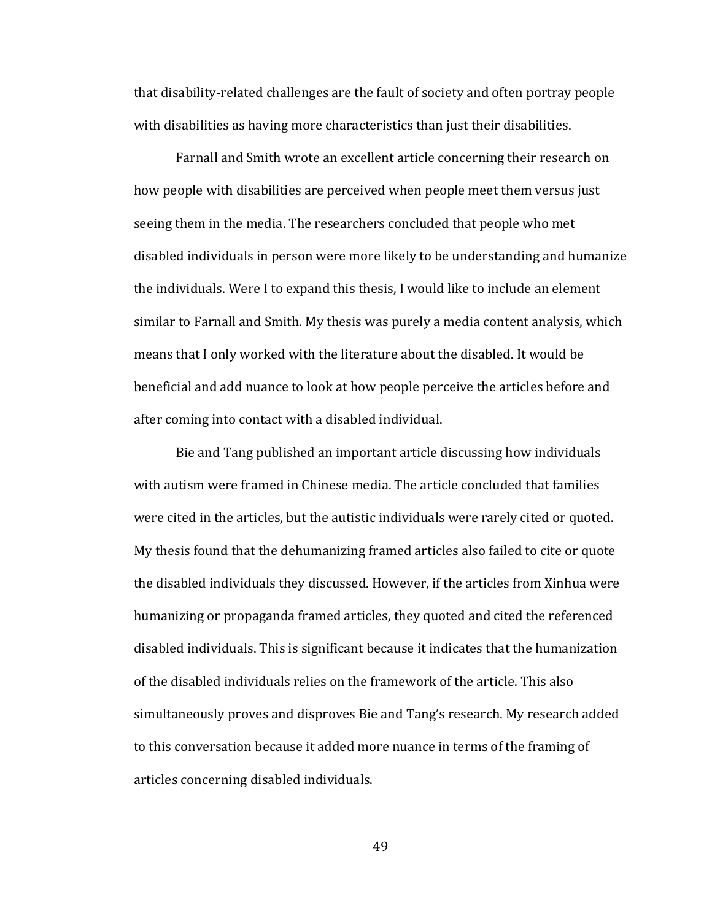that disability-related challenges are the fault of society and often portray people with disabilities as having more characteristics than just their disabilities.

Farnall and Smith wrote an excellent article concerning their research on how people with disabilities are perceived when people meet them versus just seeing them in the media. The researchers concluded that people who met disabled individuals in person were more likely to be understanding and humanize the individuals. Were I to expand this thesis, I would like to include an element similar to Farnall and Smith. My thesis was purely a media content analysis, which means that I only worked with the literature about the disabled. It would be beneficial and add nuance to look at how people perceive the articles before and after coming into contact with a disabled individual.

Bie and Tang published an important article discussing how individuals with autism were framed in Chinese media. The article concluded that families were cited in the articles, but the autistic individuals were rarely cited or quoted. My thesis found that the dehumanizing framed articles also failed to cite or quote the disabled individuals they discussed. However, if the articles from Xinhua were humanizing or propaganda framed articles, they quoted and cited the referenced disabled individuals. This is significant because it indicates that the humanization of the disabled individuals relies on the framework of the article. This also simultaneously proves and disproves Bie and Tang's research. My research added to this conversation because it added more nuance in terms of the framing of articles concerning disabled individuals.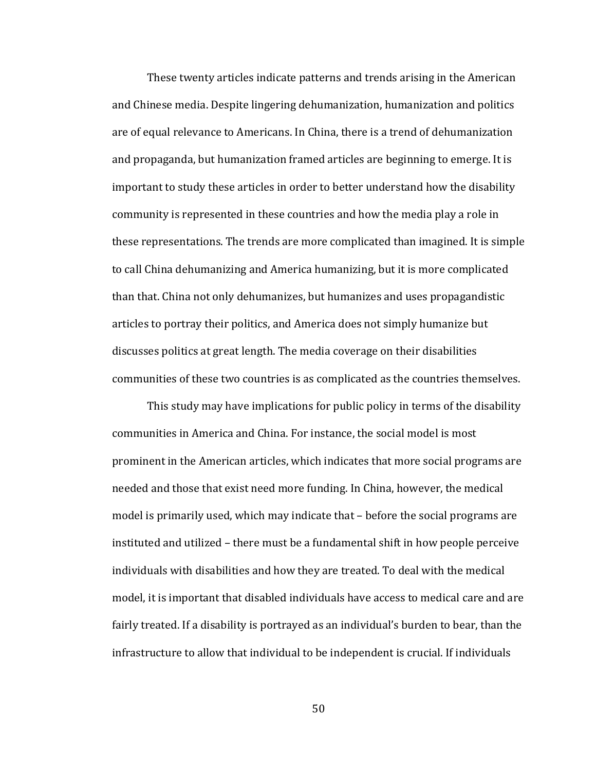These twenty articles indicate patterns and trends arising in the American and Chinese media. Despite lingering dehumanization, humanization and politics are of equal relevance to Americans. In China, there is a trend of dehumanization and propaganda, but humanization framed articles are beginning to emerge. It is important to study these articles in order to better understand how the disability community is represented in these countries and how the media play a role in these representations. The trends are more complicated than imagined. It is simple to call China dehumanizing and America humanizing, but it is more complicated than that. China not only dehumanizes, but humanizes and uses propagandistic articles to portray their politics, and America does not simply humanize but discusses politics at great length. The media coverage on their disabilities communities of these two countries is as complicated as the countries themselves.

This study may have implications for public policy in terms of the disability communities in America and China. For instance, the social model is most prominent in the American articles, which indicates that more social programs are needed and those that exist need more funding. In China, however, the medical model is primarily used, which may indicate that – before the social programs are instituted and utilized – there must be a fundamental shift in how people perceive individuals with disabilities and how they are treated. To deal with the medical model, it is important that disabled individuals have access to medical care and are fairly treated. If a disability is portrayed as an individual's burden to bear, than the infrastructure to allow that individual to be independent is crucial. If individuals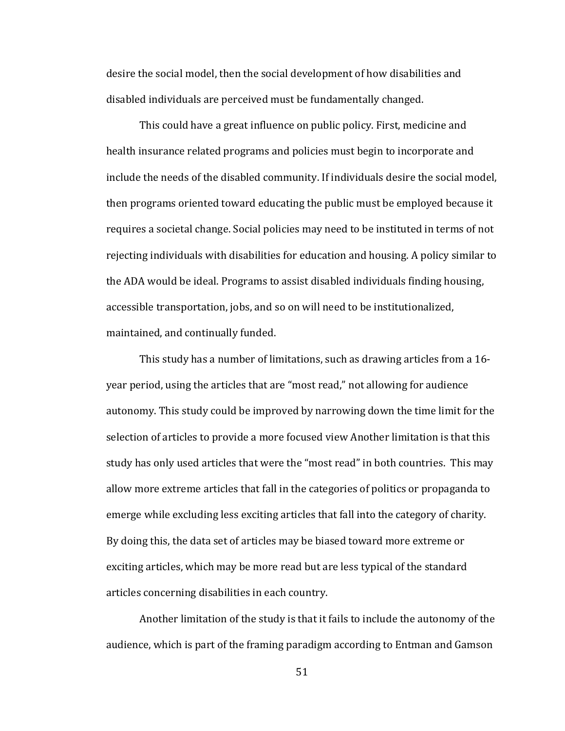desire the social model, then the social development of how disabilities and disabled individuals are perceived must be fundamentally changed.

This could have a great influence on public policy. First, medicine and health insurance related programs and policies must begin to incorporate and include the needs of the disabled community. If individuals desire the social model, then programs oriented toward educating the public must be employed because it requires a societal change. Social policies may need to be instituted in terms of not rejecting individuals with disabilities for education and housing. A policy similar to the ADA would be ideal. Programs to assist disabled individuals finding housing, accessible transportation, jobs, and so on will need to be institutionalized, maintained, and continually funded.

This study has a number of limitations, such as drawing articles from a 16-year period, using the articles that are "most read," not allowing for audience autonomy. This study could be improved by narrowing down the time limit for the selection of articles to provide a more focused view Another limitation is that this study has only used articles that were the "most read" in both countries. This may allow more extreme articles that fall in the categories of politics or propaganda to emerge while excluding less exciting articles that fall into the category of charity. By doing this, the data set of articles may be biased toward more extreme or exciting articles, which may be more read but are less typical of the standard articles concerning disabilities in each country.

Another limitation of the study is that it fails to include the autonomy of the audience, which is part of the framing paradigm according to Entman and Gamson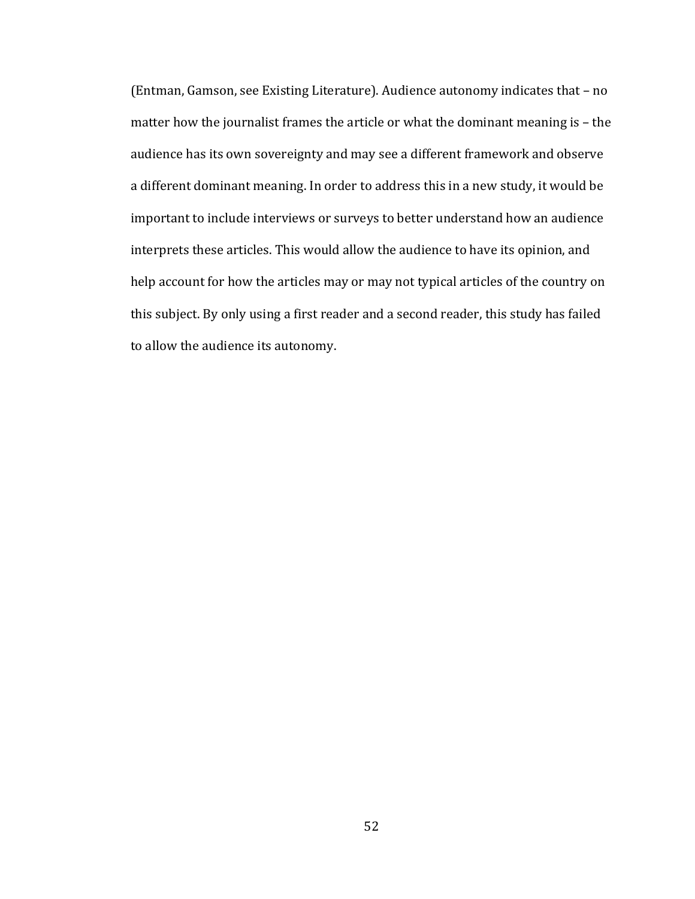(Entman, Gamson, see Existing Literature). Audience autonomy indicates that – no matter how the journalist frames the article or what the dominant meaning is – the audience has its own sovereignty and may see a different framework and observe a different dominant meaning. In order to address this in a new study, it would be important to include interviews or surveys to better understand how an audience interprets these articles. This would allow the audience to have its opinion, and help account for how the articles may or may not typical articles of the country on this subject. By only using a first reader and a second reader, this study has failed to allow the audience its autonomy.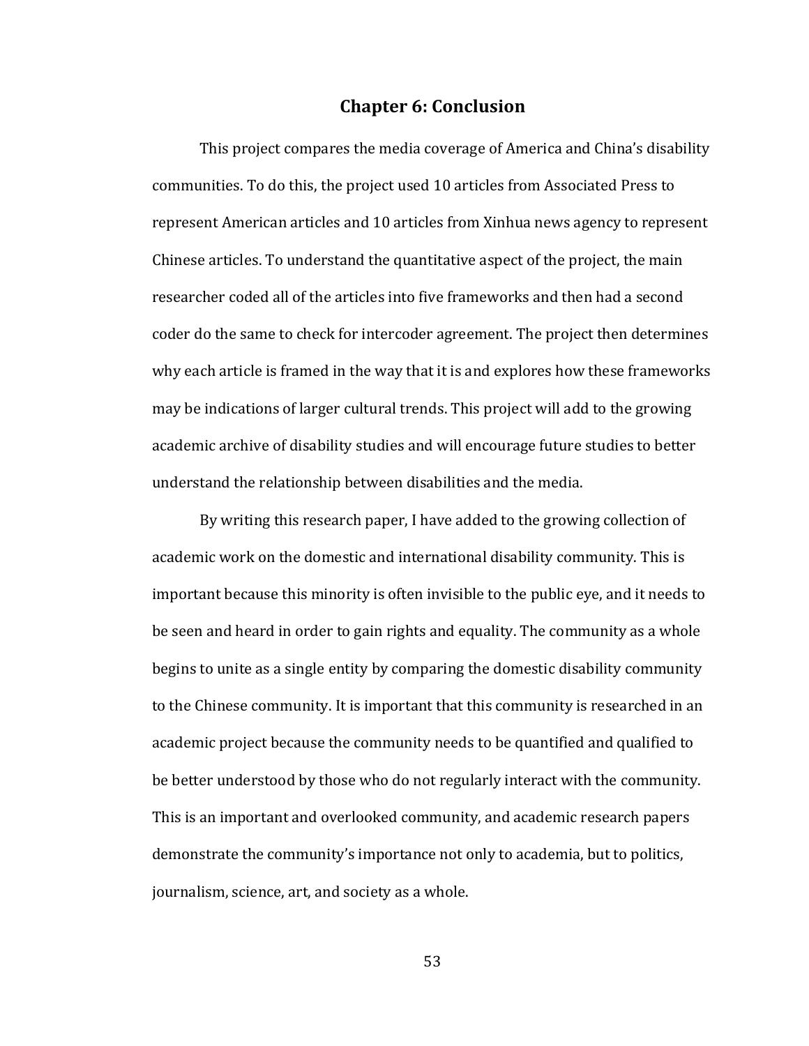# Chapter 6: Conclusion

This project compares the media coverage of America and China's disability communities. To do this, the project used 10 articles from Associated Press to represent American articles and 10 articles from Xinhua news agency to represent Chinese articles. To understand the quantitative aspect of the project, the main researcher coded all of the articles into five frameworks and then had a second coder do the same to check for intercoder agreement. The project then determines why each article is framed in the way that it is and explores how these frameworks may be indications of larger cultural trends. This project will add to the growing academic archive of disability studies and will encourage future studies to better understand the relationship between disabilities and the media.

By writing this research paper, I have added to the growing collection of academic work on the domestic and international disability community. This is important because this minority is often invisible to the public eye, and it needs to be seen and heard in order to gain rights and equality. The community as a whole begins to unite as a single entity by comparing the domestic disability community to the Chinese community. It is important that this community is researched in an academic project because the community needs to be quantified and qualified to be better understood by those who do not regularly interact with the community. This is an important and overlooked community, and academic research papers demonstrate the community's importance not only to academia, but to politics, journalism, science, art, and society as a whole.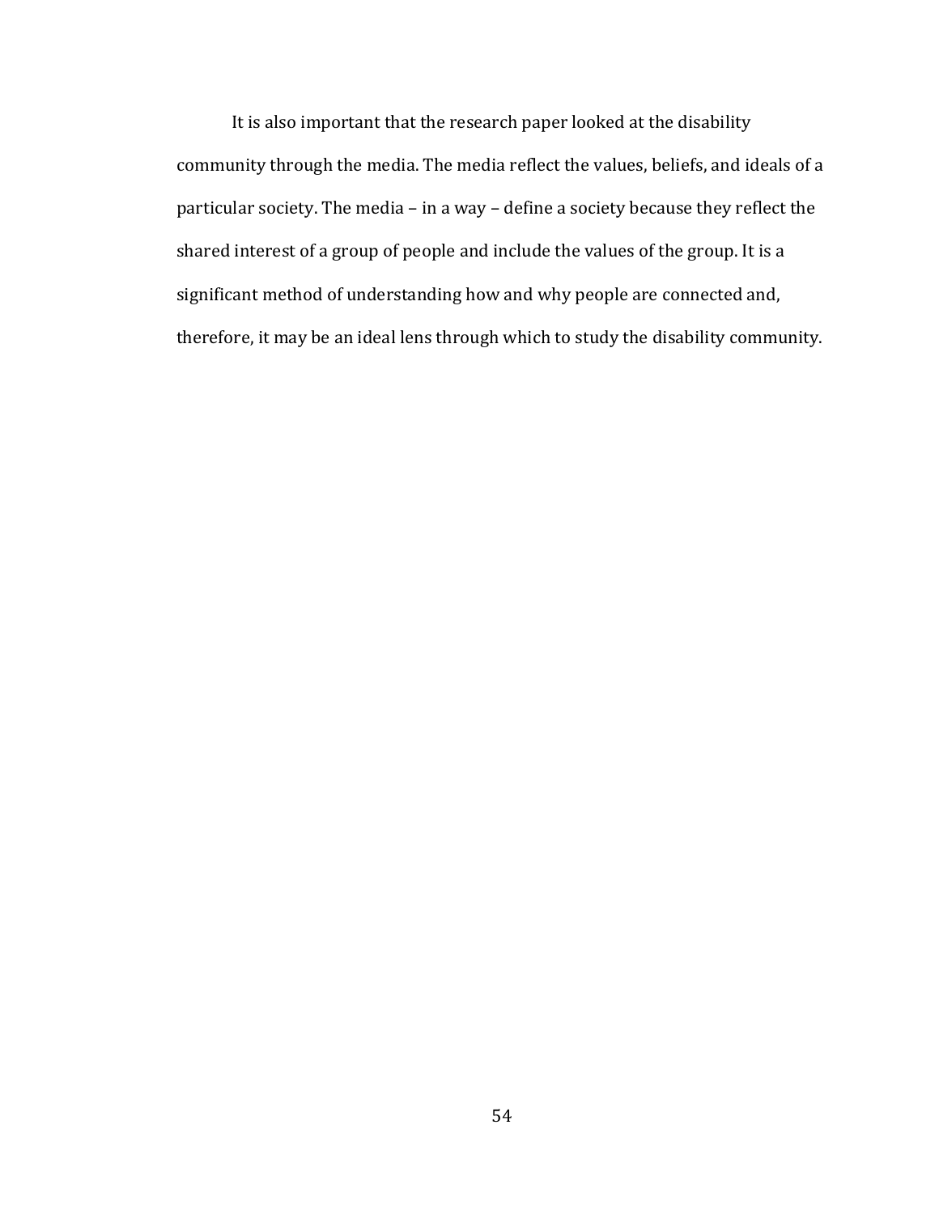It is also important that the research paper looked at the disability community through the media. The media reflect the values, beliefs, and ideals of a particular society. The media – in a way – define a society because they reflect the shared interest of a group of people and include the values of the group. It is a significant method of understanding how and why people are connected and, therefore, it may be an ideal lens through which to study the disability community.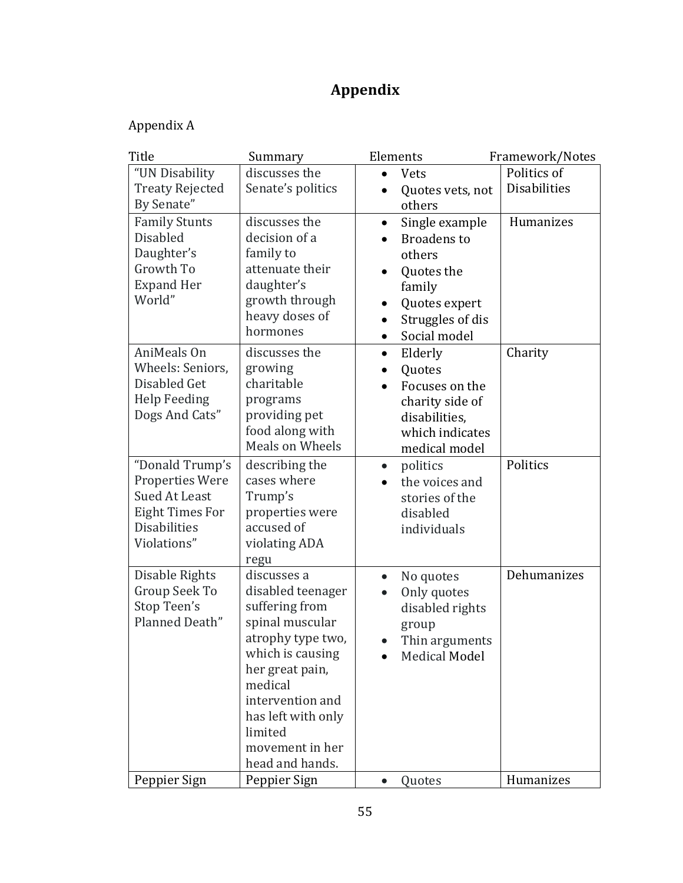# Appendix

Appendix A

| Title | Summary | Elements | Framework/Notes |
|---|---|---|---|
| "UN Disability Treaty Rejected By Senate" | discusses the Senate's politics | • Vets<br>• Quotes vets, not others | Politics of Disabilities |
| Family Stunts Disabled Daughter's Growth To Expand Her World" | discusses the decision of a family to attenuate their daughter's growth through heavy doses of hormones | • Single example<br>• Broadens to others<br>• Quotes the family<br>• Quotes expert<br>• Struggles of dis<br>• Social model | Humanizes |
| AniMeals On Wheels: Seniors, Disabled Get Help Feeding Dogs And Cats" | discusses the growing charitable programs providing pet food along with Meals on Wheels | • Elderly<br>• Quotes<br>• Focuses on the charity side of disabilities, which indicates medical model | Charity |
| "Donald Trump's Properties Were Sued At Least Eight Times For Disabilities Violations" | describing the cases where Trump's properties were accused of violating ADA regu | • politics<br>• the voices and stories of the disabled individuals | Politics |
| Disable Rights Group Seek To Stop Teen's Planned Death" | discusses a disabled teenager suffering from spinal muscular atrophy type two, which is causing her great pain, medical intervention and has left with only limited movement in her head and hands. | • No quotes<br>• Only quotes disabled rights group<br>• Thin arguments<br>• Medical Model | Dehumanizes |
| Peppier Sign | Peppier Sign | • Quotes | Humanizes |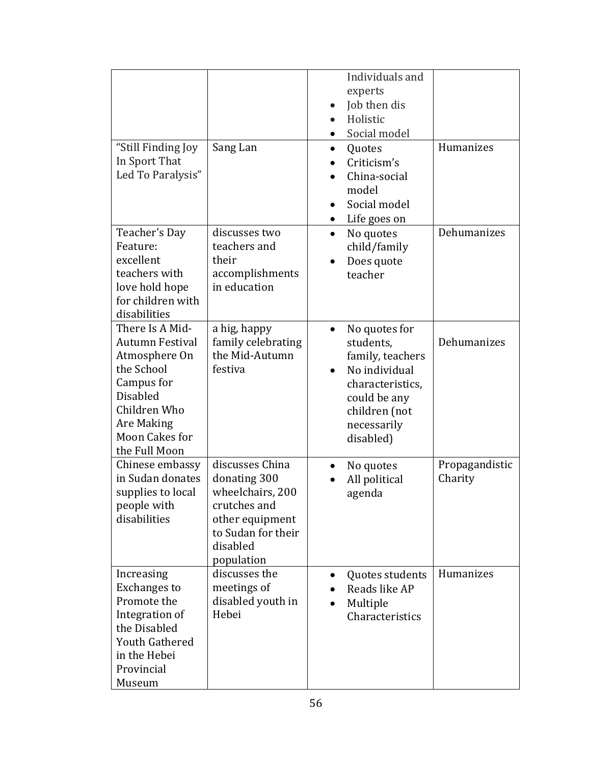| | | | |
|---|---|---|---|
| | | Individuals and experts<br>• Job then dis<br>• Holistic<br>• Social model | |
| "Still Finding Joy In Sport That Led To Paralysis" | Sang Lan | • Quotes<br>• Criticism's<br>• China-social model<br>• Social model<br>• Life goes on | Humanizes |
| Teacher's Day Feature: excellent teachers with love hold hope for children with disabilities | discusses two teachers and their accomplishments in education | • No quotes child/family<br>• Does quote teacher | Dehumanizes |
| There Is A Mid-Autumn Festival Atmosphere On the School Campus for Disabled Children Who Are Making Moon Cakes for the Full Moon | a hig, happy family celebrating the Mid-Autumn festiva | • No quotes for students, family, teachers<br>• No individual characteristics, could be any children (not necessarily disabled) | Dehumanizes |
| Chinese embassy in Sudan donates supplies to local people with disabilities | discusses China donating 300 wheelchairs, 200 crutches and other equipment to Sudan for their disabled population | • No quotes<br>• All political agenda | Propagandistic Charity |
| Increasing Exchanges to Promote the Integration of the Disabled Youth Gathered in the Hebei Provincial Museum | discusses the meetings of disabled youth in Hebei | • Quotes students<br>• Reads like AP<br>• Multiple Characteristics | Humanizes |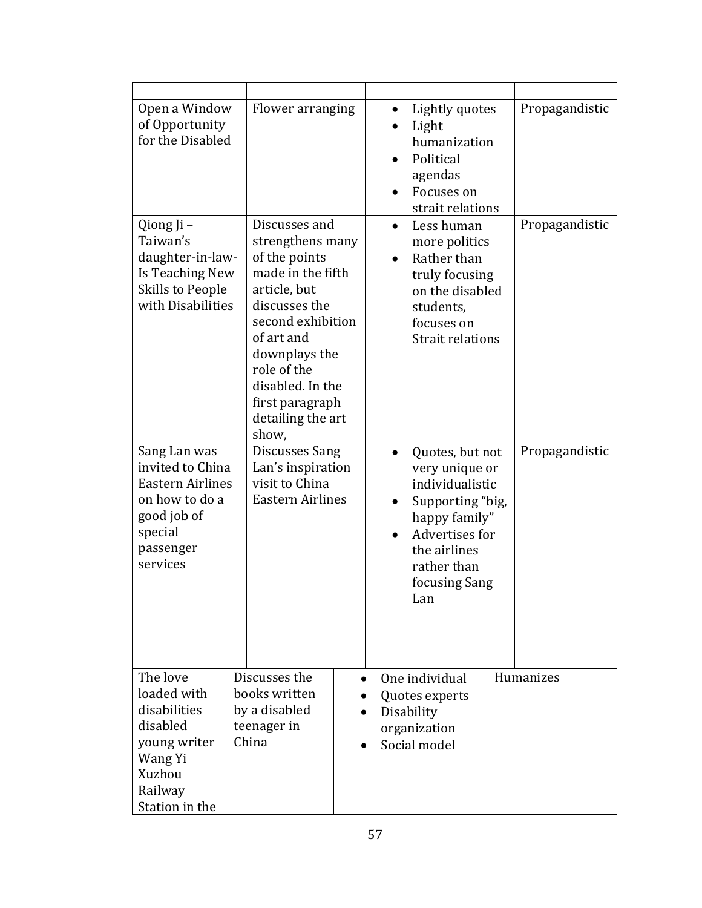| | | | |
|---|---|---|---|
| Open a Window of Opportunity for the Disabled | Flower arranging | • Lightly quotes<br>• Light humanization<br>• Political agendas<br>• Focuses on strait relations | Propagandistic |
| Qiong Ji – Taiwan's daughter-in-law- Is Teaching New Skills to People with Disabilities | Discusses and strengthens many of the points made in the fifth article, but discusses the second exhibition of art and downplays the role of the disabled. In the first paragraph detailing the art show, | • Less human more politics<br>• Rather than truly focusing on the disabled students, focuses on Strait relations | Propagandistic |
| Sang Lan was invited to China Eastern Airlines on how to do a good job of special passenger services | Discusses Sang Lan's inspiration visit to China Eastern Airlines | • Quotes, but not very unique or individualistic<br>• Supporting "big, happy family"<br>• Advertises for the airlines rather than focusing Sang Lan | Propagandistic |
| The love loaded with disabilities disabled young writer Wang Yi Xuzhou Railway Station in the | Discusses the books written by a disabled teenager in China | • One individual<br>• Quotes experts<br>• Disability organization<br>• Social model | Humanizes |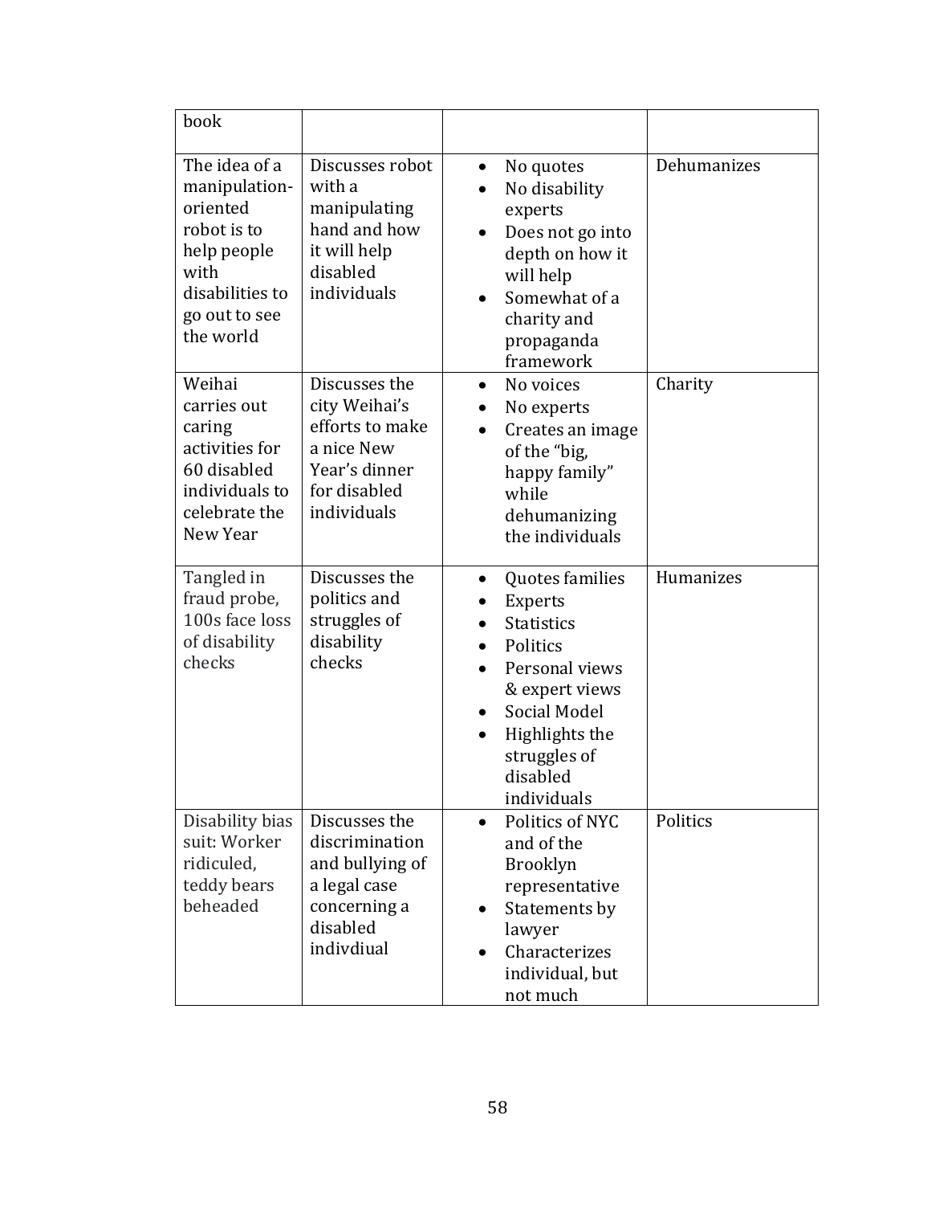| | | | |
|---|---|---|---|
| book | | | |
| The idea of a manipulation-oriented robot is to help people with disabilities to go out to see the world | Discusses robot with a manipulating hand and how it will help disabled individuals | • No quotes<br>• No disability experts<br>• Does not go into depth on how it will help<br>• Somewhat of a charity and propaganda framework | Dehumanizes |
| Weihai carries out caring activities for 60 disabled individuals to celebrate the New Year | Discusses the city Weihai's efforts to make a nice New Year's dinner for disabled individuals | • No voices<br>• No experts<br>• Creates an image of the "big, happy family" while dehumanizing the individuals | Charity |
| Tangled in fraud probe, 100s face loss of disability checks | Discusses the politics and struggles of disability checks | • Quotes families<br>• Experts<br>• Statistics<br>• Politics<br>• Personal views & expert views<br>• Social Model<br>• Highlights the struggles of disabled individuals | Humanizes |
| Disability bias suit: Worker ridiculed, teddy bears beheaded | Discusses the discrimination and bullying of a legal case concerning a disabled indivdiual | • Politics of NYC and of the Brooklyn representative<br>• Statements by lawyer<br>• Characterizes individual, but not much | Politics |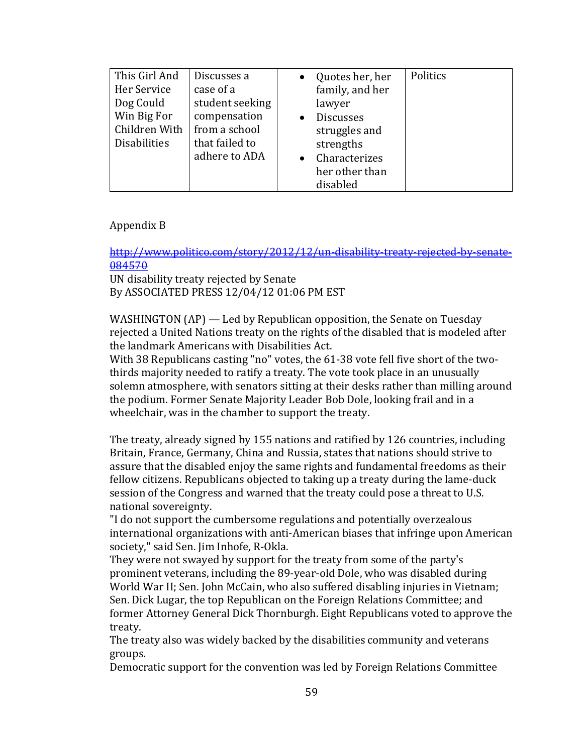| This Girl And Her Service Dog Could Win Big For Children With Disabilities | Discusses a case of a student seeking compensation from a school that failed to adhere to ADA | • Quotes her, her family, and her lawyer<br>• Discusses struggles and strengths<br>• Characterizes her other than disabled | Politics |
|---|---|---|---|

Appendix B

http://www.politico.com/story/2012/12/un-disability-treaty-rejected-by-senate-084570
UN disability treaty rejected by Senate
By ASSOCIATED PRESS 12/04/12 01:06 PM EST

WASHINGTON (AP) — Led by Republican opposition, the Senate on Tuesday rejected a United Nations treaty on the rights of the disabled that is modeled after the landmark Americans with Disabilities Act.
With 38 Republicans casting "no" votes, the 61-38 vote fell five short of the two-thirds majority needed to ratify a treaty. The vote took place in an unusually solemn atmosphere, with senators sitting at their desks rather than milling around the podium. Former Senate Majority Leader Bob Dole, looking frail and in a wheelchair, was in the chamber to support the treaty.

The treaty, already signed by 155 nations and ratified by 126 countries, including Britain, France, Germany, China and Russia, states that nations should strive to assure that the disabled enjoy the same rights and fundamental freedoms as their fellow citizens. Republicans objected to taking up a treaty during the lame-duck session of the Congress and warned that the treaty could pose a threat to U.S. national sovereignty.
"I do not support the cumbersome regulations and potentially overzealous international organizations with anti-American biases that infringe upon American society," said Sen. Jim Inhofe, R-Okla.
They were not swayed by support for the treaty from some of the party's prominent veterans, including the 89-year-old Dole, who was disabled during World War II; Sen. John McCain, who also suffered disabling injuries in Vietnam; Sen. Dick Lugar, the top Republican on the Foreign Relations Committee; and former Attorney General Dick Thornburgh. Eight Republicans voted to approve the treaty.
The treaty also was widely backed by the disabilities community and veterans groups.
Democratic support for the convention was led by Foreign Relations Committee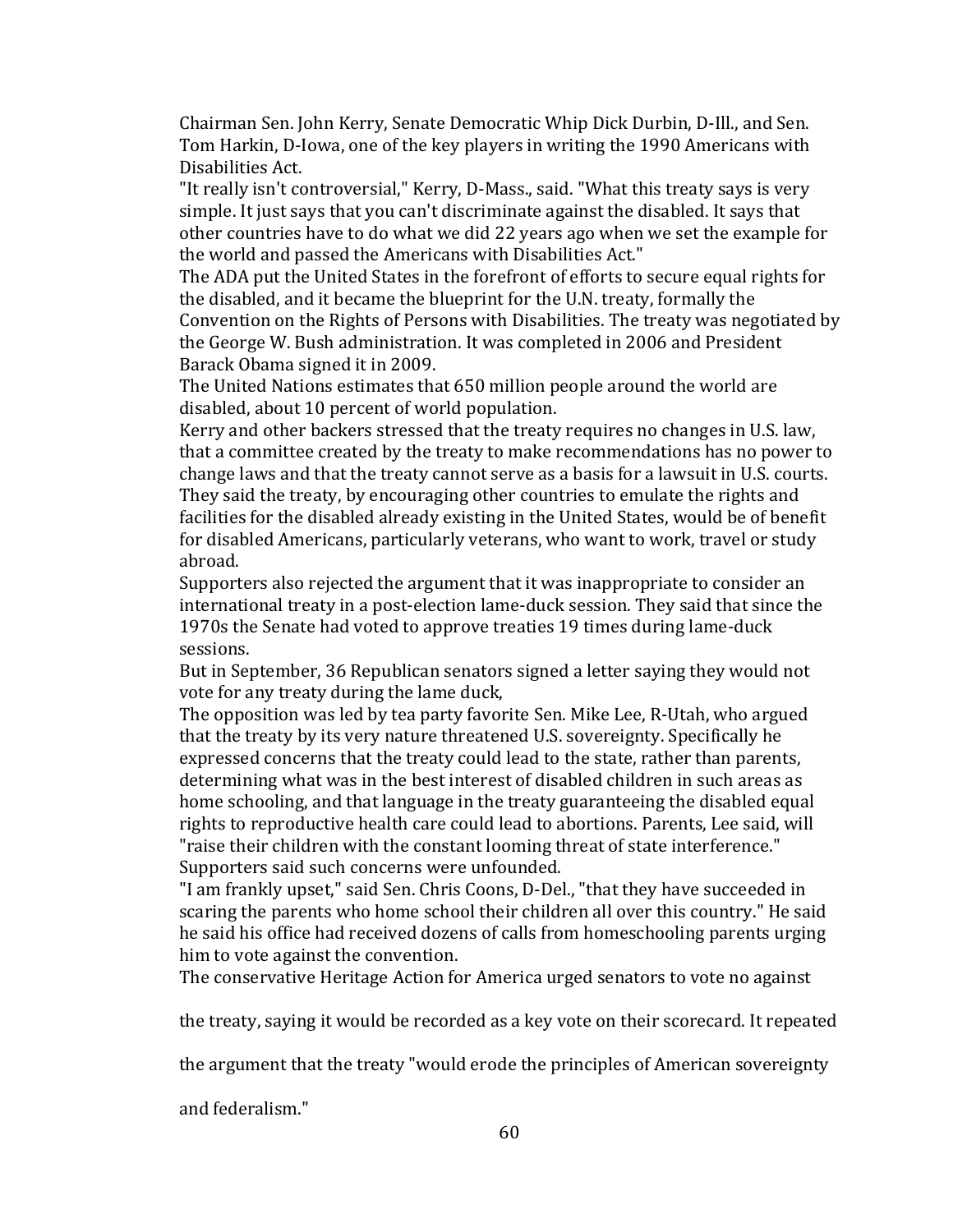Chairman Sen. John Kerry, Senate Democratic Whip Dick Durbin, D-Ill., and Sen. Tom Harkin, D-Iowa, one of the key players in writing the 1990 Americans with Disabilities Act.

"It really isn't controversial," Kerry, D-Mass., said. "What this treaty says is very simple. It just says that you can't discriminate against the disabled. It says that other countries have to do what we did 22 years ago when we set the example for the world and passed the Americans with Disabilities Act."

The ADA put the United States in the forefront of efforts to secure equal rights for the disabled, and it became the blueprint for the U.N. treaty, formally the Convention on the Rights of Persons with Disabilities. The treaty was negotiated by the George W. Bush administration. It was completed in 2006 and President Barack Obama signed it in 2009.

The United Nations estimates that 650 million people around the world are disabled, about 10 percent of world population.

Kerry and other backers stressed that the treaty requires no changes in U.S. law, that a committee created by the treaty to make recommendations has no power to change laws and that the treaty cannot serve as a basis for a lawsuit in U.S. courts. They said the treaty, by encouraging other countries to emulate the rights and facilities for the disabled already existing in the United States, would be of benefit for disabled Americans, particularly veterans, who want to work, travel or study abroad.

Supporters also rejected the argument that it was inappropriate to consider an international treaty in a post-election lame-duck session. They said that since the 1970s the Senate had voted to approve treaties 19 times during lame-duck sessions.

But in September, 36 Republican senators signed a letter saying they would not vote for any treaty during the lame duck,

The opposition was led by tea party favorite Sen. Mike Lee, R-Utah, who argued that the treaty by its very nature threatened U.S. sovereignty. Specifically he expressed concerns that the treaty could lead to the state, rather than parents, determining what was in the best interest of disabled children in such areas as home schooling, and that language in the treaty guaranteeing the disabled equal rights to reproductive health care could lead to abortions. Parents, Lee said, will "raise their children with the constant looming threat of state interference." Supporters said such concerns were unfounded.

"I am frankly upset," said Sen. Chris Coons, D-Del., "that they have succeeded in scaring the parents who home school their children all over this country." He said he said his office had received dozens of calls from homeschooling parents urging him to vote against the convention.

The conservative Heritage Action for America urged senators to vote no against the treaty, saying it would be recorded as a key vote on their scorecard. It repeated the argument that the treaty "would erode the principles of American sovereignty and federalism."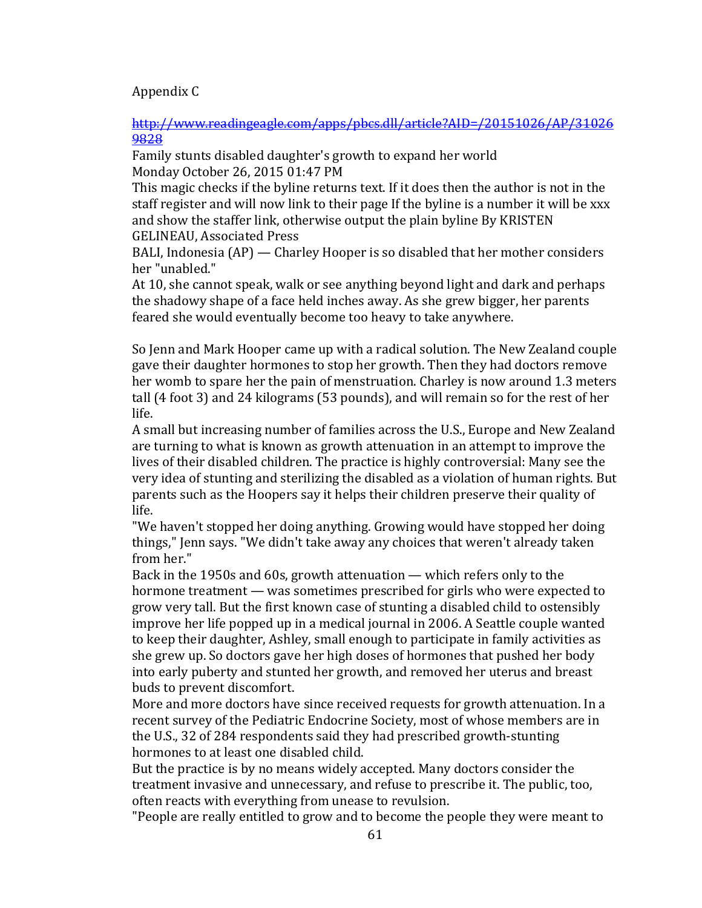Appendix C

http://www.readingeagle.com/apps/pbcs.dll/article?AID=/20151026/AP/310269828

Family stunts disabled daughter's growth to expand her world

Monday October 26, 2015 01:47 PM

This magic checks if the byline returns text. If it does then the author is not in the staff register and will now link to their page If the byline is a number it will be xxx and show the staffer link, otherwise output the plain byline By KRISTEN GELINEAU, Associated Press

BALI, Indonesia (AP) — Charley Hooper is so disabled that her mother considers her "unabled."

At 10, she cannot speak, walk or see anything beyond light and dark and perhaps the shadowy shape of a face held inches away. As she grew bigger, her parents feared she would eventually become too heavy to take anywhere.

So Jenn and Mark Hooper came up with a radical solution. The New Zealand couple gave their daughter hormones to stop her growth. Then they had doctors remove her womb to spare her the pain of menstruation. Charley is now around 1.3 meters tall (4 foot 3) and 24 kilograms (53 pounds), and will remain so for the rest of her life.

A small but increasing number of families across the U.S., Europe and New Zealand are turning to what is known as growth attenuation in an attempt to improve the lives of their disabled children. The practice is highly controversial: Many see the very idea of stunting and sterilizing the disabled as a violation of human rights. But parents such as the Hoopers say it helps their children preserve their quality of life.

"We haven't stopped her doing anything. Growing would have stopped her doing things," Jenn says. "We didn't take away any choices that weren't already taken from her."

Back in the 1950s and 60s, growth attenuation — which refers only to the hormone treatment — was sometimes prescribed for girls who were expected to grow very tall. But the first known case of stunting a disabled child to ostensibly improve her life popped up in a medical journal in 2006. A Seattle couple wanted to keep their daughter, Ashley, small enough to participate in family activities as she grew up. So doctors gave her high doses of hormones that pushed her body into early puberty and stunted her growth, and removed her uterus and breast buds to prevent discomfort.

More and more doctors have since received requests for growth attenuation. In a recent survey of the Pediatric Endocrine Society, most of whose members are in the U.S., 32 of 284 respondents said they had prescribed growth-stunting hormones to at least one disabled child.

But the practice is by no means widely accepted. Many doctors consider the treatment invasive and unnecessary, and refuse to prescribe it. The public, too, often reacts with everything from unease to revulsion.

"People are really entitled to grow and to become the people they were meant to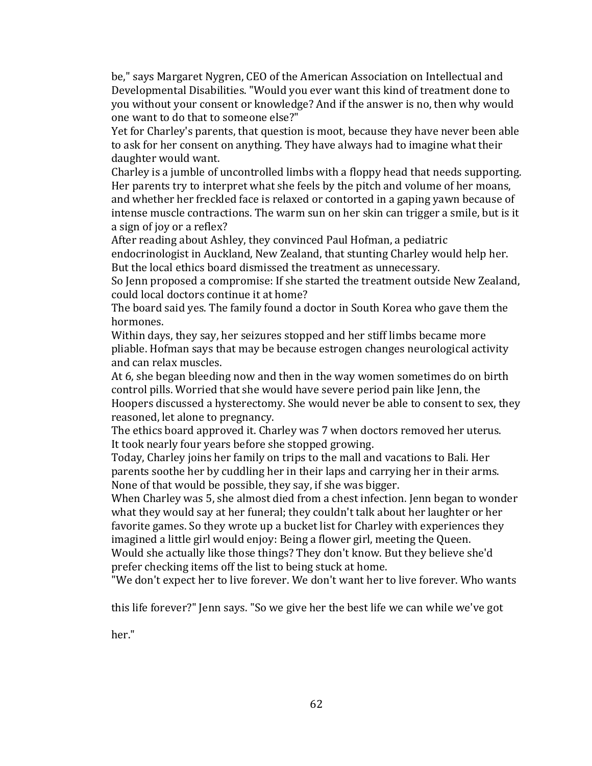be," says Margaret Nygren, CEO of the American Association on Intellectual and Developmental Disabilities. "Would you ever want this kind of treatment done to you without your consent or knowledge? And if the answer is no, then why would one want to do that to someone else?"

Yet for Charley's parents, that question is moot, because they have never been able to ask for her consent on anything. They have always had to imagine what their daughter would want.

Charley is a jumble of uncontrolled limbs with a floppy head that needs supporting. Her parents try to interpret what she feels by the pitch and volume of her moans, and whether her freckled face is relaxed or contorted in a gaping yawn because of intense muscle contractions. The warm sun on her skin can trigger a smile, but is it a sign of joy or a reflex?

After reading about Ashley, they convinced Paul Hofman, a pediatric endocrinologist in Auckland, New Zealand, that stunting Charley would help her. But the local ethics board dismissed the treatment as unnecessary.

So Jenn proposed a compromise: If she started the treatment outside New Zealand, could local doctors continue it at home?

The board said yes. The family found a doctor in South Korea who gave them the hormones.

Within days, they say, her seizures stopped and her stiff limbs became more pliable. Hofman says that may be because estrogen changes neurological activity and can relax muscles.

At 6, she began bleeding now and then in the way women sometimes do on birth control pills. Worried that she would have severe period pain like Jenn, the Hoopers discussed a hysterectomy. She would never be able to consent to sex, they reasoned, let alone to pregnancy.

The ethics board approved it. Charley was 7 when doctors removed her uterus.

It took nearly four years before she stopped growing.

Today, Charley joins her family on trips to the mall and vacations to Bali. Her parents soothe her by cuddling her in their laps and carrying her in their arms. None of that would be possible, they say, if she was bigger.

When Charley was 5, she almost died from a chest infection. Jenn began to wonder what they would say at her funeral; they couldn't talk about her laughter or her favorite games. So they wrote up a bucket list for Charley with experiences they imagined a little girl would enjoy: Being a flower girl, meeting the Queen.

Would she actually like those things? They don't know. But they believe she'd prefer checking items off the list to being stuck at home.

"We don't expect her to live forever. We don't want her to live forever. Who wants this life forever?" Jenn says. "So we give her the best life we can while we've got her."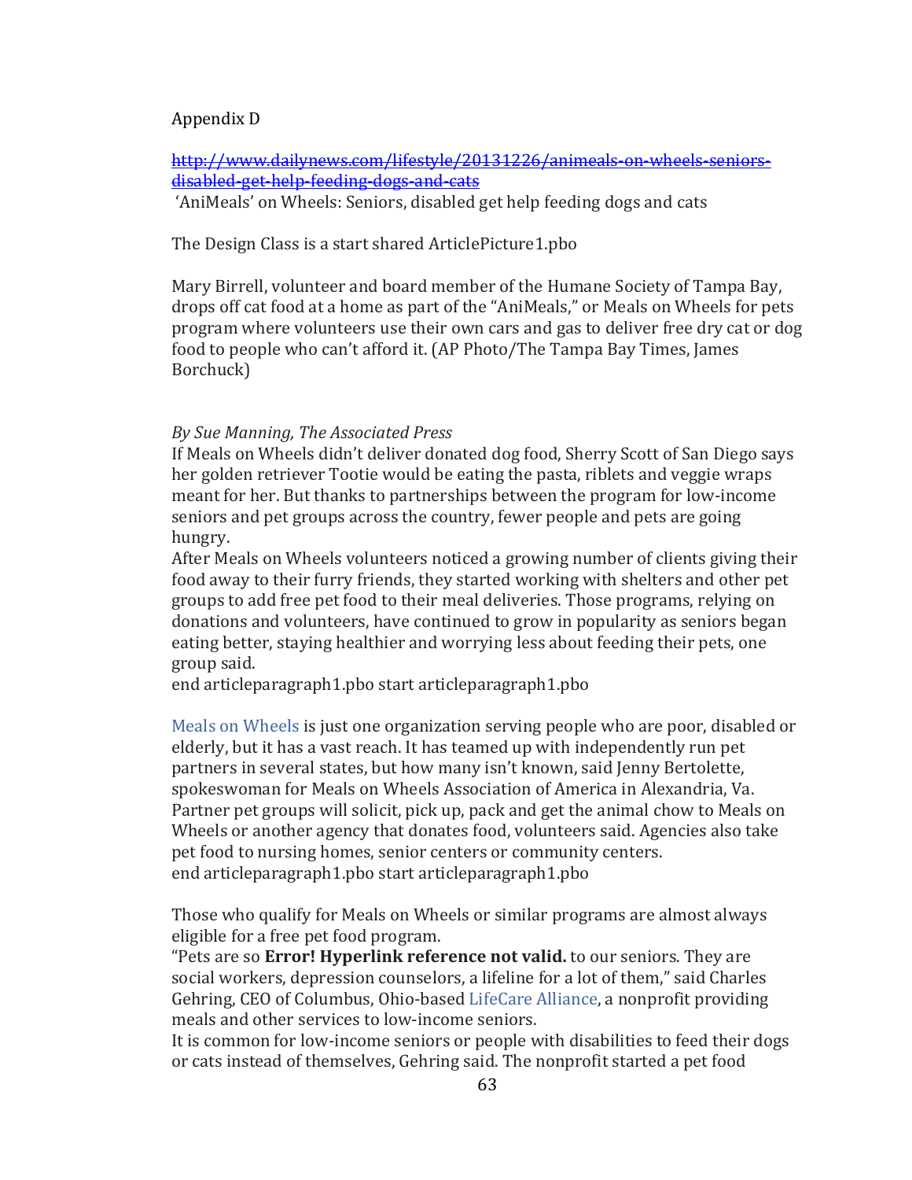Appendix D

~~http://www.dailynews.com/lifestyle/20131226/animeals-on-wheels-seniors-disabled-get-help-feeding-dogs-and-cats~~

'AniMeals' on Wheels: Seniors, disabled get help feeding dogs and cats

The Design Class is a start shared ArticlePicture1.pbo

Mary Birrell, volunteer and board member of the Humane Society of Tampa Bay, drops off cat food at a home as part of the "AniMeals," or Meals on Wheels for pets program where volunteers use their own cars and gas to deliver free dry cat or dog food to people who can't afford it. (AP Photo/The Tampa Bay Times, James Borchuck)

*By Sue Manning, The Associated Press*

If Meals on Wheels didn't deliver donated dog food, Sherry Scott of San Diego says her golden retriever Tootie would be eating the pasta, riblets and veggie wraps meant for her. But thanks to partnerships between the program for low-income seniors and pet groups across the country, fewer people and pets are going hungry.

After Meals on Wheels volunteers noticed a growing number of clients giving their food away to their furry friends, they started working with shelters and other pet groups to add free pet food to their meal deliveries. Those programs, relying on donations and volunteers, have continued to grow in popularity as seniors began eating better, staying healthier and worrying less about feeding their pets, one group said.

end articleparagraph1.pbo start articleparagraph1.pbo

Meals on Wheels is just one organization serving people who are poor, disabled or elderly, but it has a vast reach. It has teamed up with independently run pet partners in several states, but how many isn't known, said Jenny Bertolette, spokeswoman for Meals on Wheels Association of America in Alexandria, Va. Partner pet groups will solicit, pick up, pack and get the animal chow to Meals on Wheels or another agency that donates food, volunteers said. Agencies also take pet food to nursing homes, senior centers or community centers.

end articleparagraph1.pbo start articleparagraph1.pbo

Those who qualify for Meals on Wheels or similar programs are almost always eligible for a free pet food program.

"Pets are so **Error! Hyperlink reference not valid.** to our seniors. They are social workers, depression counselors, a lifeline for a lot of them," said Charles Gehring, CEO of Columbus, Ohio-based LifeCare Alliance, a nonprofit providing meals and other services to low-income seniors.

It is common for low-income seniors or people with disabilities to feed their dogs or cats instead of themselves, Gehring said. The nonprofit started a pet food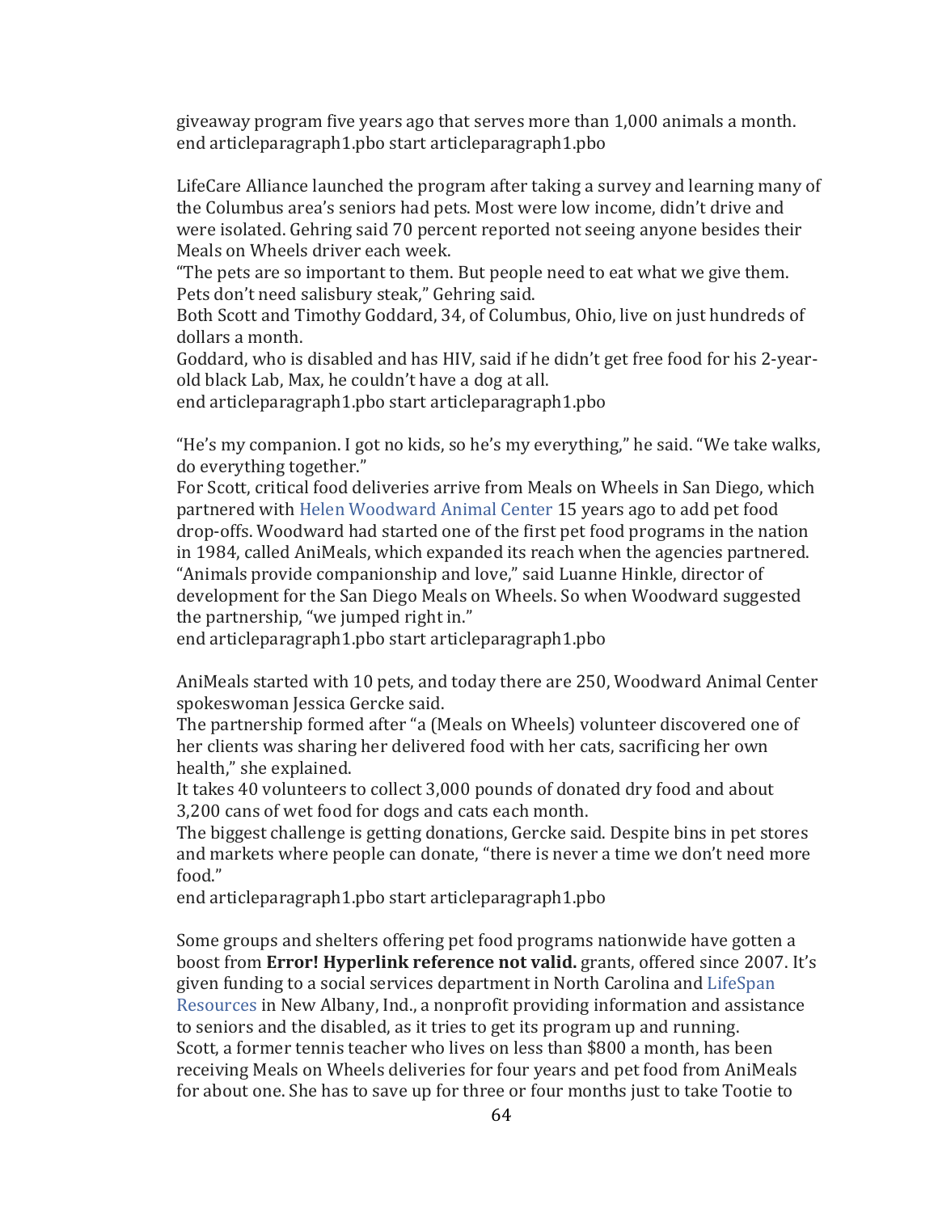giveaway program five years ago that serves more than 1,000 animals a month. end articleparagraph1.pbo start articleparagraph1.pbo

LifeCare Alliance launched the program after taking a survey and learning many of the Columbus area's seniors had pets. Most were low income, didn't drive and were isolated. Gehring said 70 percent reported not seeing anyone besides their Meals on Wheels driver each week.
"The pets are so important to them. But people need to eat what we give them. Pets don't need salisbury steak," Gehring said.
Both Scott and Timothy Goddard, 34, of Columbus, Ohio, live on just hundreds of dollars a month.
Goddard, who is disabled and has HIV, said if he didn't get free food for his 2-year-old black Lab, Max, he couldn't have a dog at all.
end articleparagraph1.pbo start articleparagraph1.pbo

"He's my companion. I got no kids, so he's my everything," he said. "We take walks, do everything together."
For Scott, critical food deliveries arrive from Meals on Wheels in San Diego, which partnered with Helen Woodward Animal Center 15 years ago to add pet food drop-offs. Woodward had started one of the first pet food programs in the nation in 1984, called AniMeals, which expanded its reach when the agencies partnered.
"Animals provide companionship and love," said Luanne Hinkle, director of development for the San Diego Meals on Wheels. So when Woodward suggested the partnership, "we jumped right in."
end articleparagraph1.pbo start articleparagraph1.pbo

AniMeals started with 10 pets, and today there are 250, Woodward Animal Center spokeswoman Jessica Gercke said.
The partnership formed after "a (Meals on Wheels) volunteer discovered one of her clients was sharing her delivered food with her cats, sacrificing her own health," she explained.
It takes 40 volunteers to collect 3,000 pounds of donated dry food and about 3,200 cans of wet food for dogs and cats each month.
The biggest challenge is getting donations, Gercke said. Despite bins in pet stores and markets where people can donate, "there is never a time we don't need more food."
end articleparagraph1.pbo start articleparagraph1.pbo

Some groups and shelters offering pet food programs nationwide have gotten a boost from **Error! Hyperlink reference not valid.** grants, offered since 2007. It's given funding to a social services department in North Carolina and LifeSpan Resources in New Albany, Ind., a nonprofit providing information and assistance to seniors and the disabled, as it tries to get its program up and running.
Scott, a former tennis teacher who lives on less than $800 a month, has been receiving Meals on Wheels deliveries for four years and pet food from AniMeals for about one. She has to save up for three or four months just to take Tootie to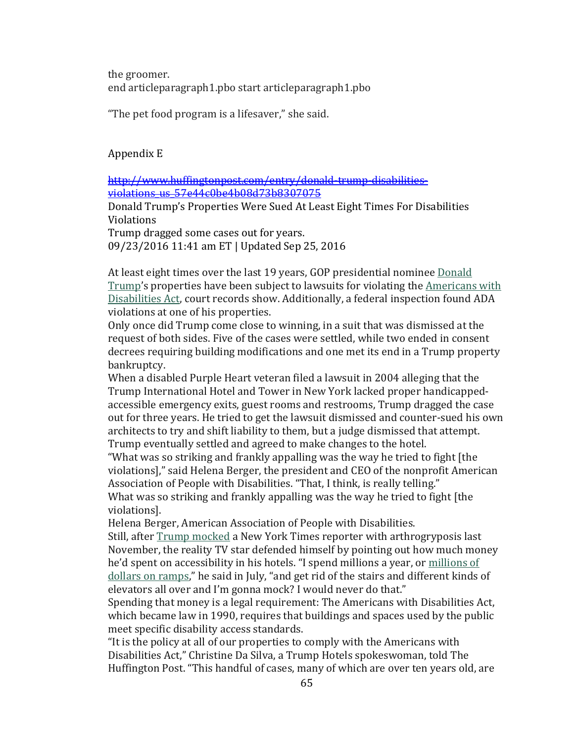the groomer.
end articleparagraph1.pbo start articleparagraph1.pbo

"The pet food program is a lifesaver," she said.

Appendix E

~~http://www.huffingtonpost.com/entry/donald-trump-disabilities-violations_us_57e44c0be4b08d73b8307075~~

Donald Trump's Properties Were Sued At Least Eight Times For Disabilities Violations

Trump dragged some cases out for years.

09/23/2016 11:41 am ET | Updated Sep 25, 2016

At least eight times over the last 19 years, GOP presidential nominee Donald Trump's properties have been subject to lawsuits for violating the Americans with Disabilities Act, court records show. Additionally, a federal inspection found ADA violations at one of his properties.

Only once did Trump come close to winning, in a suit that was dismissed at the request of both sides. Five of the cases were settled, while two ended in consent decrees requiring building modifications and one met its end in a Trump property bankruptcy.

When a disabled Purple Heart veteran filed a lawsuit in 2004 alleging that the Trump International Hotel and Tower in New York lacked proper handicapped-accessible emergency exits, guest rooms and restrooms, Trump dragged the case out for three years. He tried to get the lawsuit dismissed and counter-sued his own architects to try and shift liability to them, but a judge dismissed that attempt. Trump eventually settled and agreed to make changes to the hotel.

"What was so striking and frankly appalling was the way he tried to fight [the violations]," said Helena Berger, the president and CEO of the nonprofit American Association of People with Disabilities. "That, I think, is really telling."

What was so striking and frankly appalling was the way he tried to fight [the violations].

Helena Berger, American Association of People with Disabilities.

Still, after Trump mocked a New York Times reporter with arthrogryposis last November, the reality TV star defended himself by pointing out how much money he'd spent on accessibility in his hotels. "I spend millions a year, or millions of dollars on ramps," he said in July, "and get rid of the stairs and different kinds of elevators all over and I'm gonna mock? I would never do that."

Spending that money is a legal requirement: The Americans with Disabilities Act, which became law in 1990, requires that buildings and spaces used by the public meet specific disability access standards.

"It is the policy at all of our properties to comply with the Americans with Disabilities Act," Christine Da Silva, a Trump Hotels spokeswoman, told The Huffington Post. "This handful of cases, many of which are over ten years old, are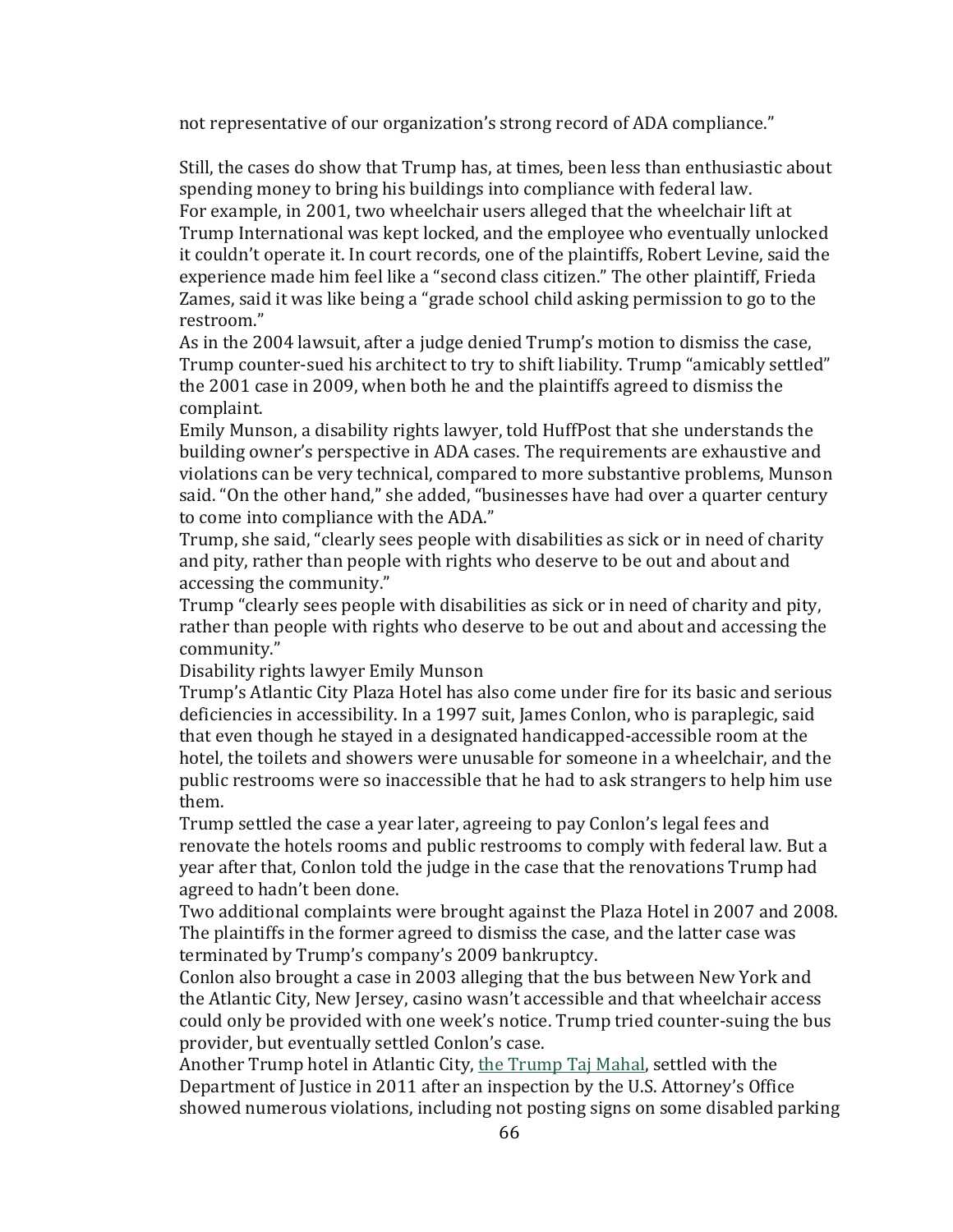not representative of our organization's strong record of ADA compliance."

Still, the cases do show that Trump has, at times, been less than enthusiastic about spending money to bring his buildings into compliance with federal law.

For example, in 2001, two wheelchair users alleged that the wheelchair lift at Trump International was kept locked, and the employee who eventually unlocked it couldn't operate it. In court records, one of the plaintiffs, Robert Levine, said the experience made him feel like a "second class citizen." The other plaintiff, Frieda Zames, said it was like being a "grade school child asking permission to go to the restroom."

As in the 2004 lawsuit, after a judge denied Trump's motion to dismiss the case, Trump counter-sued his architect to try to shift liability. Trump "amicably settled" the 2001 case in 2009, when both he and the plaintiffs agreed to dismiss the complaint.

Emily Munson, a disability rights lawyer, told HuffPost that she understands the building owner's perspective in ADA cases. The requirements are exhaustive and violations can be very technical, compared to more substantive problems, Munson said. "On the other hand," she added, "businesses have had over a quarter century to come into compliance with the ADA."

Trump, she said, "clearly sees people with disabilities as sick or in need of charity and pity, rather than people with rights who deserve to be out and about and accessing the community."

Trump "clearly sees people with disabilities as sick or in need of charity and pity, rather than people with rights who deserve to be out and about and accessing the community."

Disability rights lawyer Emily Munson

Trump's Atlantic City Plaza Hotel has also come under fire for its basic and serious deficiencies in accessibility. In a 1997 suit, James Conlon, who is paraplegic, said that even though he stayed in a designated handicapped-accessible room at the hotel, the toilets and showers were unusable for someone in a wheelchair, and the public restrooms were so inaccessible that he had to ask strangers to help him use them.

Trump settled the case a year later, agreeing to pay Conlon's legal fees and renovate the hotels rooms and public restrooms to comply with federal law. But a year after that, Conlon told the judge in the case that the renovations Trump had agreed to hadn't been done.

Two additional complaints were brought against the Plaza Hotel in 2007 and 2008. The plaintiffs in the former agreed to dismiss the case, and the latter case was terminated by Trump's company's 2009 bankruptcy.

Conlon also brought a case in 2003 alleging that the bus between New York and the Atlantic City, New Jersey, casino wasn't accessible and that wheelchair access could only be provided with one week's notice. Trump tried counter-suing the bus provider, but eventually settled Conlon's case.

Another Trump hotel in Atlantic City, the Trump Taj Mahal, settled with the Department of Justice in 2011 after an inspection by the U.S. Attorney's Office showed numerous violations, including not posting signs on some disabled parking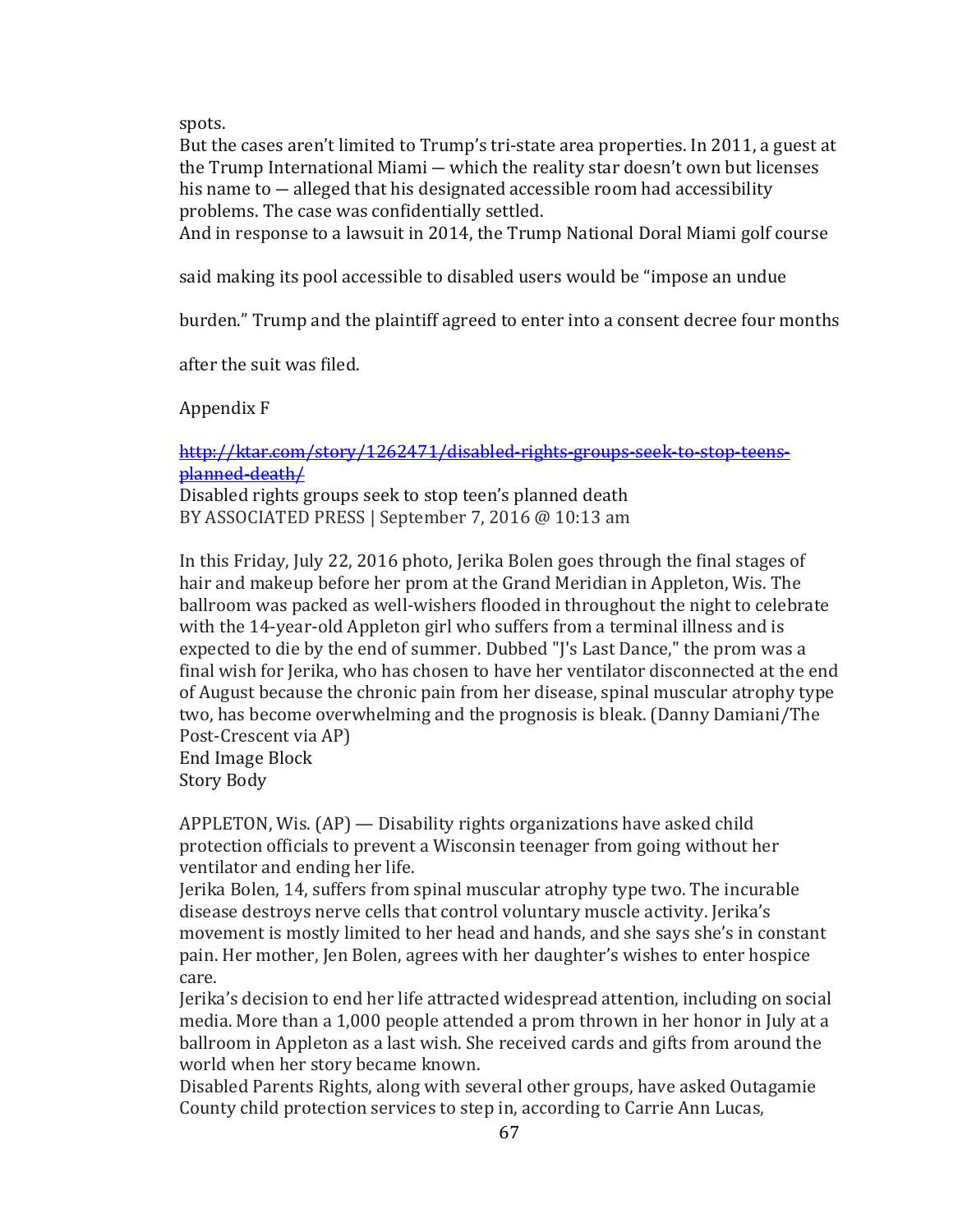spots.

But the cases aren't limited to Trump's tri-state area properties. In 2011, a guest at the Trump International Miami — which the reality star doesn't own but licenses his name to — alleged that his designated accessible room had accessibility problems. The case was confidentially settled.

And in response to a lawsuit in 2014, the Trump National Doral Miami golf course said making its pool accessible to disabled users would be "impose an undue burden." Trump and the plaintiff agreed to enter into a consent decree four months after the suit was filed.

Appendix F

http://ktar.com/story/1262471/disabled-rights-groups-seek-to-stop-teens-planned-death/

Disabled rights groups seek to stop teen's planned death
BY ASSOCIATED PRESS | September 7, 2016 @ 10:13 am

In this Friday, July 22, 2016 photo, Jerika Bolen goes through the final stages of hair and makeup before her prom at the Grand Meridian in Appleton, Wis. The ballroom was packed as well-wishers flooded in throughout the night to celebrate with the 14-year-old Appleton girl who suffers from a terminal illness and is expected to die by the end of summer. Dubbed "J's Last Dance," the prom was a final wish for Jerika, who has chosen to have her ventilator disconnected at the end of August because the chronic pain from her disease, spinal muscular atrophy type two, has become overwhelming and the prognosis is bleak. (Danny Damiani/The Post-Crescent via AP)
End Image Block
Story Body

APPLETON, Wis. (AP) — Disability rights organizations have asked child protection officials to prevent a Wisconsin teenager from going without her ventilator and ending her life.

Jerika Bolen, 14, suffers from spinal muscular atrophy type two. The incurable disease destroys nerve cells that control voluntary muscle activity. Jerika's movement is mostly limited to her head and hands, and she says she's in constant pain. Her mother, Jen Bolen, agrees with her daughter's wishes to enter hospice care.

Jerika's decision to end her life attracted widespread attention, including on social media. More than a 1,000 people attended a prom thrown in her honor in July at a ballroom in Appleton as a last wish. She received cards and gifts from around the world when her story became known.

Disabled Parents Rights, along with several other groups, have asked Outagamie County child protection services to step in, according to Carrie Ann Lucas,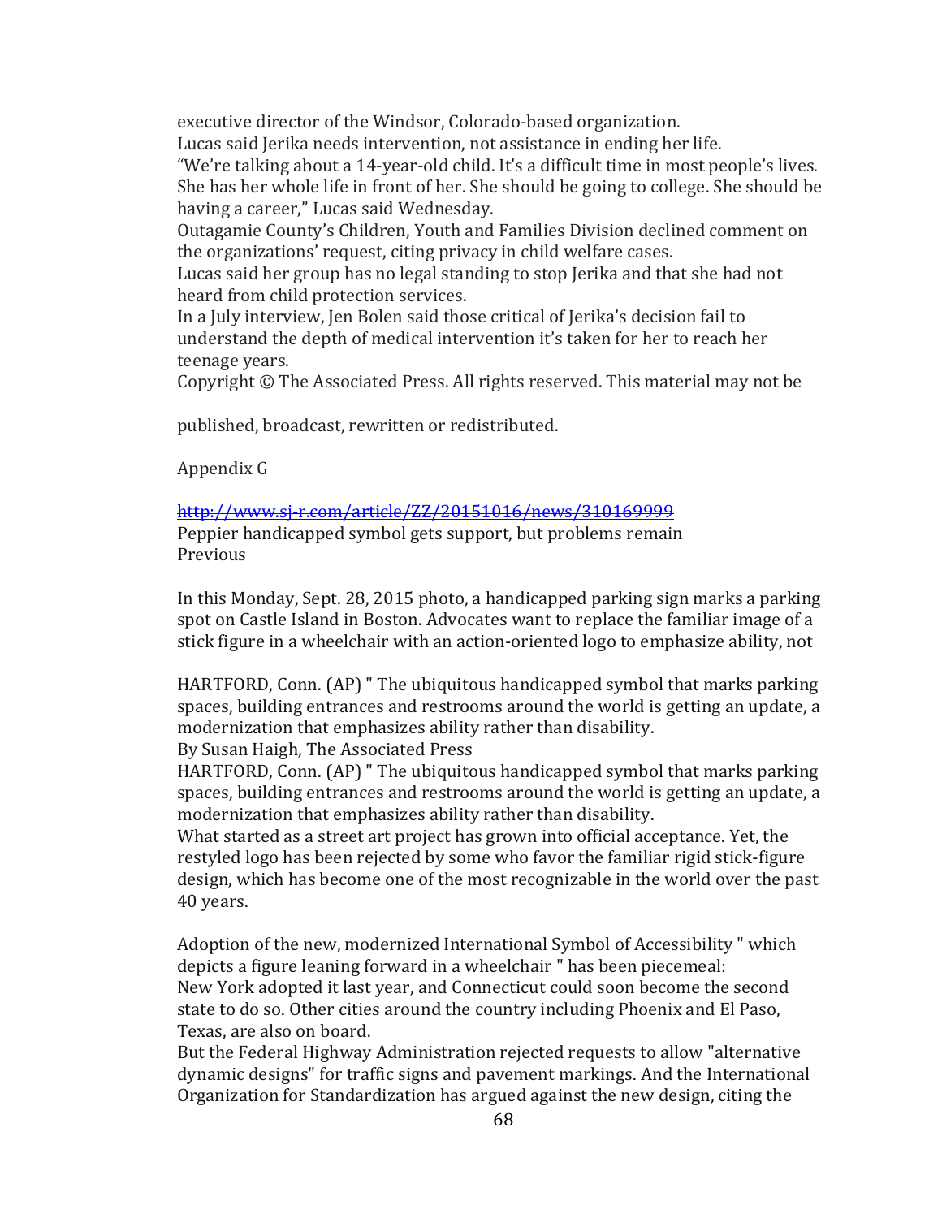executive director of the Windsor, Colorado-based organization.

Lucas said Jerika needs intervention, not assistance in ending her life.

“We’re talking about a 14-year-old child. It’s a difficult time in most people’s lives. She has her whole life in front of her. She should be going to college. She should be having a career,” Lucas said Wednesday.

Outagamie County’s Children, Youth and Families Division declined comment on the organizations’ request, citing privacy in child welfare cases.

Lucas said her group has no legal standing to stop Jerika and that she had not heard from child protection services.

In a July interview, Jen Bolen said those critical of Jerika’s decision fail to understand the depth of medical intervention it’s taken for her to reach her teenage years.

Copyright © The Associated Press. All rights reserved. This material may not be

published, broadcast, rewritten or redistributed.

Appendix G

http://www.sj-r.com/article/ZZ/20151016/news/310169999

Peppier handicapped symbol gets support, but problems remain

Previous

In this Monday, Sept. 28, 2015 photo, a handicapped parking sign marks a parking spot on Castle Island in Boston. Advocates want to replace the familiar image of a stick figure in a wheelchair with an action-oriented logo to emphasize ability, not

HARTFORD, Conn. (AP) " The ubiquitous handicapped symbol that marks parking spaces, building entrances and restrooms around the world is getting an update, a modernization that emphasizes ability rather than disability.

By Susan Haigh, The Associated Press

HARTFORD, Conn. (AP) " The ubiquitous handicapped symbol that marks parking spaces, building entrances and restrooms around the world is getting an update, a modernization that emphasizes ability rather than disability.

What started as a street art project has grown into official acceptance. Yet, the restyled logo has been rejected by some who favor the familiar rigid stick-figure design, which has become one of the most recognizable in the world over the past 40 years.

Adoption of the new, modernized International Symbol of Accessibility " which depicts a figure leaning forward in a wheelchair " has been piecemeal:

New York adopted it last year, and Connecticut could soon become the second state to do so. Other cities around the country including Phoenix and El Paso, Texas, are also on board.

But the Federal Highway Administration rejected requests to allow "alternative dynamic designs" for traffic signs and pavement markings. And the International Organization for Standardization has argued against the new design, citing the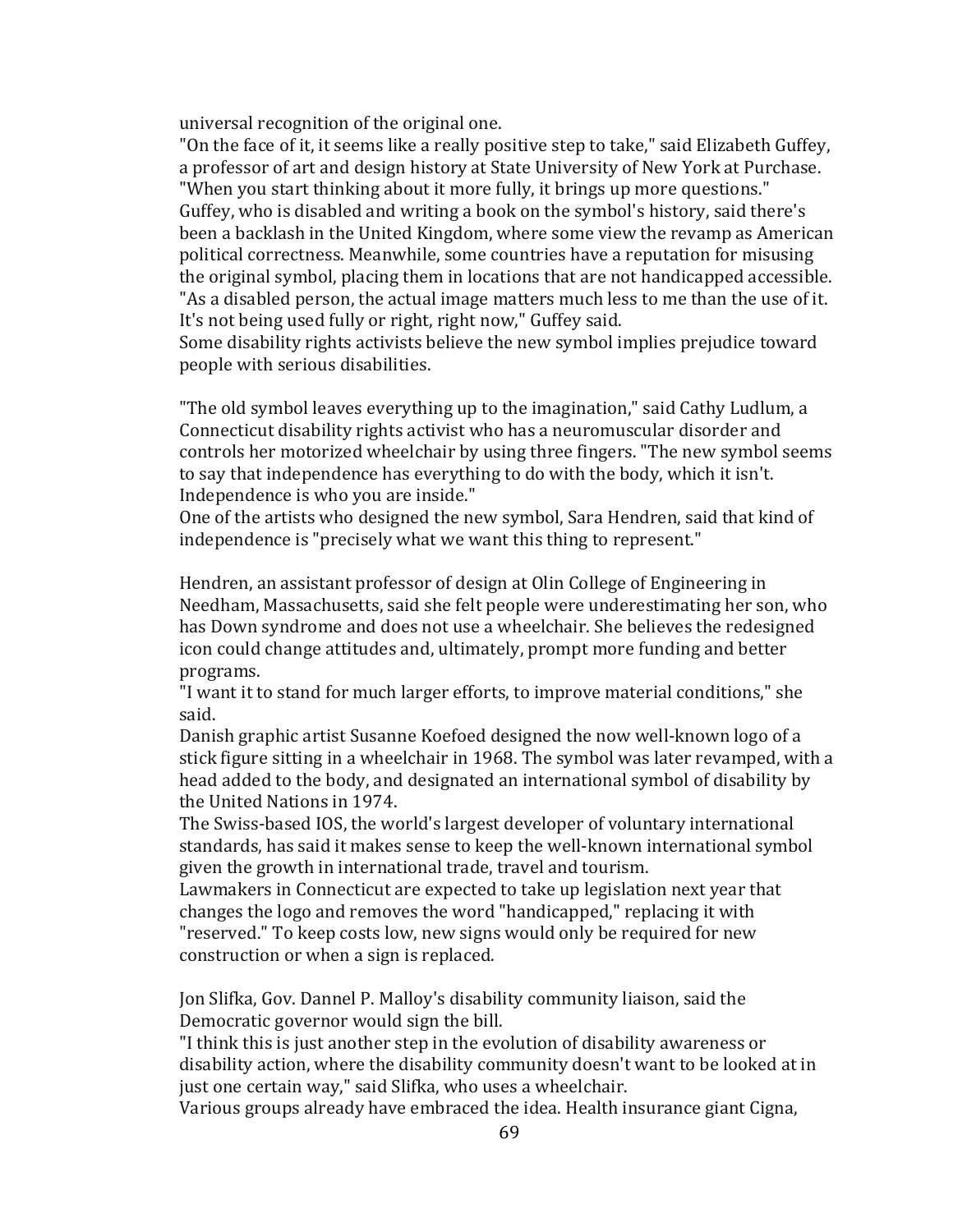universal recognition of the original one.

"On the face of it, it seems like a really positive step to take," said Elizabeth Guffey, a professor of art and design history at State University of New York at Purchase. "When you start thinking about it more fully, it brings up more questions."

Guffey, who is disabled and writing a book on the symbol's history, said there's been a backlash in the United Kingdom, where some view the revamp as American political correctness. Meanwhile, some countries have a reputation for misusing the original symbol, placing them in locations that are not handicapped accessible.

"As a disabled person, the actual image matters much less to me than the use of it. It's not being used fully or right, right now," Guffey said.

Some disability rights activists believe the new symbol implies prejudice toward people with serious disabilities.

"The old symbol leaves everything up to the imagination," said Cathy Ludlum, a Connecticut disability rights activist who has a neuromuscular disorder and controls her motorized wheelchair by using three fingers. "The new symbol seems to say that independence has everything to do with the body, which it isn't. Independence is who you are inside."

One of the artists who designed the new symbol, Sara Hendren, said that kind of independence is "precisely what we want this thing to represent."

Hendren, an assistant professor of design at Olin College of Engineering in Needham, Massachusetts, said she felt people were underestimating her son, who has Down syndrome and does not use a wheelchair. She believes the redesigned icon could change attitudes and, ultimately, prompt more funding and better programs.

"I want it to stand for much larger efforts, to improve material conditions," she said.

Danish graphic artist Susanne Koefoed designed the now well-known logo of a stick figure sitting in a wheelchair in 1968. The symbol was later revamped, with a head added to the body, and designated an international symbol of disability by the United Nations in 1974.

The Swiss-based IOS, the world's largest developer of voluntary international standards, has said it makes sense to keep the well-known international symbol given the growth in international trade, travel and tourism.

Lawmakers in Connecticut are expected to take up legislation next year that changes the logo and removes the word "handicapped," replacing it with "reserved." To keep costs low, new signs would only be required for new construction or when a sign is replaced.

Jon Slifka, Gov. Dannel P. Malloy's disability community liaison, said the Democratic governor would sign the bill.

"I think this is just another step in the evolution of disability awareness or disability action, where the disability community doesn't want to be looked at in just one certain way," said Slifka, who uses a wheelchair.

Various groups already have embraced the idea. Health insurance giant Cigna,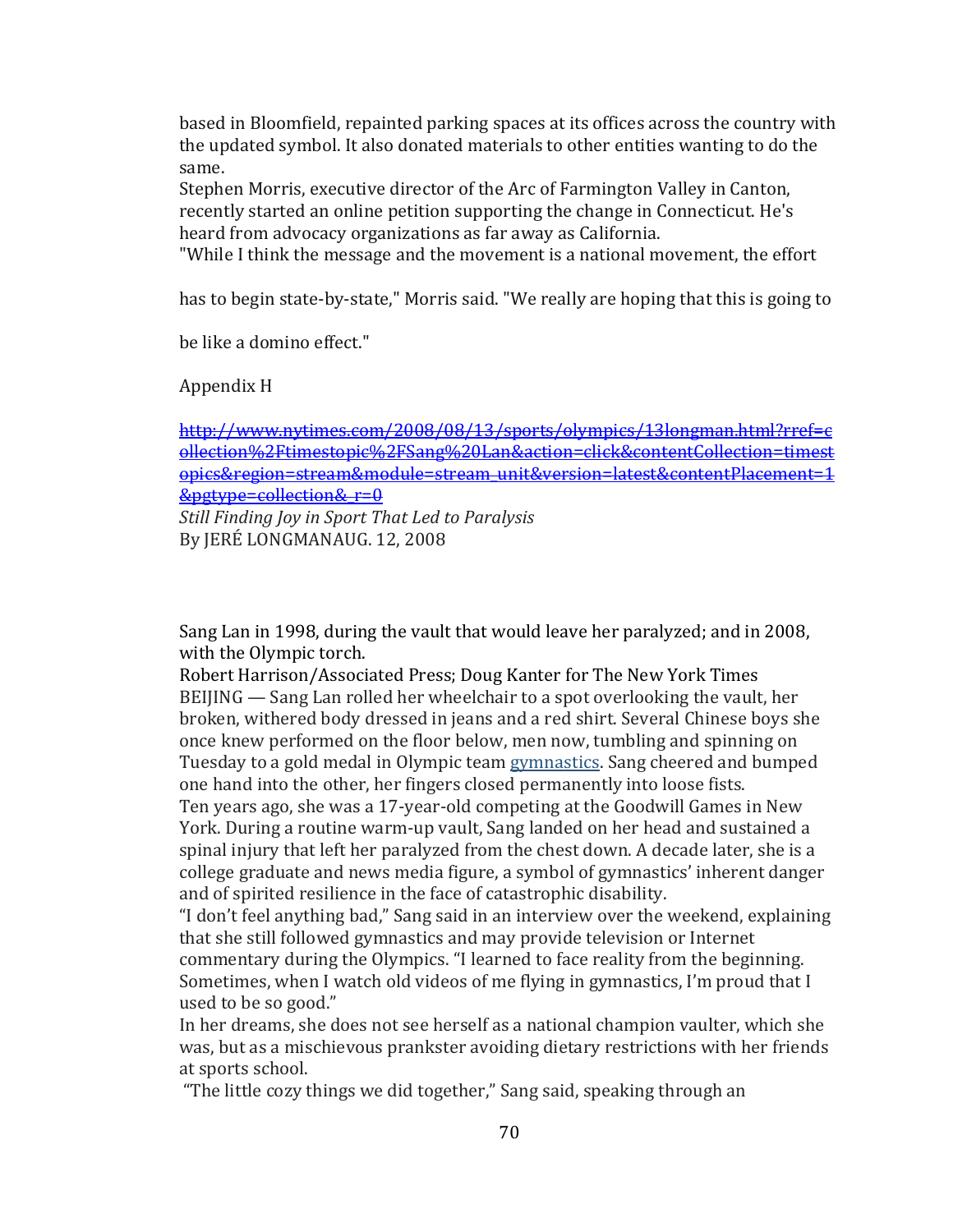based in Bloomfield, repainted parking spaces at its offices across the country with the updated symbol. It also donated materials to other entities wanting to do the same.

Stephen Morris, executive director of the Arc of Farmington Valley in Canton, recently started an online petition supporting the change in Connecticut. He's heard from advocacy organizations as far away as California.

"While I think the message and the movement is a national movement, the effort has to begin state-by-state," Morris said. "We really are hoping that this is going to be like a domino effect."

Appendix H

~~http://www.nytimes.com/2008/08/13/sports/olympics/13longman.html?rref=collection%2Ftimestopic%2FSang%20Lan&action=click&contentCollection=timestopics&region=stream&module=stream_unit&version=latest&contentPlacement=1&pgtype=collection&_r=0~~

*Still Finding Joy in Sport That Led to Paralysis*
By JERÉ LONGMANAUG. 12, 2008

Sang Lan in 1998, during the vault that would leave her paralyzed; and in 2008, with the Olympic torch.

Robert Harrison/Associated Press; Doug Kanter for The New York Times

BEIJING — Sang Lan rolled her wheelchair to a spot overlooking the vault, her broken, withered body dressed in jeans and a red shirt. Several Chinese boys she once knew performed on the floor below, men now, tumbling and spinning on Tuesday to a gold medal in Olympic team gymnastics. Sang cheered and bumped one hand into the other, her fingers closed permanently into loose fists.

Ten years ago, she was a 17-year-old competing at the Goodwill Games in New York. During a routine warm-up vault, Sang landed on her head and sustained a spinal injury that left her paralyzed from the chest down. A decade later, she is a college graduate and news media figure, a symbol of gymnastics' inherent danger and of spirited resilience in the face of catastrophic disability.

"I don't feel anything bad," Sang said in an interview over the weekend, explaining that she still followed gymnastics and may provide television or Internet commentary during the Olympics. "I learned to face reality from the beginning. Sometimes, when I watch old videos of me flying in gymnastics, I'm proud that I used to be so good."

In her dreams, she does not see herself as a national champion vaulter, which she was, but as a mischievous prankster avoiding dietary restrictions with her friends at sports school.

"The little cozy things we did together," Sang said, speaking through an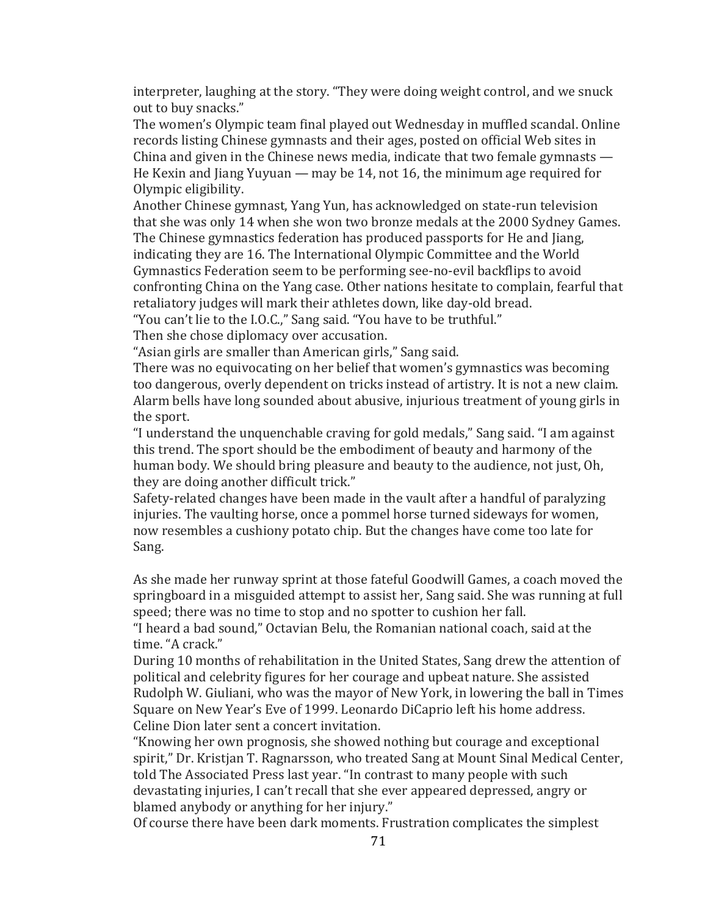interpreter, laughing at the story. "They were doing weight control, and we snuck out to buy snacks."

The women's Olympic team final played out Wednesday in muffled scandal. Online records listing Chinese gymnasts and their ages, posted on official Web sites in China and given in the Chinese news media, indicate that two female gymnasts — He Kexin and Jiang Yuyuan — may be 14, not 16, the minimum age required for Olympic eligibility.

Another Chinese gymnast, Yang Yun, has acknowledged on state-run television that she was only 14 when she won two bronze medals at the 2000 Sydney Games. The Chinese gymnastics federation has produced passports for He and Jiang, indicating they are 16. The International Olympic Committee and the World Gymnastics Federation seem to be performing see-no-evil backflips to avoid confronting China on the Yang case. Other nations hesitate to complain, fearful that retaliatory judges will mark their athletes down, like day-old bread.

"You can't lie to the I.O.C.," Sang said. "You have to be truthful."

Then she chose diplomacy over accusation.

"Asian girls are smaller than American girls," Sang said.

There was no equivocating on her belief that women's gymnastics was becoming too dangerous, overly dependent on tricks instead of artistry. It is not a new claim. Alarm bells have long sounded about abusive, injurious treatment of young girls in the sport.

"I understand the unquenchable craving for gold medals," Sang said. "I am against this trend. The sport should be the embodiment of beauty and harmony of the human body. We should bring pleasure and beauty to the audience, not just, Oh, they are doing another difficult trick."

Safety-related changes have been made in the vault after a handful of paralyzing injuries. The vaulting horse, once a pommel horse turned sideways for women, now resembles a cushiony potato chip. But the changes have come too late for Sang.

As she made her runway sprint at those fateful Goodwill Games, a coach moved the springboard in a misguided attempt to assist her, Sang said. She was running at full speed; there was no time to stop and no spotter to cushion her fall.

"I heard a bad sound," Octavian Belu, the Romanian national coach, said at the time. "A crack."

During 10 months of rehabilitation in the United States, Sang drew the attention of political and celebrity figures for her courage and upbeat nature. She assisted Rudolph W. Giuliani, who was the mayor of New York, in lowering the ball in Times Square on New Year's Eve of 1999. Leonardo DiCaprio left his home address. Celine Dion later sent a concert invitation.

"Knowing her own prognosis, she showed nothing but courage and exceptional spirit," Dr. Kristjan T. Ragnarsson, who treated Sang at Mount Sinal Medical Center, told The Associated Press last year. "In contrast to many people with such devastating injuries, I can't recall that she ever appeared depressed, angry or blamed anybody or anything for her injury."

Of course there have been dark moments. Frustration complicates the simplest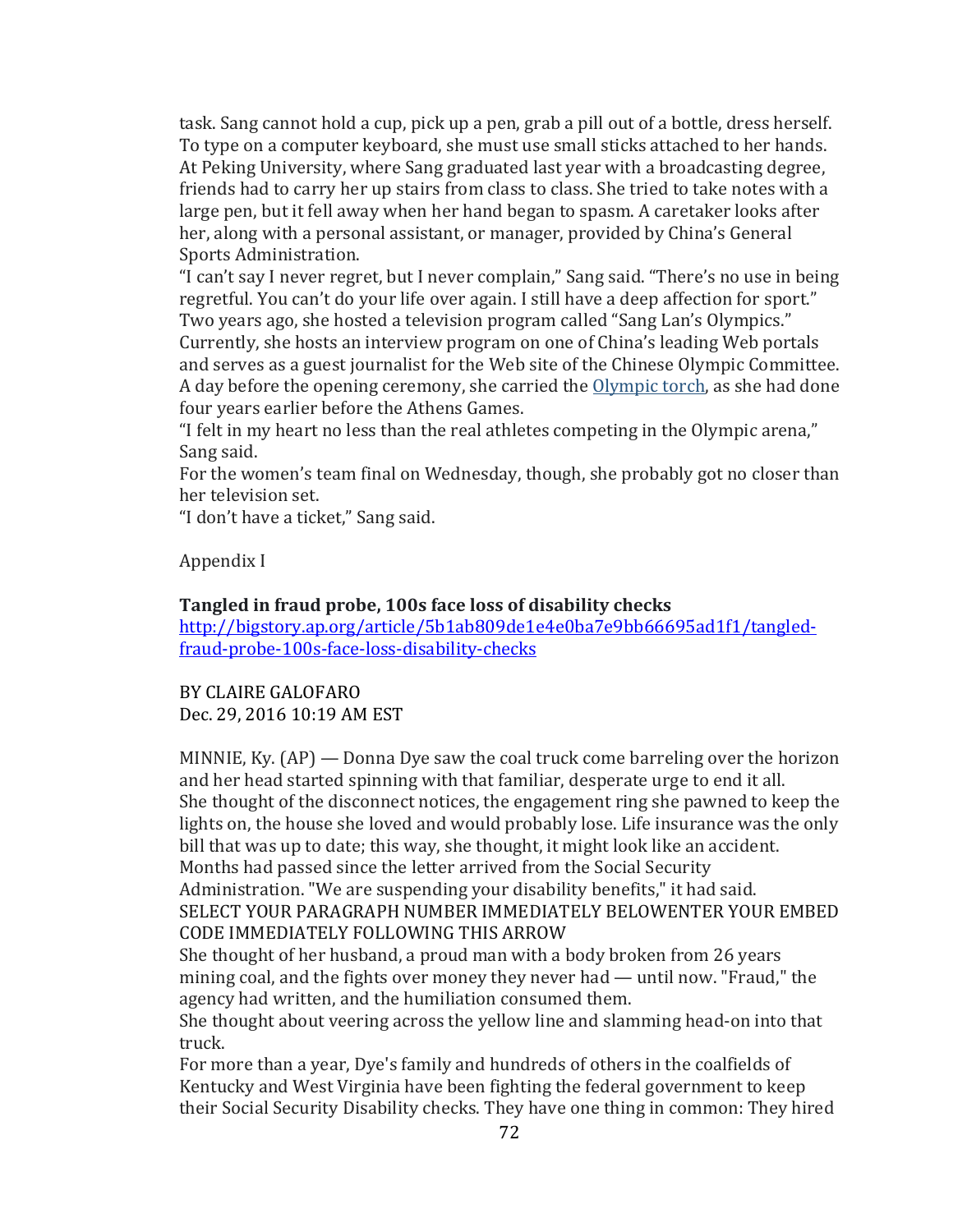task. Sang cannot hold a cup, pick up a pen, grab a pill out of a bottle, dress herself. To type on a computer keyboard, she must use small sticks attached to her hands. At Peking University, where Sang graduated last year with a broadcasting degree, friends had to carry her up stairs from class to class. She tried to take notes with a large pen, but it fell away when her hand began to spasm. A caretaker looks after her, along with a personal assistant, or manager, provided by China's General Sports Administration.

"I can't say I never regret, but I never complain," Sang said. "There's no use in being regretful. You can't do your life over again. I still have a deep affection for sport."

Two years ago, she hosted a television program called "Sang Lan's Olympics."

Currently, she hosts an interview program on one of China's leading Web portals and serves as a guest journalist for the Web site of the Chinese Olympic Committee.

A day before the opening ceremony, she carried the Olympic torch, as she had done four years earlier before the Athens Games.

"I felt in my heart no less than the real athletes competing in the Olympic arena," Sang said.

For the women's team final on Wednesday, though, she probably got no closer than her television set.

"I don't have a ticket," Sang said.

Appendix I

**Tangled in fraud probe, 100s face loss of disability checks**

http://bigstory.ap.org/article/5b1ab809de1e4e0ba7e9bb66695ad1f1/tangled-fraud-probe-100s-face-loss-disability-checks

BY CLAIRE GALOFARO
Dec. 29, 2016 10:19 AM EST

MINNIE, Ky. (AP) — Donna Dye saw the coal truck come barreling over the horizon and her head started spinning with that familiar, desperate urge to end it all.

She thought of the disconnect notices, the engagement ring she pawned to keep the lights on, the house she loved and would probably lose. Life insurance was the only bill that was up to date; this way, she thought, it might look like an accident.

Months had passed since the letter arrived from the Social Security Administration. "We are suspending your disability benefits," it had said.

SELECT YOUR PARAGRAPH NUMBER IMMEDIATELY BELOWENTER YOUR EMBED CODE IMMEDIATELY FOLLOWING THIS ARROW

She thought of her husband, a proud man with a body broken from 26 years mining coal, and the fights over money they never had — until now. "Fraud," the agency had written, and the humiliation consumed them.

She thought about veering across the yellow line and slamming head-on into that truck.

For more than a year, Dye's family and hundreds of others in the coalfields of Kentucky and West Virginia have been fighting the federal government to keep their Social Security Disability checks. They have one thing in common: They hired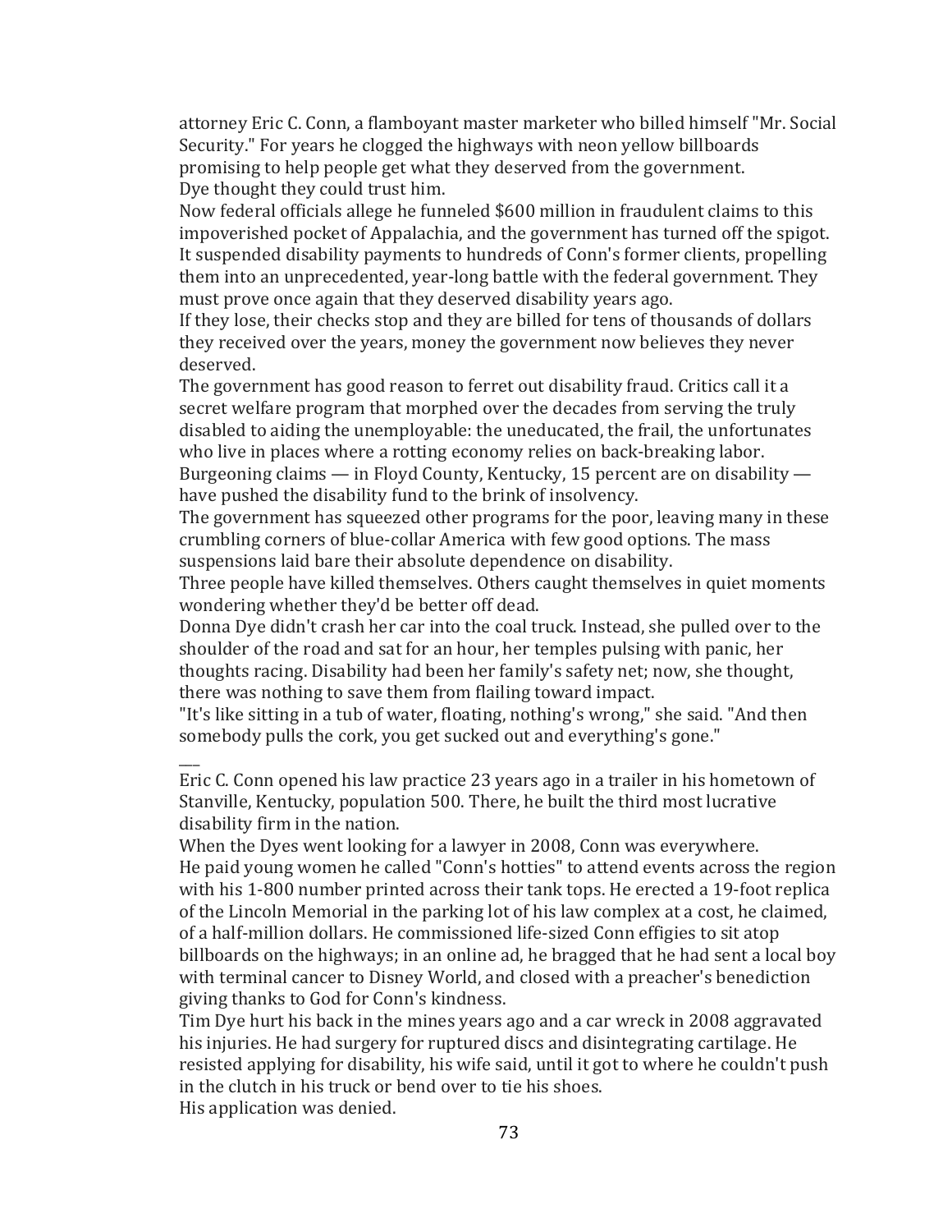attorney Eric C. Conn, a flamboyant master marketer who billed himself "Mr. Social Security." For years he clogged the highways with neon yellow billboards promising to help people get what they deserved from the government.

Dye thought they could trust him.

Now federal officials allege he funneled $600 million in fraudulent claims to this impoverished pocket of Appalachia, and the government has turned off the spigot. It suspended disability payments to hundreds of Conn's former clients, propelling them into an unprecedented, year-long battle with the federal government. They must prove once again that they deserved disability years ago.

If they lose, their checks stop and they are billed for tens of thousands of dollars they received over the years, money the government now believes they never deserved.

The government has good reason to ferret out disability fraud. Critics call it a secret welfare program that morphed over the decades from serving the truly disabled to aiding the unemployable: the uneducated, the frail, the unfortunates who live in places where a rotting economy relies on back-breaking labor. Burgeoning claims — in Floyd County, Kentucky, 15 percent are on disability — have pushed the disability fund to the brink of insolvency.

The government has squeezed other programs for the poor, leaving many in these crumbling corners of blue-collar America with few good options. The mass suspensions laid bare their absolute dependence on disability.

Three people have killed themselves. Others caught themselves in quiet moments wondering whether they'd be better off dead.

Donna Dye didn't crash her car into the coal truck. Instead, she pulled over to the shoulder of the road and sat for an hour, her temples pulsing with panic, her thoughts racing. Disability had been her family's safety net; now, she thought, there was nothing to save them from flailing toward impact.

"It's like sitting in a tub of water, floating, nothing's wrong," she said. "And then somebody pulls the cork, you get sucked out and everything's gone."

\_\_\_

Eric C. Conn opened his law practice 23 years ago in a trailer in his hometown of Stanville, Kentucky, population 500. There, he built the third most lucrative disability firm in the nation.

When the Dyes went looking for a lawyer in 2008, Conn was everywhere.

He paid young women he called "Conn's hotties" to attend events across the region with his 1-800 number printed across their tank tops. He erected a 19-foot replica of the Lincoln Memorial in the parking lot of his law complex at a cost, he claimed, of a half-million dollars. He commissioned life-sized Conn effigies to sit atop billboards on the highways; in an online ad, he bragged that he had sent a local boy with terminal cancer to Disney World, and closed with a preacher's benediction giving thanks to God for Conn's kindness.

Tim Dye hurt his back in the mines years ago and a car wreck in 2008 aggravated his injuries. He had surgery for ruptured discs and disintegrating cartilage. He resisted applying for disability, his wife said, until it got to where he couldn't push in the clutch in his truck or bend over to tie his shoes.

His application was denied.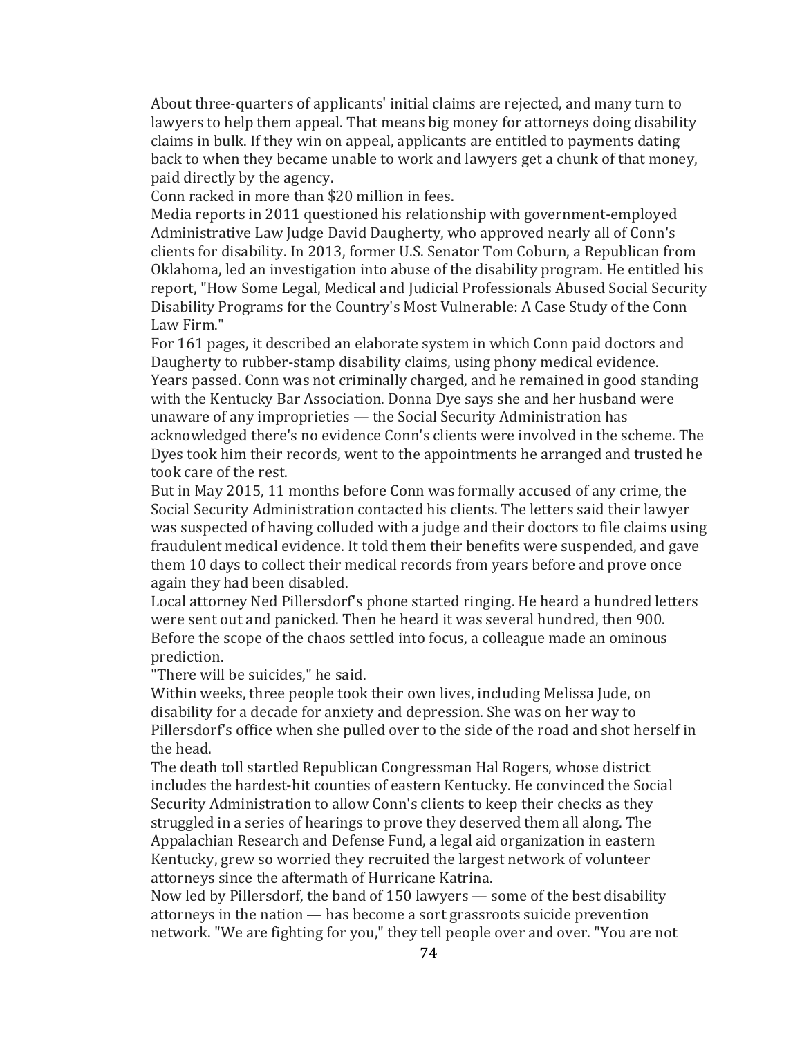About three-quarters of applicants' initial claims are rejected, and many turn to lawyers to help them appeal. That means big money for attorneys doing disability claims in bulk. If they win on appeal, applicants are entitled to payments dating back to when they became unable to work and lawyers get a chunk of that money, paid directly by the agency.

Conn racked in more than $20 million in fees.

Media reports in 2011 questioned his relationship with government-employed Administrative Law Judge David Daugherty, who approved nearly all of Conn's clients for disability. In 2013, former U.S. Senator Tom Coburn, a Republican from Oklahoma, led an investigation into abuse of the disability program. He entitled his report, "How Some Legal, Medical and Judicial Professionals Abused Social Security Disability Programs for the Country's Most Vulnerable: A Case Study of the Conn Law Firm."

For 161 pages, it described an elaborate system in which Conn paid doctors and Daugherty to rubber-stamp disability claims, using phony medical evidence.

Years passed. Conn was not criminally charged, and he remained in good standing with the Kentucky Bar Association. Donna Dye says she and her husband were unaware of any improprieties — the Social Security Administration has acknowledged there's no evidence Conn's clients were involved in the scheme. The Dyes took him their records, went to the appointments he arranged and trusted he took care of the rest.

But in May 2015, 11 months before Conn was formally accused of any crime, the Social Security Administration contacted his clients. The letters said their lawyer was suspected of having colluded with a judge and their doctors to file claims using fraudulent medical evidence. It told them their benefits were suspended, and gave them 10 days to collect their medical records from years before and prove once again they had been disabled.

Local attorney Ned Pillersdorf's phone started ringing. He heard a hundred letters were sent out and panicked. Then he heard it was several hundred, then 900. Before the scope of the chaos settled into focus, a colleague made an ominous prediction.

"There will be suicides," he said.

Within weeks, three people took their own lives, including Melissa Jude, on disability for a decade for anxiety and depression. She was on her way to Pillersdorf's office when she pulled over to the side of the road and shot herself in the head.

The death toll startled Republican Congressman Hal Rogers, whose district includes the hardest-hit counties of eastern Kentucky. He convinced the Social Security Administration to allow Conn's clients to keep their checks as they struggled in a series of hearings to prove they deserved them all along. The Appalachian Research and Defense Fund, a legal aid organization in eastern Kentucky, grew so worried they recruited the largest network of volunteer attorneys since the aftermath of Hurricane Katrina.

Now led by Pillersdorf, the band of 150 lawyers — some of the best disability attorneys in the nation — has become a sort grassroots suicide prevention network. "We are fighting for you," they tell people over and over. "You are not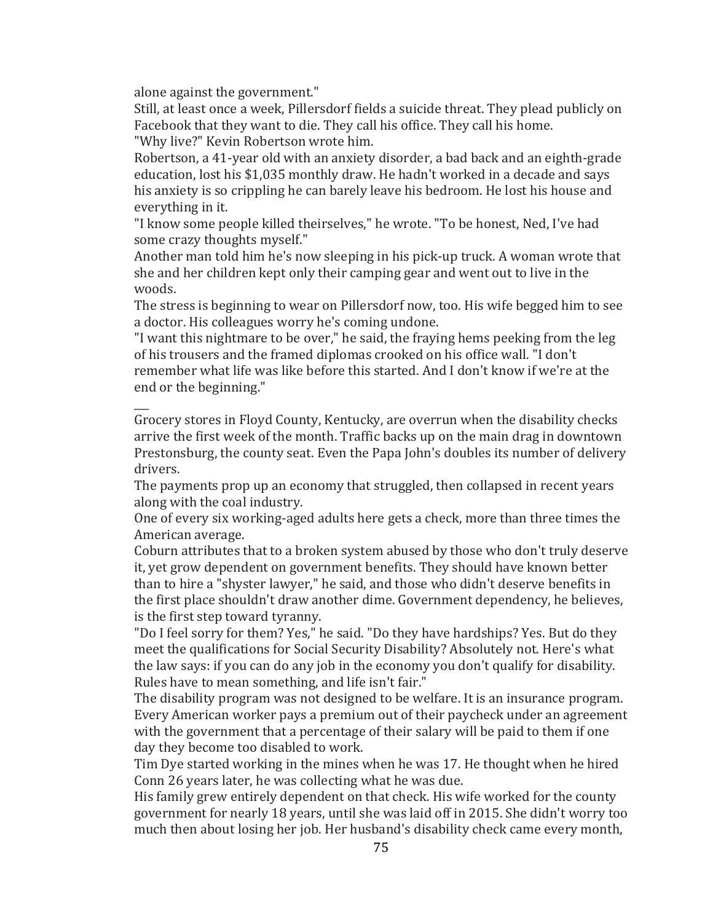alone against the government."

Still, at least once a week, Pillersdorf fields a suicide threat. They plead publicly on Facebook that they want to die. They call his office. They call his home.

"Why live?" Kevin Robertson wrote him.

Robertson, a 41-year old with an anxiety disorder, a bad back and an eighth-grade education, lost his $1,035 monthly draw. He hadn't worked in a decade and says his anxiety is so crippling he can barely leave his bedroom. He lost his house and everything in it.

"I know some people killed theirselves," he wrote. "To be honest, Ned, I've had some crazy thoughts myself."

Another man told him he's now sleeping in his pick-up truck. A woman wrote that she and her children kept only their camping gear and went out to live in the woods.

The stress is beginning to wear on Pillersdorf now, too. His wife begged him to see a doctor. His colleagues worry he's coming undone.

"I want this nightmare to be over," he said, the fraying hems peeking from the leg of his trousers and the framed diplomas crooked on his office wall. "I don't remember what life was like before this started. And I don't know if we're at the end or the beginning."

___

Grocery stores in Floyd County, Kentucky, are overrun when the disability checks arrive the first week of the month. Traffic backs up on the main drag in downtown Prestonsburg, the county seat. Even the Papa John's doubles its number of delivery drivers.

The payments prop up an economy that struggled, then collapsed in recent years along with the coal industry.

One of every six working-aged adults here gets a check, more than three times the American average.

Coburn attributes that to a broken system abused by those who don't truly deserve it, yet grow dependent on government benefits. They should have known better than to hire a "shyster lawyer," he said, and those who didn't deserve benefits in the first place shouldn't draw another dime. Government dependency, he believes, is the first step toward tyranny.

"Do I feel sorry for them? Yes," he said. "Do they have hardships? Yes. But do they meet the qualifications for Social Security Disability? Absolutely not. Here's what the law says: if you can do any job in the economy you don't qualify for disability. Rules have to mean something, and life isn't fair."

The disability program was not designed to be welfare. It is an insurance program. Every American worker pays a premium out of their paycheck under an agreement with the government that a percentage of their salary will be paid to them if one day they become too disabled to work.

Tim Dye started working in the mines when he was 17. He thought when he hired Conn 26 years later, he was collecting what he was due.

His family grew entirely dependent on that check. His wife worked for the county government for nearly 18 years, until she was laid off in 2015. She didn't worry too much then about losing her job. Her husband's disability check came every month,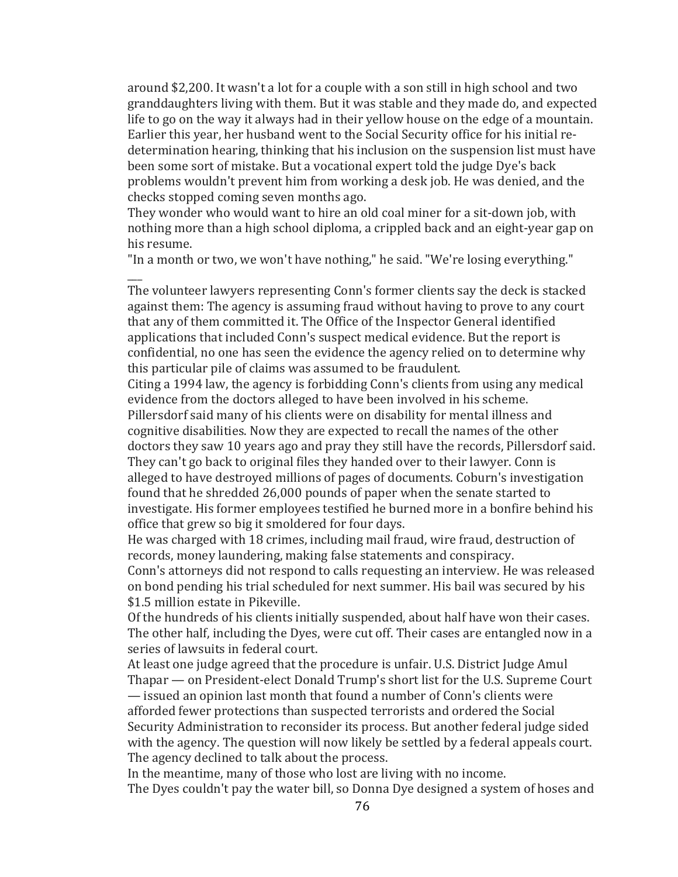around $2,200. It wasn't a lot for a couple with a son still in high school and two granddaughters living with them. But it was stable and they made do, and expected life to go on the way it always had in their yellow house on the edge of a mountain. Earlier this year, her husband went to the Social Security office for his initial re-determination hearing, thinking that his inclusion on the suspension list must have been some sort of mistake. But a vocational expert told the judge Dye's back problems wouldn't prevent him from working a desk job. He was denied, and the checks stopped coming seven months ago.

They wonder who would want to hire an old coal miner for a sit-down job, with nothing more than a high school diploma, a crippled back and an eight-year gap on his resume.

"In a month or two, we won't have nothing," he said. "We're losing everything."

\_\_

The volunteer lawyers representing Conn's former clients say the deck is stacked against them: The agency is assuming fraud without having to prove to any court that any of them committed it. The Office of the Inspector General identified applications that included Conn's suspect medical evidence. But the report is confidential, no one has seen the evidence the agency relied on to determine why this particular pile of claims was assumed to be fraudulent.

Citing a 1994 law, the agency is forbidding Conn's clients from using any medical evidence from the doctors alleged to have been involved in his scheme.

Pillersdorf said many of his clients were on disability for mental illness and cognitive disabilities. Now they are expected to recall the names of the other doctors they saw 10 years ago and pray they still have the records, Pillersdorf said. They can't go back to original files they handed over to their lawyer. Conn is alleged to have destroyed millions of pages of documents. Coburn's investigation found that he shredded 26,000 pounds of paper when the senate started to investigate. His former employees testified he burned more in a bonfire behind his office that grew so big it smoldered for four days.

He was charged with 18 crimes, including mail fraud, wire fraud, destruction of records, money laundering, making false statements and conspiracy.

Conn's attorneys did not respond to calls requesting an interview. He was released on bond pending his trial scheduled for next summer. His bail was secured by his $1.5 million estate in Pikeville.

Of the hundreds of his clients initially suspended, about half have won their cases. The other half, including the Dyes, were cut off. Their cases are entangled now in a series of lawsuits in federal court.

At least one judge agreed that the procedure is unfair. U.S. District Judge Amul Thapar — on President-elect Donald Trump's short list for the U.S. Supreme Court — issued an opinion last month that found a number of Conn's clients were afforded fewer protections than suspected terrorists and ordered the Social Security Administration to reconsider its process. But another federal judge sided with the agency. The question will now likely be settled by a federal appeals court. The agency declined to talk about the process.

In the meantime, many of those who lost are living with no income.

The Dyes couldn't pay the water bill, so Donna Dye designed a system of hoses and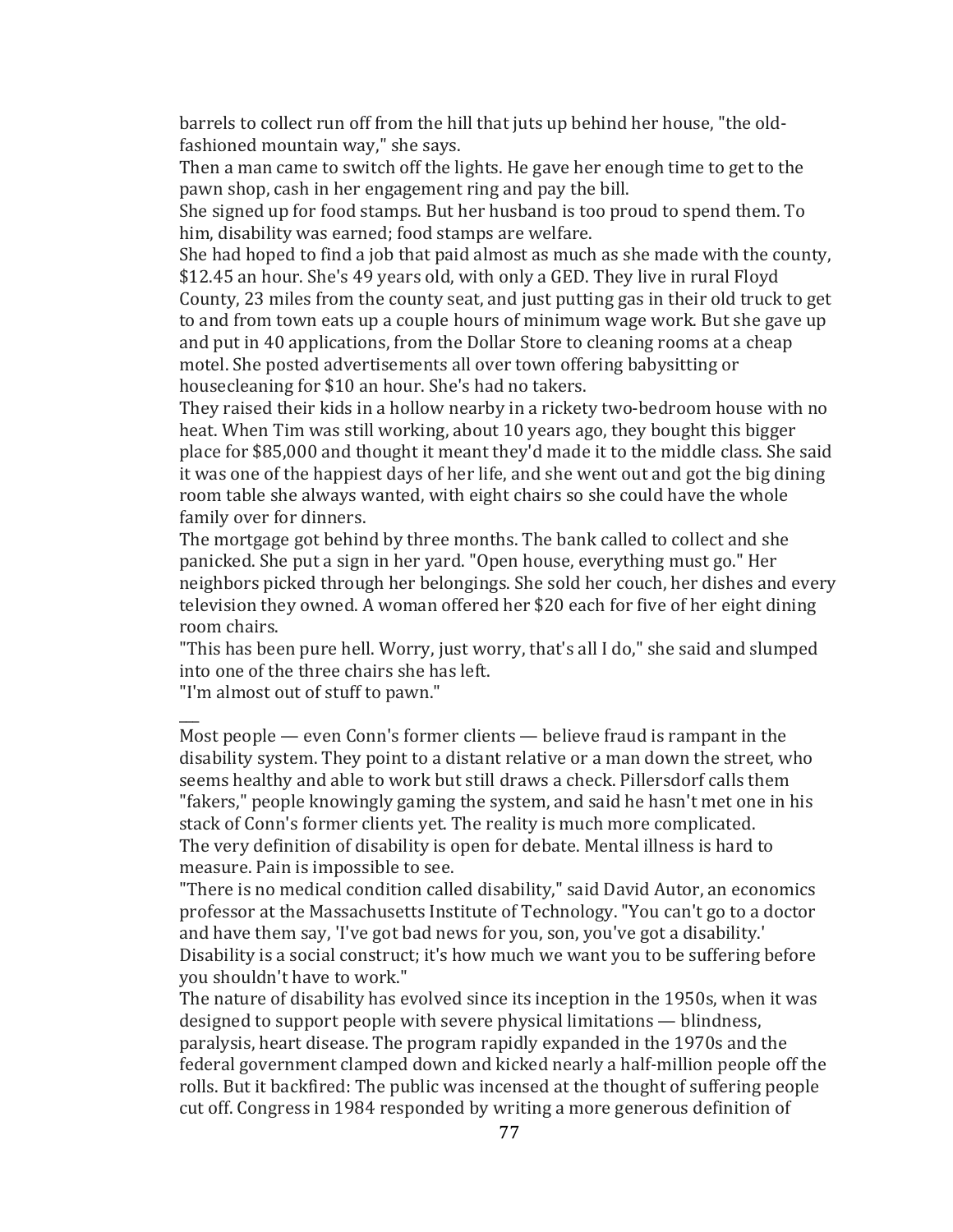barrels to collect run off from the hill that juts up behind her house, "the old-fashioned mountain way," she says.

Then a man came to switch off the lights. He gave her enough time to get to the pawn shop, cash in her engagement ring and pay the bill.

She signed up for food stamps. But her husband is too proud to spend them. To him, disability was earned; food stamps are welfare.

She had hoped to find a job that paid almost as much as she made with the county, $12.45 an hour. She's 49 years old, with only a GED. They live in rural Floyd County, 23 miles from the county seat, and just putting gas in their old truck to get to and from town eats up a couple hours of minimum wage work. But she gave up and put in 40 applications, from the Dollar Store to cleaning rooms at a cheap motel. She posted advertisements all over town offering babysitting or housecleaning for $10 an hour. She's had no takers.

They raised their kids in a hollow nearby in a rickety two-bedroom house with no heat. When Tim was still working, about 10 years ago, they bought this bigger place for $85,000 and thought it meant they'd made it to the middle class. She said it was one of the happiest days of her life, and she went out and got the big dining room table she always wanted, with eight chairs so she could have the whole family over for dinners.

The mortgage got behind by three months. The bank called to collect and she panicked. She put a sign in her yard. "Open house, everything must go." Her neighbors picked through her belongings. She sold her couch, her dishes and every television they owned. A woman offered her $20 each for five of her eight dining room chairs.

"This has been pure hell. Worry, just worry, that's all I do," she said and slumped into one of the three chairs she has left.

"I'm almost out of stuff to pawn."

\_\_

Most people — even Conn's former clients — believe fraud is rampant in the disability system. They point to a distant relative or a man down the street, who seems healthy and able to work but still draws a check. Pillersdorf calls them "fakers," people knowingly gaming the system, and said he hasn't met one in his stack of Conn's former clients yet. The reality is much more complicated.

The very definition of disability is open for debate. Mental illness is hard to measure. Pain is impossible to see.

"There is no medical condition called disability," said David Autor, an economics professor at the Massachusetts Institute of Technology. "You can't go to a doctor and have them say, 'I've got bad news for you, son, you've got a disability.' Disability is a social construct; it's how much we want you to be suffering before you shouldn't have to work."

The nature of disability has evolved since its inception in the 1950s, when it was designed to support people with severe physical limitations — blindness, paralysis, heart disease. The program rapidly expanded in the 1970s and the federal government clamped down and kicked nearly a half-million people off the rolls. But it backfired: The public was incensed at the thought of suffering people cut off. Congress in 1984 responded by writing a more generous definition of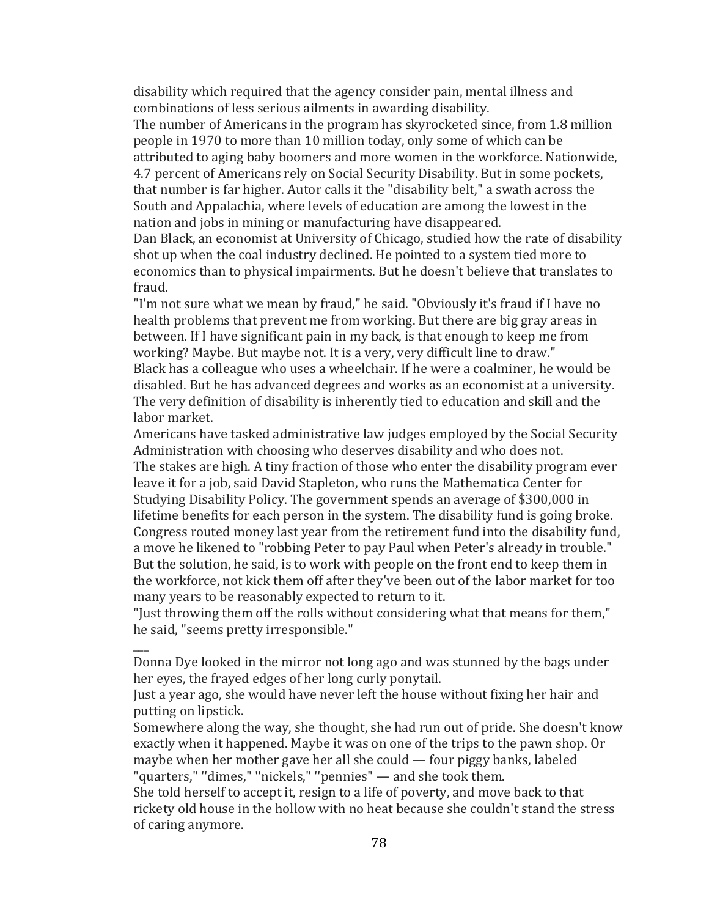disability which required that the agency consider pain, mental illness and combinations of less serious ailments in awarding disability.

The number of Americans in the program has skyrocketed since, from 1.8 million people in 1970 to more than 10 million today, only some of which can be attributed to aging baby boomers and more women in the workforce. Nationwide, 4.7 percent of Americans rely on Social Security Disability. But in some pockets, that number is far higher. Autor calls it the "disability belt," a swath across the South and Appalachia, where levels of education are among the lowest in the nation and jobs in mining or manufacturing have disappeared.

Dan Black, an economist at University of Chicago, studied how the rate of disability shot up when the coal industry declined. He pointed to a system tied more to economics than to physical impairments. But he doesn't believe that translates to fraud.

"I'm not sure what we mean by fraud," he said. "Obviously it's fraud if I have no health problems that prevent me from working. But there are big gray areas in between. If I have significant pain in my back, is that enough to keep me from working? Maybe. But maybe not. It is a very, very difficult line to draw."

Black has a colleague who uses a wheelchair. If he were a coalminer, he would be disabled. But he has advanced degrees and works as an economist at a university. The very definition of disability is inherently tied to education and skill and the labor market.

Americans have tasked administrative law judges employed by the Social Security Administration with choosing who deserves disability and who does not.

The stakes are high. A tiny fraction of those who enter the disability program ever leave it for a job, said David Stapleton, who runs the Mathematica Center for Studying Disability Policy. The government spends an average of $300,000 in lifetime benefits for each person in the system. The disability fund is going broke. Congress routed money last year from the retirement fund into the disability fund, a move he likened to "robbing Peter to pay Paul when Peter's already in trouble." But the solution, he said, is to work with people on the front end to keep them in the workforce, not kick them off after they've been out of the labor market for too many years to be reasonably expected to return to it.

"Just throwing them off the rolls without considering what that means for them," he said, "seems pretty irresponsible."

\_\_\_

Donna Dye looked in the mirror not long ago and was stunned by the bags under her eyes, the frayed edges of her long curly ponytail.

Just a year ago, she would have never left the house without fixing her hair and putting on lipstick.

Somewhere along the way, she thought, she had run out of pride. She doesn't know exactly when it happened. Maybe it was on one of the trips to the pawn shop. Or maybe when her mother gave her all she could — four piggy banks, labeled "quarters," ''dimes," ''nickels," ''pennies" — and she took them.

She told herself to accept it, resign to a life of poverty, and move back to that rickety old house in the hollow with no heat because she couldn't stand the stress of caring anymore.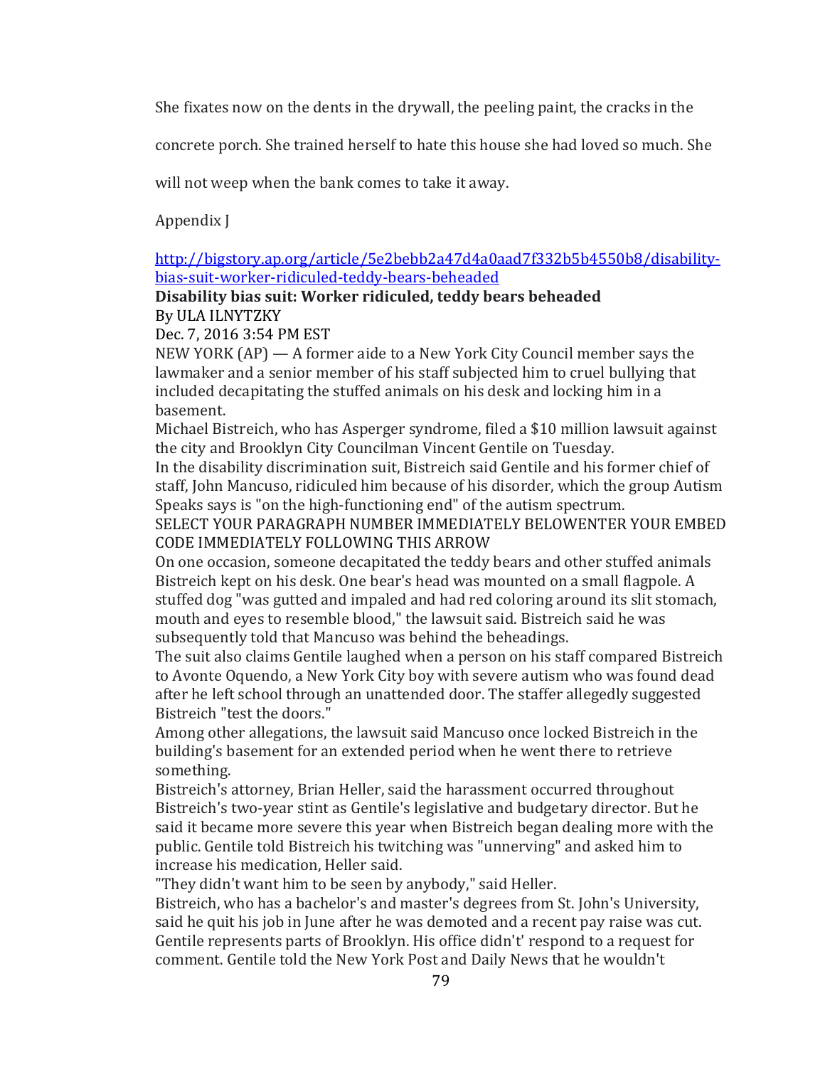She fixates now on the dents in the drywall, the peeling paint, the cracks in the concrete porch. She trained herself to hate this house she had loved so much. She will not weep when the bank comes to take it away.

Appendix J

http://bigstory.ap.org/article/5e2bebb2a47d4a0aad7f332b5b4550b8/disability-bias-suit-worker-ridiculed-teddy-bears-beheaded

**Disability bias suit: Worker ridiculed, teddy bears beheaded**

By ULA ILNYTZKY

Dec. 7, 2016 3:54 PM EST

NEW YORK (AP) — A former aide to a New York City Council member says the lawmaker and a senior member of his staff subjected him to cruel bullying that included decapitating the stuffed animals on his desk and locking him in a basement.

Michael Bistreich, who has Asperger syndrome, filed a $10 million lawsuit against the city and Brooklyn City Councilman Vincent Gentile on Tuesday.

In the disability discrimination suit, Bistreich said Gentile and his former chief of staff, John Mancuso, ridiculed him because of his disorder, which the group Autism Speaks says is "on the high-functioning end" of the autism spectrum.

SELECT YOUR PARAGRAPH NUMBER IMMEDIATELY BELOWENTER YOUR EMBED CODE IMMEDIATELY FOLLOWING THIS ARROW

On one occasion, someone decapitated the teddy bears and other stuffed animals Bistreich kept on his desk. One bear's head was mounted on a small flagpole. A stuffed dog "was gutted and impaled and had red coloring around its slit stomach, mouth and eyes to resemble blood," the lawsuit said. Bistreich said he was subsequently told that Mancuso was behind the beheadings.

The suit also claims Gentile laughed when a person on his staff compared Bistreich to Avonte Oquendo, a New York City boy with severe autism who was found dead after he left school through an unattended door. The staffer allegedly suggested Bistreich "test the doors."

Among other allegations, the lawsuit said Mancuso once locked Bistreich in the building's basement for an extended period when he went there to retrieve something.

Bistreich's attorney, Brian Heller, said the harassment occurred throughout Bistreich's two-year stint as Gentile's legislative and budgetary director. But he said it became more severe this year when Bistreich began dealing more with the public. Gentile told Bistreich his twitching was "unnerving" and asked him to increase his medication, Heller said.

"They didn't want him to be seen by anybody," said Heller.

Bistreich, who has a bachelor's and master's degrees from St. John's University, said he quit his job in June after he was demoted and a recent pay raise was cut.

Gentile represents parts of Brooklyn. His office didn't' respond to a request for comment. Gentile told the New York Post and Daily News that he wouldn't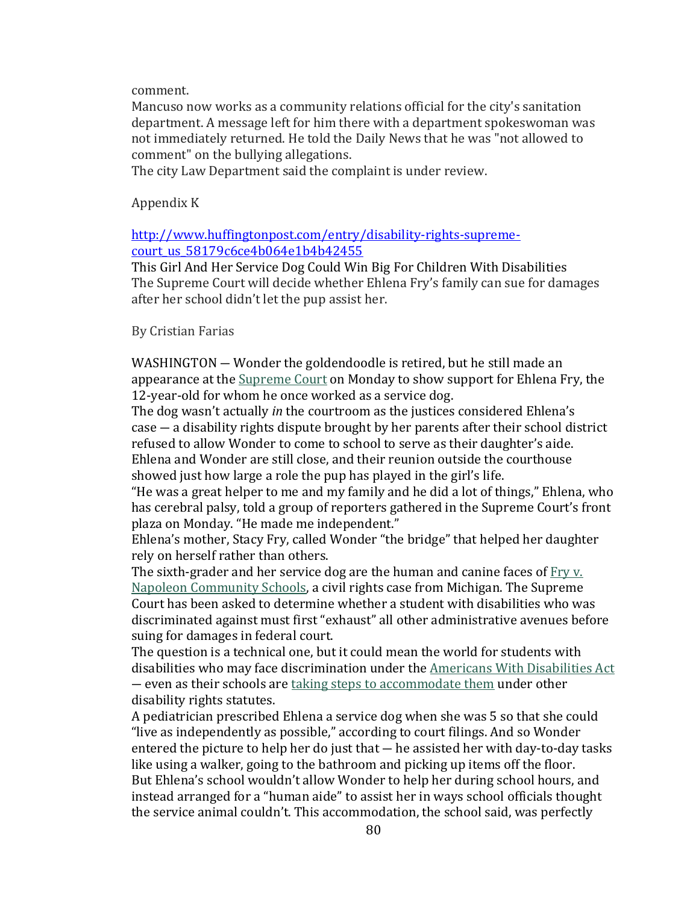comment.

Mancuso now works as a community relations official for the city's sanitation department. A message left for him there with a department spokeswoman was not immediately returned. He told the Daily News that he was "not allowed to comment" on the bullying allegations.

The city Law Department said the complaint is under review.

Appendix K

[http://www.huffingtonpost.com/entry/disability-rights-supreme-court_us_58179c6ce4b064e1b4b42455](http://www.huffingtonpost.com/entry/disability-rights-supreme-court_us_58179c6ce4b064e1b4b42455)

This Girl And Her Service Dog Could Win Big For Children With Disabilities

The Supreme Court will decide whether Ehlena Fry's family can sue for damages after her school didn't let the pup assist her.

By Cristian Farias

WASHINGTON — Wonder the goldendoodle is retired, but he still made an appearance at the Supreme Court on Monday to show support for Ehlena Fry, the 12-year-old for whom he once worked as a service dog.

The dog wasn't actually *in* the courtroom as the justices considered Ehlena's case — a disability rights dispute brought by her parents after their school district refused to allow Wonder to come to school to serve as their daughter's aide.

Ehlena and Wonder are still close, and their reunion outside the courthouse showed just how large a role the pup has played in the girl's life.

"He was a great helper to me and my family and he did a lot of things," Ehlena, who has cerebral palsy, told a group of reporters gathered in the Supreme Court's front plaza on Monday. "He made me independent."

Ehlena's mother, Stacy Fry, called Wonder "the bridge" that helped her daughter rely on herself rather than others.

The sixth-grader and her service dog are the human and canine faces of Fry v. Napoleon Community Schools, a civil rights case from Michigan. The Supreme Court has been asked to determine whether a student with disabilities who was discriminated against must first "exhaust" all other administrative avenues before suing for damages in federal court.

The question is a technical one, but it could mean the world for students with disabilities who may face discrimination under the Americans With Disabilities Act — even as their schools are taking steps to accommodate them under other disability rights statutes.

A pediatrician prescribed Ehlena a service dog when she was 5 so that she could "live as independently as possible," according to court filings. And so Wonder entered the picture to help her do just that — he assisted her with day-to-day tasks like using a walker, going to the bathroom and picking up items off the floor.

But Ehlena's school wouldn't allow Wonder to help her during school hours, and instead arranged for a "human aide" to assist her in ways school officials thought the service animal couldn't. This accommodation, the school said, was perfectly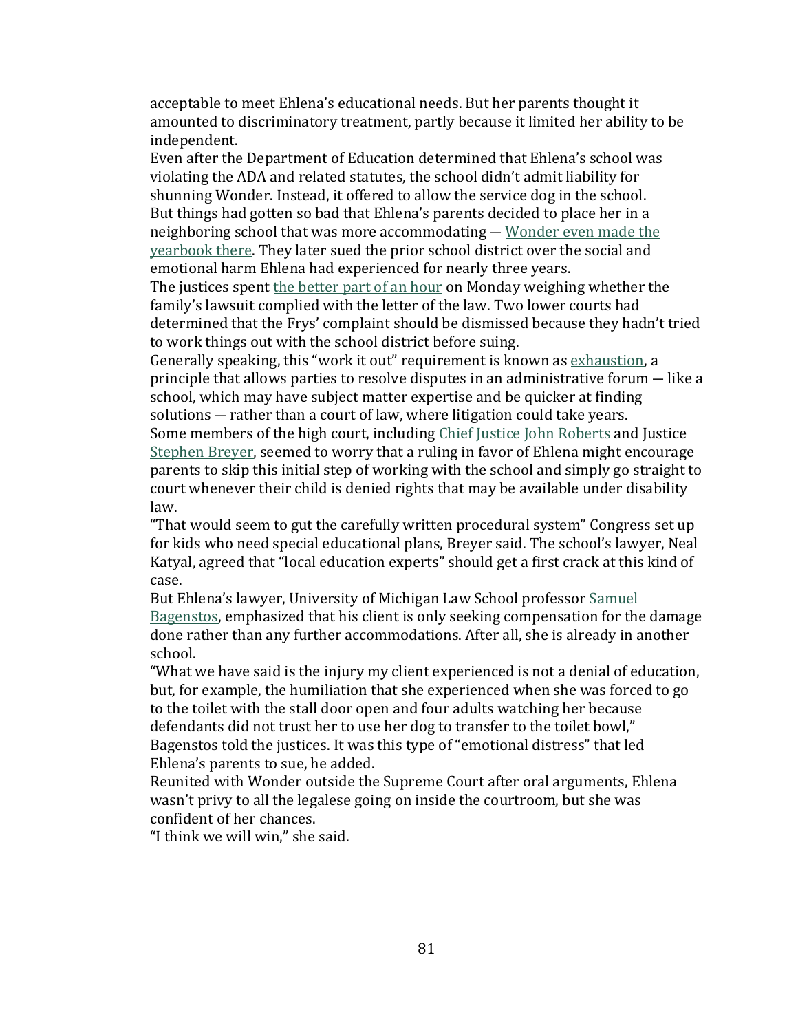acceptable to meet Ehlena's educational needs. But her parents thought it amounted to discriminatory treatment, partly because it limited her ability to be independent.

Even after the Department of Education determined that Ehlena's school was violating the ADA and related statutes, the school didn't admit liability for shunning Wonder. Instead, it offered to allow the service dog in the school.

But things had gotten so bad that Ehlena's parents decided to place her in a neighboring school that was more accommodating — Wonder even made the yearbook there. They later sued the prior school district over the social and emotional harm Ehlena had experienced for nearly three years.

The justices spent the better part of an hour on Monday weighing whether the family's lawsuit complied with the letter of the law. Two lower courts had determined that the Frys' complaint should be dismissed because they hadn't tried to work things out with the school district before suing.

Generally speaking, this "work it out" requirement is known as exhaustion, a principle that allows parties to resolve disputes in an administrative forum — like a school, which may have subject matter expertise and be quicker at finding solutions — rather than a court of law, where litigation could take years.

Some members of the high court, including Chief Justice John Roberts and Justice Stephen Breyer, seemed to worry that a ruling in favor of Ehlena might encourage parents to skip this initial step of working with the school and simply go straight to court whenever their child is denied rights that may be available under disability law.

"That would seem to gut the carefully written procedural system" Congress set up for kids who need special educational plans, Breyer said. The school's lawyer, Neal Katyal, agreed that "local education experts" should get a first crack at this kind of case.

But Ehlena's lawyer, University of Michigan Law School professor Samuel Bagenstos, emphasized that his client is only seeking compensation for the damage done rather than any further accommodations. After all, she is already in another school.

"What we have said is the injury my client experienced is not a denial of education, but, for example, the humiliation that she experienced when she was forced to go to the toilet with the stall door open and four adults watching her because defendants did not trust her to use her dog to transfer to the toilet bowl," Bagenstos told the justices. It was this type of "emotional distress" that led Ehlena's parents to sue, he added.

Reunited with Wonder outside the Supreme Court after oral arguments, Ehlena wasn't privy to all the legalese going on inside the courtroom, but she was confident of her chances.

"I think we will win," she said.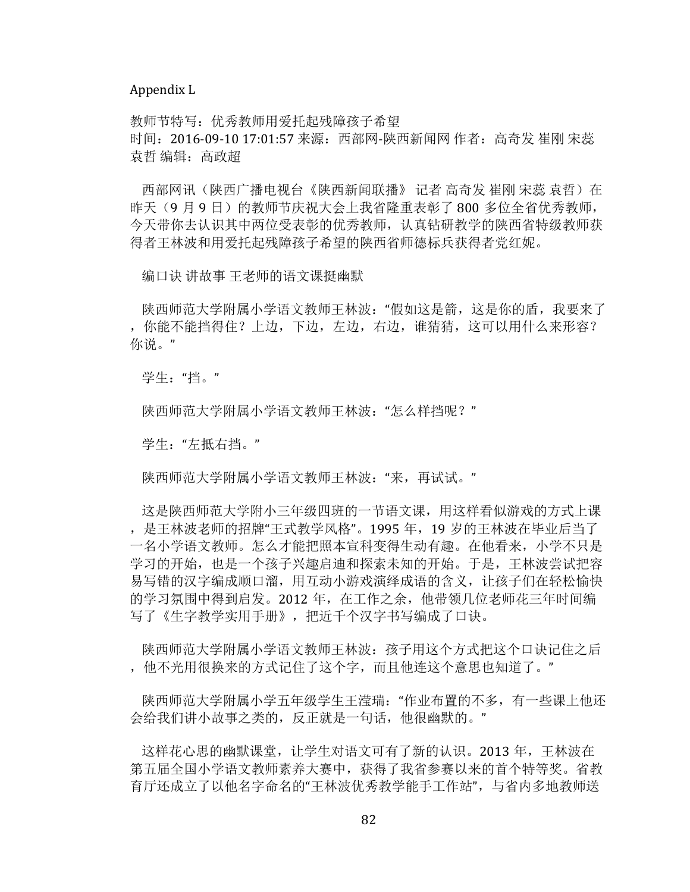Appendix L

教师节特写：优秀教师用爱托起残障孩子希望
时间：2016-09-10 17:01:57 来源：西部网-陕西新闻网 作者：高奇发 崔刚 宋蕊 袁哲 编辑：高政超

西部网讯（陕西广播电视台《陕西新闻联播》 记者 高奇发 崔刚 宋蕊 袁哲）在昨天（9 月 9 日）的教师节庆祝大会上我省隆重表彰了 800 多位全省优秀教师，今天带你去认识其中两位受表彰的优秀教师，认真钻研教学的陕西省特级教师获得者王林波和用爱托起残障孩子希望的陕西省师德标兵获得者党红妮。

编口诀 讲故事 王老师的语文课挺幽默

陕西师范大学附属小学语文教师王林波：“假如这是箭，这是你的盾，我要来了，你能不能挡得住？上边，下边，左边，右边，谁猜猜，这可以用什么来形容？你说。”

学生：“挡。”

陕西师范大学附属小学语文教师王林波：“怎么样挡呢？”

学生：“左抵右挡。”

陕西师范大学附属小学语文教师王林波：“来，再试试。”

这是陕西师范大学附小三年级四班的一节语文课，用这样看似游戏的方式上课，是王林波老师的招牌“王式教学风格”。1995 年，19 岁的王林波在毕业后当了一名小学语文教师。怎么才能把照本宣科变得生动有趣。在他看来，小学不只是学习的开始，也是一个孩子兴趣启迪和探索未知的开始。于是，王林波尝试把容易写错的汉字编成顺口溜，用互动小游戏演绎成语的含义，让孩子们在轻松愉快的学习氛围中得到启发。2012 年，在工作之余，他带领几位老师花三年时间编写了《生字教学实用手册》，把近千个汉字书写编成了口诀。

陕西师范大学附属小学语文教师王林波：孩子用这个方式把这个口诀记住之后，他不光用很换来的方式记住了这个字，而且他连这个意思也知道了。”

陕西师范大学附属小学五年级学生王滢瑞：“作业布置的不多，有一些课上他还会给我们讲小故事之类的，反正就是一句话，他很幽默的。”

这样花心思的幽默课堂，让学生对语文可有了新的认识。2013 年，王林波在第五届全国小学语文教师素养大赛中，获得了我省参赛以来的首个特等奖。省教育厅还成立了以他名字命名的“王林波优秀教学能手工作站”，与省内多地教师送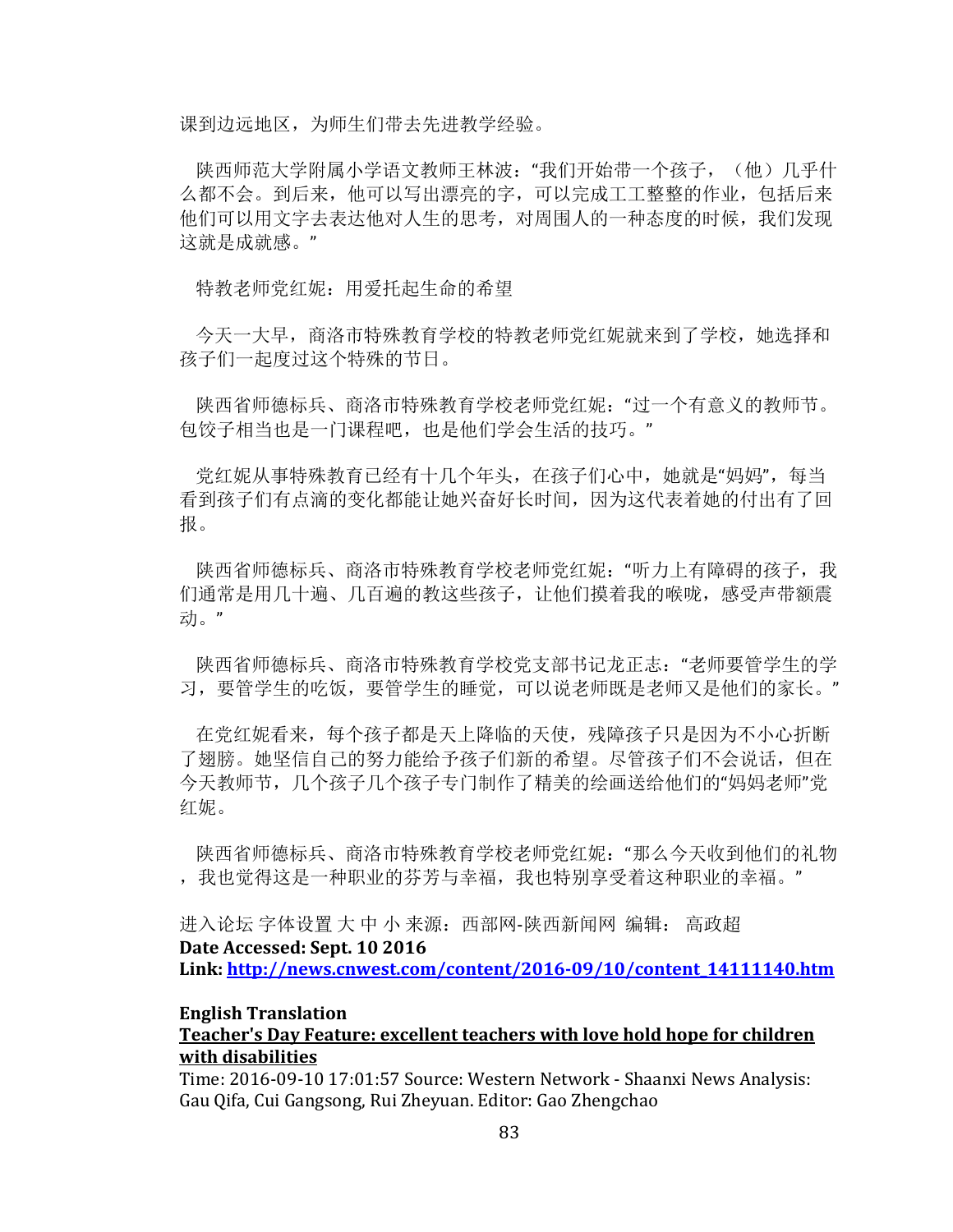课到边远地区，为师生们带去先进教学经验。

陕西师范大学附属小学语文教师王林波："我们开始带一个孩子，（他）几乎什么都不会。到后来，他可以写出漂亮的字，可以完成工工整整的作业，包括后来他们可以用文字去表达他对人生的思考，对周围人的一种态度的时候，我们发现这就是成就感。"

特教老师党红妮：用爱托起生命的希望

今天一大早，商洛市特殊教育学校的特教老师党红妮就来到了学校，她选择和孩子们一起度过这个特殊的节日。

陕西省师德标兵、商洛市特殊教育学校老师党红妮："过一个有意义的教师节。包饺子相当也是一门课程吧，也是他们学会生活的技巧。"

党红妮从事特殊教育已经有十几个年头，在孩子们心中，她就是"妈妈"，每当看到孩子们有点滴的变化都能让她兴奋好长时间，因为这代表着她的付出有了回报。

陕西省师德标兵、商洛市特殊教育学校老师党红妮："听力上有障碍的孩子，我们通常是用几十遍、几百遍的教这些孩子，让他们摸着我的喉咙，感受声带额震动。"

陕西省师德标兵、商洛市特殊教育学校党支部书记龙正志："老师要管学生的学习，要管学生的吃饭，要管学生的睡觉，可以说老师既是老师又是他们的家长。"

在党红妮看来，每个孩子都是天上降临的天使，残障孩子只是因为不小心折断了翅膀。她坚信自己的努力能给予孩子们新的希望。尽管孩子们不会说话，但在今天教师节，几个孩子几个孩子专门制作了精美的绘画送给他们的"妈妈老师"党红妮。

陕西省师德标兵、商洛市特殊教育学校老师党红妮："那么今天收到他们的礼物，我也觉得这是一种职业的芬芳与幸福，我也特别享受着这种职业的幸福。"

进入论坛 字体设置 大 中 小 来源：西部网-陕西新闻网 编辑： 高政超
**Date Accessed: Sept. 10 2016**
**Link: http://news.cnwest.com/content/2016-09/10/content_14111140.htm**

**English Translation**
**Teacher's Day Feature: excellent teachers with love hold hope for children with disabilities**
Time: 2016-09-10 17:01:57 Source: Western Network - Shaanxi News Analysis: Gau Qifa, Cui Gangsong, Rui Zheyuan. Editor: Gao Zhengchao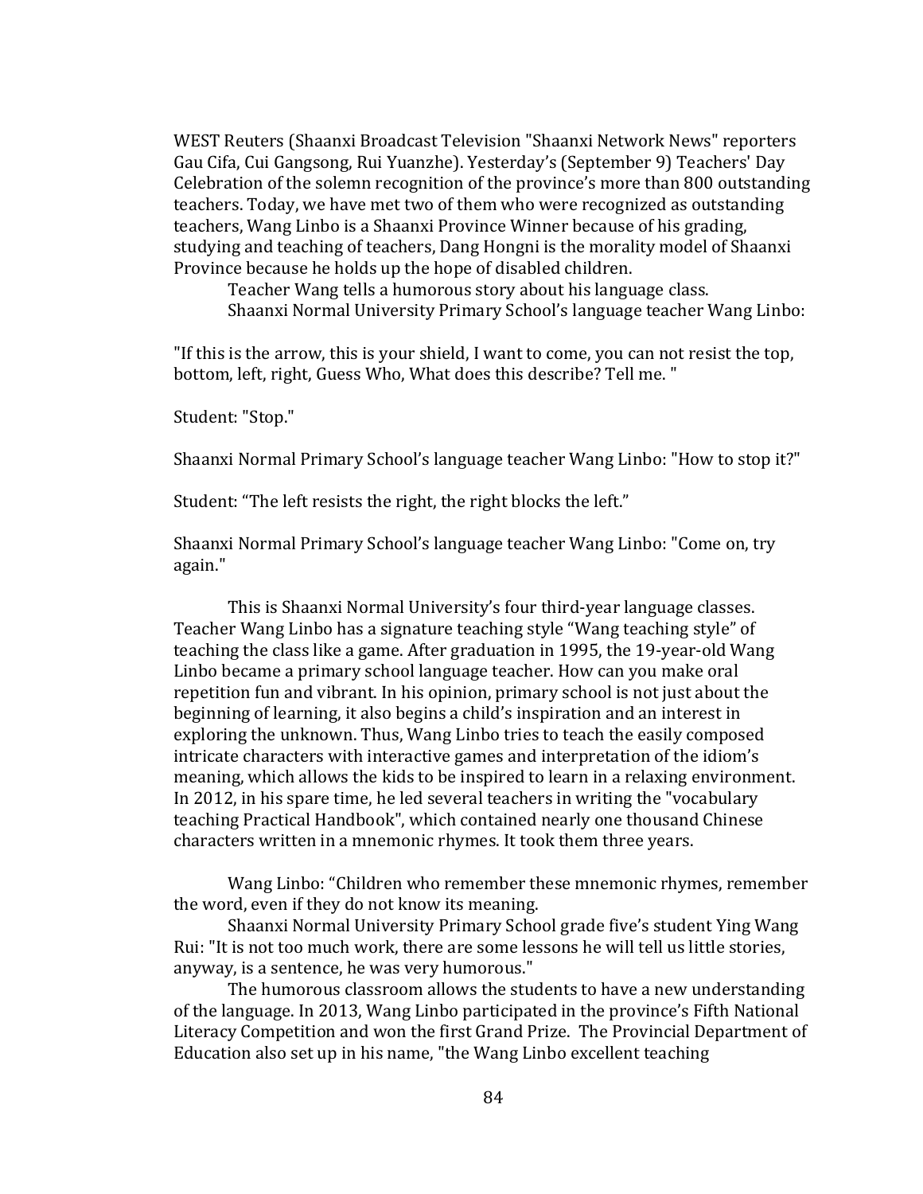WEST Reuters (Shaanxi Broadcast Television "Shaanxi Network News" reporters Gau Cifa, Cui Gangsong, Rui Yuanzhe). Yesterday's (September 9) Teachers' Day Celebration of the solemn recognition of the province's more than 800 outstanding teachers. Today, we have met two of them who were recognized as outstanding teachers, Wang Linbo is a Shaanxi Province Winner because of his grading, studying and teaching of teachers, Dang Hongni is the morality model of Shaanxi Province because he holds up the hope of disabled children.

Teacher Wang tells a humorous story about his language class.

Shaanxi Normal University Primary School's language teacher Wang Linbo:

"If this is the arrow, this is your shield, I want to come, you can not resist the top, bottom, left, right, Guess Who, What does this describe? Tell me. "

Student: "Stop."

Shaanxi Normal Primary School's language teacher Wang Linbo: "How to stop it?"

Student: "The left resists the right, the right blocks the left."

Shaanxi Normal Primary School's language teacher Wang Linbo: "Come on, try again."

This is Shaanxi Normal University's four third-year language classes. Teacher Wang Linbo has a signature teaching style "Wang teaching style" of teaching the class like a game. After graduation in 1995, the 19-year-old Wang Linbo became a primary school language teacher. How can you make oral repetition fun and vibrant. In his opinion, primary school is not just about the beginning of learning, it also begins a child's inspiration and an interest in exploring the unknown. Thus, Wang Linbo tries to teach the easily composed intricate characters with interactive games and interpretation of the idiom's meaning, which allows the kids to be inspired to learn in a relaxing environment. In 2012, in his spare time, he led several teachers in writing the "vocabulary teaching Practical Handbook", which contained nearly one thousand Chinese characters written in a mnemonic rhymes. It took them three years.

Wang Linbo: "Children who remember these mnemonic rhymes, remember the word, even if they do not know its meaning.

Shaanxi Normal University Primary School grade five's student Ying Wang Rui: "It is not too much work, there are some lessons he will tell us little stories, anyway, is a sentence, he was very humorous."

The humorous classroom allows the students to have a new understanding of the language. In 2013, Wang Linbo participated in the province's Fifth National Literacy Competition and won the first Grand Prize. The Provincial Department of Education also set up in his name, "the Wang Linbo excellent teaching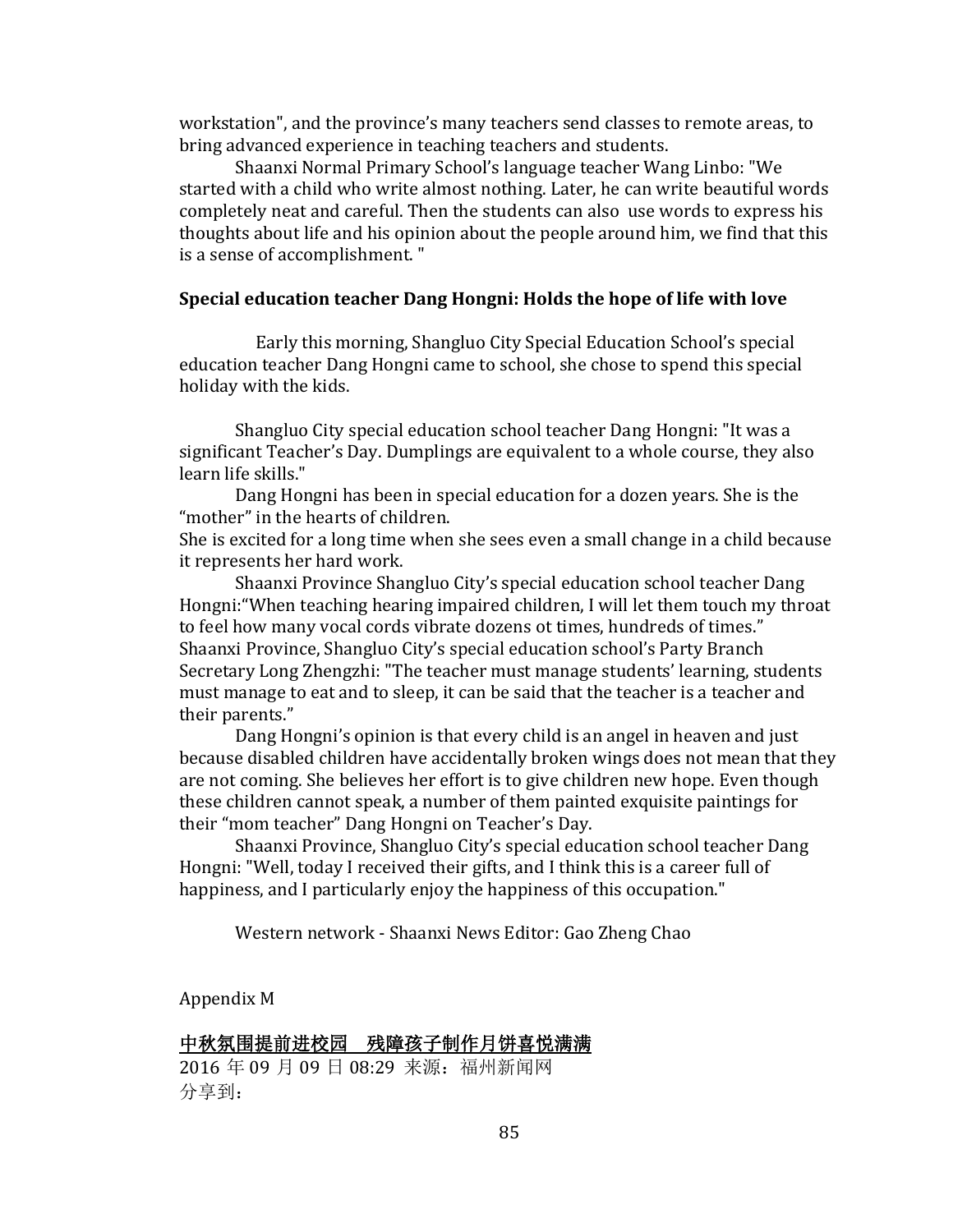workstation", and the province's many teachers send classes to remote areas, to bring advanced experience in teaching teachers and students.

Shaanxi Normal Primary School's language teacher Wang Linbo: "We started with a child who write almost nothing. Later, he can write beautiful words completely neat and careful. Then the students can also use words to express his thoughts about life and his opinion about the people around him, we find that this is a sense of accomplishment. "

**Special education teacher Dang Hongni: Holds the hope of life with love**

Early this morning, Shangluo City Special Education School's special education teacher Dang Hongni came to school, she chose to spend this special holiday with the kids.

Shangluo City special education school teacher Dang Hongni: "It was a significant Teacher's Day. Dumplings are equivalent to a whole course, they also learn life skills."

Dang Hongni has been in special education for a dozen years. She is the "mother" in the hearts of children.

She is excited for a long time when she sees even a small change in a child because it represents her hard work.

Shaanxi Province Shangluo City's special education school teacher Dang Hongni:"When teaching hearing impaired children, I will let them touch my throat to feel how many vocal cords vibrate dozens ot times, hundreds of times."

Shaanxi Province, Shangluo City's special education school's Party Branch Secretary Long Zhengzhi: "The teacher must manage students' learning, students must manage to eat and to sleep, it can be said that the teacher is a teacher and their parents."

Dang Hongni's opinion is that every child is an angel in heaven and just because disabled children have accidentally broken wings does not mean that they are not coming. She believes her effort is to give children new hope. Even though these children cannot speak, a number of them painted exquisite paintings for their "mom teacher" Dang Hongni on Teacher's Day.

Shaanxi Province, Shangluo City's special education school teacher Dang Hongni: "Well, today I received their gifts, and I think this is a career full of happiness, and I particularly enjoy the happiness of this occupation."

Western network - Shaanxi News Editor: Gao Zheng Chao

Appendix M

中秋氛围提前进校园 残障孩子制作月饼喜悦满满

2016 年 09 月 09 日 08:29 来源：福州新闻网

分享到：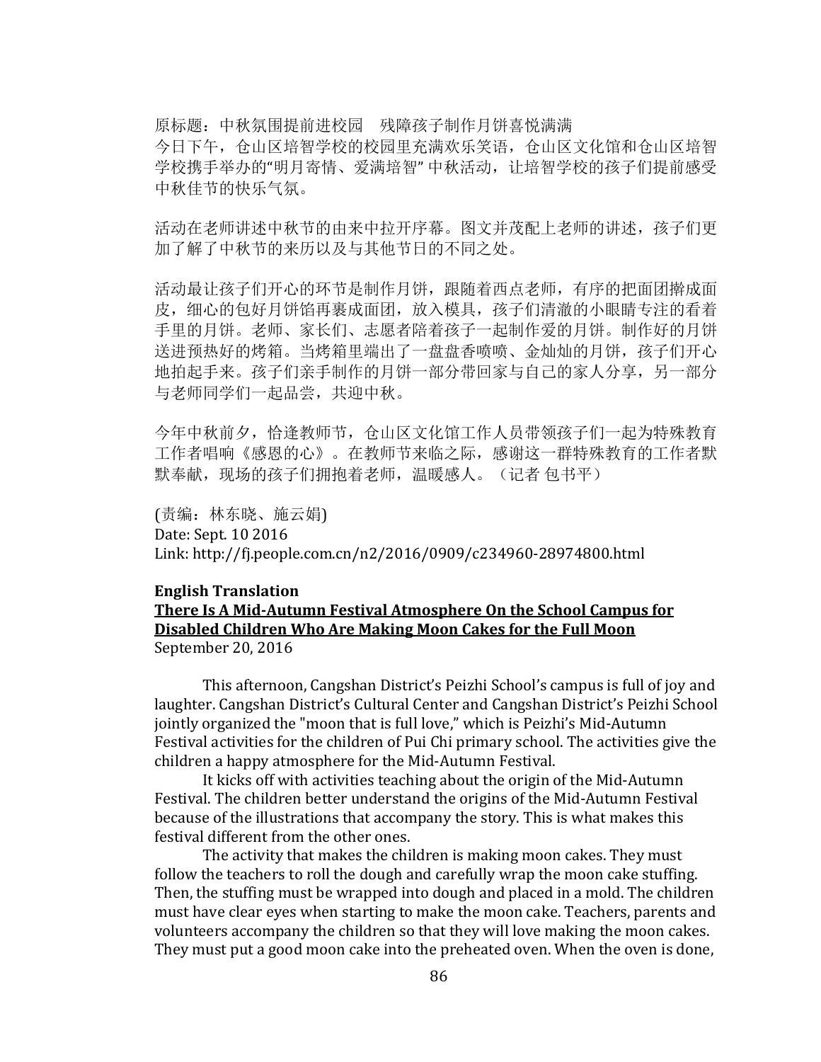原标题：中秋氛围提前进校园　残障孩子制作月饼喜悦满满
今日下午，仓山区培智学校的校园里充满欢乐笑语，仓山区文化馆和仓山区培智学校携手举办的"明月寄情、爱满培智" 中秋活动，让培智学校的孩子们提前感受中秋佳节的快乐气氛。

活动在老师讲述中秋节的由来中拉开序幕。图文并茂配上老师的讲述，孩子们更加了解了中秋节的来历以及与其他节日的不同之处。

活动最让孩子们开心的环节是制作月饼，跟随着西点老师，有序的把面团擀成面皮，细心的包好月饼馅再裹成面团，放入模具，孩子们清澈的小眼睛专注的看着手里的月饼。老师、家长们、志愿者陪着孩子一起制作爱的月饼。制作好的月饼送进预热好的烤箱。当烤箱里端出了一盘盘香喷喷、金灿灿的月饼，孩子们开心地拍起手来。孩子们亲手制作的月饼一部分带回家与自己的家人分享，另一部分与老师同学们一起品尝，共迎中秋。

今年中秋前夕，恰逢教师节，仓山区文化馆工作人员带领孩子们一起为特殊教育工作者唱响《感恩的心》。在教师节来临之际，感谢这一群特殊教育的工作者默默奉献，现场的孩子们拥抱着老师，温暖感人。（记者 包书平）

(责编：林东晓、施云娟)
Date: Sept. 10 2016
Link: http://fj.people.com.cn/n2/2016/0909/c234960-28974800.html

**English Translation**

**<u>There Is A Mid-Autumn Festival Atmosphere On the School Campus for Disabled Children Who Are Making Moon Cakes for the Full Moon</u>**
September 20, 2016

This afternoon, Cangshan District's Peizhi School's campus is full of joy and laughter. Cangshan District's Cultural Center and Cangshan District's Peizhi School jointly organized the "moon that is full love," which is Peizhi's Mid-Autumn Festival activities for the children of Pui Chi primary school. The activities give the children a happy atmosphere for the Mid-Autumn Festival.

It kicks off with activities teaching about the origin of the Mid-Autumn Festival. The children better understand the origins of the Mid-Autumn Festival because of the illustrations that accompany the story. This is what makes this festival different from the other ones.

The activity that makes the children is making moon cakes. They must follow the teachers to roll the dough and carefully wrap the moon cake stuffing. Then, the stuffing must be wrapped into dough and placed in a mold. The children must have clear eyes when starting to make the moon cake. Teachers, parents and volunteers accompany the children so that they will love making the moon cakes. They must put a good moon cake into the preheated oven. When the oven is done,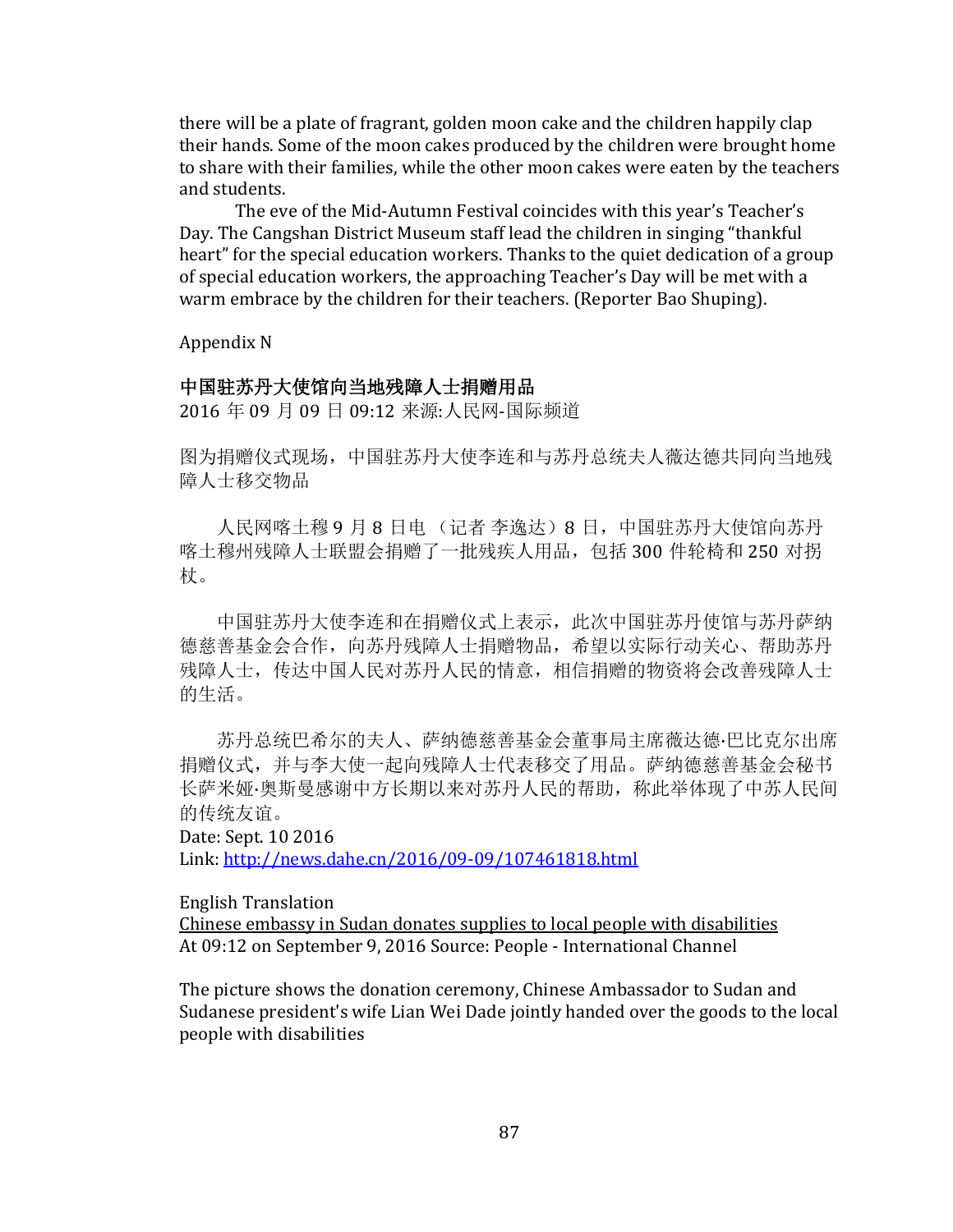there will be a plate of fragrant, golden moon cake and the children happily clap their hands. Some of the moon cakes produced by the children were brought home to share with their families, while the other moon cakes were eaten by the teachers and students.

The eve of the Mid-Autumn Festival coincides with this year's Teacher's Day. The Cangshan District Museum staff lead the children in singing "thankful heart" for the special education workers. Thanks to the quiet dedication of a group of special education workers, the approaching Teacher's Day will be met with a warm embrace by the children for their teachers. (Reporter Bao Shuping).

Appendix N

**中国驻苏丹大使馆向当地残障人士捐赠用品**

2016 年 09 月 09 日 09:12 来源:人民网-国际频道

图为捐赠仪式现场，中国驻苏丹大使李连和与苏丹总统夫人薇达德共同向当地残障人士移交物品

人民网喀土穆 9 月 8 日电 （记者 李逸达）8 日，中国驻苏丹大使馆向苏丹喀土穆州残障人士联盟会捐赠了一批残疾人用品，包括 300 件轮椅和 250 对拐杖。

中国驻苏丹大使李连和在捐赠仪式上表示，此次中国驻苏丹使馆与苏丹萨纳德慈善基金会合作，向苏丹残障人士捐赠物品，希望以实际行动关心、帮助苏丹残障人士，传达中国人民对苏丹人民的情意，相信捐赠的物资将会改善残障人士的生活。

苏丹总统巴希尔的夫人、萨纳德慈善基金会董事局主席薇达德·巴比克尔出席捐赠仪式，并与李大使一起向残障人士代表移交了用品。萨纳德慈善基金会秘书长萨米娅·奥斯曼感谢中方长期以来对苏丹人民的帮助，称此举体现了中苏人民间的传统友谊。

Date: Sept. 10 2016

Link: http://news.dahe.cn/2016/09-09/107461818.html

English Translation

Chinese embassy in Sudan donates supplies to local people with disabilities

At 09:12 on September 9, 2016 Source: People - International Channel

The picture shows the donation ceremony, Chinese Ambassador to Sudan and Sudanese president's wife Lian Wei Dade jointly handed over the goods to the local people with disabilities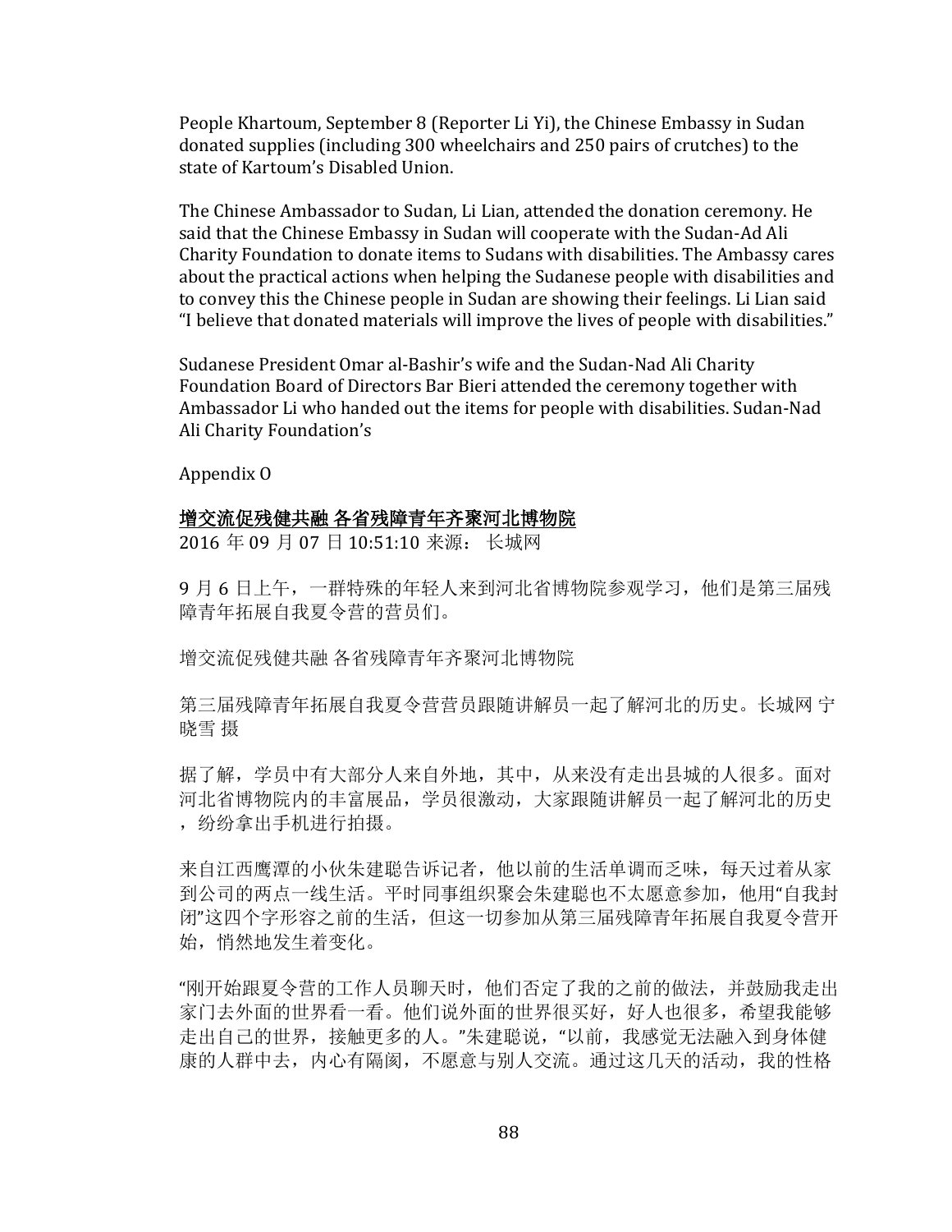People Khartoum, September 8 (Reporter Li Yi), the Chinese Embassy in Sudan donated supplies (including 300 wheelchairs and 250 pairs of crutches) to the state of Kartoum's Disabled Union.

The Chinese Ambassador to Sudan, Li Lian, attended the donation ceremony. He said that the Chinese Embassy in Sudan will cooperate with the Sudan-Ad Ali Charity Foundation to donate items to Sudans with disabilities. The Ambassy cares about the practical actions when helping the Sudanese people with disabilities and to convey this the Chinese people in Sudan are showing their feelings. Li Lian said "I believe that donated materials will improve the lives of people with disabilities."

Sudanese President Omar al-Bashir's wife and the Sudan-Nad Ali Charity Foundation Board of Directors Bar Bieri attended the ceremony together with Ambassador Li who handed out the items for people with disabilities. Sudan-Nad Ali Charity Foundation's

Appendix O

<u>增交流促残健共融 各省残障青年齐聚河北博物院</u>

2016 年 09 月 07 日 10:51:10 来源： 长城网

9 月 6 日上午，一群特殊的年轻人来到河北省博物院参观学习，他们是第三届残障青年拓展自我夏令营的营员们。

增交流促残健共融 各省残障青年齐聚河北博物院

第三届残障青年拓展自我夏令营营员跟随讲解员一起了解河北的历史。长城网 宁晓雪 摄

据了解，学员中有大部分人来自外地，其中，从来没有走出县城的人很多。面对河北省博物院内的丰富展品，学员很激动，大家跟随讲解员一起了解河北的历史，纷纷拿出手机进行拍摄。

来自江西鹰潭的小伙朱建聪告诉记者，他以前的生活单调而乏味，每天过着从家到公司的两点一线生活。平时同事组织聚会朱建聪也不太愿意参加，他用"自我封闭"这四个字形容之前的生活，但这一切参加从第三届残障青年拓展自我夏令营开始，悄然地发生着变化。

"刚开始跟夏令营的工作人员聊天时，他们否定了我的之前的做法，并鼓励我走出家门去外面的世界看一看。他们说外面的世界很美好，好人也很多，希望我能够走出自己的世界，接触更多的人。"朱建聪说，"以前，我感觉无法融入到身体健康的人群中去，内心有隔阂，不愿意与别人交流。通过这几天的活动，我的性格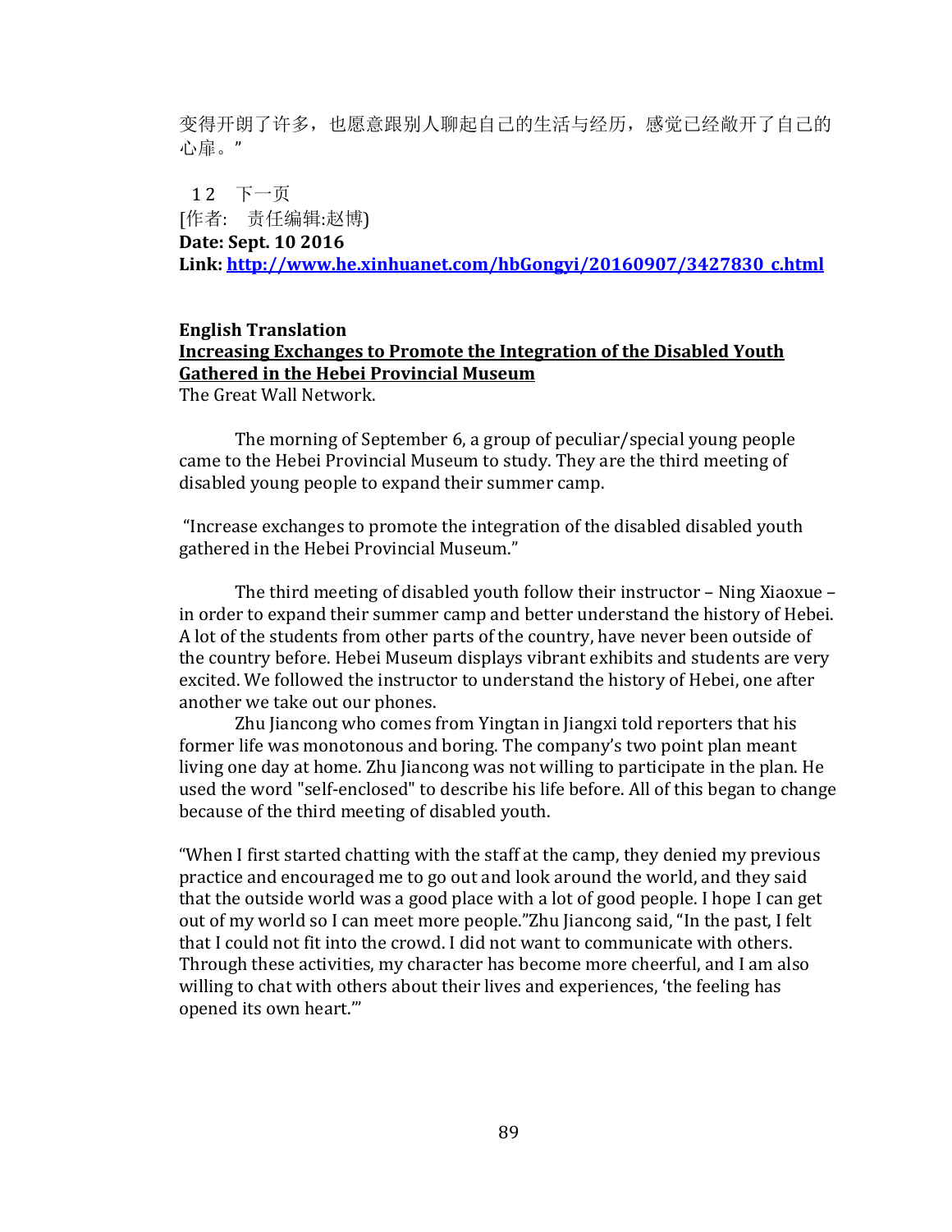变得开朗了许多，也愿意跟别人聊起自己的生活与经历，感觉已经敞开了自己的心扉。"

1 2　下一页

[作者:　责任编辑:赵博)

**Date: Sept. 10 2016**

**Link: [http://www.he.xinhuanet.com/hbGongyi/20160907/3427830_c.html](http://www.he.xinhuanet.com/hbGongyi/20160907/3427830_c.html)**

**English Translation**

**Increasing Exchanges to Promote the Integration of the Disabled Youth Gathered in the Hebei Provincial Museum**

The Great Wall Network.

The morning of September 6, a group of peculiar/special young people came to the Hebei Provincial Museum to study. They are the third meeting of disabled young people to expand their summer camp.

"Increase exchanges to promote the integration of the disabled disabled youth gathered in the Hebei Provincial Museum."

The third meeting of disabled youth follow their instructor – Ning Xiaoxue – in order to expand their summer camp and better understand the history of Hebei. A lot of the students from other parts of the country, have never been outside of the country before. Hebei Museum displays vibrant exhibits and students are very excited. We followed the instructor to understand the history of Hebei, one after another we take out our phones.

Zhu Jiancong who comes from Yingtan in Jiangxi told reporters that his former life was monotonous and boring. The company's two point plan meant living one day at home. Zhu Jiancong was not willing to participate in the plan. He used the word "self-enclosed" to describe his life before. All of this began to change because of the third meeting of disabled youth.

"When I first started chatting with the staff at the camp, they denied my previous practice and encouraged me to go out and look around the world, and they said that the outside world was a good place with a lot of good people. I hope I can get out of my world so I can meet more people."Zhu Jiancong said, "In the past, I felt that I could not fit into the crowd. I did not want to communicate with others. Through these activities, my character has become more cheerful, and I am also willing to chat with others about their lives and experiences, 'the feeling has opened its own heart.'"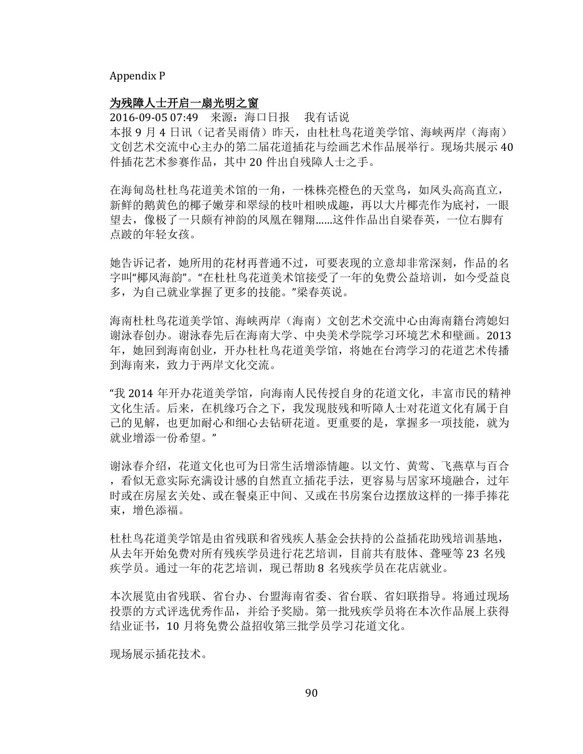Appendix P

<u>为残障人士开启一扇光明之窗</u>

2016-09-05 07:49　来源：海口日报　我有话说

本报 9 月 4 日讯（记者吴雨倩）昨天，由杜杜鸟花道美学馆、海峡两岸（海南）文创艺术交流中心主办的第二届花道插花与绘画艺术作品展举行。现场共展示 40 件插花艺术参赛作品，其中 20 件出自残障人士之手。

在海甸岛杜杜鸟花道美术馆的一角，一株株亮橙色的天堂鸟，如凤头高高直立，新鲜的鹅黄色的椰子嫩芽和翠绿的枝叶相映成趣，再以大片椰壳作为底衬，一眼望去，像极了一只颇有神韵的凤凰在翱翔……这件作品出自梁春英，一位右脚有点跛的年轻女孩。

她告诉记者，她所用的花材再普通不过，可要表现的立意却非常深刻，作品的名字叫"椰风海韵"。"在杜杜鸟花道美术馆接受了一年的免费公益培训，如今受益良多，为自己就业掌握了更多的技能。"梁春英说。

海南杜杜鸟花道美学馆、海峡两岸（海南）文创艺术交流中心由海南籍台湾媳妇谢泳春创办。谢泳春先后在海南大学、中央美术学院学习环境艺术和壁画。2013 年，她回到海南创业，开办杜杜鸟花道美学馆，将她在台湾学习的花道艺术传播到海南来，致力于两岸文化交流。

"我 2014 年开办花道美学馆，向海南人民传授自身的花道文化，丰富市民的精神文化生活。后来，在机缘巧合之下，我发现肢残和听障人士对花道文化有属于自己的见解，也更加耐心和细心去钻研花道。更重要的是，掌握多一项技能，就为就业增添一份希望。"

谢泳春介绍，花道文化也可为日常生活增添情趣。以文竹、黄莺、飞燕草与百合，看似无意实际充满设计感的自然直立插花手法，更容易与居家环境融合，过年时或在房屋玄关处、或在餐桌正中间、又或在书房案台边摆放这样的一捧手捧花束，增色添福。

杜杜鸟花道美学馆是由省残联和省残疾人基金会扶持的公益插花助残培训基地，从去年开始免费对所有残疾学员进行花艺培训，目前共有肢体、聋哑等 23 名残疾学员。通过一年的花艺培训，现已帮助 8 名残疾学员在花店就业。

本次展览由省残联、省台办、台盟海南省委、省台联、省妇联指导。将通过现场投票的方式评选优秀作品，并给予奖励。第一批残疾学员将在本次作品展上获得结业证书，10 月将免费公益招收第三批学员学习花道文化。

现场展示插花技术。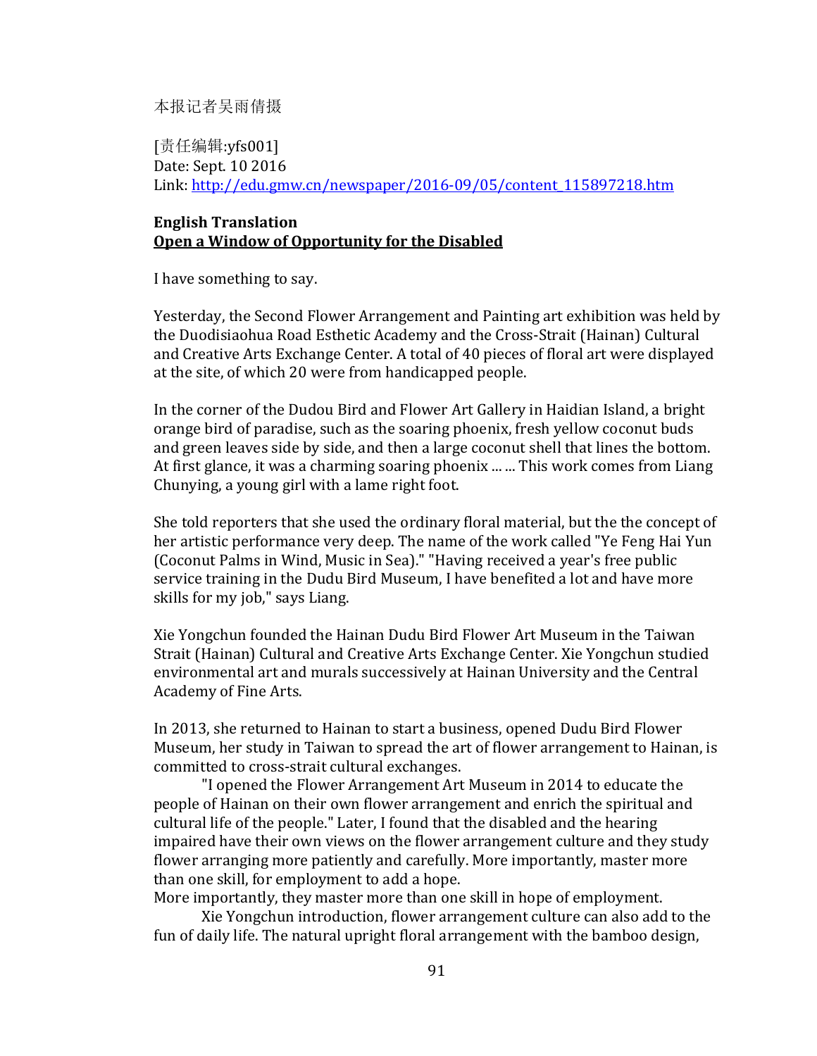本报记者吴雨倩摄

[责任编辑:yfs001]
Date: Sept. 10 2016
Link: http://edu.gmw.cn/newspaper/2016-09/05/content_115897218.htm

**English Translation**
**Open a Window of Opportunity for the Disabled**

I have something to say.

Yesterday, the Second Flower Arrangement and Painting art exhibition was held by the Duodisiaohua Road Esthetic Academy and the Cross-Strait (Hainan) Cultural and Creative Arts Exchange Center. A total of 40 pieces of floral art were displayed at the site, of which 20 were from handicapped people.

In the corner of the Dudou Bird and Flower Art Gallery in Haidian Island, a bright orange bird of paradise, such as the soaring phoenix, fresh yellow coconut buds and green leaves side by side, and then a large coconut shell that lines the bottom. At first glance, it was a charming soaring phoenix ... ... This work comes from Liang Chunying, a young girl with a lame right foot.

She told reporters that she used the ordinary floral material, but the the concept of her artistic performance very deep. The name of the work called "Ye Feng Hai Yun (Coconut Palms in Wind, Music in Sea)." "Having received a year's free public service training in the Dudu Bird Museum, I have benefited a lot and have more skills for my job," says Liang.

Xie Yongchun founded the Hainan Dudu Bird Flower Art Museum in the Taiwan Strait (Hainan) Cultural and Creative Arts Exchange Center. Xie Yongchun studied environmental art and murals successively at Hainan University and the Central Academy of Fine Arts.

In 2013, she returned to Hainan to start a business, opened Dudu Bird Flower Museum, her study in Taiwan to spread the art of flower arrangement to Hainan, is committed to cross-strait cultural exchanges.

"I opened the Flower Arrangement Art Museum in 2014 to educate the people of Hainan on their own flower arrangement and enrich the spiritual and cultural life of the people." Later, I found that the disabled and the hearing impaired have their own views on the flower arrangement culture and they study flower arranging more patiently and carefully. More importantly, master more than one skill, for employment to add a hope.
More importantly, they master more than one skill in hope of employment.

Xie Yongchun introduction, flower arrangement culture can also add to the fun of daily life. The natural upright floral arrangement with the bamboo design,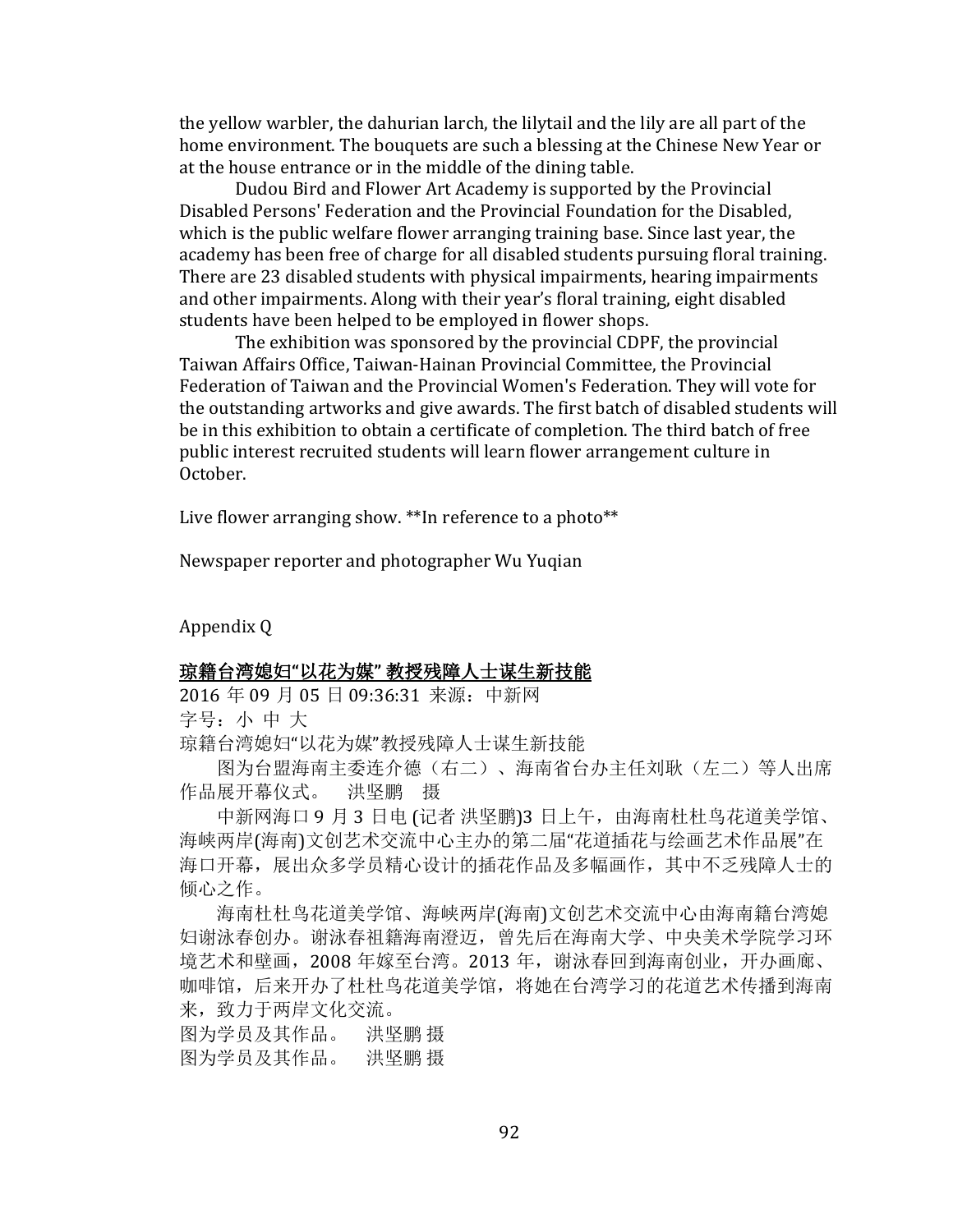the yellow warbler, the dahurian larch, the lilytail and the lily are all part of the home environment. The bouquets are such a blessing at the Chinese New Year or at the house entrance or in the middle of the dining table.

Dudou Bird and Flower Art Academy is supported by the Provincial Disabled Persons' Federation and the Provincial Foundation for the Disabled, which is the public welfare flower arranging training base. Since last year, the academy has been free of charge for all disabled students pursuing floral training. There are 23 disabled students with physical impairments, hearing impairments and other impairments. Along with their year's floral training, eight disabled students have been helped to be employed in flower shops.

The exhibition was sponsored by the provincial CDPF, the provincial Taiwan Affairs Office, Taiwan-Hainan Provincial Committee, the Provincial Federation of Taiwan and the Provincial Women's Federation. They will vote for the outstanding artworks and give awards. The first batch of disabled students will be in this exhibition to obtain a certificate of completion. The third batch of free public interest recruited students will learn flower arrangement culture in October.

Live flower arranging show. **In reference to a photo**

Newspaper reporter and photographer Wu Yuqian

Appendix Q

<u>琼籍台湾媳妇“以花为媒” 教授残障人士谋生新技能</u>

2016 年 09 月 05 日 09:36:31 来源：中新网

字号：小 中 大

琼籍台湾媳妇“以花为媒”教授残障人士谋生新技能

图为台盟海南主委连介德（右二）、海南省台办主任刘耿（左二）等人出席作品展开幕仪式。　洪坚鹏　摄

中新网海口 9 月 3 日电 (记者 洪坚鹏)3 日上午，由海南杜杜鸟花道美学馆、海峡两岸(海南)文创艺术交流中心主办的第二届“花道插花与绘画艺术作品展”在海口开幕，展出众多学员精心设计的插花作品及多幅画作，其中不乏残障人士的倾心之作。

海南杜杜鸟花道美学馆、海峡两岸(海南)文创艺术交流中心由海南籍台湾媳妇谢泳春创办。谢泳春祖籍海南澄迈，曾先后在海南大学、中央美术学院学习环境艺术和壁画，2008 年嫁至台湾。2013 年，谢泳春回到海南创业，开办画廊、咖啡馆，后来开办了杜杜鸟花道美学馆，将她在台湾学习的花道艺术传播到海南来，致力于两岸文化交流。

图为学员及其作品。　洪坚鹏 摄

图为学员及其作品。　洪坚鹏 摄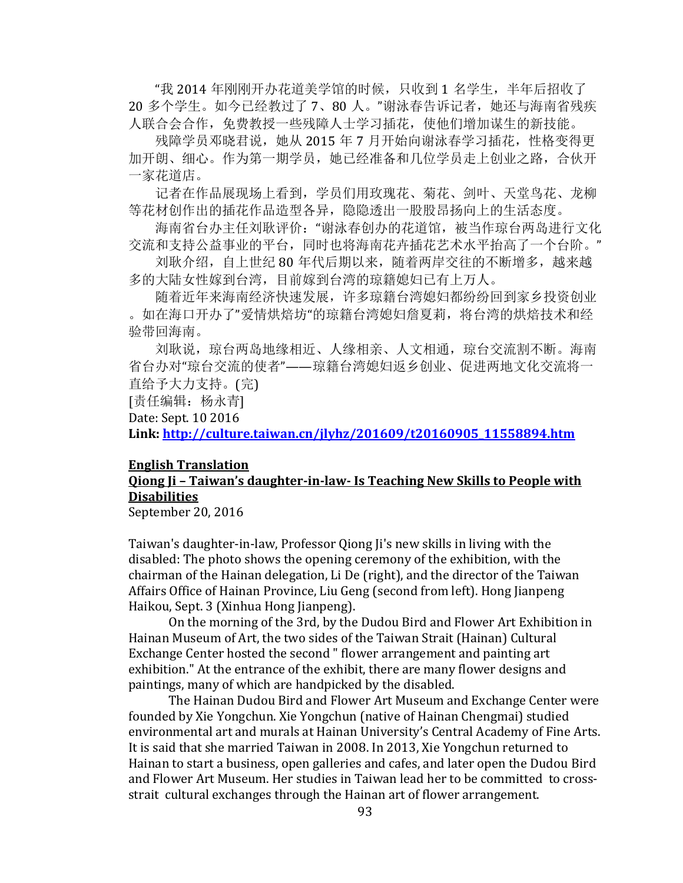"我 2014 年刚刚开办花道美学馆的时候，只收到 1 名学生，半年后招收了 20 多个学生。如今已经教过了 7、80 人。"谢泳春告诉记者，她还与海南省残疾人联合会合作，免费教授一些残障人士学习插花，使他们增加谋生的新技能。

残障学员邓晓君说，她从 2015 年 7 月开始向谢泳春学习插花，性格变得更加开朗、细心。作为第一期学员，她已经准备和几位学员走上创业之路，合伙开一家花道店。

记者在作品展现场上看到，学员们用玫瑰花、菊花、剑叶、天堂鸟花、龙柳等花材创作出的插花作品造型各异，隐隐透出一股股昂扬向上的生活态度。

海南省台办主任刘耿评价："谢泳春创办的花道馆，被当作琼台两岛进行文化交流和支持公益事业的平台，同时也将海南花卉插花艺术水平抬高了一个台阶。"

刘耿介绍，自上世纪 80 年代后期以来，随着两岸交往的不断增多，越来越多的大陆女性嫁到台湾，目前嫁到台湾的琼籍媳妇已有上万人。

随着近年来海南经济快速发展，许多琼籍台湾媳妇都纷纷回到家乡投资创业。如在海口开办了"爱情烘焙坊"的琼籍台湾媳妇詹夏莉，将台湾的烘焙技术和经验带回海南。

刘耿说，琼台两岛地缘相近、人缘相亲、人文相通，琼台交流割不断。海南省台办对"琼台交流的使者"——琼籍台湾媳妇返乡创业、促进两地文化交流将一直给予大力支持。(完)

[责任编辑：杨永青]

Date: Sept. 10 2016

**Link: [http://culture.taiwan.cn/jlyhz/201609/t20160905_11558894.htm](http://culture.taiwan.cn/jlyhz/201609/t20160905_11558894.htm)**

**English Translation**

**Qiong Ji – Taiwan's daughter-in-law- Is Teaching New Skills to People with Disabilities**

September 20, 2016

Taiwan's daughter-in-law, Professor Qiong Ji's new skills in living with the disabled: The photo shows the opening ceremony of the exhibition, with the chairman of the Hainan delegation, Li De (right), and the director of the Taiwan Affairs Office of Hainan Province, Liu Geng (second from left). Hong Jianpeng Haikou, Sept. 3 (Xinhua Hong Jianpeng).

On the morning of the 3rd, by the Dudou Bird and Flower Art Exhibition in Hainan Museum of Art, the two sides of the Taiwan Strait (Hainan) Cultural Exchange Center hosted the second " flower arrangement and painting art exhibition." At the entrance of the exhibit, there are many flower designs and paintings, many of which are handpicked by the disabled.

The Hainan Dudou Bird and Flower Art Museum and Exchange Center were founded by Xie Yongchun. Xie Yongchun (native of Hainan Chengmai) studied environmental art and murals at Hainan University's Central Academy of Fine Arts. It is said that she married Taiwan in 2008. In 2013, Xie Yongchun returned to Hainan to start a business, open galleries and cafes, and later open the Dudou Bird and Flower Art Museum. Her studies in Taiwan lead her to be committed to cross-strait cultural exchanges through the Hainan art of flower arrangement.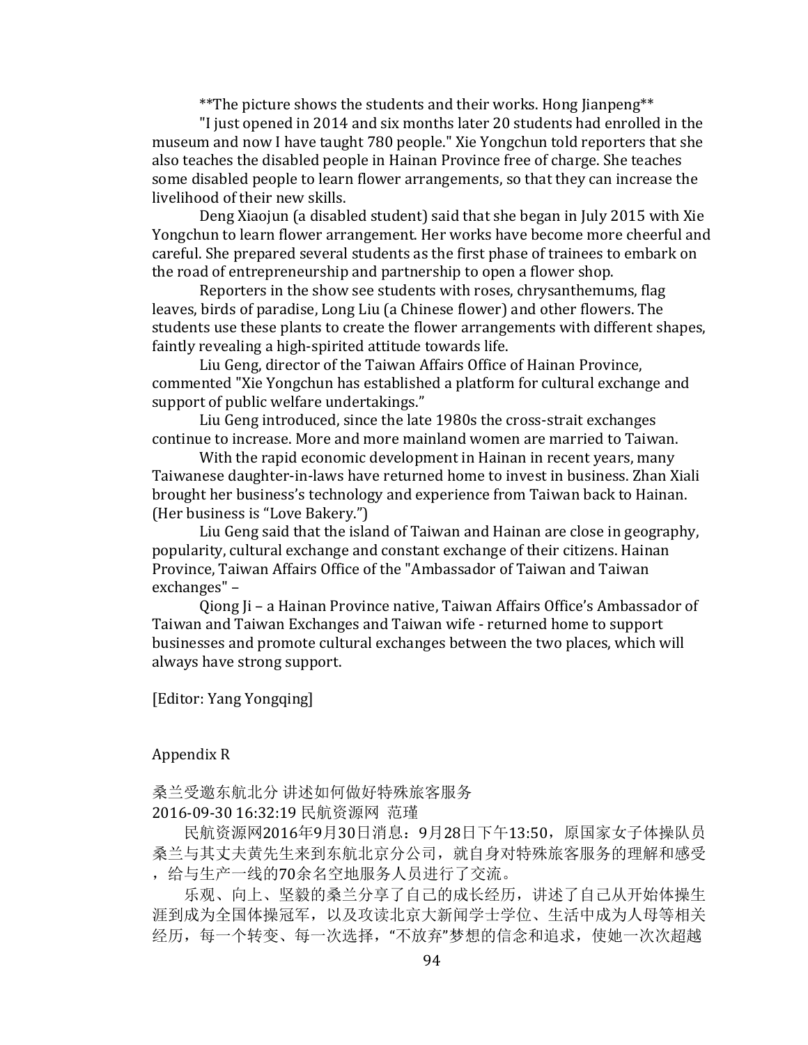**The picture shows the students and their works. Hong Jianpeng**

"I just opened in 2014 and six months later 20 students had enrolled in the museum and now I have taught 780 people." Xie Yongchun told reporters that she also teaches the disabled people in Hainan Province free of charge. She teaches some disabled people to learn flower arrangements, so that they can increase the livelihood of their new skills.

Deng Xiaojun (a disabled student) said that she began in July 2015 with Xie Yongchun to learn flower arrangement. Her works have become more cheerful and careful. She prepared several students as the first phase of trainees to embark on the road of entrepreneurship and partnership to open a flower shop.

Reporters in the show see students with roses, chrysanthemums, flag leaves, birds of paradise, Long Liu (a Chinese flower) and other flowers. The students use these plants to create the flower arrangements with different shapes, faintly revealing a high-spirited attitude towards life.

Liu Geng, director of the Taiwan Affairs Office of Hainan Province, commented "Xie Yongchun has established a platform for cultural exchange and support of public welfare undertakings."

Liu Geng introduced, since the late 1980s the cross-strait exchanges continue to increase. More and more mainland women are married to Taiwan.

With the rapid economic development in Hainan in recent years, many Taiwanese daughter-in-laws have returned home to invest in business. Zhan Xiali brought her business's technology and experience from Taiwan back to Hainan. (Her business is "Love Bakery.")

Liu Geng said that the island of Taiwan and Hainan are close in geography, popularity, cultural exchange and constant exchange of their citizens. Hainan Province, Taiwan Affairs Office of the "Ambassador of Taiwan and Taiwan exchanges" –

Qiong Ji – a Hainan Province native, Taiwan Affairs Office's Ambassador of Taiwan and Taiwan Exchanges and Taiwan wife - returned home to support businesses and promote cultural exchanges between the two places, which will always have strong support.

[Editor: Yang Yongqing]

Appendix R

桑兰受邀东航北分 讲述如何做好特殊旅客服务

2016-09-30 16:32:19 民航资源网 范瑾

民航资源网2016年9月30日消息：9月28日下午13:50，原国家女子体操队员桑兰与其丈夫黄先生来到东航北京分公司，就自身对特殊旅客服务的理解和感受，给与生产一线的70余名空地服务人员进行了交流。

乐观、向上、坚毅的桑兰分享了自己的成长经历，讲述了自己从开始体操生涯到成为全国体操冠军，以及攻读北京大新闻学士学位、生活中成为人母等相关经历，每一个转变、每一次选择，"不放弃"梦想的信念和追求，使她一次次超越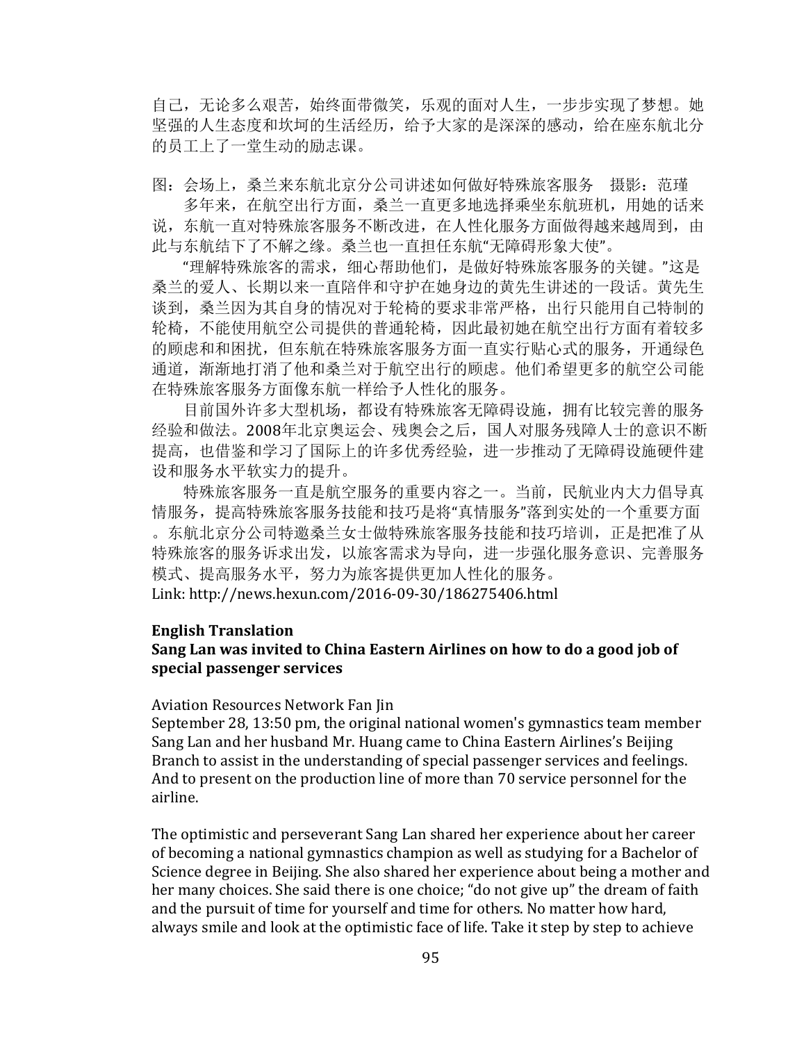自己，无论多么艰苦，始终面带微笑，乐观的面对人生，一步步实现了梦想。她坚强的人生态度和坎坷的生活经历，给予大家的是深深的感动，给在座东航北分的员工上了一堂生动的励志课。

图：会场上，桑兰来东航北京分公司讲述如何做好特殊旅客服务　摄影：范瑾

多年来，在航空出行方面，桑兰一直更多地选择乘坐东航班机，用她的话来说，东航一直对特殊旅客服务不断改进，在人性化服务方面做得越来越周到，由此与东航结下了不解之缘。桑兰也一直担任东航"无障碍形象大使"。

"理解特殊旅客的需求，细心帮助他们，是做好特殊旅客服务的关键。"这是桑兰的爱人、长期以来一直陪伴和守护在她身边的黄先生讲述的一段话。黄先生谈到，桑兰因为其自身的情况对于轮椅的要求非常严格，出行只能用自己特制的轮椅，不能使用航空公司提供的普通轮椅，因此最初她在航空出行方面有着较多的顾虑和和困扰，但东航在特殊旅客服务方面一直实行贴心式的服务，开通绿色通道，渐渐地打消了他和桑兰对于航空出行的顾虑。他们希望更多的航空公司能在特殊旅客服务方面像东航一样给予人性化的服务。

目前国外许多大型机场，都设有特殊旅客无障碍设施，拥有比较完善的服务经验和做法。2008年北京奥运会、残奥会之后，国人对服务残障人士的意识不断提高，也借鉴和学习了国际上的许多优秀经验，进一步推动了无障碍设施硬件建设和服务水平软实力的提升。

特殊旅客服务一直是航空服务的重要内容之一。当前，民航业内大力倡导真情服务，提高特殊旅客服务技能和技巧是将"真情服务"落到实处的一个重要方面。东航北京分公司特邀桑兰女士做特殊旅客服务技能和技巧培训，正是把准了从特殊旅客的服务诉求出发，以旅客需求为导向，进一步强化服务意识、完善服务模式、提高服务水平，努力为旅客提供更加人性化的服务。

Link: http://news.hexun.com/2016-09-30/186275406.html

**English Translation**

**Sang Lan was invited to China Eastern Airlines on how to do a good job of special passenger services**

Aviation Resources Network Fan Jin

September 28, 13:50 pm, the original national women's gymnastics team member Sang Lan and her husband Mr. Huang came to China Eastern Airlines's Beijing Branch to assist in the understanding of special passenger services and feelings. And to present on the production line of more than 70 service personnel for the airline.

The optimistic and perseverant Sang Lan shared her experience about her career of becoming a national gymnastics champion as well as studying for a Bachelor of Science degree in Beijing. She also shared her experience about being a mother and her many choices. She said there is one choice; "do not give up" the dream of faith and the pursuit of time for yourself and time for others. No matter how hard, always smile and look at the optimistic face of life. Take it step by step to achieve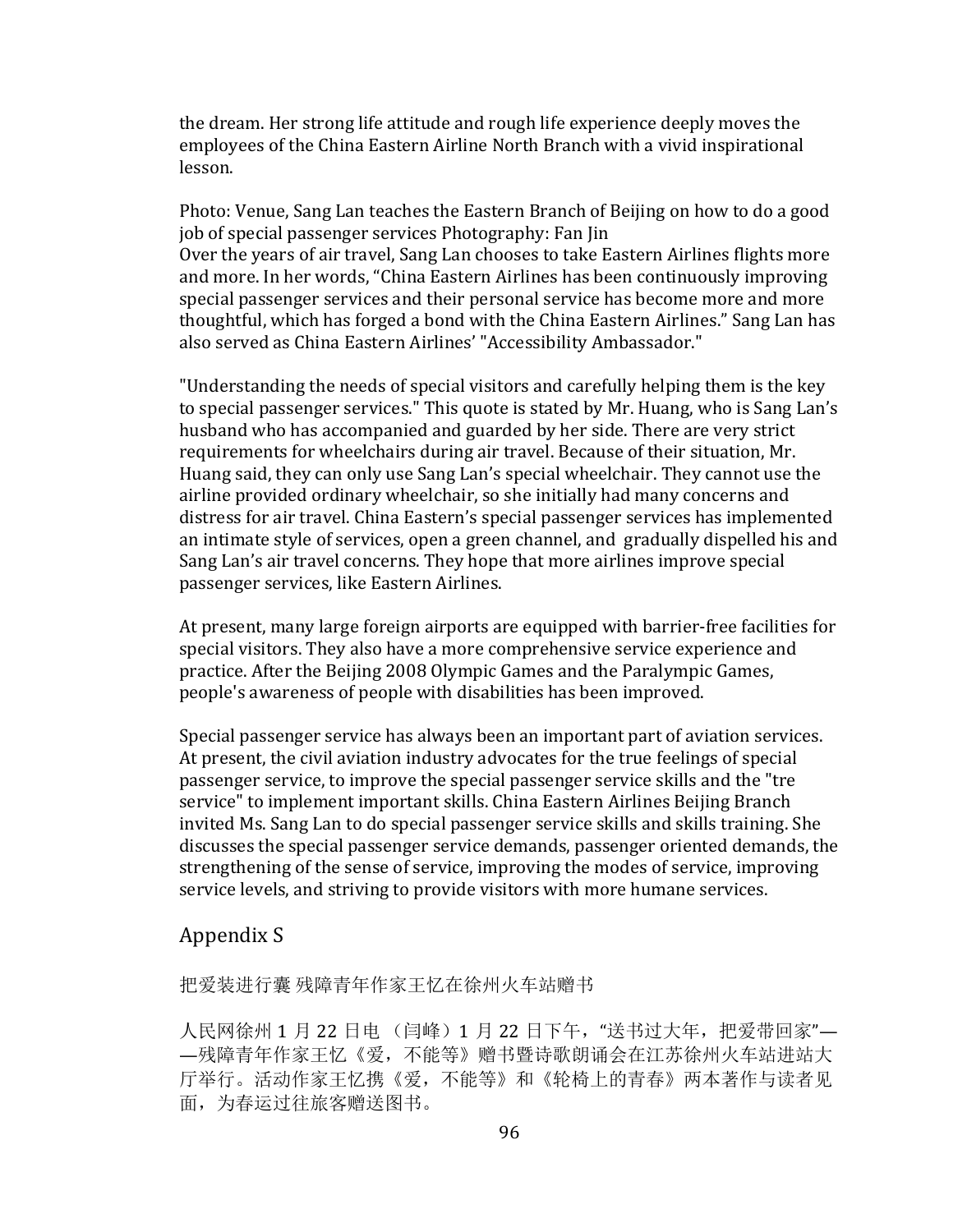the dream. Her strong life attitude and rough life experience deeply moves the employees of the China Eastern Airline North Branch with a vivid inspirational lesson.

Photo: Venue, Sang Lan teaches the Eastern Branch of Beijing on how to do a good job of special passenger services Photography: Fan Jin
Over the years of air travel, Sang Lan chooses to take Eastern Airlines flights more and more. In her words, “China Eastern Airlines has been continuously improving special passenger services and their personal service has become more and more thoughtful, which has forged a bond with the China Eastern Airlines.” Sang Lan has also served as China Eastern Airlines’ "Accessibility Ambassador."

"Understanding the needs of special visitors and carefully helping them is the key to special passenger services." This quote is stated by Mr. Huang, who is Sang Lan’s husband who has accompanied and guarded by her side. There are very strict requirements for wheelchairs during air travel. Because of their situation, Mr. Huang said, they can only use Sang Lan’s special wheelchair. They cannot use the airline provided ordinary wheelchair, so she initially had many concerns and distress for air travel. China Eastern’s special passenger services has implemented an intimate style of services, open a green channel, and gradually dispelled his and Sang Lan’s air travel concerns. They hope that more airlines improve special passenger services, like Eastern Airlines.

At present, many large foreign airports are equipped with barrier-free facilities for special visitors. They also have a more comprehensive service experience and practice. After the Beijing 2008 Olympic Games and the Paralympic Games, people's awareness of people with disabilities has been improved.

Special passenger service has always been an important part of aviation services. At present, the civil aviation industry advocates for the true feelings of special passenger service, to improve the special passenger service skills and the "tre service" to implement important skills. China Eastern Airlines Beijing Branch invited Ms. Sang Lan to do special passenger service skills and skills training. She discusses the special passenger service demands, passenger oriented demands, the strengthening of the sense of service, improving the modes of service, improving service levels, and striving to provide visitors with more humane services.

## Appendix S

把爱装进行囊 残障青年作家王忆在徐州火车站赠书

人民网徐州 1 月 22 日电 （闫峰）1 月 22 日下午，“送书过大年，把爱带回家”——残障青年作家王忆《爱，不能等》赠书暨诗歌朗诵会在江苏徐州火车站进站大厅举行。活动作家王忆携《爱，不能等》和《轮椅上的青春》两本著作与读者见面，为春运过往旅客赠送图书。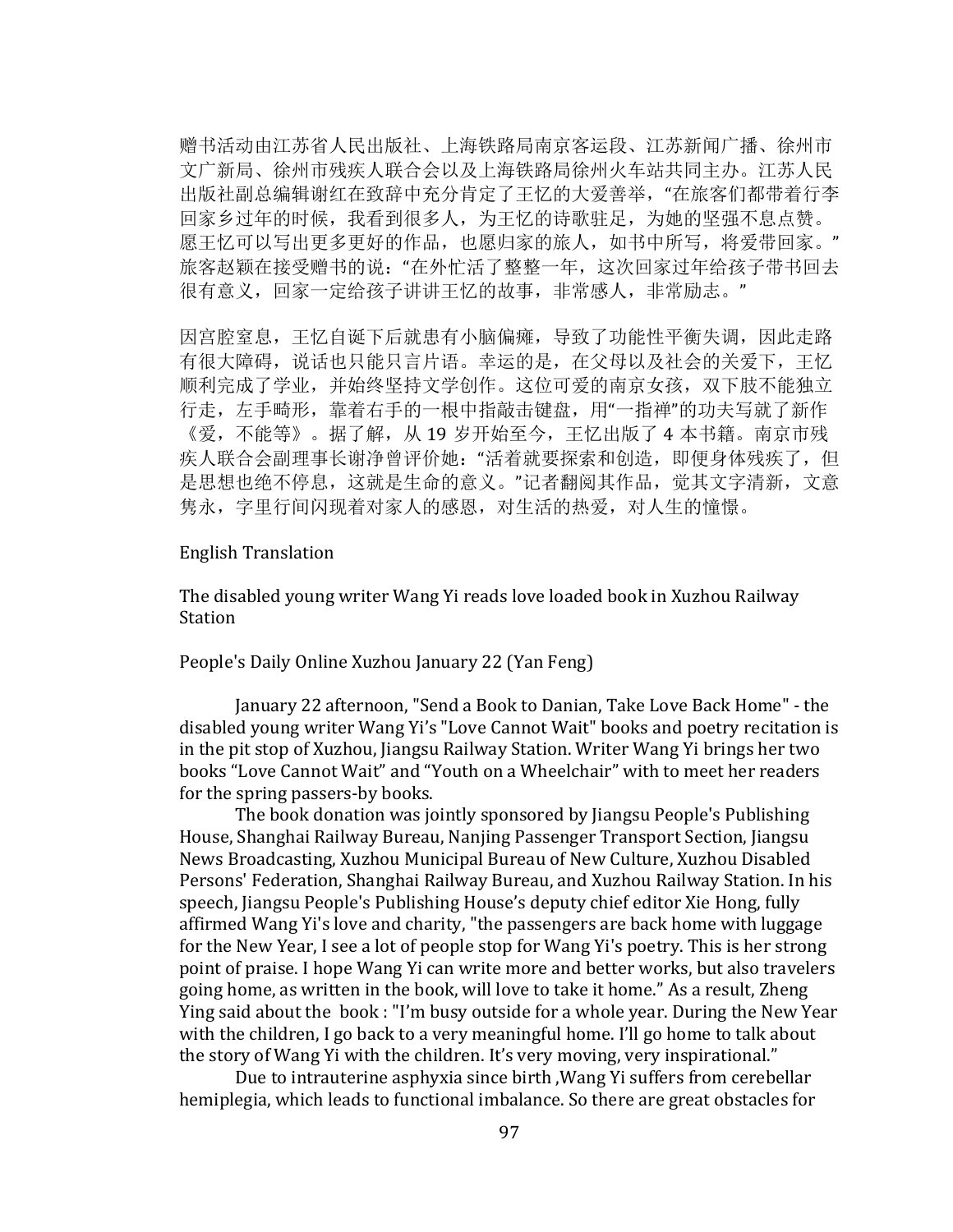赠书活动由江苏省人民出版社、上海铁路局南京客运段、江苏新闻广播、徐州市文广新局、徐州市残疾人联合会以及上海铁路局徐州火车站共同主办。江苏人民出版社副总编辑谢红在致辞中充分肯定了王忆的大爱善举，“在旅客们都带着行李回家乡过年的时候，我看到很多人，为王忆的诗歌驻足，为她的坚强不息点赞。愿王忆可以写出更多更好的作品，也愿归家的旅人，如书中所写，将爱带回家。”旅客赵颖在接受赠书的说：“在外忙活了整整一年，这次回家过年给孩子带书回去很有意义，回家一定给孩子讲讲王忆的故事，非常感人，非常励志。”

因宫腔窒息，王忆自诞下后就患有小脑偏瘫，导致了功能性平衡失调，因此走路有很大障碍，说话也只能只言片语。幸运的是，在父母以及社会的关爱下，王忆顺利完成了学业，并始终坚持文学创作。这位可爱的南京女孩，双下肢不能独立行走，左手畸形，靠着右手的一根中指敲击键盘，用“一指禅”的功夫写就了新作《爱，不能等》。据了解，从 19 岁开始至今，王忆出版了 4 本书籍。南京市残疾人联合会副理事长谢净曾评价她：“活着就要探索和创造，即便身体残疾了，但是思想也绝不停息，这就是生命的意义。”记者翻阅其作品，觉其文字清新，文意隽永，字里行间闪现着对家人的感恩，对生活的热爱，对人生的憧憬。

English Translation

The disabled young writer Wang Yi reads love loaded book in Xuzhou Railway Station

People's Daily Online Xuzhou January 22 (Yan Feng)

January 22 afternoon, "Send a Book to Danian, Take Love Back Home" - the disabled young writer Wang Yi’s "Love Cannot Wait" books and poetry recitation is in the pit stop of Xuzhou, Jiangsu Railway Station. Writer Wang Yi brings her two books “Love Cannot Wait” and “Youth on a Wheelchair” with to meet her readers for the spring passers-by books.

The book donation was jointly sponsored by Jiangsu People's Publishing House, Shanghai Railway Bureau, Nanjing Passenger Transport Section, Jiangsu News Broadcasting, Xuzhou Municipal Bureau of New Culture, Xuzhou Disabled Persons' Federation, Shanghai Railway Bureau, and Xuzhou Railway Station. In his speech, Jiangsu People's Publishing House’s deputy chief editor Xie Hong, fully affirmed Wang Yi's love and charity, "the passengers are back home with luggage for the New Year, I see a lot of people stop for Wang Yi's poetry. This is her strong point of praise. I hope Wang Yi can write more and better works, but also travelers going home, as written in the book, will love to take it home.” As a result, Zheng Ying said about the book : "I’m busy outside for a whole year. During the New Year with the children, I go back to a very meaningful home. I’ll go home to talk about the story of Wang Yi with the children. It’s very moving, very inspirational.”

Due to intrauterine asphyxia since birth ,Wang Yi suffers from cerebellar hemiplegia, which leads to functional imbalance. So there are great obstacles for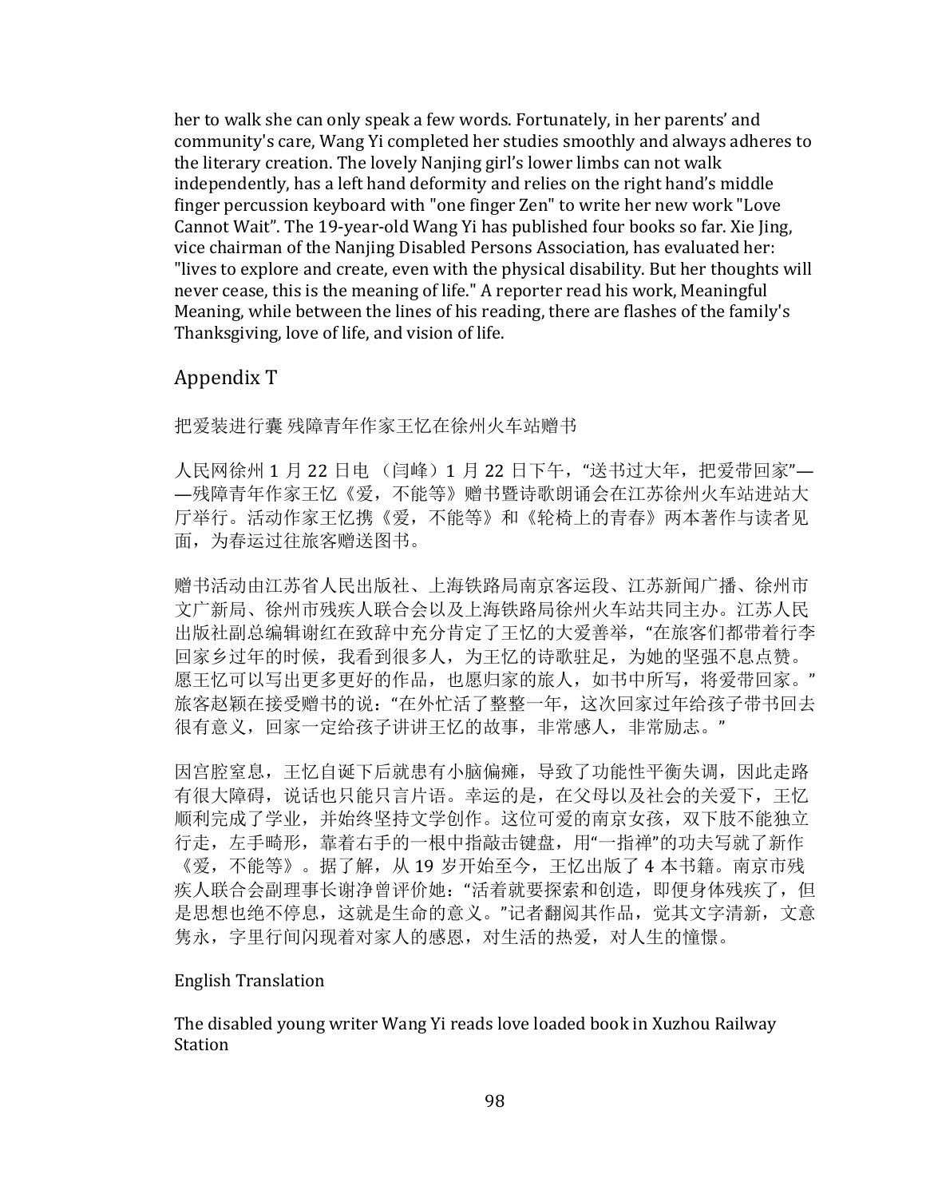her to walk she can only speak a few words. Fortunately, in her parents' and community's care, Wang Yi completed her studies smoothly and always adheres to the literary creation. The lovely Nanjing girl's lower limbs can not walk independently, has a left hand deformity and relies on the right hand's middle finger percussion keyboard with "one finger Zen" to write her new work "Love Cannot Wait". The 19-year-old Wang Yi has published four books so far. Xie Jing, vice chairman of the Nanjing Disabled Persons Association, has evaluated her: "lives to explore and create, even with the physical disability. But her thoughts will never cease, this is the meaning of life." A reporter read his work, Meaningful Meaning, while between the lines of his reading, there are flashes of the family's Thanksgiving, love of life, and vision of life.

## Appendix T

把爱装进行囊 残障青年作家王忆在徐州火车站赠书

人民网徐州 1 月 22 日电 （闫峰）1 月 22 日下午，"送书过大年，把爱带回家"——残障青年作家王忆《爱，不能等》赠书暨诗歌朗诵会在江苏徐州火车站进站大厅举行。活动作家王忆携《爱，不能等》和《轮椅上的青春》两本著作与读者见面，为春运过往旅客赠送图书。

赠书活动由江苏省人民出版社、上海铁路局南京客运段、江苏新闻广播、徐州市文广新局、徐州市残疾人联合会以及上海铁路局徐州火车站共同主办。江苏人民出版社副总编辑谢红在致辞中充分肯定了王忆的大爱善举，"在旅客们都带着行李回家乡过年的时候，我看到很多人，为王忆的诗歌驻足，为她的坚强不息点赞。愿王忆可以写出更多更好的作品，也愿归家的旅人，如书中所写，将爱带回家。"旅客赵颖在接受赠书的说："在外忙活了整整一年，这次回家过年给孩子带书回去很有意义，回家一定给孩子讲讲王忆的故事，非常感人，非常励志。"

因宫腔窒息，王忆自诞下后就患有小脑偏瘫，导致了功能性平衡失调，因此走路有很大障碍，说话也只能只言片语。幸运的是，在父母以及社会的关爱下，王忆顺利完成了学业，并始终坚持文学创作。这位可爱的南京女孩，双下肢不能独立行走，左手畸形，靠着右手的一根中指敲击键盘，用"一指禅"的功夫写就了新作《爱，不能等》。据了解，从 19 岁开始至今，王忆出版了 4 本书籍。南京市残疾人联合会副理事长谢净曾评价她："活着就要探索和创造，即便身体残疾了，但是思想也绝不停息，这就是生命的意义。"记者翻阅其作品，觉其文字清新，文意隽永，字里行间闪现着对家人的感恩，对生活的热爱，对人生的憧憬。

English Translation

The disabled young writer Wang Yi reads love loaded book in Xuzhou Railway Station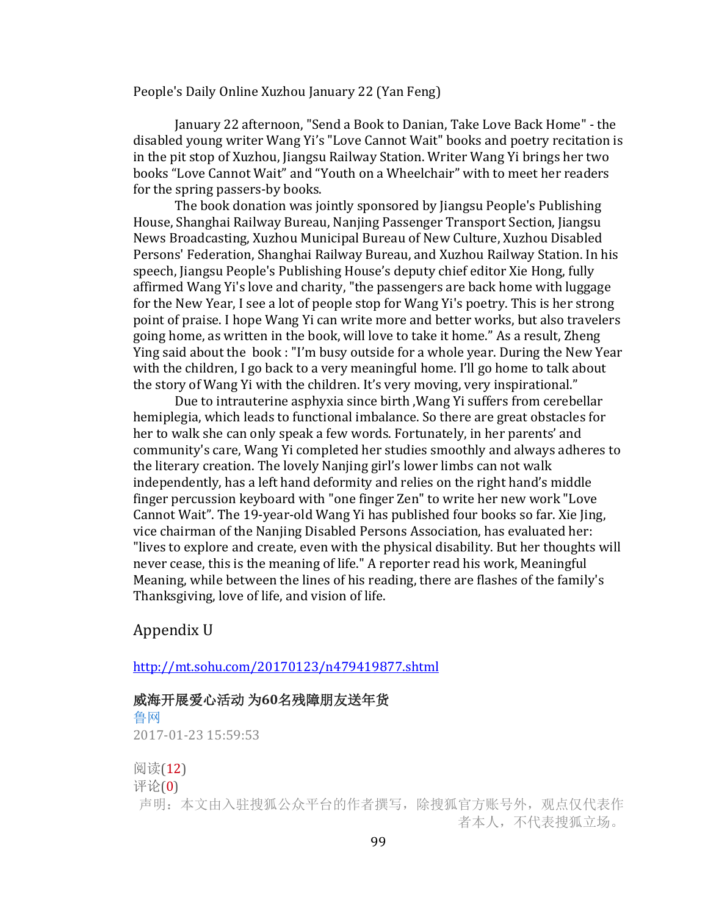People's Daily Online Xuzhou January 22 (Yan Feng)

January 22 afternoon, "Send a Book to Danian, Take Love Back Home" - the disabled young writer Wang Yi's "Love Cannot Wait" books and poetry recitation is in the pit stop of Xuzhou, Jiangsu Railway Station. Writer Wang Yi brings her two books “Love Cannot Wait” and “Youth on a Wheelchair” with to meet her readers for the spring passers-by books.

The book donation was jointly sponsored by Jiangsu People's Publishing House, Shanghai Railway Bureau, Nanjing Passenger Transport Section, Jiangsu News Broadcasting, Xuzhou Municipal Bureau of New Culture, Xuzhou Disabled Persons' Federation, Shanghai Railway Bureau, and Xuzhou Railway Station. In his speech, Jiangsu People's Publishing House’s deputy chief editor Xie Hong, fully affirmed Wang Yi's love and charity, "the passengers are back home with luggage for the New Year, I see a lot of people stop for Wang Yi's poetry. This is her strong point of praise. I hope Wang Yi can write more and better works, but also travelers going home, as written in the book, will love to take it home.” As a result, Zheng Ying said about the book : "I’m busy outside for a whole year. During the New Year with the children, I go back to a very meaningful home. I’ll go home to talk about the story of Wang Yi with the children. It’s very moving, very inspirational.”

Due to intrauterine asphyxia since birth ,Wang Yi suffers from cerebellar hemiplegia, which leads to functional imbalance. So there are great obstacles for her to walk she can only speak a few words. Fortunately, in her parents’ and community's care, Wang Yi completed her studies smoothly and always adheres to the literary creation. The lovely Nanjing girl’s lower limbs can not walk independently, has a left hand deformity and relies on the right hand’s middle finger percussion keyboard with "one finger Zen" to write her new work "Love Cannot Wait”. The 19-year-old Wang Yi has published four books so far. Xie Jing, vice chairman of the Nanjing Disabled Persons Association, has evaluated her: "lives to explore and create, even with the physical disability. But her thoughts will never cease, this is the meaning of life." A reporter read his work, Meaningful Meaning, while between the lines of his reading, there are flashes of the family's Thanksgiving, love of life, and vision of life.

## Appendix U

http://mt.sohu.com/20170123/n479419877.shtml

**威海开展爱心活动 为60名残障朋友送年货**

鲁网

2017-01-23 15:59:53

阅读(12)

评论(0)

声明：本文由入驻搜狐公众平台的作者撰写，除搜狐官方账号外，观点仅代表作者本人，不代表搜狐立场。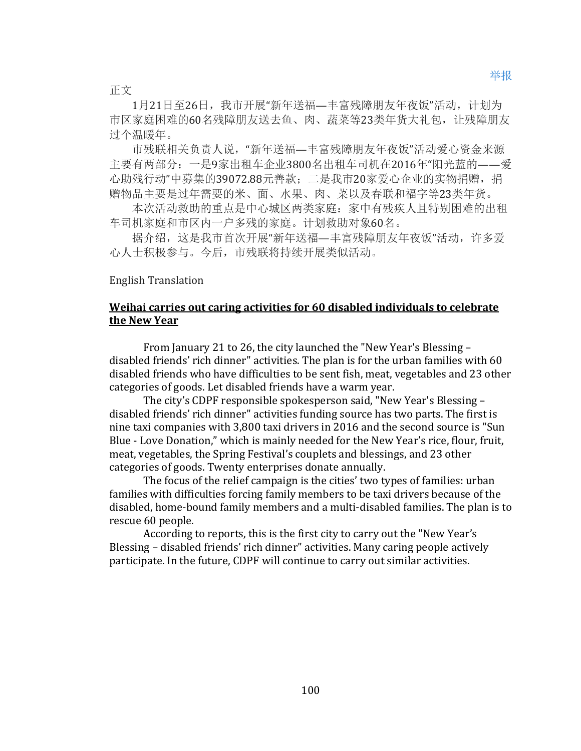举报

正文

1月21日至26日，我市开展“新年送福—丰富残障朋友年夜饭”活动，计划为市区家庭困难的60名残障朋友送去鱼、肉、蔬菜等23类年货大礼包，让残障朋友过个温暖年。

市残联相关负责人说，“新年送福—丰富残障朋友年夜饭”活动爱心资金来源主要有两部分：一是9家出租车企业3800名出租车司机在2016年“阳光蓝的——爱心助残行动”中募集的39072.88元善款；二是我市20家爱心企业的实物捐赠，捐赠物品主要是过年需要的米、面、水果、肉、菜以及春联和福字等23类年货。

本次活动救助的重点是中心城区两类家庭：家中有残疾人且特别困难的出租车司机家庭和市区内一户多残的家庭。计划救助对象60名。

据介绍，这是我市首次开展“新年送福—丰富残障朋友年夜饭”活动，许多爱心人士积极参与。今后，市残联将持续开展类似活动。

English Translation

## Weihai carries out caring activities for 60 disabled individuals to celebrate the New Year

From January 21 to 26, the city launched the "New Year's Blessing – disabled friends' rich dinner" activities. The plan is for the urban families with 60 disabled friends who have difficulties to be sent fish, meat, vegetables and 23 other categories of goods. Let disabled friends have a warm year.

The city's CDPF responsible spokesperson said, "New Year's Blessing – disabled friends' rich dinner" activities funding source has two parts. The first is nine taxi companies with 3,800 taxi drivers in 2016 and the second source is "Sun Blue - Love Donation," which is mainly needed for the New Year's rice, flour, fruit, meat, vegetables, the Spring Festival's couplets and blessings, and 23 other categories of goods. Twenty enterprises donate annually.

The focus of the relief campaign is the cities' two types of families: urban families with difficulties forcing family members to be taxi drivers because of the disabled, home-bound family members and a multi-disabled families. The plan is to rescue 60 people.

According to reports, this is the first city to carry out the "New Year's Blessing – disabled friends' rich dinner" activities. Many caring people actively participate. In the future, CDPF will continue to carry out similar activities.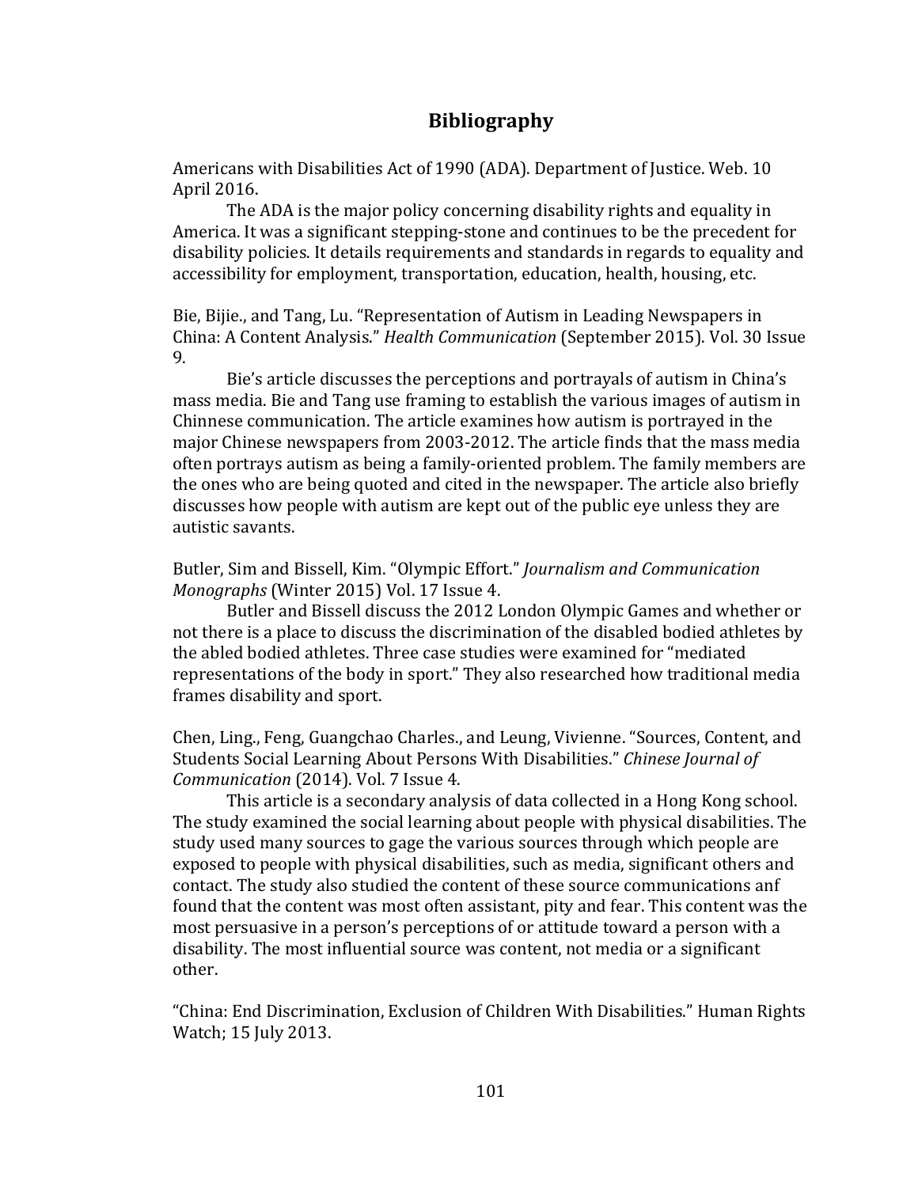## Bibliography

Americans with Disabilities Act of 1990 (ADA). Department of Justice. Web. 10 April 2016.

The ADA is the major policy concerning disability rights and equality in America. It was a significant stepping-stone and continues to be the precedent for disability policies. It details requirements and standards in regards to equality and accessibility for employment, transportation, education, health, housing, etc.

Bie, Bijie., and Tang, Lu. "Representation of Autism in Leading Newspapers in China: A Content Analysis." *Health Communication* (September 2015). Vol. 30 Issue 9.

Bie's article discusses the perceptions and portrayals of autism in China's mass media. Bie and Tang use framing to establish the various images of autism in Chinnese communication. The article examines how autism is portrayed in the major Chinese newspapers from 2003-2012. The article finds that the mass media often portrays autism as being a family-oriented problem. The family members are the ones who are being quoted and cited in the newspaper. The article also briefly discusses how people with autism are kept out of the public eye unless they are autistic savants.

Butler, Sim and Bissell, Kim. "Olympic Effort." *Journalism and Communication Monographs* (Winter 2015) Vol. 17 Issue 4.

Butler and Bissell discuss the 2012 London Olympic Games and whether or not there is a place to discuss the discrimination of the disabled bodied athletes by the abled bodied athletes. Three case studies were examined for "mediated representations of the body in sport." They also researched how traditional media frames disability and sport.

Chen, Ling., Feng, Guangchao Charles., and Leung, Vivienne. "Sources, Content, and Students Social Learning About Persons With Disabilities." *Chinese Journal of Communication* (2014). Vol. 7 Issue 4.

This article is a secondary analysis of data collected in a Hong Kong school. The study examined the social learning about people with physical disabilities. The study used many sources to gage the various sources through which people are exposed to people with physical disabilities, such as media, significant others and contact. The study also studied the content of these source communications anf found that the content was most often assistant, pity and fear. This content was the most persuasive in a person's perceptions of or attitude toward a person with a disability. The most influential source was content, not media or a significant other.

"China: End Discrimination, Exclusion of Children With Disabilities." Human Rights Watch; 15 July 2013.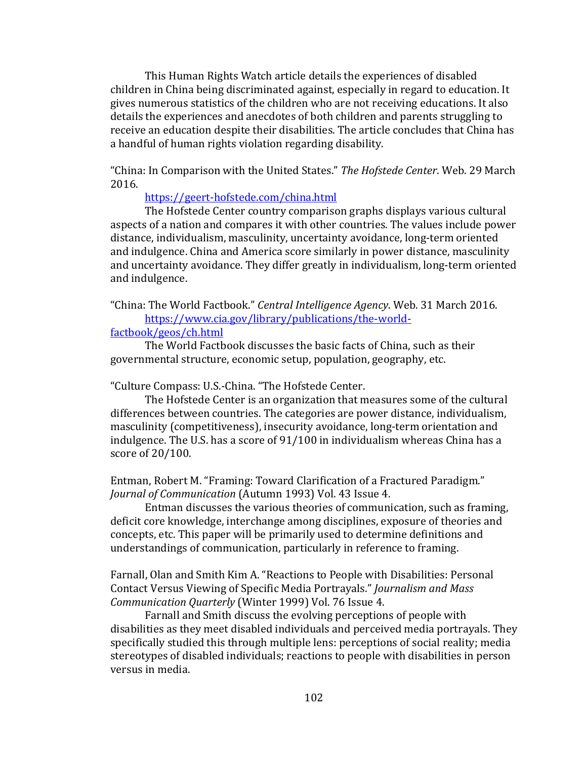This Human Rights Watch article details the experiences of disabled children in China being discriminated against, especially in regard to education. It gives numerous statistics of the children who are not receiving educations. It also details the experiences and anecdotes of both children and parents struggling to receive an education despite their disabilities. The article concludes that China has a handful of human rights violation regarding disability.

"China: In Comparison with the United States." *The Hofstede Center*. Web. 29 March 2016.

https://geert-hofstede.com/china.html

The Hofstede Center country comparison graphs displays various cultural aspects of a nation and compares it with other countries. The values include power distance, individualism, masculinity, uncertainty avoidance, long-term oriented and indulgence. China and America score similarly in power distance, masculinity and uncertainty avoidance. They differ greatly in individualism, long-term oriented and indulgence.

"China: The World Factbook." *Central Intelligence Agency*. Web. 31 March 2016.

https://www.cia.gov/library/publications/the-world-factbook/geos/ch.html

The World Factbook discusses the basic facts of China, such as their governmental structure, economic setup, population, geography, etc.

"Culture Compass: U.S.-China. "The Hofstede Center.

The Hofstede Center is an organization that measures some of the cultural differences between countries. The categories are power distance, individualism, masculinity (competitiveness), insecurity avoidance, long-term orientation and indulgence. The U.S. has a score of 91/100 in individualism whereas China has a score of 20/100.

Entman, Robert M. "Framing: Toward Clarification of a Fractured Paradigm." *Journal of Communication* (Autumn 1993) Vol. 43 Issue 4.

Entman discusses the various theories of communication, such as framing, deficit core knowledge, interchange among disciplines, exposure of theories and concepts, etc. This paper will be primarily used to determine definitions and understandings of communication, particularly in reference to framing.

Farnall, Olan and Smith Kim A. "Reactions to People with Disabilities: Personal Contact Versus Viewing of Specific Media Portrayals." *Journalism and Mass Communication Quarterly* (Winter 1999) Vol. 76 Issue 4.

Farnall and Smith discuss the evolving perceptions of people with disabilities as they meet disabled individuals and perceived media portrayals. They specifically studied this through multiple lens: perceptions of social reality; media stereotypes of disabled individuals; reactions to people with disabilities in person versus in media.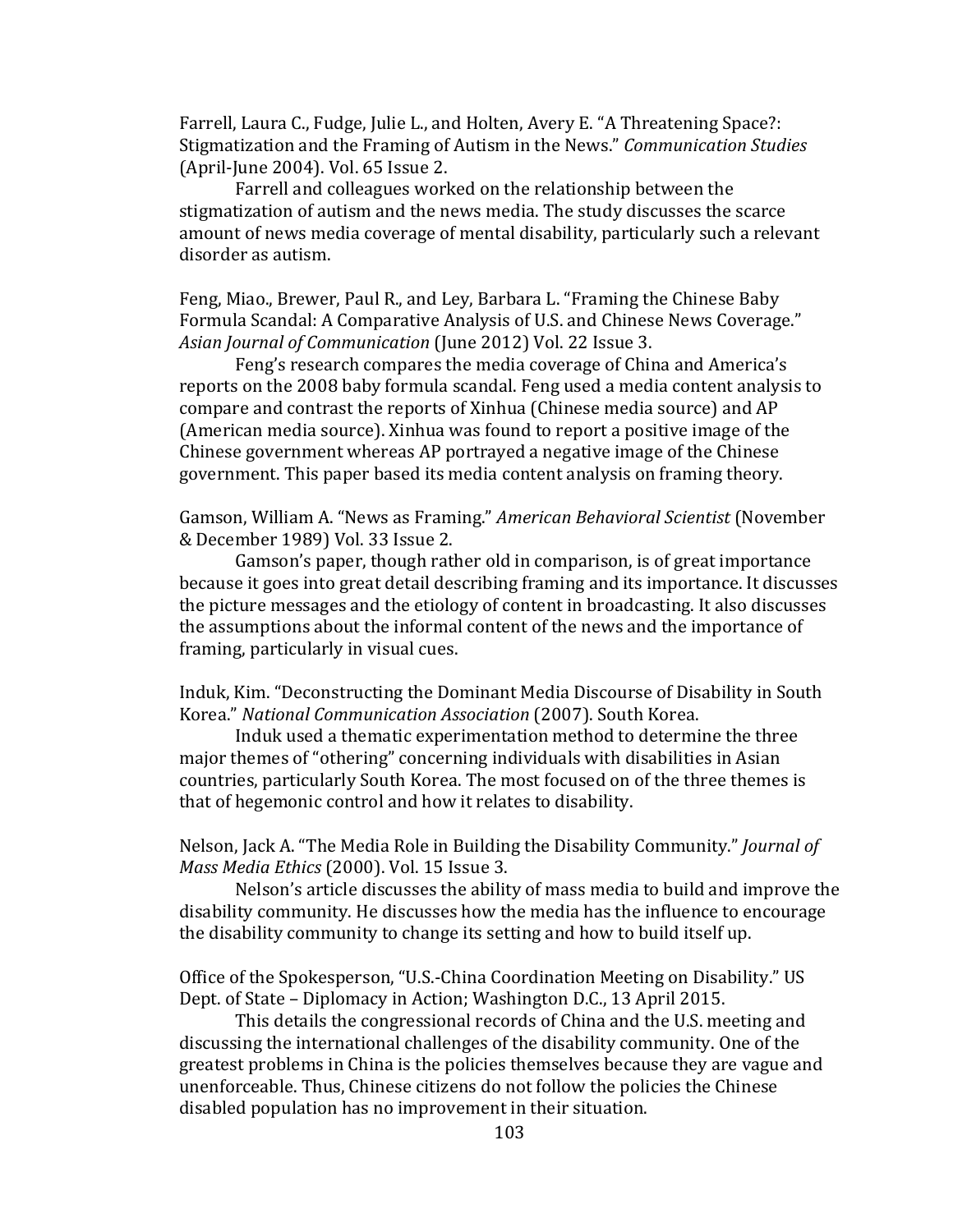Farrell, Laura C., Fudge, Julie L., and Holten, Avery E. "A Threatening Space?: Stigmatization and the Framing of Autism in the News." *Communication Studies* (April-June 2004). Vol. 65 Issue 2.

Farrell and colleagues worked on the relationship between the stigmatization of autism and the news media. The study discusses the scarce amount of news media coverage of mental disability, particularly such a relevant disorder as autism.

Feng, Miao., Brewer, Paul R., and Ley, Barbara L. "Framing the Chinese Baby Formula Scandal: A Comparative Analysis of U.S. and Chinese News Coverage." *Asian Journal of Communication* (June 2012) Vol. 22 Issue 3.

Feng's research compares the media coverage of China and America's reports on the 2008 baby formula scandal. Feng used a media content analysis to compare and contrast the reports of Xinhua (Chinese media source) and AP (American media source). Xinhua was found to report a positive image of the Chinese government whereas AP portrayed a negative image of the Chinese government. This paper based its media content analysis on framing theory.

Gamson, William A. "News as Framing." *American Behavioral Scientist* (November & December 1989) Vol. 33 Issue 2.

Gamson's paper, though rather old in comparison, is of great importance because it goes into great detail describing framing and its importance. It discusses the picture messages and the etiology of content in broadcasting. It also discusses the assumptions about the informal content of the news and the importance of framing, particularly in visual cues.

Induk, Kim. "Deconstructing the Dominant Media Discourse of Disability in South Korea." *National Communication Association* (2007). South Korea.

Induk used a thematic experimentation method to determine the three major themes of "othering" concerning individuals with disabilities in Asian countries, particularly South Korea. The most focused on of the three themes is that of hegemonic control and how it relates to disability.

Nelson, Jack A. "The Media Role in Building the Disability Community." *Journal of Mass Media Ethics* (2000). Vol. 15 Issue 3.

Nelson's article discusses the ability of mass media to build and improve the disability community. He discusses how the media has the influence to encourage the disability community to change its setting and how to build itself up.

Office of the Spokesperson, "U.S.-China Coordination Meeting on Disability." US Dept. of State – Diplomacy in Action; Washington D.C., 13 April 2015.

This details the congressional records of China and the U.S. meeting and discussing the international challenges of the disability community. One of the greatest problems in China is the policies themselves because they are vague and unenforceable. Thus, Chinese citizens do not follow the policies the Chinese disabled population has no improvement in their situation.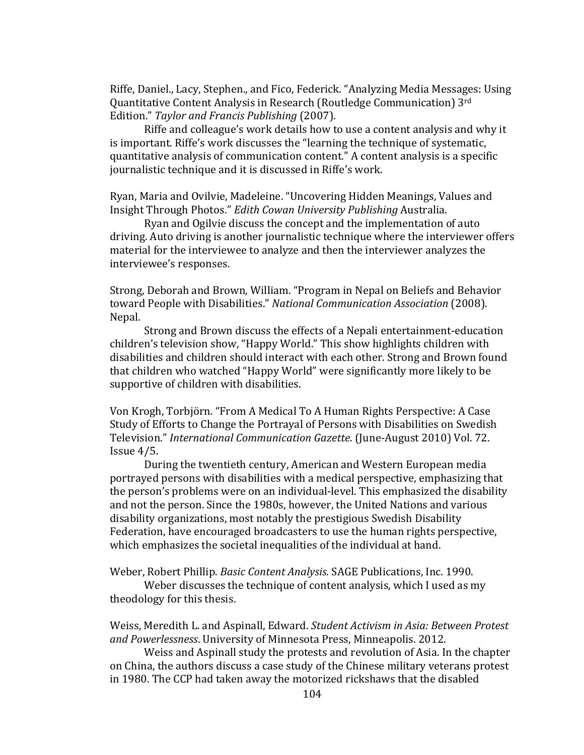Riffe, Daniel., Lacy, Stephen., and Fico, Federick. "Analyzing Media Messages: Using Quantitative Content Analysis in Research (Routledge Communication) 3rd Edition." *Taylor and Francis Publishing* (2007).

Riffe and colleague's work details how to use a content analysis and why it is important. Riffe's work discusses the "learning the technique of systematic, quantitative analysis of communication content." A content analysis is a specific journalistic technique and it is discussed in Riffe's work.

Ryan, Maria and Ovilvie, Madeleine. "Uncovering Hidden Meanings, Values and Insight Through Photos." *Edith Cowan University Publishing* Australia.

Ryan and Ogilvie discuss the concept and the implementation of auto driving. Auto driving is another journalistic technique where the interviewer offers material for the interviewee to analyze and then the interviewer analyzes the interviewee's responses.

Strong, Deborah and Brown, William. "Program in Nepal on Beliefs and Behavior toward People with Disabilities." *National Communication Association* (2008). Nepal.

Strong and Brown discuss the effects of a Nepali entertainment-education children's television show, "Happy World." This show highlights children with disabilities and children should interact with each other. Strong and Brown found that children who watched "Happy World" were significantly more likely to be supportive of children with disabilities.

Von Krogh, Torbjörn. "From A Medical To A Human Rights Perspective: A Case Study of Efforts to Change the Portrayal of Persons with Disabilities on Swedish Television." *International Communication Gazette*. (June-August 2010) Vol. 72. Issue 4/5.

During the twentieth century, American and Western European media portrayed persons with disabilities with a medical perspective, emphasizing that the person's problems were on an individual-level. This emphasized the disability and not the person. Since the 1980s, however, the United Nations and various disability organizations, most notably the prestigious Swedish Disability Federation, have encouraged broadcasters to use the human rights perspective, which emphasizes the societal inequalities of the individual at hand.

Weber, Robert Phillip. *Basic Content Analysis*. SAGE Publications, Inc. 1990.

Weber discusses the technique of content analysis, which I used as my theodology for this thesis.

Weiss, Meredith L. and Aspinall, Edward. *Student Activism in Asia: Between Protest and Powerlessness*. University of Minnesota Press, Minneapolis. 2012.

Weiss and Aspinall study the protests and revolution of Asia. In the chapter on China, the authors discuss a case study of the Chinese military veterans protest in 1980. The CCP had taken away the motorized rickshaws that the disabled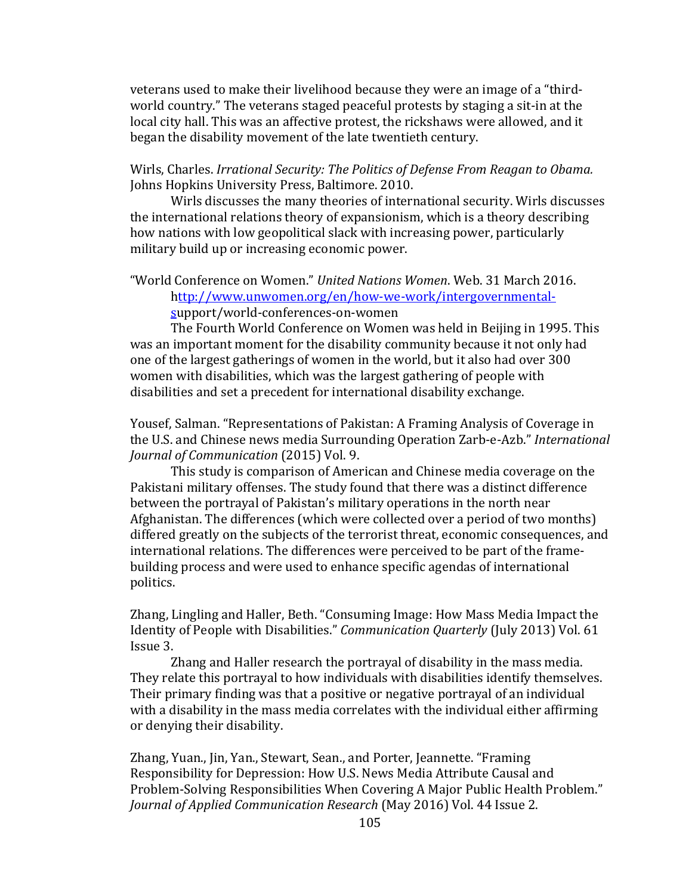veterans used to make their livelihood because they were an image of a "third-world country." The veterans staged peaceful protests by staging a sit-in at the local city hall. This was an affective protest, the rickshaws were allowed, and it began the disability movement of the late twentieth century.

Wirls, Charles. *Irrational Security: The Politics of Defense From Reagan to Obama.* Johns Hopkins University Press, Baltimore. 2010.

Wirls discusses the many theories of international security. Wirls discusses the international relations theory of expansionism, which is a theory describing how nations with low geopolitical slack with increasing power, particularly military build up or increasing economic power.

"World Conference on Women." *United Nations Women*. Web. 31 March 2016. http://www.unwomen.org/en/how-we-work/intergovernmental-support/world-conferences-on-women

The Fourth World Conference on Women was held in Beijing in 1995. This was an important moment for the disability community because it not only had one of the largest gatherings of women in the world, but it also had over 300 women with disabilities, which was the largest gathering of people with disabilities and set a precedent for international disability exchange.

Yousef, Salman. "Representations of Pakistan: A Framing Analysis of Coverage in the U.S. and Chinese news media Surrounding Operation Zarb-e-Azb." *International Journal of Communication* (2015) Vol. 9.

This study is comparison of American and Chinese media coverage on the Pakistani military offenses. The study found that there was a distinct difference between the portrayal of Pakistan's military operations in the north near Afghanistan. The differences (which were collected over a period of two months) differed greatly on the subjects of the terrorist threat, economic consequences, and international relations. The differences were perceived to be part of the frame-building process and were used to enhance specific agendas of international politics.

Zhang, Lingling and Haller, Beth. "Consuming Image: How Mass Media Impact the Identity of People with Disabilities." *Communication Quarterly* (July 2013) Vol. 61 Issue 3.

Zhang and Haller research the portrayal of disability in the mass media. They relate this portrayal to how individuals with disabilities identify themselves. Their primary finding was that a positive or negative portrayal of an individual with a disability in the mass media correlates with the individual either affirming or denying their disability.

Zhang, Yuan., Jin, Yan., Stewart, Sean., and Porter, Jeannette. "Framing Responsibility for Depression: How U.S. News Media Attribute Causal and Problem-Solving Responsibilities When Covering A Major Public Health Problem." *Journal of Applied Communication Research* (May 2016) Vol. 44 Issue 2.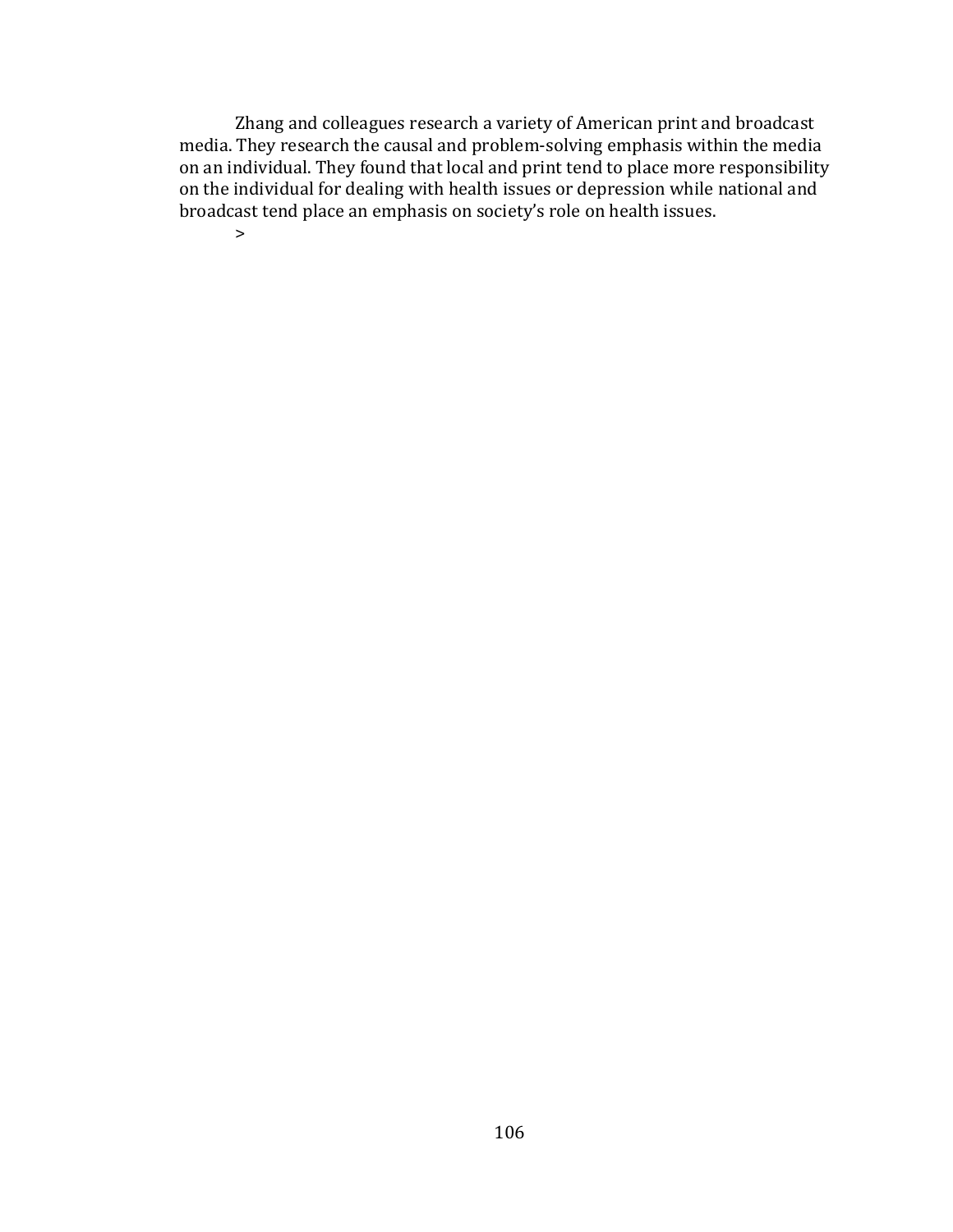Zhang and colleagues research a variety of American print and broadcast media. They research the causal and problem-solving emphasis within the media on an individual. They found that local and print tend to place more responsibility on the individual for dealing with health issues or depression while national and broadcast tend place an emphasis on society's role on health issues.

>